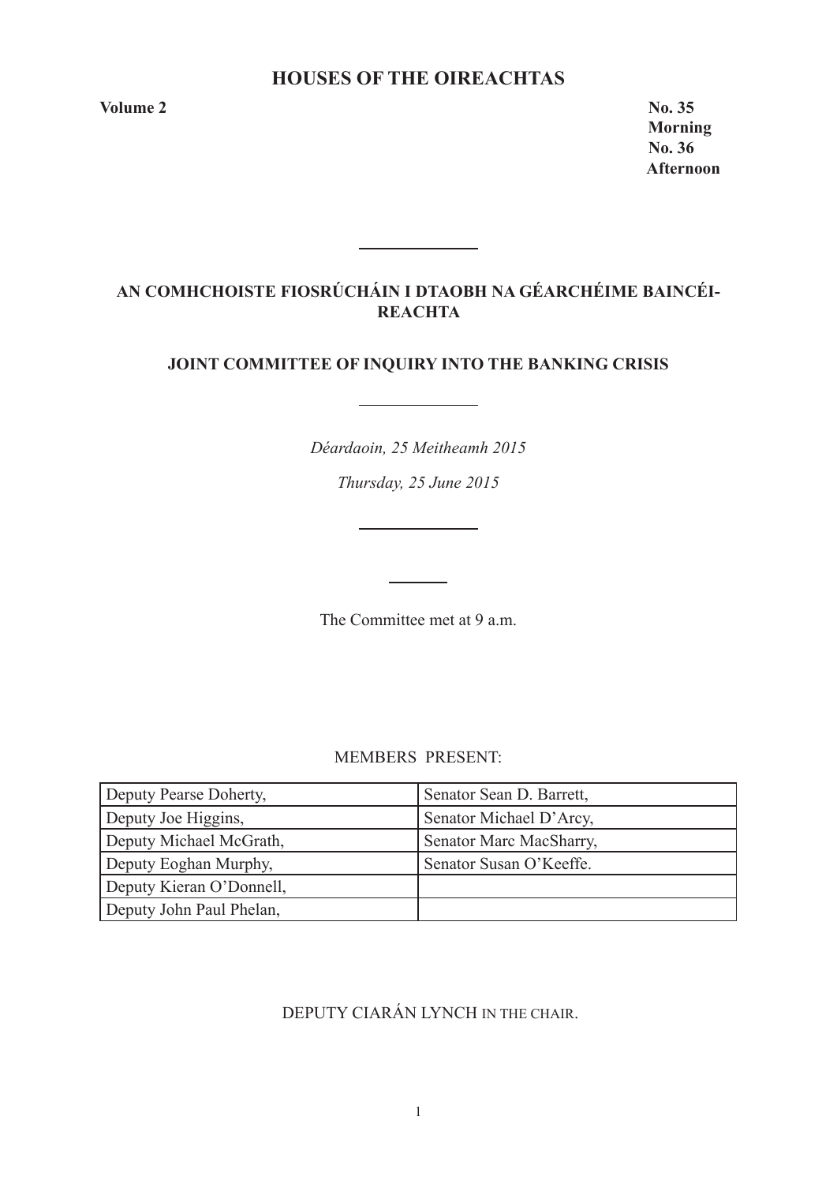# HOUSES OF THE OIREACHTAS

**Volume 2** **No. 35**
**Morning**
**No. 36**
**Afternoon**

## AN COMHCHOISTE FIOSRÚCHÁIN I DTAOBH NA GÉARCHÉIME BAINCÉIREACHTA

## JOINT COMMITTEE OF INQUIRY INTO THE BANKING CRISIS

*Déardaoin, 25 Meitheamh 2015*

*Thursday, 25 June 2015*

The Committee met at 9 a.m.

MEMBERS PRESENT:

| | |
|---|---|
| Deputy Pearse Doherty, | Senator Sean D. Barrett, |
| Deputy Joe Higgins, | Senator Michael D'Arcy, |
| Deputy Michael McGrath, | Senator Marc MacSharry, |
| Deputy Eoghan Murphy, | Senator Susan O'Keeffe. |
| Deputy Kieran O'Donnell, | |
| Deputy John Paul Phelan, | |

DEPUTY CIARÁN LYNCH IN THE CHAIR.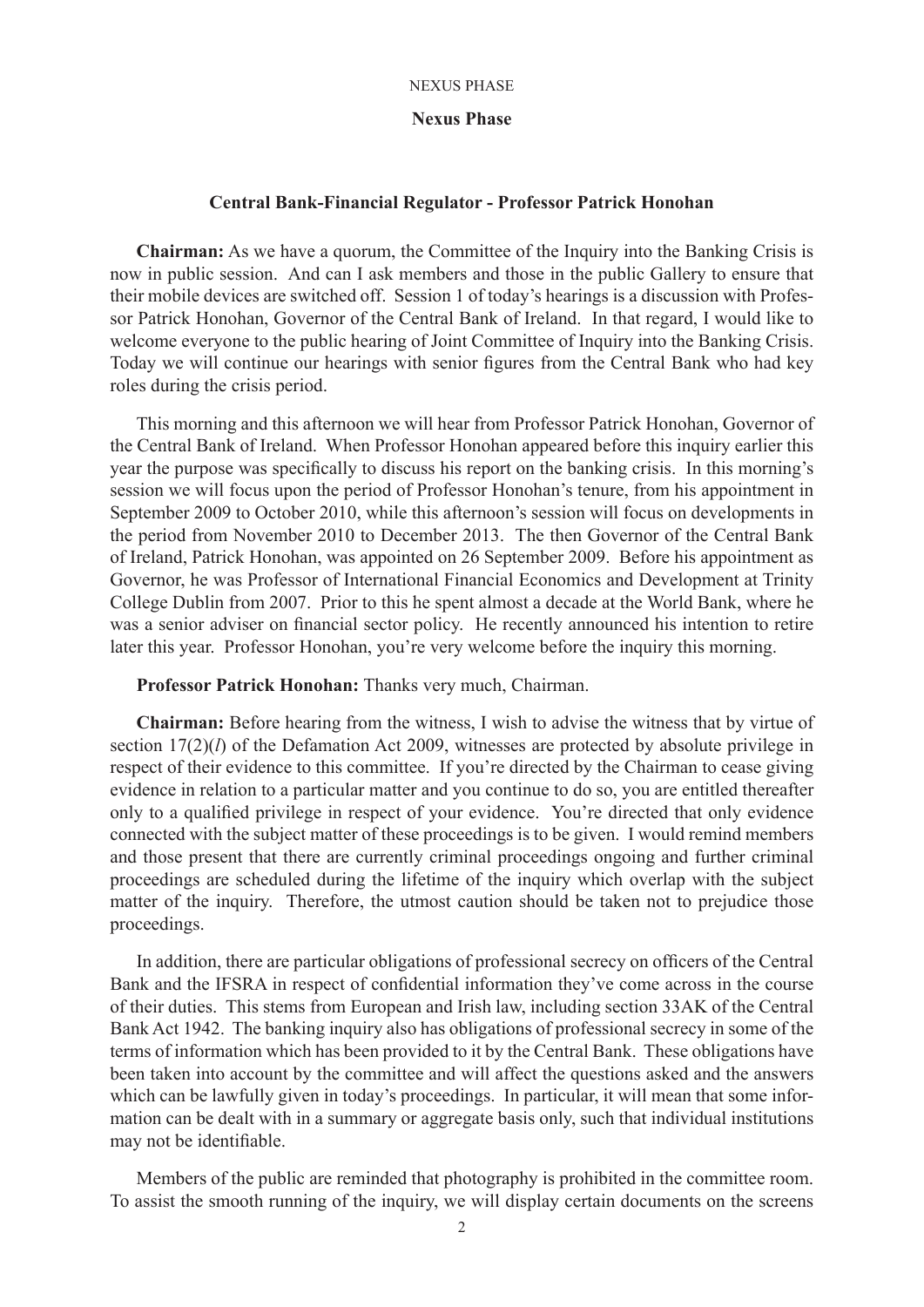**Nexus Phase**

**Central Bank-Financial Regulator - Professor Patrick Honohan**

**Chairman:** As we have a quorum, the Committee of the Inquiry into the Banking Crisis is now in public session. And can I ask members and those in the public Gallery to ensure that their mobile devices are switched off. Session 1 of today's hearings is a discussion with Professor Patrick Honohan, Governor of the Central Bank of Ireland. In that regard, I would like to welcome everyone to the public hearing of Joint Committee of Inquiry into the Banking Crisis. Today we will continue our hearings with senior figures from the Central Bank who had key roles during the crisis period.

This morning and this afternoon we will hear from Professor Patrick Honohan, Governor of the Central Bank of Ireland. When Professor Honohan appeared before this inquiry earlier this year the purpose was specifically to discuss his report on the banking crisis. In this morning's session we will focus upon the period of Professor Honohan's tenure, from his appointment in September 2009 to October 2010, while this afternoon's session will focus on developments in the period from November 2010 to December 2013. The then Governor of the Central Bank of Ireland, Patrick Honohan, was appointed on 26 September 2009. Before his appointment as Governor, he was Professor of International Financial Economics and Development at Trinity College Dublin from 2007. Prior to this he spent almost a decade at the World Bank, where he was a senior adviser on financial sector policy. He recently announced his intention to retire later this year. Professor Honohan, you're very welcome before the inquiry this morning.

**Professor Patrick Honohan:** Thanks very much, Chairman.

**Chairman:** Before hearing from the witness, I wish to advise the witness that by virtue of section 17(2)(*l*) of the Defamation Act 2009, witnesses are protected by absolute privilege in respect of their evidence to this committee. If you're directed by the Chairman to cease giving evidence in relation to a particular matter and you continue to do so, you are entitled thereafter only to a qualified privilege in respect of your evidence. You're directed that only evidence connected with the subject matter of these proceedings is to be given. I would remind members and those present that there are currently criminal proceedings ongoing and further criminal proceedings are scheduled during the lifetime of the inquiry which overlap with the subject matter of the inquiry. Therefore, the utmost caution should be taken not to prejudice those proceedings.

In addition, there are particular obligations of professional secrecy on officers of the Central Bank and the IFSRA in respect of confidential information they've come across in the course of their duties. This stems from European and Irish law, including section 33AK of the Central Bank Act 1942. The banking inquiry also has obligations of professional secrecy in some of the terms of information which has been provided to it by the Central Bank. These obligations have been taken into account by the committee and will affect the questions asked and the answers which can be lawfully given in today's proceedings. In particular, it will mean that some information can be dealt with in a summary or aggregate basis only, such that individual institutions may not be identifiable.

Members of the public are reminded that photography is prohibited in the committee room. To assist the smooth running of the inquiry, we will display certain documents on the screens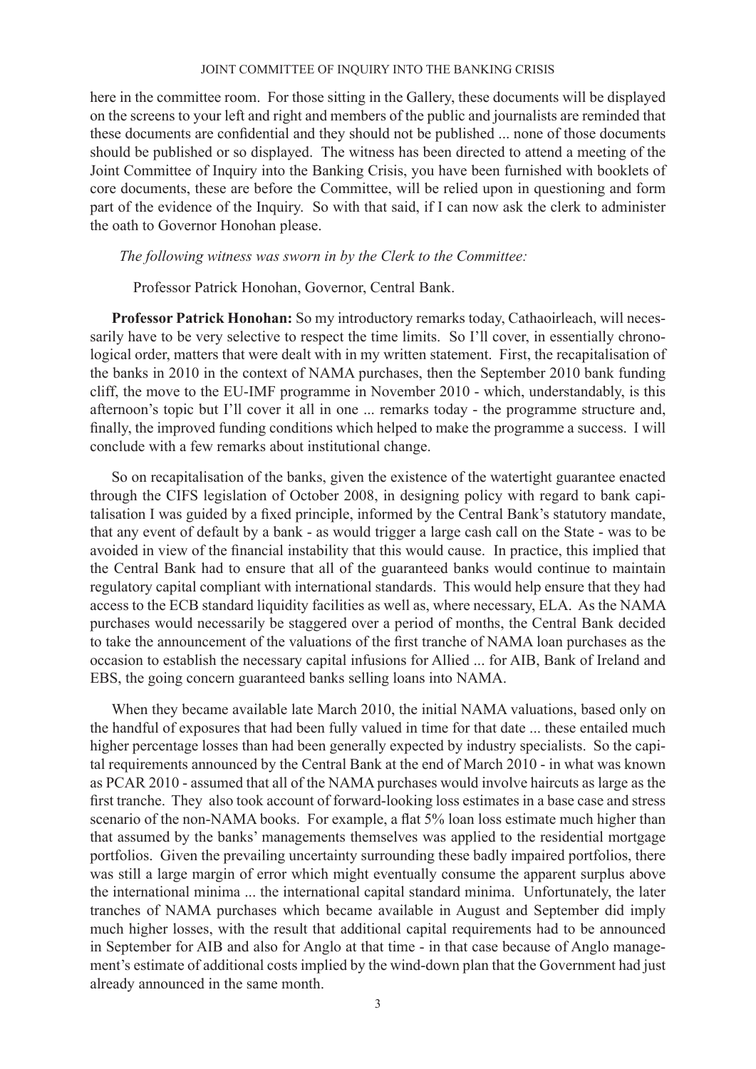here in the committee room. For those sitting in the Gallery, these documents will be displayed on the screens to your left and right and members of the public and journalists are reminded that these documents are confidential and they should not be published ... none of those documents should be published or so displayed. The witness has been directed to attend a meeting of the Joint Committee of Inquiry into the Banking Crisis, you have been furnished with booklets of core documents, these are before the Committee, will be relied upon in questioning and form part of the evidence of the Inquiry. So with that said, if I can now ask the clerk to administer the oath to Governor Honohan please.

*The following witness was sworn in by the Clerk to the Committee:*

Professor Patrick Honohan, Governor, Central Bank.

**Professor Patrick Honohan:** So my introductory remarks today, Cathaoirleach, will necessarily have to be very selective to respect the time limits. So I'll cover, in essentially chronological order, matters that were dealt with in my written statement. First, the recapitalisation of the banks in 2010 in the context of NAMA purchases, then the September 2010 bank funding cliff, the move to the EU-IMF programme in November 2010 - which, understandably, is this afternoon's topic but I'll cover it all in one ... remarks today - the programme structure and, finally, the improved funding conditions which helped to make the programme a success. I will conclude with a few remarks about institutional change.

So on recapitalisation of the banks, given the existence of the watertight guarantee enacted through the CIFS legislation of October 2008, in designing policy with regard to bank capitalisation I was guided by a fixed principle, informed by the Central Bank's statutory mandate, that any event of default by a bank - as would trigger a large cash call on the State - was to be avoided in view of the financial instability that this would cause. In practice, this implied that the Central Bank had to ensure that all of the guaranteed banks would continue to maintain regulatory capital compliant with international standards. This would help ensure that they had access to the ECB standard liquidity facilities as well as, where necessary, ELA. As the NAMA purchases would necessarily be staggered over a period of months, the Central Bank decided to take the announcement of the valuations of the first tranche of NAMA loan purchases as the occasion to establish the necessary capital infusions for Allied ... for AIB, Bank of Ireland and EBS, the going concern guaranteed banks selling loans into NAMA.

When they became available late March 2010, the initial NAMA valuations, based only on the handful of exposures that had been fully valued in time for that date ... these entailed much higher percentage losses than had been generally expected by industry specialists. So the capital requirements announced by the Central Bank at the end of March 2010 - in what was known as PCAR 2010 - assumed that all of the NAMA purchases would involve haircuts as large as the first tranche. They also took account of forward-looking loss estimates in a base case and stress scenario of the non-NAMA books. For example, a flat 5% loan loss estimate much higher than that assumed by the banks' managements themselves was applied to the residential mortgage portfolios. Given the prevailing uncertainty surrounding these badly impaired portfolios, there was still a large margin of error which might eventually consume the apparent surplus above the international minima ... the international capital standard minima. Unfortunately, the later tranches of NAMA purchases which became available in August and September did imply much higher losses, with the result that additional capital requirements had to be announced in September for AIB and also for Anglo at that time - in that case because of Anglo management's estimate of additional costs implied by the wind-down plan that the Government had just already announced in the same month.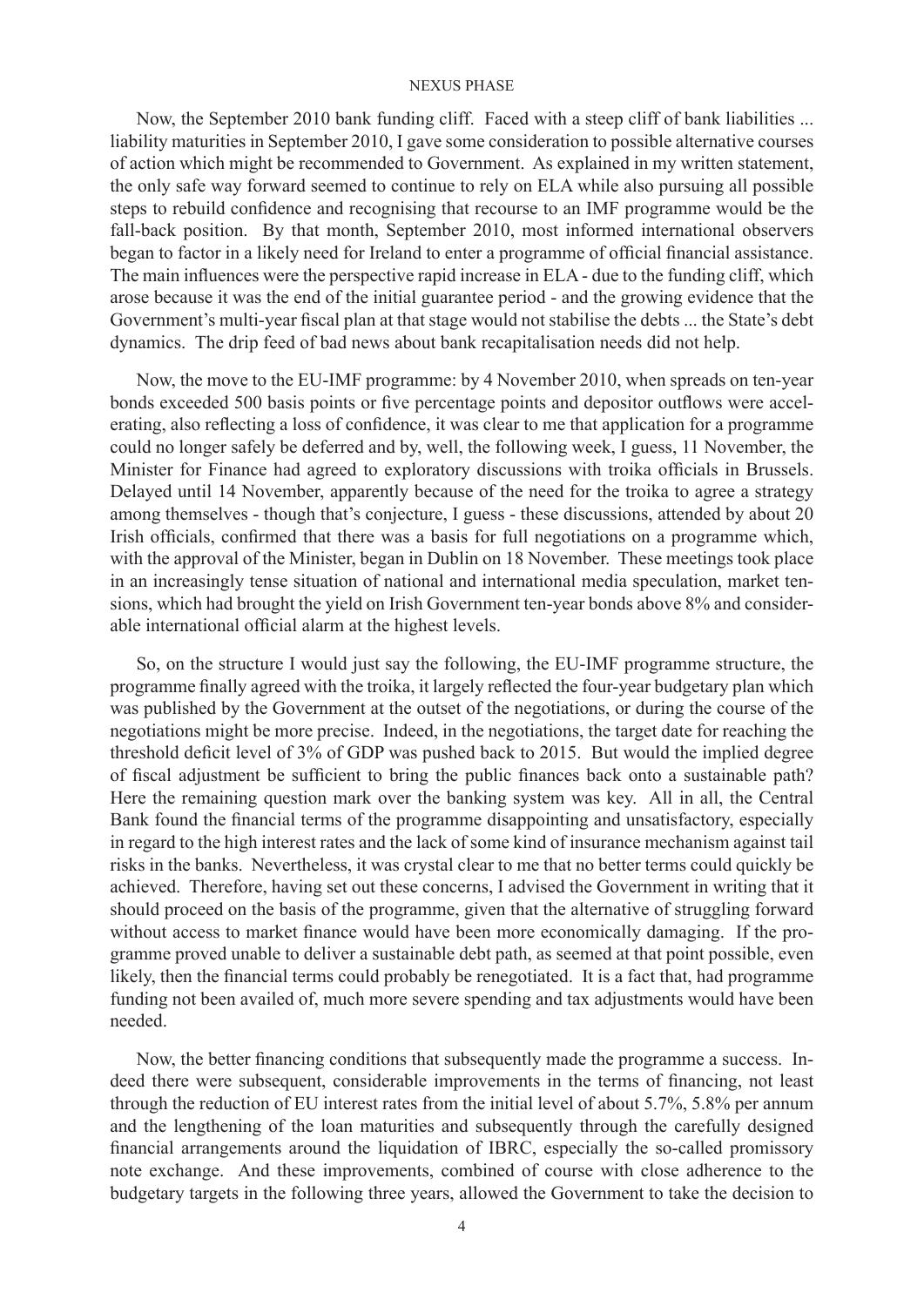Now, the September 2010 bank funding cliff. Faced with a steep cliff of bank liabilities ... liability maturities in September 2010, I gave some consideration to possible alternative courses of action which might be recommended to Government. As explained in my written statement, the only safe way forward seemed to continue to rely on ELA while also pursuing all possible steps to rebuild confidence and recognising that recourse to an IMF programme would be the fall-back position. By that month, September 2010, most informed international observers began to factor in a likely need for Ireland to enter a programme of official financial assistance. The main influences were the perspective rapid increase in ELA - due to the funding cliff, which arose because it was the end of the initial guarantee period - and the growing evidence that the Government's multi-year fiscal plan at that stage would not stabilise the debts ... the State's debt dynamics. The drip feed of bad news about bank recapitalisation needs did not help.

Now, the move to the EU-IMF programme: by 4 November 2010, when spreads on ten-year bonds exceeded 500 basis points or five percentage points and depositor outflows were accelerating, also reflecting a loss of confidence, it was clear to me that application for a programme could no longer safely be deferred and by, well, the following week, I guess, 11 November, the Minister for Finance had agreed to exploratory discussions with troika officials in Brussels. Delayed until 14 November, apparently because of the need for the troika to agree a strategy among themselves - though that's conjecture, I guess - these discussions, attended by about 20 Irish officials, confirmed that there was a basis for full negotiations on a programme which, with the approval of the Minister, began in Dublin on 18 November. These meetings took place in an increasingly tense situation of national and international media speculation, market tensions, which had brought the yield on Irish Government ten-year bonds above 8% and considerable international official alarm at the highest levels.

So, on the structure I would just say the following, the EU-IMF programme structure, the programme finally agreed with the troika, it largely reflected the four-year budgetary plan which was published by the Government at the outset of the negotiations, or during the course of the negotiations might be more precise. Indeed, in the negotiations, the target date for reaching the threshold deficit level of 3% of GDP was pushed back to 2015. But would the implied degree of fiscal adjustment be sufficient to bring the public finances back onto a sustainable path? Here the remaining question mark over the banking system was key. All in all, the Central Bank found the financial terms of the programme disappointing and unsatisfactory, especially in regard to the high interest rates and the lack of some kind of insurance mechanism against tail risks in the banks. Nevertheless, it was crystal clear to me that no better terms could quickly be achieved. Therefore, having set out these concerns, I advised the Government in writing that it should proceed on the basis of the programme, given that the alternative of struggling forward without access to market finance would have been more economically damaging. If the programme proved unable to deliver a sustainable debt path, as seemed at that point possible, even likely, then the financial terms could probably be renegotiated. It is a fact that, had programme funding not been availed of, much more severe spending and tax adjustments would have been needed.

Now, the better financing conditions that subsequently made the programme a success. Indeed there were subsequent, considerable improvements in the terms of financing, not least through the reduction of EU interest rates from the initial level of about 5.7%, 5.8% per annum and the lengthening of the loan maturities and subsequently through the carefully designed financial arrangements around the liquidation of IBRC, especially the so-called promissory note exchange. And these improvements, combined of course with close adherence to the budgetary targets in the following three years, allowed the Government to take the decision to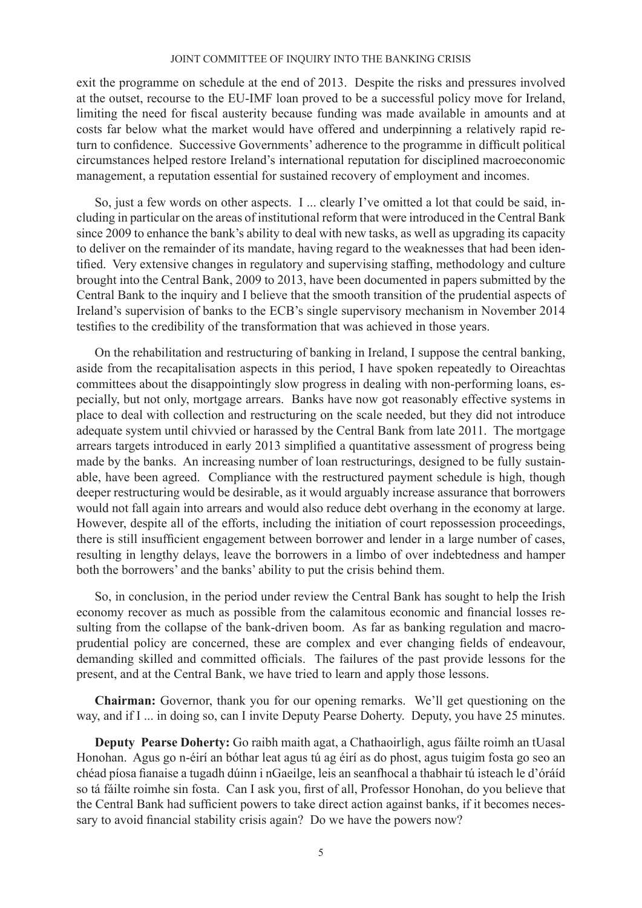exit the programme on schedule at the end of 2013. Despite the risks and pressures involved at the outset, recourse to the EU-IMF loan proved to be a successful policy move for Ireland, limiting the need for fiscal austerity because funding was made available in amounts and at costs far below what the market would have offered and underpinning a relatively rapid return to confidence. Successive Governments' adherence to the programme in difficult political circumstances helped restore Ireland's international reputation for disciplined macroeconomic management, a reputation essential for sustained recovery of employment and incomes.

So, just a few words on other aspects. I ... clearly I've omitted a lot that could be said, including in particular on the areas of institutional reform that were introduced in the Central Bank since 2009 to enhance the bank's ability to deal with new tasks, as well as upgrading its capacity to deliver on the remainder of its mandate, having regard to the weaknesses that had been identified. Very extensive changes in regulatory and supervising staffing, methodology and culture brought into the Central Bank, 2009 to 2013, have been documented in papers submitted by the Central Bank to the inquiry and I believe that the smooth transition of the prudential aspects of Ireland's supervision of banks to the ECB's single supervisory mechanism in November 2014 testifies to the credibility of the transformation that was achieved in those years.

On the rehabilitation and restructuring of banking in Ireland, I suppose the central banking, aside from the recapitalisation aspects in this period, I have spoken repeatedly to Oireachtas committees about the disappointingly slow progress in dealing with non-performing loans, especially, but not only, mortgage arrears. Banks have now got reasonably effective systems in place to deal with collection and restructuring on the scale needed, but they did not introduce adequate system until chivvied or harassed by the Central Bank from late 2011. The mortgage arrears targets introduced in early 2013 simplified a quantitative assessment of progress being made by the banks. An increasing number of loan restructurings, designed to be fully sustainable, have been agreed. Compliance with the restructured payment schedule is high, though deeper restructuring would be desirable, as it would arguably increase assurance that borrowers would not fall again into arrears and would also reduce debt overhang in the economy at large. However, despite all of the efforts, including the initiation of court repossession proceedings, there is still insufficient engagement between borrower and lender in a large number of cases, resulting in lengthy delays, leave the borrowers in a limbo of over indebtedness and hamper both the borrowers' and the banks' ability to put the crisis behind them.

So, in conclusion, in the period under review the Central Bank has sought to help the Irish economy recover as much as possible from the calamitous economic and financial losses resulting from the collapse of the bank-driven boom. As far as banking regulation and macro-prudential policy are concerned, these are complex and ever changing fields of endeavour, demanding skilled and committed officials. The failures of the past provide lessons for the present, and at the Central Bank, we have tried to learn and apply those lessons.

**Chairman:** Governor, thank you for our opening remarks. We'll get questioning on the way, and if I ... in doing so, can I invite Deputy Pearse Doherty. Deputy, you have 25 minutes.

**Deputy Pearse Doherty:** Go raibh maith agat, a Chathaoirligh, agus fáilte roimh an tUasal Honohan. Agus go n-éirí an bóthar leat agus tú ag éirí as do phost, agus tuigim fosta go seo an chéad píosa fianaise a tugadh dúinn i nGaeilge, leis an seanfhocal a thabhair tú isteach le d'óráid so tá fáilte roimhe sin fosta. Can I ask you, first of all, Professor Honohan, do you believe that the Central Bank had sufficient powers to take direct action against banks, if it becomes necessary to avoid financial stability crisis again? Do we have the powers now?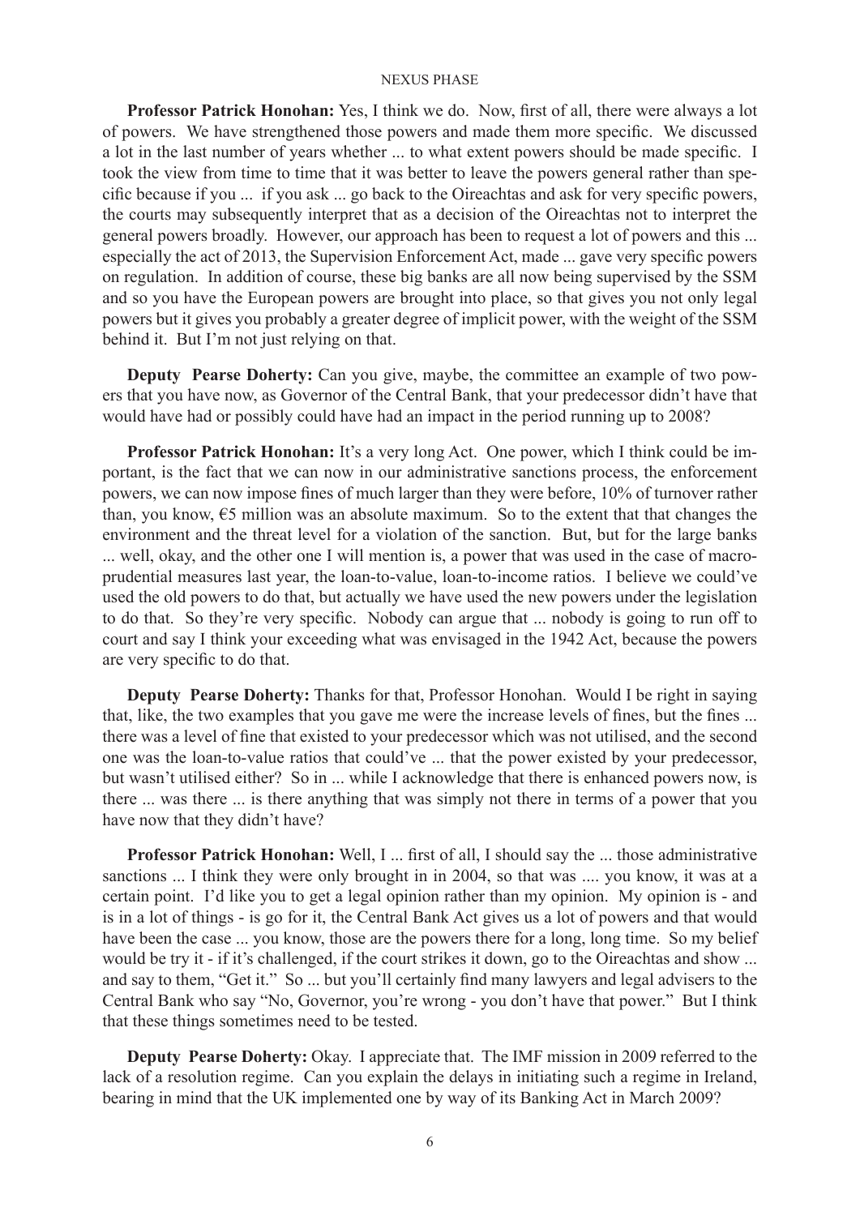**Professor Patrick Honohan:** Yes, I think we do. Now, first of all, there were always a lot of powers. We have strengthened those powers and made them more specific. We discussed a lot in the last number of years whether ... to what extent powers should be made specific. I took the view from time to time that it was better to leave the powers general rather than specific because if you ... if you ask ... go back to the Oireachtas and ask for very specific powers, the courts may subsequently interpret that as a decision of the Oireachtas not to interpret the general powers broadly. However, our approach has been to request a lot of powers and this ... especially the act of 2013, the Supervision Enforcement Act, made ... gave very specific powers on regulation. In addition of course, these big banks are all now being supervised by the SSM and so you have the European powers are brought into place, so that gives you not only legal powers but it gives you probably a greater degree of implicit power, with the weight of the SSM behind it. But I'm not just relying on that.

**Deputy Pearse Doherty:** Can you give, maybe, the committee an example of two powers that you have now, as Governor of the Central Bank, that your predecessor didn't have that would have had or possibly could have had an impact in the period running up to 2008?

**Professor Patrick Honohan:** It's a very long Act. One power, which I think could be important, is the fact that we can now in our administrative sanctions process, the enforcement powers, we can now impose fines of much larger than they were before, 10% of turnover rather than, you know, €5 million was an absolute maximum. So to the extent that that changes the environment and the threat level for a violation of the sanction. But, but for the large banks ... well, okay, and the other one I will mention is, a power that was used in the case of macroprudential measures last year, the loan-to-value, loan-to-income ratios. I believe we could've used the old powers to do that, but actually we have used the new powers under the legislation to do that. So they're very specific. Nobody can argue that ... nobody is going to run off to court and say I think your exceeding what was envisaged in the 1942 Act, because the powers are very specific to do that.

**Deputy Pearse Doherty:** Thanks for that, Professor Honohan. Would I be right in saying that, like, the two examples that you gave me were the increase levels of fines, but the fines ... there was a level of fine that existed to your predecessor which was not utilised, and the second one was the loan-to-value ratios that could've ... that the power existed by your predecessor, but wasn't utilised either? So in ... while I acknowledge that there is enhanced powers now, is there ... was there ... is there anything that was simply not there in terms of a power that you have now that they didn't have?

**Professor Patrick Honohan:** Well, I ... first of all, I should say the ... those administrative sanctions ... I think they were only brought in in 2004, so that was .... you know, it was at a certain point. I'd like you to get a legal opinion rather than my opinion. My opinion is - and is in a lot of things - is go for it, the Central Bank Act gives us a lot of powers and that would have been the case ... you know, those are the powers there for a long, long time. So my belief would be try it - if it's challenged, if the court strikes it down, go to the Oireachtas and show ... and say to them, "Get it." So ... but you'll certainly find many lawyers and legal advisers to the Central Bank who say "No, Governor, you're wrong - you don't have that power." But I think that these things sometimes need to be tested.

**Deputy Pearse Doherty:** Okay. I appreciate that. The IMF mission in 2009 referred to the lack of a resolution regime. Can you explain the delays in initiating such a regime in Ireland, bearing in mind that the UK implemented one by way of its Banking Act in March 2009?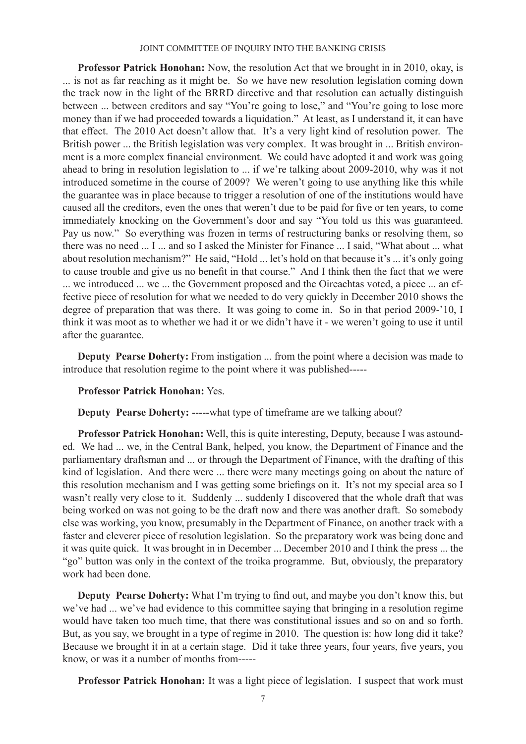**Professor Patrick Honohan:** Now, the resolution Act that we brought in in 2010, okay, is ... is not as far reaching as it might be. So we have new resolution legislation coming down the track now in the light of the BRRD directive and that resolution can actually distinguish between ... between creditors and say "You're going to lose," and "You're going to lose more money than if we had proceeded towards a liquidation." At least, as I understand it, it can have that effect. The 2010 Act doesn't allow that. It's a very light kind of resolution power. The British power ... the British legislation was very complex. It was brought in ... British environment is a more complex financial environment. We could have adopted it and work was going ahead to bring in resolution legislation to ... if we're talking about 2009-2010, why was it not introduced sometime in the course of 2009? We weren't going to use anything like this while the guarantee was in place because to trigger a resolution of one of the institutions would have caused all the creditors, even the ones that weren't due to be paid for five or ten years, to come immediately knocking on the Government's door and say "You told us this was guaranteed. Pay us now." So everything was frozen in terms of restructuring banks or resolving them, so there was no need ... I ... and so I asked the Minister for Finance ... I said, "What about ... what about resolution mechanism?" He said, "Hold ... let's hold on that because it's ... it's only going to cause trouble and give us no benefit in that course." And I think then the fact that we were ... we introduced ... we ... the Government proposed and the Oireachtas voted, a piece ... an effective piece of resolution for what we needed to do very quickly in December 2010 shows the degree of preparation that was there. It was going to come in. So in that period 2009-'10, I think it was moot as to whether we had it or we didn't have it - we weren't going to use it until after the guarantee.

**Deputy Pearse Doherty:** From instigation ... from the point where a decision was made to introduce that resolution regime to the point where it was published-----

**Professor Patrick Honohan:** Yes.

**Deputy Pearse Doherty:** -----what type of timeframe are we talking about?

**Professor Patrick Honohan:** Well, this is quite interesting, Deputy, because I was astounded. We had ... we, in the Central Bank, helped, you know, the Department of Finance and the parliamentary draftsman and ... or through the Department of Finance, with the drafting of this kind of legislation. And there were ... there were many meetings going on about the nature of this resolution mechanism and I was getting some briefings on it. It's not my special area so I wasn't really very close to it. Suddenly ... suddenly I discovered that the whole draft that was being worked on was not going to be the draft now and there was another draft. So somebody else was working, you know, presumably in the Department of Finance, on another track with a faster and cleverer piece of resolution legislation. So the preparatory work was being done and it was quite quick. It was brought in in December ... December 2010 and I think the press ... the "go" button was only in the context of the troika programme. But, obviously, the preparatory work had been done.

**Deputy Pearse Doherty:** What I'm trying to find out, and maybe you don't know this, but we've had ... we've had evidence to this committee saying that bringing in a resolution regime would have taken too much time, that there was constitutional issues and so on and so forth. But, as you say, we brought in a type of regime in 2010. The question is: how long did it take? Because we brought it in at a certain stage. Did it take three years, four years, five years, you know, or was it a number of months from-----

**Professor Patrick Honohan:** It was a light piece of legislation. I suspect that work must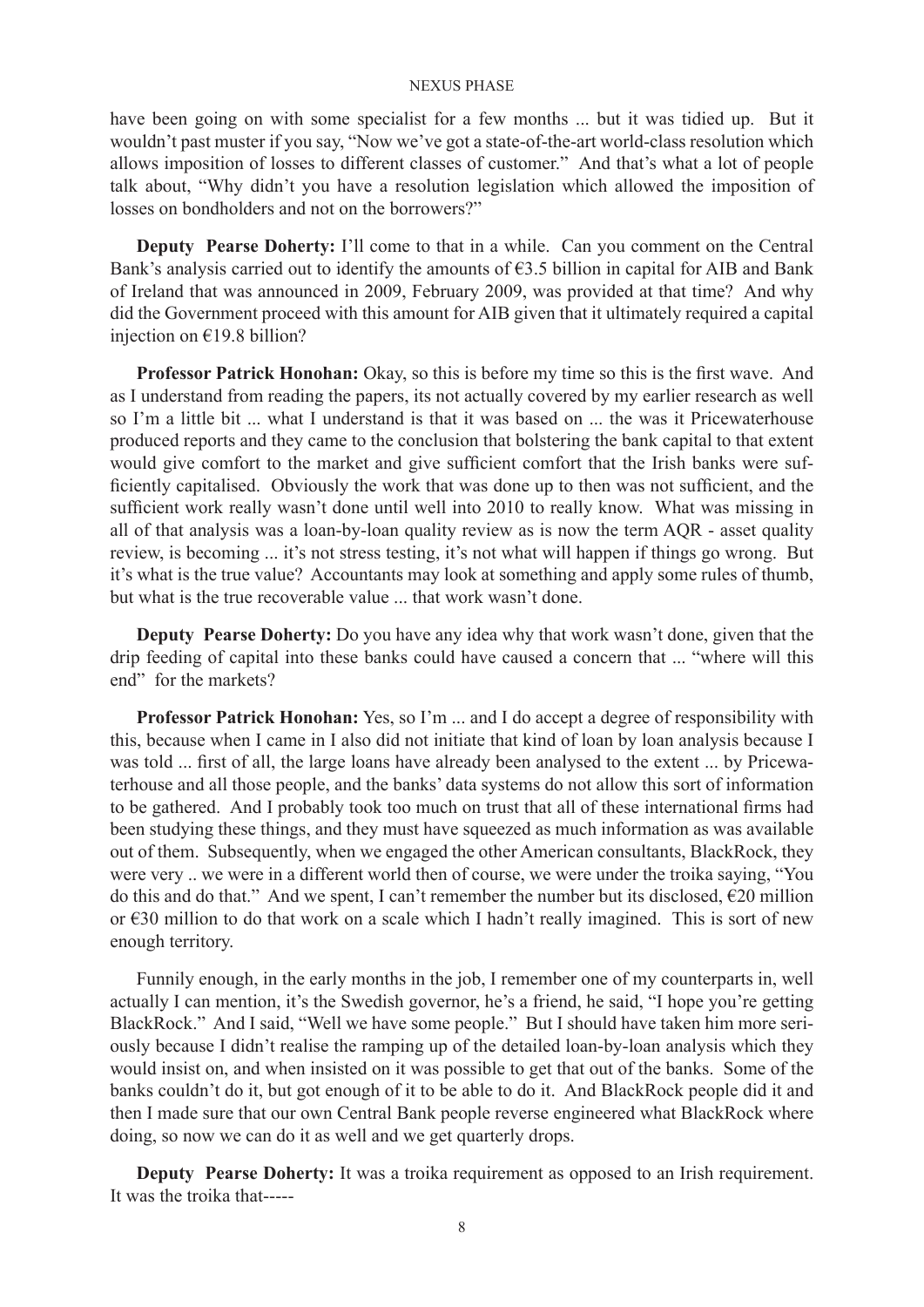have been going on with some specialist for a few months ... but it was tidied up. But it wouldn't past muster if you say, "Now we've got a state-of-the-art world-class resolution which allows imposition of losses to different classes of customer." And that's what a lot of people talk about, "Why didn't you have a resolution legislation which allowed the imposition of losses on bondholders and not on the borrowers?"

**Deputy Pearse Doherty:** I'll come to that in a while. Can you comment on the Central Bank's analysis carried out to identify the amounts of €3.5 billion in capital for AIB and Bank of Ireland that was announced in 2009, February 2009, was provided at that time? And why did the Government proceed with this amount for AIB given that it ultimately required a capital injection on €19.8 billion?

**Professor Patrick Honohan:** Okay, so this is before my time so this is the first wave. And as I understand from reading the papers, its not actually covered by my earlier research as well so I'm a little bit ... what I understand is that it was based on ... the was it Pricewaterhouse produced reports and they came to the conclusion that bolstering the bank capital to that extent would give comfort to the market and give sufficient comfort that the Irish banks were sufficiently capitalised. Obviously the work that was done up to then was not sufficient, and the sufficient work really wasn't done until well into 2010 to really know. What was missing in all of that analysis was a loan-by-loan quality review as is now the term AQR - asset quality review, is becoming ... it's not stress testing, it's not what will happen if things go wrong. But it's what is the true value? Accountants may look at something and apply some rules of thumb, but what is the true recoverable value ... that work wasn't done.

**Deputy Pearse Doherty:** Do you have any idea why that work wasn't done, given that the drip feeding of capital into these banks could have caused a concern that ... "where will this end" for the markets?

**Professor Patrick Honohan:** Yes, so I'm ... and I do accept a degree of responsibility with this, because when I came in I also did not initiate that kind of loan by loan analysis because I was told ... first of all, the large loans have already been analysed to the extent ... by Pricewaterhouse and all those people, and the banks' data systems do not allow this sort of information to be gathered. And I probably took too much on trust that all of these international firms had been studying these things, and they must have squeezed as much information as was available out of them. Subsequently, when we engaged the other American consultants, BlackRock, they were very .. we were in a different world then of course, we were under the troika saying, "You do this and do that." And we spent, I can't remember the number but its disclosed, €20 million or €30 million to do that work on a scale which I hadn't really imagined. This is sort of new enough territory.

Funnily enough, in the early months in the job, I remember one of my counterparts in, well actually I can mention, it's the Swedish governor, he's a friend, he said, "I hope you're getting BlackRock." And I said, "Well we have some people." But I should have taken him more seriously because I didn't realise the ramping up of the detailed loan-by-loan analysis which they would insist on, and when insisted on it was possible to get that out of the banks. Some of the banks couldn't do it, but got enough of it to be able to do it. And BlackRock people did it and then I made sure that our own Central Bank people reverse engineered what BlackRock where doing, so now we can do it as well and we get quarterly drops.

**Deputy Pearse Doherty:** It was a troika requirement as opposed to an Irish requirement. It was the troika that-----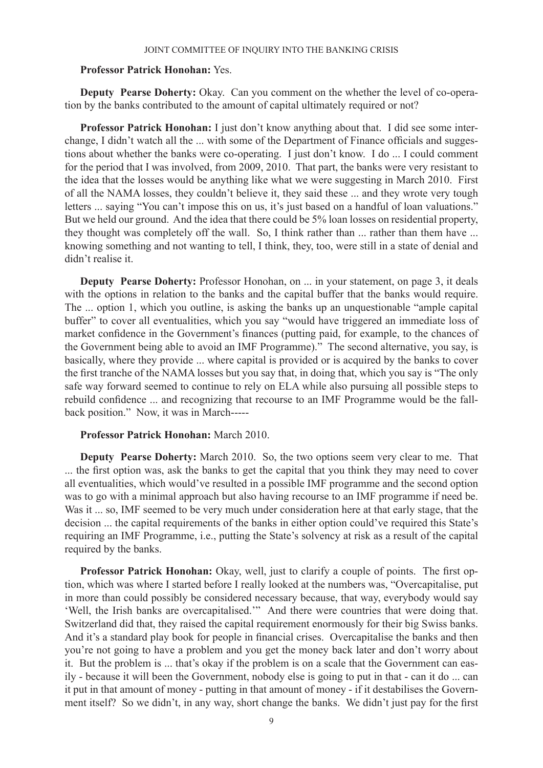**Professor Patrick Honohan:** Yes.

**Deputy Pearse Doherty:** Okay. Can you comment on the whether the level of co-operation by the banks contributed to the amount of capital ultimately required or not?

**Professor Patrick Honohan:** I just don't know anything about that. I did see some interchange, I didn't watch all the ... with some of the Department of Finance officials and suggestions about whether the banks were co-operating. I just don't know. I do ... I could comment for the period that I was involved, from 2009, 2010. That part, the banks were very resistant to the idea that the losses would be anything like what we were suggesting in March 2010. First of all the NAMA losses, they couldn't believe it, they said these ... and they wrote very tough letters ... saying "You can't impose this on us, it's just based on a handful of loan valuations." But we held our ground. And the idea that there could be 5% loan losses on residential property, they thought was completely off the wall. So, I think rather than ... rather than them have ... knowing something and not wanting to tell, I think, they, too, were still in a state of denial and didn't realise it.

**Deputy Pearse Doherty:** Professor Honohan, on ... in your statement, on page 3, it deals with the options in relation to the banks and the capital buffer that the banks would require. The ... option 1, which you outline, is asking the banks up an unquestionable "ample capital buffer" to cover all eventualities, which you say "would have triggered an immediate loss of market confidence in the Government's finances (putting paid, for example, to the chances of the Government being able to avoid an IMF Programme)." The second alternative, you say, is basically, where they provide ... where capital is provided or is acquired by the banks to cover the first tranche of the NAMA losses but you say that, in doing that, which you say is "The only safe way forward seemed to continue to rely on ELA while also pursuing all possible steps to rebuild confidence ... and recognizing that recourse to an IMF Programme would be the fall-back position." Now, it was in March-----

**Professor Patrick Honohan:** March 2010.

**Deputy Pearse Doherty:** March 2010. So, the two options seem very clear to me. That ... the first option was, ask the banks to get the capital that you think they may need to cover all eventualities, which would've resulted in a possible IMF programme and the second option was to go with a minimal approach but also having recourse to an IMF programme if need be. Was it ... so, IMF seemed to be very much under consideration here at that early stage, that the decision ... the capital requirements of the banks in either option could've required this State's requiring an IMF Programme, i.e., putting the State's solvency at risk as a result of the capital required by the banks.

**Professor Patrick Honohan:** Okay, well, just to clarify a couple of points. The first option, which was where I started before I really looked at the numbers was, "Overcapitalise, put in more than could possibly be considered necessary because, that way, everybody would say 'Well, the Irish banks are overcapitalised.'" And there were countries that were doing that. Switzerland did that, they raised the capital requirement enormously for their big Swiss banks. And it's a standard play book for people in financial crises. Overcapitalise the banks and then you're not going to have a problem and you get the money back later and don't worry about it. But the problem is ... that's okay if the problem is on a scale that the Government can easily - because it will been the Government, nobody else is going to put in that - can it do ... can it put in that amount of money - putting in that amount of money - if it destabilises the Government itself? So we didn't, in any way, short change the banks. We didn't just pay for the first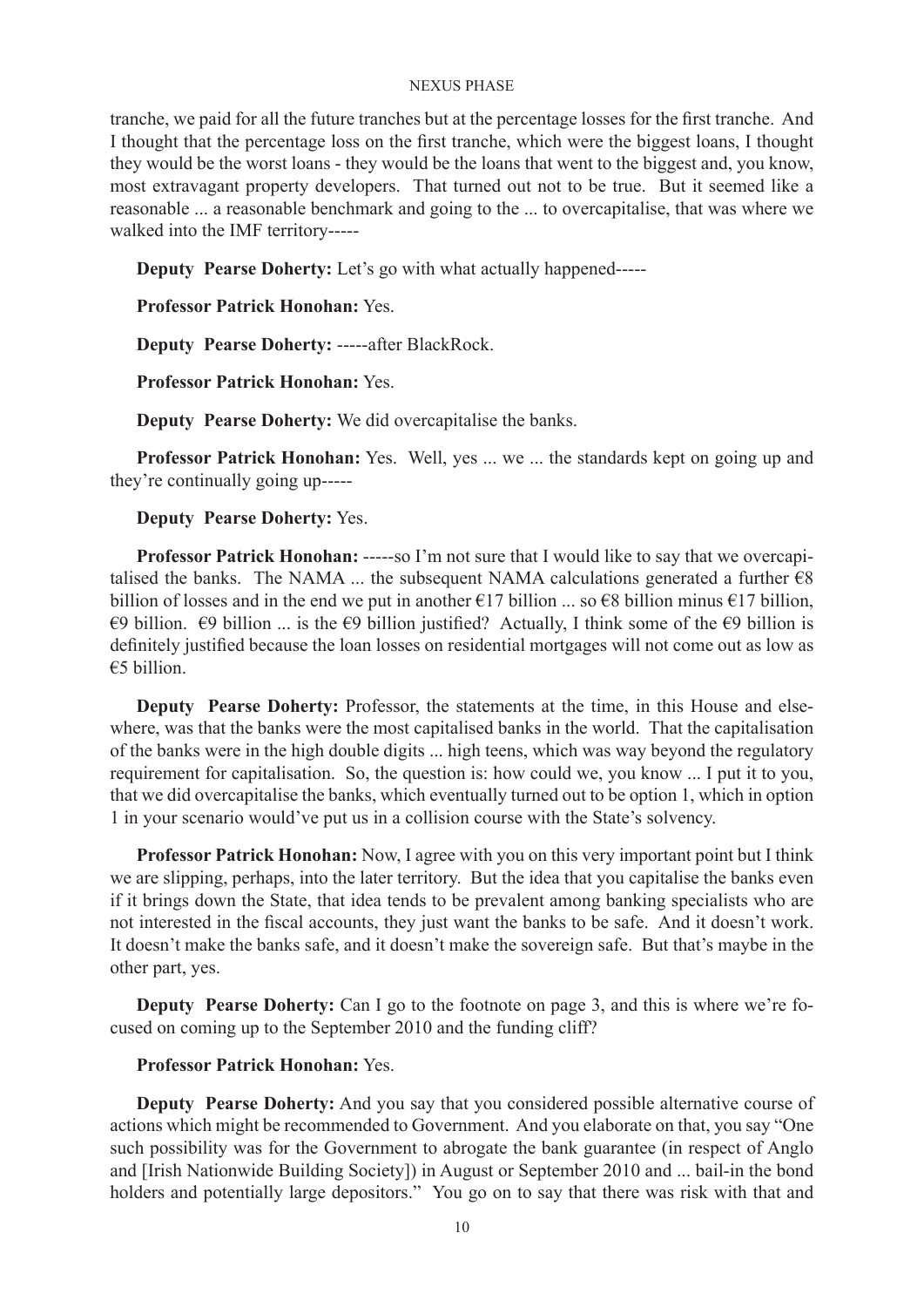tranche, we paid for all the future tranches but at the percentage losses for the first tranche. And I thought that the percentage loss on the first tranche, which were the biggest loans, I thought they would be the worst loans - they would be the loans that went to the biggest and, you know, most extravagant property developers. That turned out not to be true. But it seemed like a reasonable ... a reasonable benchmark and going to the ... to overcapitalise, that was where we walked into the IMF territory-----

**Deputy Pearse Doherty:** Let's go with what actually happened-----

**Professor Patrick Honohan:** Yes.

**Deputy Pearse Doherty:** -----after BlackRock.

**Professor Patrick Honohan:** Yes.

**Deputy Pearse Doherty:** We did overcapitalise the banks.

**Professor Patrick Honohan:** Yes. Well, yes ... we ... the standards kept on going up and they're continually going up-----

**Deputy Pearse Doherty:** Yes.

**Professor Patrick Honohan:** -----so I'm not sure that I would like to say that we overcapitalised the banks. The NAMA ... the subsequent NAMA calculations generated a further €8 billion of losses and in the end we put in another €17 billion ... so €8 billion minus €17 billion, €9 billion. €9 billion ... is the €9 billion justified? Actually, I think some of the €9 billion is definitely justified because the loan losses on residential mortgages will not come out as low as €5 billion.

**Deputy Pearse Doherty:** Professor, the statements at the time, in this House and elsewhere, was that the banks were the most capitalised banks in the world. That the capitalisation of the banks were in the high double digits ... high teens, which was way beyond the regulatory requirement for capitalisation. So, the question is: how could we, you know ... I put it to you, that we did overcapitalise the banks, which eventually turned out to be option 1, which in option 1 in your scenario would've put us in a collision course with the State's solvency.

**Professor Patrick Honohan:** Now, I agree with you on this very important point but I think we are slipping, perhaps, into the later territory. But the idea that you capitalise the banks even if it brings down the State, that idea tends to be prevalent among banking specialists who are not interested in the fiscal accounts, they just want the banks to be safe. And it doesn't work. It doesn't make the banks safe, and it doesn't make the sovereign safe. But that's maybe in the other part, yes.

**Deputy Pearse Doherty:** Can I go to the footnote on page 3, and this is where we're focused on coming up to the September 2010 and the funding cliff?

**Professor Patrick Honohan:** Yes.

**Deputy Pearse Doherty:** And you say that you considered possible alternative course of actions which might be recommended to Government. And you elaborate on that, you say "One such possibility was for the Government to abrogate the bank guarantee (in respect of Anglo and [Irish Nationwide Building Society]) in August or September 2010 and ... bail-in the bond holders and potentially large depositors." You go on to say that there was risk with that and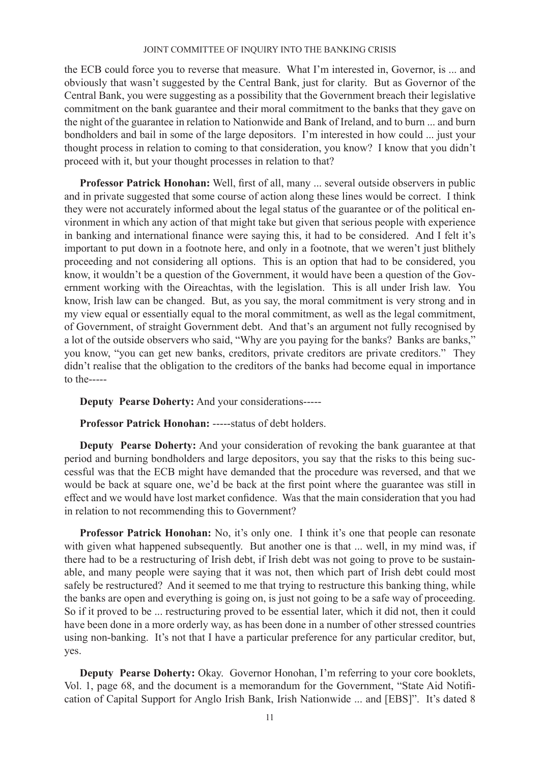the ECB could force you to reverse that measure. What I'm interested in, Governor, is ... and obviously that wasn't suggested by the Central Bank, just for clarity. But as Governor of the Central Bank, you were suggesting as a possibility that the Government breach their legislative commitment on the bank guarantee and their moral commitment to the banks that they gave on the night of the guarantee in relation to Nationwide and Bank of Ireland, and to burn ... and burn bondholders and bail in some of the large depositors. I'm interested in how could ... just your thought process in relation to coming to that consideration, you know? I know that you didn't proceed with it, but your thought processes in relation to that?

**Professor Patrick Honohan:** Well, first of all, many ... several outside observers in public and in private suggested that some course of action along these lines would be correct. I think they were not accurately informed about the legal status of the guarantee or of the political environment in which any action of that might take but given that serious people with experience in banking and international finance were saying this, it had to be considered. And I felt it's important to put down in a footnote here, and only in a footnote, that we weren't just blithely proceeding and not considering all options. This is an option that had to be considered, you know, it wouldn't be a question of the Government, it would have been a question of the Government working with the Oireachtas, with the legislation. This is all under Irish law. You know, Irish law can be changed. But, as you say, the moral commitment is very strong and in my view equal or essentially equal to the moral commitment, as well as the legal commitment, of Government, of straight Government debt. And that's an argument not fully recognised by a lot of the outside observers who said, "Why are you paying for the banks? Banks are banks," you know, "you can get new banks, creditors, private creditors are private creditors." They didn't realise that the obligation to the creditors of the banks had become equal in importance to the-----

**Deputy Pearse Doherty:** And your considerations-----

**Professor Patrick Honohan:** -----status of debt holders.

**Deputy Pearse Doherty:** And your consideration of revoking the bank guarantee at that period and burning bondholders and large depositors, you say that the risks to this being successful was that the ECB might have demanded that the procedure was reversed, and that we would be back at square one, we'd be back at the first point where the guarantee was still in effect and we would have lost market confidence. Was that the main consideration that you had in relation to not recommending this to Government?

**Professor Patrick Honohan:** No, it's only one. I think it's one that people can resonate with given what happened subsequently. But another one is that ... well, in my mind was, if there had to be a restructuring of Irish debt, if Irish debt was not going to prove to be sustainable, and many people were saying that it was not, then which part of Irish debt could most safely be restructured? And it seemed to me that trying to restructure this banking thing, while the banks are open and everything is going on, is just not going to be a safe way of proceeding. So if it proved to be ... restructuring proved to be essential later, which it did not, then it could have been done in a more orderly way, as has been done in a number of other stressed countries using non-banking. It's not that I have a particular preference for any particular creditor, but, yes.

**Deputy Pearse Doherty:** Okay. Governor Honohan, I'm referring to your core booklets, Vol. 1, page 68, and the document is a memorandum for the Government, "State Aid Notification of Capital Support for Anglo Irish Bank, Irish Nationwide ... and [EBS]". It's dated 8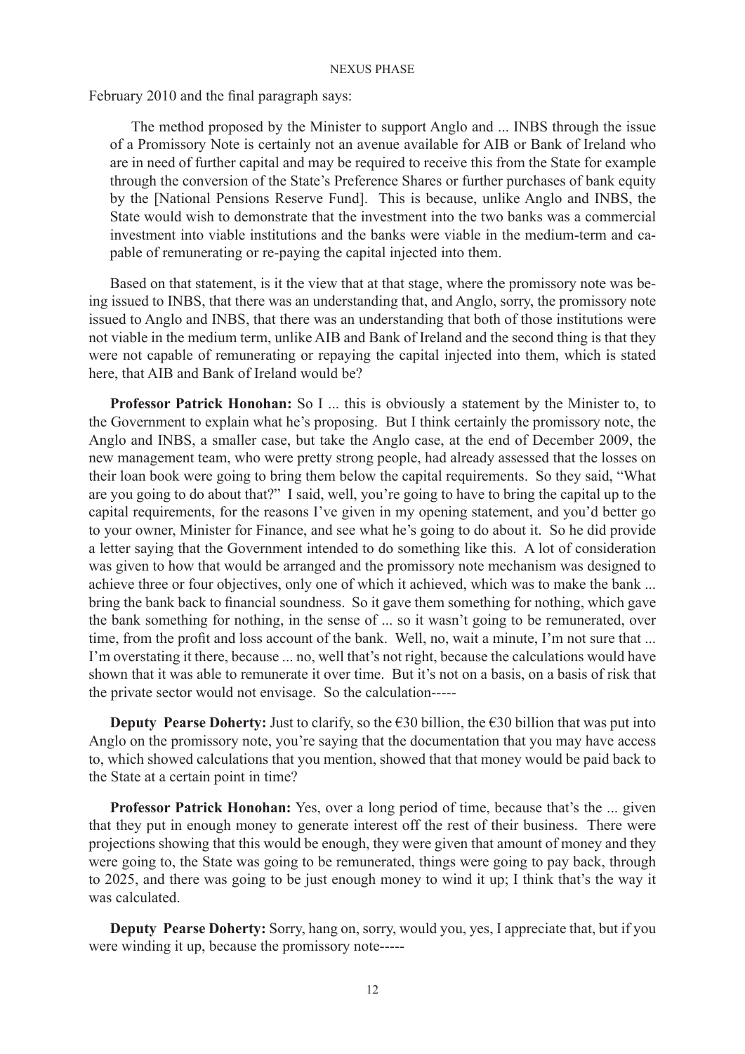February 2010 and the final paragraph says:

> The method proposed by the Minister to support Anglo and ... INBS through the issue of a Promissory Note is certainly not an avenue available for AIB or Bank of Ireland who are in need of further capital and may be required to receive this from the State for example through the conversion of the State's Preference Shares or further purchases of bank equity by the [National Pensions Reserve Fund]. This is because, unlike Anglo and INBS, the State would wish to demonstrate that the investment into the two banks was a commercial investment into viable institutions and the banks were viable in the medium-term and capable of remunerating or re-paying the capital injected into them.

Based on that statement, is it the view that at that stage, where the promissory note was being issued to INBS, that there was an understanding that, and Anglo, sorry, the promissory note issued to Anglo and INBS, that there was an understanding that both of those institutions were not viable in the medium term, unlike AIB and Bank of Ireland and the second thing is that they were not capable of remunerating or repaying the capital injected into them, which is stated here, that AIB and Bank of Ireland would be?

**Professor Patrick Honohan:** So I ... this is obviously a statement by the Minister to, to the Government to explain what he's proposing. But I think certainly the promissory note, the Anglo and INBS, a smaller case, but take the Anglo case, at the end of December 2009, the new management team, who were pretty strong people, had already assessed that the losses on their loan book were going to bring them below the capital requirements. So they said, "What are you going to do about that?" I said, well, you're going to have to bring the capital up to the capital requirements, for the reasons I've given in my opening statement, and you'd better go to your owner, Minister for Finance, and see what he's going to do about it. So he did provide a letter saying that the Government intended to do something like this. A lot of consideration was given to how that would be arranged and the promissory note mechanism was designed to achieve three or four objectives, only one of which it achieved, which was to make the bank ... bring the bank back to financial soundness. So it gave them something for nothing, which gave the bank something for nothing, in the sense of ... so it wasn't going to be remunerated, over time, from the profit and loss account of the bank. Well, no, wait a minute, I'm not sure that ... I'm overstating it there, because ... no, well that's not right, because the calculations would have shown that it was able to remunerate it over time. But it's not on a basis, on a basis of risk that the private sector would not envisage. So the calculation-----

**Deputy Pearse Doherty:** Just to clarify, so the €30 billion, the €30 billion that was put into Anglo on the promissory note, you're saying that the documentation that you may have access to, which showed calculations that you mention, showed that that money would be paid back to the State at a certain point in time?

**Professor Patrick Honohan:** Yes, over a long period of time, because that's the ... given that they put in enough money to generate interest off the rest of their business. There were projections showing that this would be enough, they were given that amount of money and they were going to, the State was going to be remunerated, things were going to pay back, through to 2025, and there was going to be just enough money to wind it up; I think that's the way it was calculated.

**Deputy Pearse Doherty:** Sorry, hang on, sorry, would you, yes, I appreciate that, but if you were winding it up, because the promissory note-----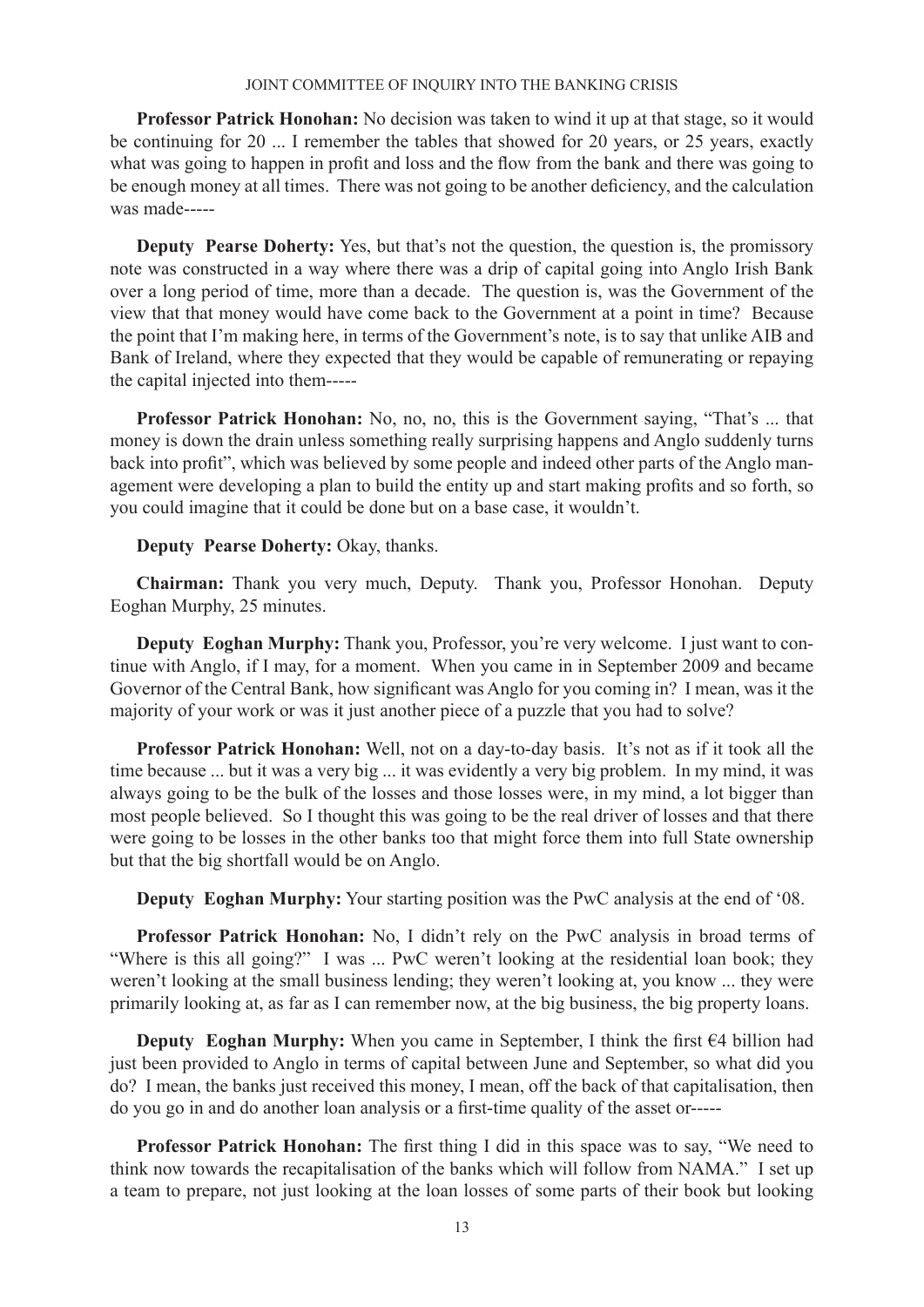**Professor Patrick Honohan:** No decision was taken to wind it up at that stage, so it would be continuing for 20 ... I remember the tables that showed for 20 years, or 25 years, exactly what was going to happen in profit and loss and the flow from the bank and there was going to be enough money at all times. There was not going to be another deficiency, and the calculation was made-----

**Deputy Pearse Doherty:** Yes, but that's not the question, the question is, the promissory note was constructed in a way where there was a drip of capital going into Anglo Irish Bank over a long period of time, more than a decade. The question is, was the Government of the view that that money would have come back to the Government at a point in time? Because the point that I'm making here, in terms of the Government's note, is to say that unlike AIB and Bank of Ireland, where they expected that they would be capable of remunerating or repaying the capital injected into them-----

**Professor Patrick Honohan:** No, no, no, this is the Government saying, "That's ... that money is down the drain unless something really surprising happens and Anglo suddenly turns back into profit", which was believed by some people and indeed other parts of the Anglo management were developing a plan to build the entity up and start making profits and so forth, so you could imagine that it could be done but on a base case, it wouldn't.

**Deputy Pearse Doherty:** Okay, thanks.

**Chairman:** Thank you very much, Deputy. Thank you, Professor Honohan. Deputy Eoghan Murphy, 25 minutes.

**Deputy Eoghan Murphy:** Thank you, Professor, you're very welcome. I just want to continue with Anglo, if I may, for a moment. When you came in in September 2009 and became Governor of the Central Bank, how significant was Anglo for you coming in? I mean, was it the majority of your work or was it just another piece of a puzzle that you had to solve?

**Professor Patrick Honohan:** Well, not on a day-to-day basis. It's not as if it took all the time because ... but it was a very big ... it was evidently a very big problem. In my mind, it was always going to be the bulk of the losses and those losses were, in my mind, a lot bigger than most people believed. So I thought this was going to be the real driver of losses and that there were going to be losses in the other banks too that might force them into full State ownership but that the big shortfall would be on Anglo.

**Deputy Eoghan Murphy:** Your starting position was the PwC analysis at the end of '08.

**Professor Patrick Honohan:** No, I didn't rely on the PwC analysis in broad terms of "Where is this all going?" I was ... PwC weren't looking at the residential loan book; they weren't looking at the small business lending; they weren't looking at, you know ... they were primarily looking at, as far as I can remember now, at the big business, the big property loans.

**Deputy Eoghan Murphy:** When you came in September, I think the first €4 billion had just been provided to Anglo in terms of capital between June and September, so what did you do? I mean, the banks just received this money, I mean, off the back of that capitalisation, then do you go in and do another loan analysis or a first-time quality of the asset or-----

**Professor Patrick Honohan:** The first thing I did in this space was to say, "We need to think now towards the recapitalisation of the banks which will follow from NAMA." I set up a team to prepare, not just looking at the loan losses of some parts of their book but looking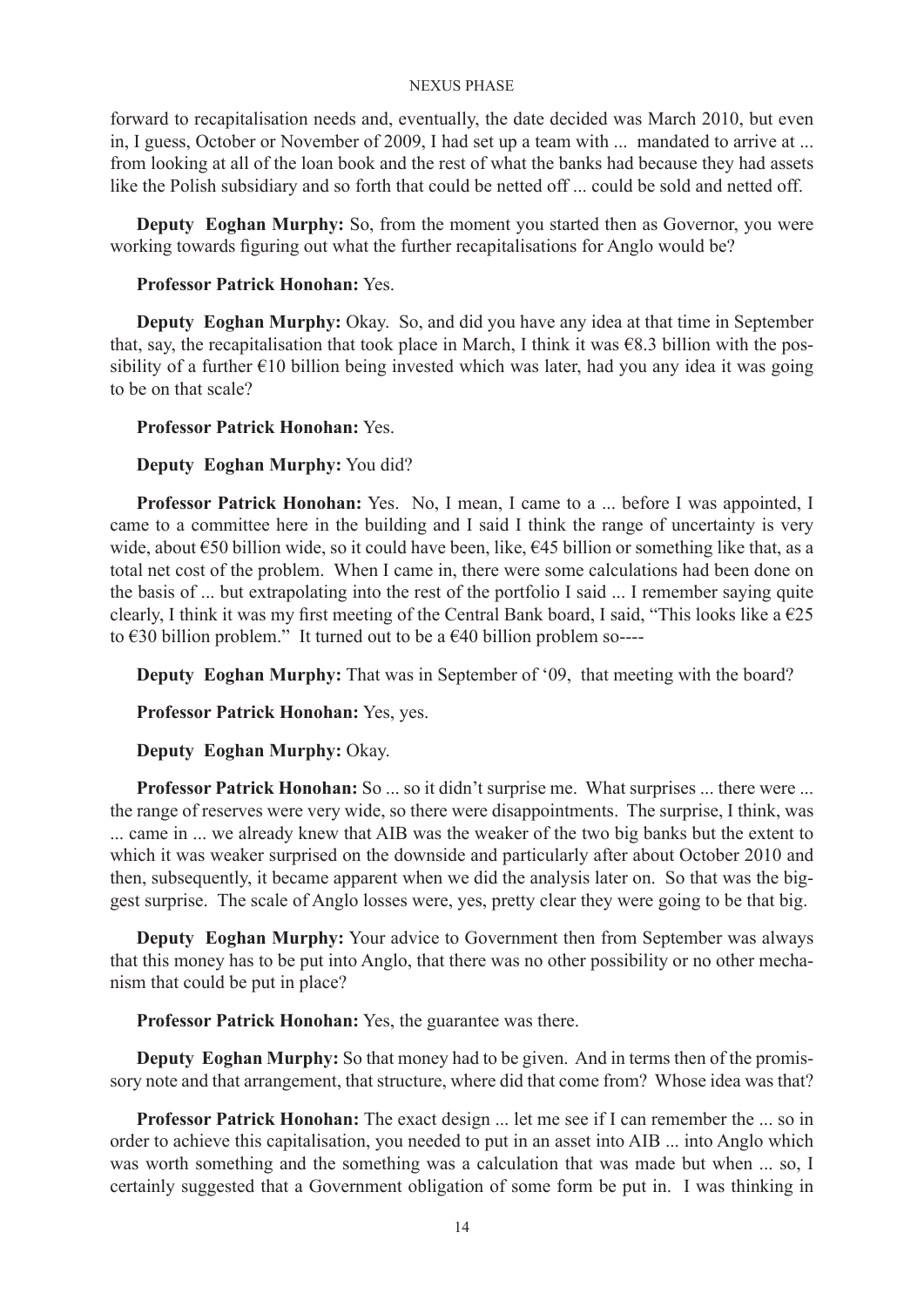forward to recapitalisation needs and, eventually, the date decided was March 2010, but even in, I guess, October or November of 2009, I had set up a team with ... mandated to arrive at ... from looking at all of the loan book and the rest of what the banks had because they had assets like the Polish subsidiary and so forth that could be netted off ... could be sold and netted off.

**Deputy Eoghan Murphy:** So, from the moment you started then as Governor, you were working towards figuring out what the further recapitalisations for Anglo would be?

**Professor Patrick Honohan:** Yes.

**Deputy Eoghan Murphy:** Okay. So, and did you have any idea at that time in September that, say, the recapitalisation that took place in March, I think it was €8.3 billion with the possibility of a further €10 billion being invested which was later, had you any idea it was going to be on that scale?

**Professor Patrick Honohan:** Yes.

**Deputy Eoghan Murphy:** You did?

**Professor Patrick Honohan:** Yes. No, I mean, I came to a ... before I was appointed, I came to a committee here in the building and I said I think the range of uncertainty is very wide, about €50 billion wide, so it could have been, like, €45 billion or something like that, as a total net cost of the problem. When I came in, there were some calculations had been done on the basis of ... but extrapolating into the rest of the portfolio I said ... I remember saying quite clearly, I think it was my first meeting of the Central Bank board, I said, "This looks like a €25 to €30 billion problem." It turned out to be a €40 billion problem so----

**Deputy Eoghan Murphy:** That was in September of '09, that meeting with the board?

**Professor Patrick Honohan:** Yes, yes.

**Deputy Eoghan Murphy:** Okay.

**Professor Patrick Honohan:** So ... so it didn't surprise me. What surprises ... there were ... the range of reserves were very wide, so there were disappointments. The surprise, I think, was ... came in ... we already knew that AIB was the weaker of the two big banks but the extent to which it was weaker surprised on the downside and particularly after about October 2010 and then, subsequently, it became apparent when we did the analysis later on. So that was the biggest surprise. The scale of Anglo losses were, yes, pretty clear they were going to be that big.

**Deputy Eoghan Murphy:** Your advice to Government then from September was always that this money has to be put into Anglo, that there was no other possibility or no other mechanism that could be put in place?

**Professor Patrick Honohan:** Yes, the guarantee was there.

**Deputy Eoghan Murphy:** So that money had to be given. And in terms then of the promissory note and that arrangement, that structure, where did that come from? Whose idea was that?

**Professor Patrick Honohan:** The exact design ... let me see if I can remember the ... so in order to achieve this capitalisation, you needed to put in an asset into AIB ... into Anglo which was worth something and the something was a calculation that was made but when ... so, I certainly suggested that a Government obligation of some form be put in. I was thinking in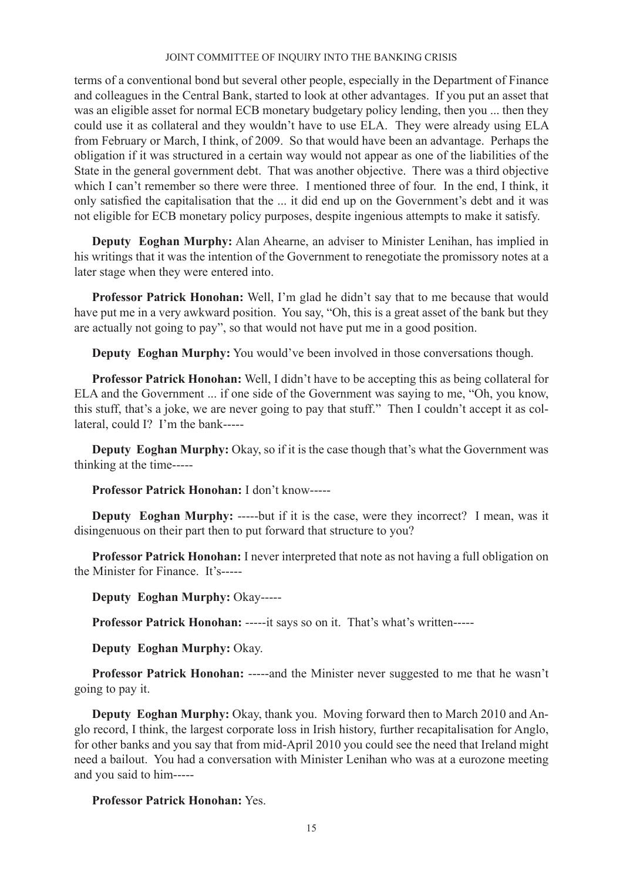terms of a conventional bond but several other people, especially in the Department of Finance and colleagues in the Central Bank, started to look at other advantages. If you put an asset that was an eligible asset for normal ECB monetary budgetary policy lending, then you ... then they could use it as collateral and they wouldn't have to use ELA. They were already using ELA from February or March, I think, of 2009. So that would have been an advantage. Perhaps the obligation if it was structured in a certain way would not appear as one of the liabilities of the State in the general government debt. That was another objective. There was a third objective which I can't remember so there were three. I mentioned three of four. In the end, I think, it only satisfied the capitalisation that the ... it did end up on the Government's debt and it was not eligible for ECB monetary policy purposes, despite ingenious attempts to make it satisfy.

**Deputy Eoghan Murphy:** Alan Ahearne, an adviser to Minister Lenihan, has implied in his writings that it was the intention of the Government to renegotiate the promissory notes at a later stage when they were entered into.

**Professor Patrick Honohan:** Well, I'm glad he didn't say that to me because that would have put me in a very awkward position. You say, "Oh, this is a great asset of the bank but they are actually not going to pay", so that would not have put me in a good position.

**Deputy Eoghan Murphy:** You would've been involved in those conversations though.

**Professor Patrick Honohan:** Well, I didn't have to be accepting this as being collateral for ELA and the Government ... if one side of the Government was saying to me, "Oh, you know, this stuff, that's a joke, we are never going to pay that stuff." Then I couldn't accept it as collateral, could I? I'm the bank-----

**Deputy Eoghan Murphy:** Okay, so if it is the case though that's what the Government was thinking at the time-----

**Professor Patrick Honohan:** I don't know-----

**Deputy Eoghan Murphy:** -----but if it is the case, were they incorrect? I mean, was it disingenuous on their part then to put forward that structure to you?

**Professor Patrick Honohan:** I never interpreted that note as not having a full obligation on the Minister for Finance. It's-----

**Deputy Eoghan Murphy:** Okay-----

**Professor Patrick Honohan:** -----it says so on it. That's what's written-----

**Deputy Eoghan Murphy:** Okay.

**Professor Patrick Honohan:** -----and the Minister never suggested to me that he wasn't going to pay it.

**Deputy Eoghan Murphy:** Okay, thank you. Moving forward then to March 2010 and Anglo record, I think, the largest corporate loss in Irish history, further recapitalisation for Anglo, for other banks and you say that from mid-April 2010 you could see the need that Ireland might need a bailout. You had a conversation with Minister Lenihan who was at a eurozone meeting and you said to him-----

**Professor Patrick Honohan:** Yes.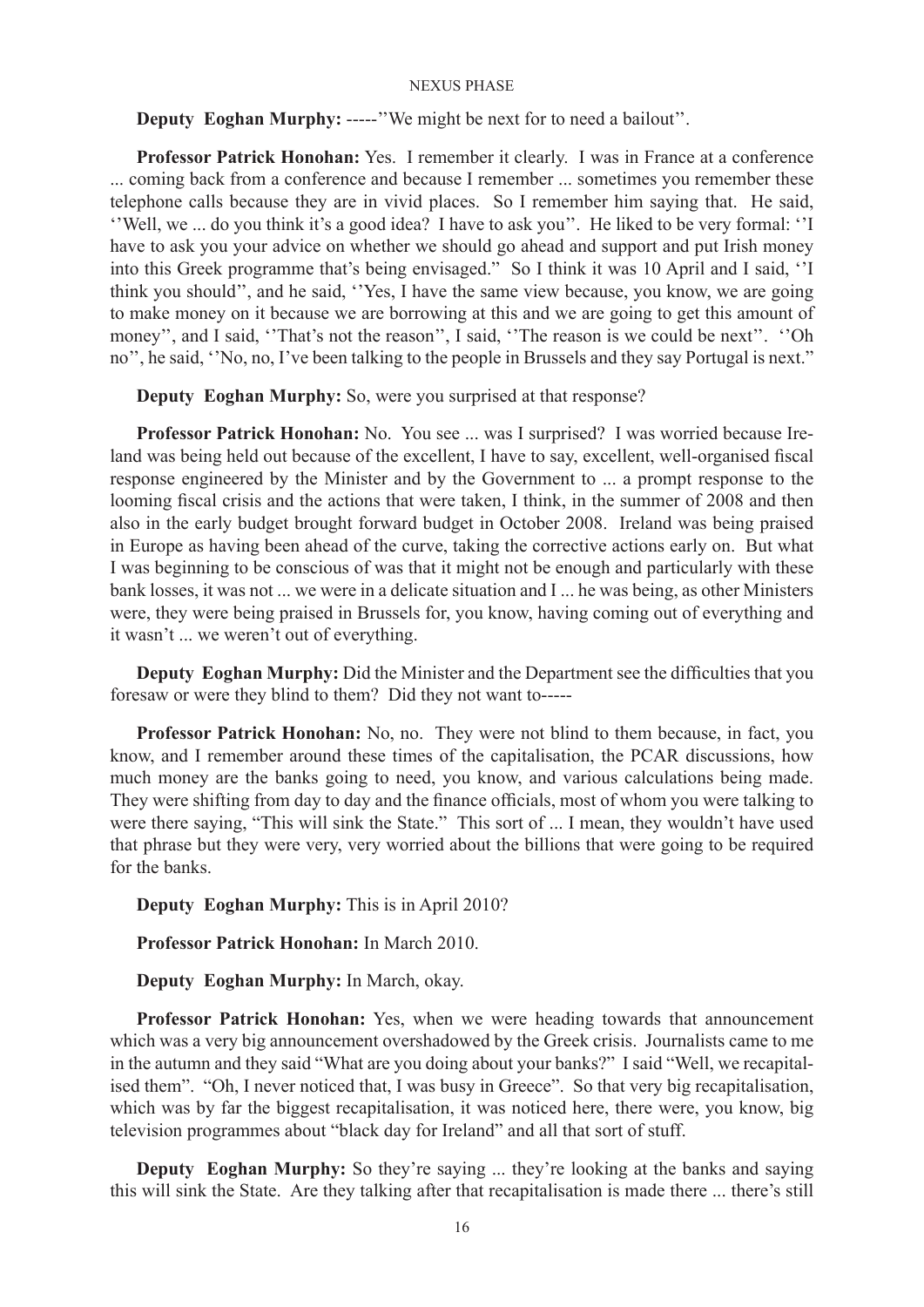**Deputy Eoghan Murphy:** -----''We might be next for to need a bailout''.

**Professor Patrick Honohan:** Yes. I remember it clearly. I was in France at a conference ... coming back from a conference and because I remember ... sometimes you remember these telephone calls because they are in vivid places. So I remember him saying that. He said, ''Well, we ... do you think it's a good idea? I have to ask you''. He liked to be very formal: ''I have to ask you your advice on whether we should go ahead and support and put Irish money into this Greek programme that's being envisaged." So I think it was 10 April and I said, ''I think you should'', and he said, ''Yes, I have the same view because, you know, we are going to make money on it because we are borrowing at this and we are going to get this amount of money'', and I said, ''That's not the reason'', I said, ''The reason is we could be next''. ''Oh no'', he said, ''No, no, I've been talking to the people in Brussels and they say Portugal is next."

**Deputy Eoghan Murphy:** So, were you surprised at that response?

**Professor Patrick Honohan:** No. You see ... was I surprised? I was worried because Ireland was being held out because of the excellent, I have to say, excellent, well-organised fiscal response engineered by the Minister and by the Government to ... a prompt response to the looming fiscal crisis and the actions that were taken, I think, in the summer of 2008 and then also in the early budget brought forward budget in October 2008. Ireland was being praised in Europe as having been ahead of the curve, taking the corrective actions early on. But what I was beginning to be conscious of was that it might not be enough and particularly with these bank losses, it was not ... we were in a delicate situation and I ... he was being, as other Ministers were, they were being praised in Brussels for, you know, having coming out of everything and it wasn't ... we weren't out of everything.

**Deputy Eoghan Murphy:** Did the Minister and the Department see the difficulties that you foresaw or were they blind to them? Did they not want to-----

**Professor Patrick Honohan:** No, no. They were not blind to them because, in fact, you know, and I remember around these times of the capitalisation, the PCAR discussions, how much money are the banks going to need, you know, and various calculations being made. They were shifting from day to day and the finance officials, most of whom you were talking to were there saying, "This will sink the State." This sort of ... I mean, they wouldn't have used that phrase but they were very, very worried about the billions that were going to be required for the banks.

**Deputy Eoghan Murphy:** This is in April 2010?

**Professor Patrick Honohan:** In March 2010.

**Deputy Eoghan Murphy:** In March, okay.

**Professor Patrick Honohan:** Yes, when we were heading towards that announcement which was a very big announcement overshadowed by the Greek crisis. Journalists came to me in the autumn and they said "What are you doing about your banks?" I said "Well, we recapitalised them". "Oh, I never noticed that, I was busy in Greece". So that very big recapitalisation, which was by far the biggest recapitalisation, it was noticed here, there were, you know, big television programmes about "black day for Ireland" and all that sort of stuff.

**Deputy Eoghan Murphy:** So they're saying ... they're looking at the banks and saying this will sink the State. Are they talking after that recapitalisation is made there ... there's still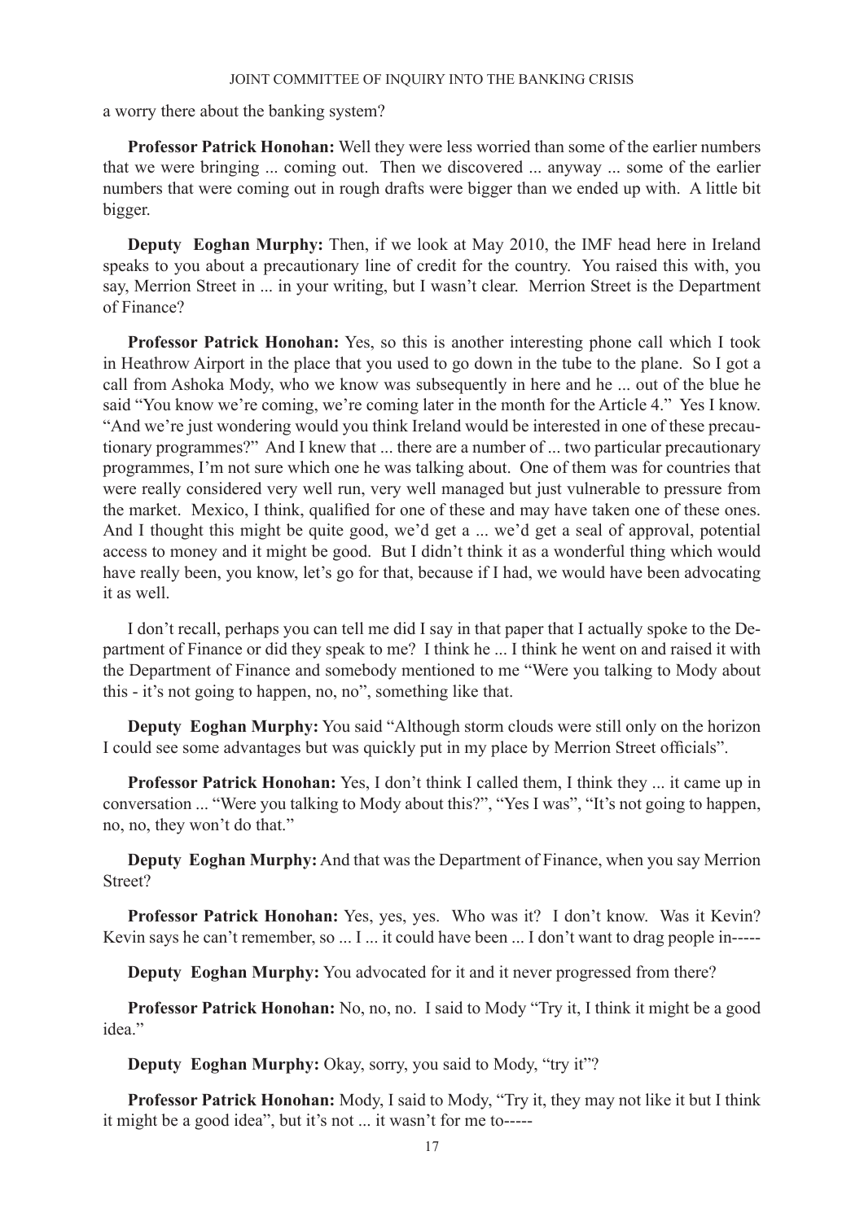a worry there about the banking system?

**Professor Patrick Honohan:** Well they were less worried than some of the earlier numbers that we were bringing ... coming out. Then we discovered ... anyway ... some of the earlier numbers that were coming out in rough drafts were bigger than we ended up with. A little bit bigger.

**Deputy Eoghan Murphy:** Then, if we look at May 2010, the IMF head here in Ireland speaks to you about a precautionary line of credit for the country. You raised this with, you say, Merrion Street in ... in your writing, but I wasn't clear. Merrion Street is the Department of Finance?

**Professor Patrick Honohan:** Yes, so this is another interesting phone call which I took in Heathrow Airport in the place that you used to go down in the tube to the plane. So I got a call from Ashoka Mody, who we know was subsequently in here and he ... out of the blue he said "You know we're coming, we're coming later in the month for the Article 4." Yes I know. "And we're just wondering would you think Ireland would be interested in one of these precautionary programmes?" And I knew that ... there are a number of ... two particular precautionary programmes, I'm not sure which one he was talking about. One of them was for countries that were really considered very well run, very well managed but just vulnerable to pressure from the market. Mexico, I think, qualified for one of these and may have taken one of these ones. And I thought this might be quite good, we'd get a ... we'd get a seal of approval, potential access to money and it might be good. But I didn't think it as a wonderful thing which would have really been, you know, let's go for that, because if I had, we would have been advocating it as well.

I don't recall, perhaps you can tell me did I say in that paper that I actually spoke to the Department of Finance or did they speak to me? I think he ... I think he went on and raised it with the Department of Finance and somebody mentioned to me "Were you talking to Mody about this - it's not going to happen, no, no", something like that.

**Deputy Eoghan Murphy:** You said "Although storm clouds were still only on the horizon I could see some advantages but was quickly put in my place by Merrion Street officials".

**Professor Patrick Honohan:** Yes, I don't think I called them, I think they ... it came up in conversation ... "Were you talking to Mody about this?", "Yes I was", "It's not going to happen, no, no, they won't do that."

**Deputy Eoghan Murphy:** And that was the Department of Finance, when you say Merrion Street?

**Professor Patrick Honohan:** Yes, yes, yes. Who was it? I don't know. Was it Kevin? Kevin says he can't remember, so ... I ... it could have been ... I don't want to drag people in-----

**Deputy Eoghan Murphy:** You advocated for it and it never progressed from there?

**Professor Patrick Honohan:** No, no, no. I said to Mody "Try it, I think it might be a good idea."

**Deputy Eoghan Murphy:** Okay, sorry, you said to Mody, "try it"?

**Professor Patrick Honohan:** Mody, I said to Mody, "Try it, they may not like it but I think it might be a good idea", but it's not ... it wasn't for me to-----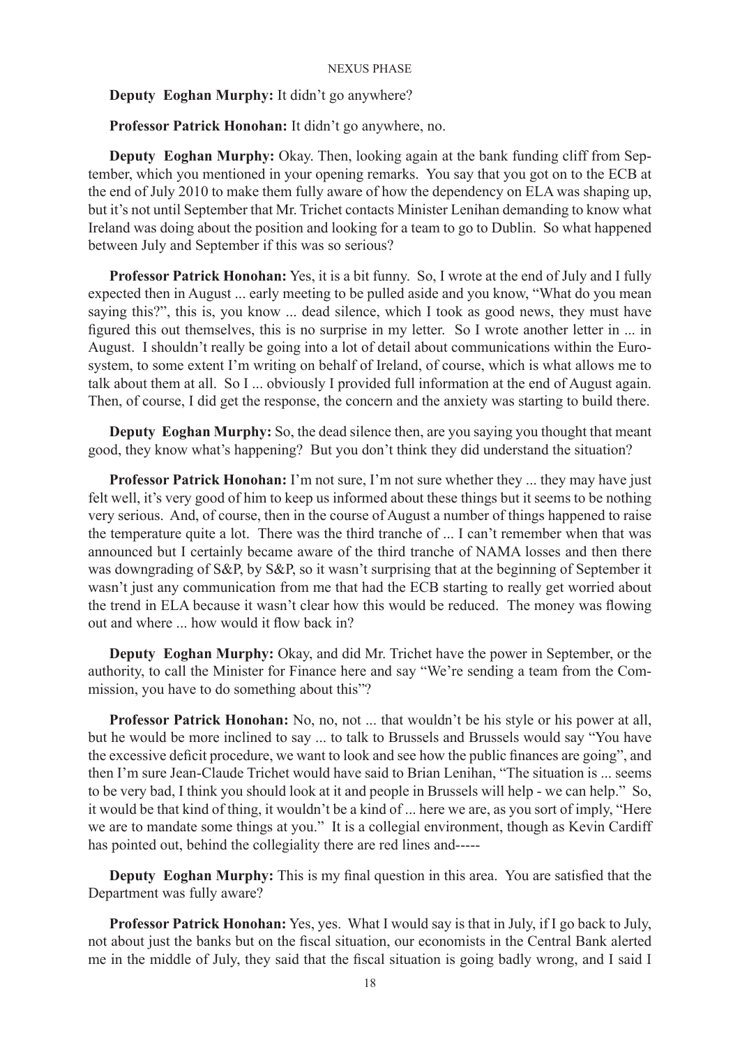**Deputy Eoghan Murphy:** It didn't go anywhere?

**Professor Patrick Honohan:** It didn't go anywhere, no.

**Deputy Eoghan Murphy:** Okay. Then, looking again at the bank funding cliff from September, which you mentioned in your opening remarks. You say that you got on to the ECB at the end of July 2010 to make them fully aware of how the dependency on ELA was shaping up, but it's not until September that Mr. Trichet contacts Minister Lenihan demanding to know what Ireland was doing about the position and looking for a team to go to Dublin. So what happened between July and September if this was so serious?

**Professor Patrick Honohan:** Yes, it is a bit funny. So, I wrote at the end of July and I fully expected then in August ... early meeting to be pulled aside and you know, "What do you mean saying this?", this is, you know ... dead silence, which I took as good news, they must have figured this out themselves, this is no surprise in my letter. So I wrote another letter in ... in August. I shouldn't really be going into a lot of detail about communications within the Eurosystem, to some extent I'm writing on behalf of Ireland, of course, which is what allows me to talk about them at all. So I ... obviously I provided full information at the end of August again. Then, of course, I did get the response, the concern and the anxiety was starting to build there.

**Deputy Eoghan Murphy:** So, the dead silence then, are you saying you thought that meant good, they know what's happening? But you don't think they did understand the situation?

**Professor Patrick Honohan:** I'm not sure, I'm not sure whether they ... they may have just felt well, it's very good of him to keep us informed about these things but it seems to be nothing very serious. And, of course, then in the course of August a number of things happened to raise the temperature quite a lot. There was the third tranche of ... I can't remember when that was announced but I certainly became aware of the third tranche of NAMA losses and then there was downgrading of S&P, by S&P, so it wasn't surprising that at the beginning of September it wasn't just any communication from me that had the ECB starting to really get worried about the trend in ELA because it wasn't clear how this would be reduced. The money was flowing out and where ... how would it flow back in?

**Deputy Eoghan Murphy:** Okay, and did Mr. Trichet have the power in September, or the authority, to call the Minister for Finance here and say "We're sending a team from the Commission, you have to do something about this"?

**Professor Patrick Honohan:** No, no, not ... that wouldn't be his style or his power at all, but he would be more inclined to say ... to talk to Brussels and Brussels would say "You have the excessive deficit procedure, we want to look and see how the public finances are going", and then I'm sure Jean-Claude Trichet would have said to Brian Lenihan, "The situation is ... seems to be very bad, I think you should look at it and people in Brussels will help - we can help." So, it would be that kind of thing, it wouldn't be a kind of ... here we are, as you sort of imply, "Here we are to mandate some things at you." It is a collegial environment, though as Kevin Cardiff has pointed out, behind the collegiality there are red lines and-----

**Deputy Eoghan Murphy:** This is my final question in this area. You are satisfied that the Department was fully aware?

**Professor Patrick Honohan:** Yes, yes. What I would say is that in July, if I go back to July, not about just the banks but on the fiscal situation, our economists in the Central Bank alerted me in the middle of July, they said that the fiscal situation is going badly wrong, and I said I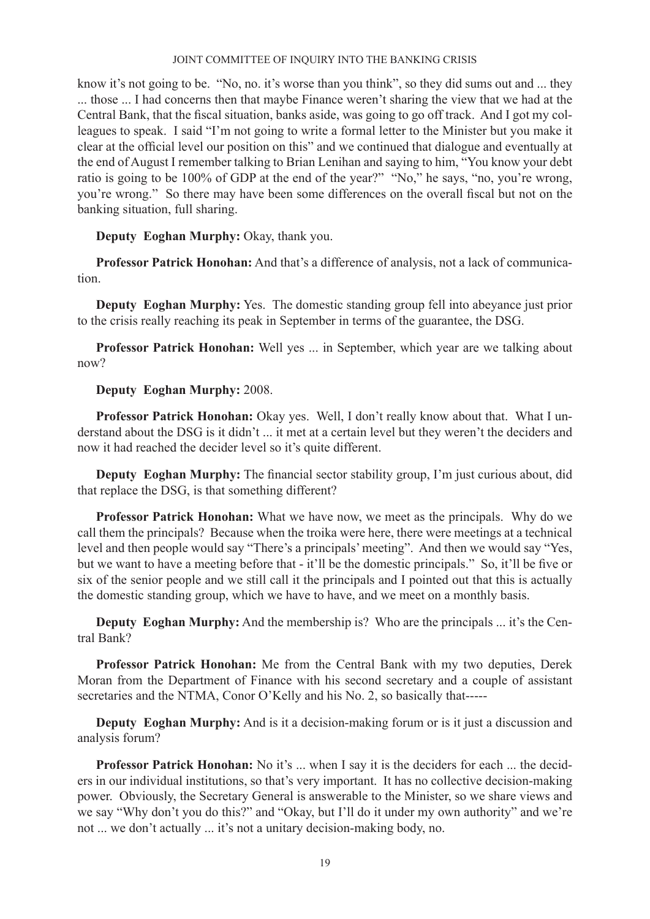know it's not going to be. "No, no. it's worse than you think", so they did sums out and ... they ... those ... I had concerns then that maybe Finance weren't sharing the view that we had at the Central Bank, that the fiscal situation, banks aside, was going to go off track. And I got my colleagues to speak. I said "I'm not going to write a formal letter to the Minister but you make it clear at the official level our position on this" and we continued that dialogue and eventually at the end of August I remember talking to Brian Lenihan and saying to him, "You know your debt ratio is going to be 100% of GDP at the end of the year?" "No," he says, "no, you're wrong, you're wrong." So there may have been some differences on the overall fiscal but not on the banking situation, full sharing.

**Deputy Eoghan Murphy:** Okay, thank you.

**Professor Patrick Honohan:** And that's a difference of analysis, not a lack of communication.

**Deputy Eoghan Murphy:** Yes. The domestic standing group fell into abeyance just prior to the crisis really reaching its peak in September in terms of the guarantee, the DSG.

**Professor Patrick Honohan:** Well yes ... in September, which year are we talking about now?

**Deputy Eoghan Murphy:** 2008.

**Professor Patrick Honohan:** Okay yes. Well, I don't really know about that. What I understand about the DSG is it didn't ... it met at a certain level but they weren't the deciders and now it had reached the decider level so it's quite different.

**Deputy Eoghan Murphy:** The financial sector stability group, I'm just curious about, did that replace the DSG, is that something different?

**Professor Patrick Honohan:** What we have now, we meet as the principals. Why do we call them the principals? Because when the troika were here, there were meetings at a technical level and then people would say "There's a principals' meeting". And then we would say "Yes, but we want to have a meeting before that - it'll be the domestic principals." So, it'll be five or six of the senior people and we still call it the principals and I pointed out that this is actually the domestic standing group, which we have to have, and we meet on a monthly basis.

**Deputy Eoghan Murphy:** And the membership is? Who are the principals ... it's the Central Bank?

**Professor Patrick Honohan:** Me from the Central Bank with my two deputies, Derek Moran from the Department of Finance with his second secretary and a couple of assistant secretaries and the NTMA, Conor O'Kelly and his No. 2, so basically that-----

**Deputy Eoghan Murphy:** And is it a decision-making forum or is it just a discussion and analysis forum?

**Professor Patrick Honohan:** No it's ... when I say it is the deciders for each ... the deciders in our individual institutions, so that's very important. It has no collective decision-making power. Obviously, the Secretary General is answerable to the Minister, so we share views and we say "Why don't you do this?" and "Okay, but I'll do it under my own authority" and we're not ... we don't actually ... it's not a unitary decision-making body, no.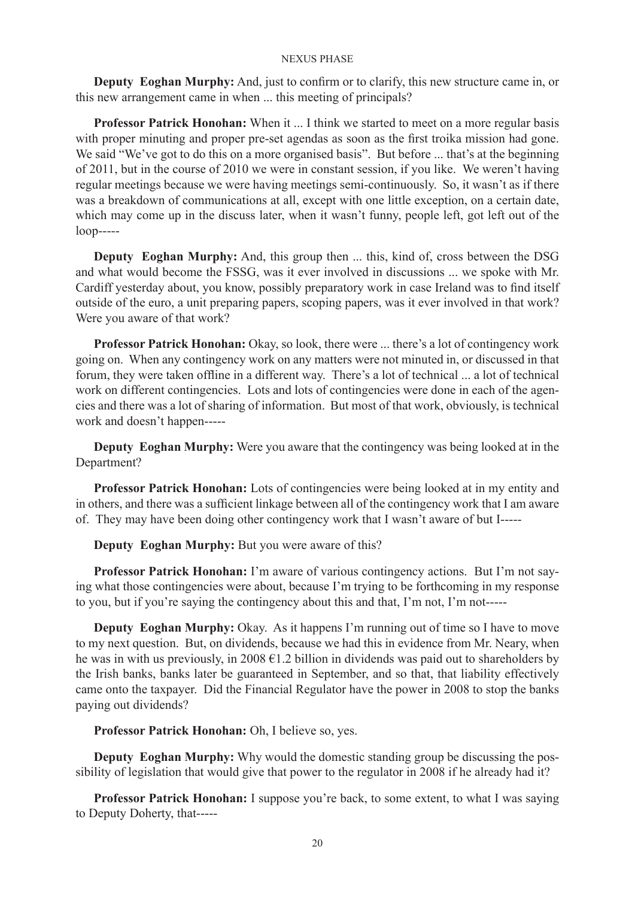**Deputy Eoghan Murphy:** And, just to confirm or to clarify, this new structure came in, or this new arrangement came in when ... this meeting of principals?

**Professor Patrick Honohan:** When it ... I think we started to meet on a more regular basis with proper minuting and proper pre-set agendas as soon as the first troika mission had gone. We said "We've got to do this on a more organised basis". But before ... that's at the beginning of 2011, but in the course of 2010 we were in constant session, if you like. We weren't having regular meetings because we were having meetings semi-continuously. So, it wasn't as if there was a breakdown of communications at all, except with one little exception, on a certain date, which may come up in the discuss later, when it wasn't funny, people left, got left out of the loop-----

**Deputy Eoghan Murphy:** And, this group then ... this, kind of, cross between the DSG and what would become the FSSG, was it ever involved in discussions ... we spoke with Mr. Cardiff yesterday about, you know, possibly preparatory work in case Ireland was to find itself outside of the euro, a unit preparing papers, scoping papers, was it ever involved in that work? Were you aware of that work?

**Professor Patrick Honohan:** Okay, so look, there were ... there's a lot of contingency work going on. When any contingency work on any matters were not minuted in, or discussed in that forum, they were taken offline in a different way. There's a lot of technical ... a lot of technical work on different contingencies. Lots and lots of contingencies were done in each of the agencies and there was a lot of sharing of information. But most of that work, obviously, is technical work and doesn't happen-----

**Deputy Eoghan Murphy:** Were you aware that the contingency was being looked at in the Department?

**Professor Patrick Honohan:** Lots of contingencies were being looked at in my entity and in others, and there was a sufficient linkage between all of the contingency work that I am aware of. They may have been doing other contingency work that I wasn't aware of but I-----

**Deputy Eoghan Murphy:** But you were aware of this?

**Professor Patrick Honohan:** I'm aware of various contingency actions. But I'm not saying what those contingencies were about, because I'm trying to be forthcoming in my response to you, but if you're saying the contingency about this and that, I'm not, I'm not-----

**Deputy Eoghan Murphy:** Okay. As it happens I'm running out of time so I have to move to my next question. But, on dividends, because we had this in evidence from Mr. Neary, when he was in with us previously, in 2008 €1.2 billion in dividends was paid out to shareholders by the Irish banks, banks later be guaranteed in September, and so that, that liability effectively came onto the taxpayer. Did the Financial Regulator have the power in 2008 to stop the banks paying out dividends?

**Professor Patrick Honohan:** Oh, I believe so, yes.

**Deputy Eoghan Murphy:** Why would the domestic standing group be discussing the possibility of legislation that would give that power to the regulator in 2008 if he already had it?

**Professor Patrick Honohan:** I suppose you're back, to some extent, to what I was saying to Deputy Doherty, that-----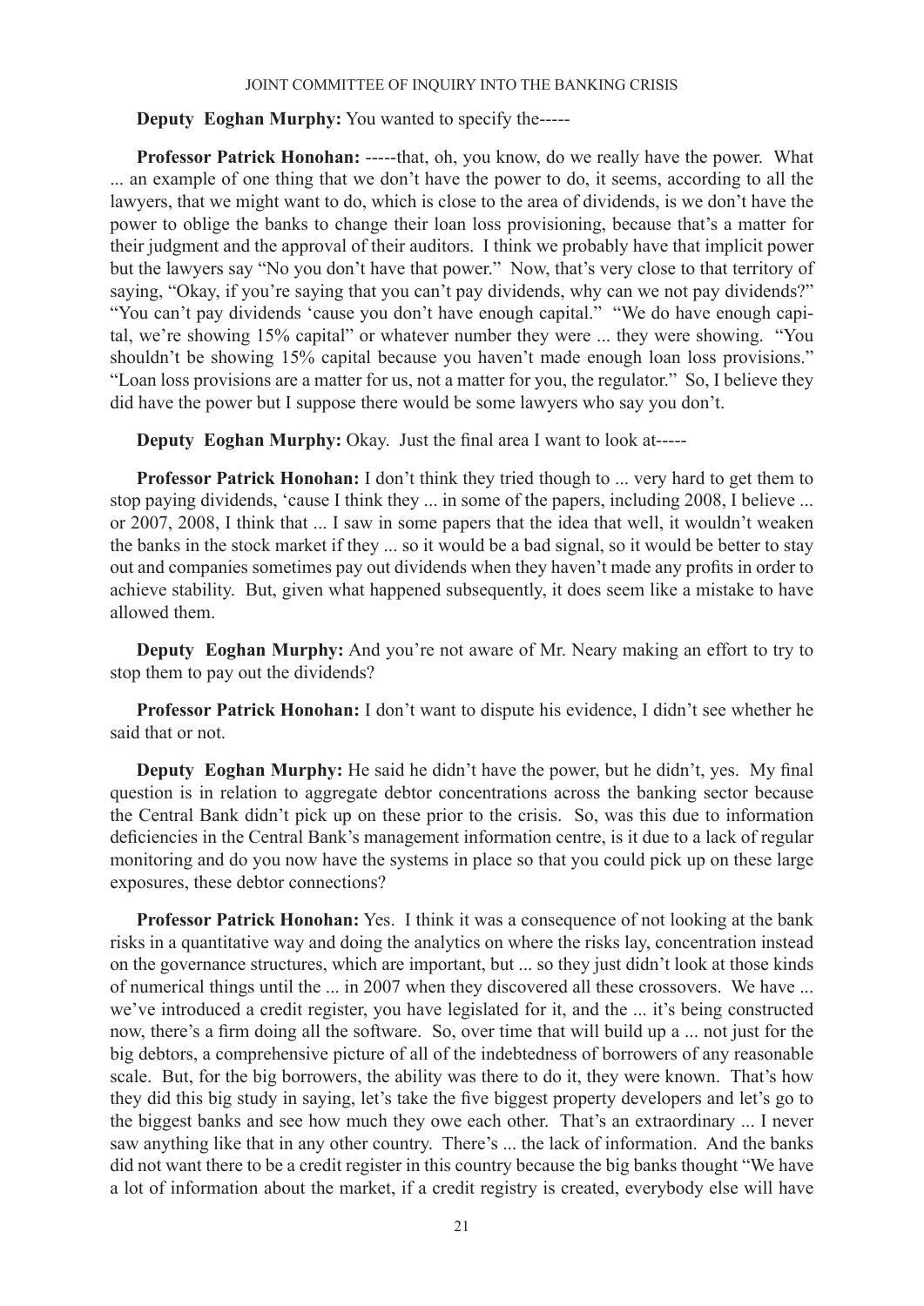**Deputy Eoghan Murphy:** You wanted to specify the-----

**Professor Patrick Honohan:** -----that, oh, you know, do we really have the power. What ... an example of one thing that we don't have the power to do, it seems, according to all the lawyers, that we might want to do, which is close to the area of dividends, is we don't have the power to oblige the banks to change their loan loss provisioning, because that's a matter for their judgment and the approval of their auditors. I think we probably have that implicit power but the lawyers say "No you don't have that power." Now, that's very close to that territory of saying, "Okay, if you're saying that you can't pay dividends, why can we not pay dividends?" "You can't pay dividends 'cause you don't have enough capital." "We do have enough capital, we're showing 15% capital" or whatever number they were ... they were showing. "You shouldn't be showing 15% capital because you haven't made enough loan loss provisions." "Loan loss provisions are a matter for us, not a matter for you, the regulator." So, I believe they did have the power but I suppose there would be some lawyers who say you don't.

**Deputy Eoghan Murphy:** Okay. Just the final area I want to look at-----

**Professor Patrick Honohan:** I don't think they tried though to ... very hard to get them to stop paying dividends, 'cause I think they ... in some of the papers, including 2008, I believe ... or 2007, 2008, I think that ... I saw in some papers that the idea that well, it wouldn't weaken the banks in the stock market if they ... so it would be a bad signal, so it would be better to stay out and companies sometimes pay out dividends when they haven't made any profits in order to achieve stability. But, given what happened subsequently, it does seem like a mistake to have allowed them.

**Deputy Eoghan Murphy:** And you're not aware of Mr. Neary making an effort to try to stop them to pay out the dividends?

**Professor Patrick Honohan:** I don't want to dispute his evidence, I didn't see whether he said that or not.

**Deputy Eoghan Murphy:** He said he didn't have the power, but he didn't, yes. My final question is in relation to aggregate debtor concentrations across the banking sector because the Central Bank didn't pick up on these prior to the crisis. So, was this due to information deficiencies in the Central Bank's management information centre, is it due to a lack of regular monitoring and do you now have the systems in place so that you could pick up on these large exposures, these debtor connections?

**Professor Patrick Honohan:** Yes. I think it was a consequence of not looking at the bank risks in a quantitative way and doing the analytics on where the risks lay, concentration instead on the governance structures, which are important, but ... so they just didn't look at those kinds of numerical things until the ... in 2007 when they discovered all these crossovers. We have ... we've introduced a credit register, you have legislated for it, and the ... it's being constructed now, there's a firm doing all the software. So, over time that will build up a ... not just for the big debtors, a comprehensive picture of all of the indebtedness of borrowers of any reasonable scale. But, for the big borrowers, the ability was there to do it, they were known. That's how they did this big study in saying, let's take the five biggest property developers and let's go to the biggest banks and see how much they owe each other. That's an extraordinary ... I never saw anything like that in any other country. There's ... the lack of information. And the banks did not want there to be a credit register in this country because the big banks thought "We have a lot of information about the market, if a credit registry is created, everybody else will have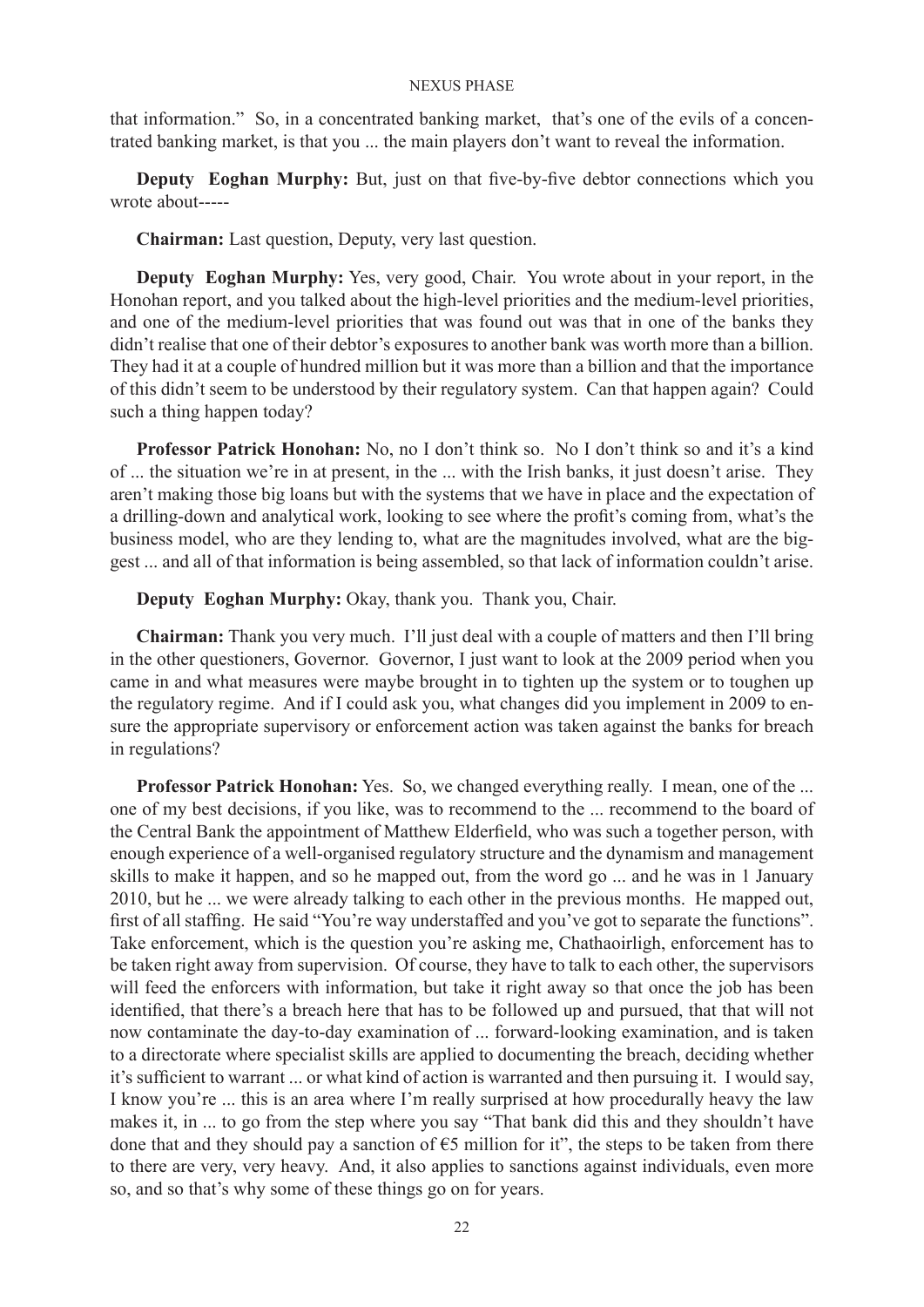that information." So, in a concentrated banking market, that's one of the evils of a concentrated banking market, is that you ... the main players don't want to reveal the information.

**Deputy Eoghan Murphy:** But, just on that five-by-five debtor connections which you wrote about-----

**Chairman:** Last question, Deputy, very last question.

**Deputy Eoghan Murphy:** Yes, very good, Chair. You wrote about in your report, in the Honohan report, and you talked about the high-level priorities and the medium-level priorities, and one of the medium-level priorities that was found out was that in one of the banks they didn't realise that one of their debtor's exposures to another bank was worth more than a billion. They had it at a couple of hundred million but it was more than a billion and that the importance of this didn't seem to be understood by their regulatory system. Can that happen again? Could such a thing happen today?

**Professor Patrick Honohan:** No, no I don't think so. No I don't think so and it's a kind of ... the situation we're in at present, in the ... with the Irish banks, it just doesn't arise. They aren't making those big loans but with the systems that we have in place and the expectation of a drilling-down and analytical work, looking to see where the profit's coming from, what's the business model, who are they lending to, what are the magnitudes involved, what are the biggest ... and all of that information is being assembled, so that lack of information couldn't arise.

**Deputy Eoghan Murphy:** Okay, thank you. Thank you, Chair.

**Chairman:** Thank you very much. I'll just deal with a couple of matters and then I'll bring in the other questioners, Governor. Governor, I just want to look at the 2009 period when you came in and what measures were maybe brought in to tighten up the system or to toughen up the regulatory regime. And if I could ask you, what changes did you implement in 2009 to ensure the appropriate supervisory or enforcement action was taken against the banks for breach in regulations?

**Professor Patrick Honohan:** Yes. So, we changed everything really. I mean, one of the ... one of my best decisions, if you like, was to recommend to the ... recommend to the board of the Central Bank the appointment of Matthew Elderfield, who was such a together person, with enough experience of a well-organised regulatory structure and the dynamism and management skills to make it happen, and so he mapped out, from the word go ... and he was in 1 January 2010, but he ... we were already talking to each other in the previous months. He mapped out, first of all staffing. He said "You're way understaffed and you've got to separate the functions". Take enforcement, which is the question you're asking me, Chathaoirligh, enforcement has to be taken right away from supervision. Of course, they have to talk to each other, the supervisors will feed the enforcers with information, but take it right away so that once the job has been identified, that there's a breach here that has to be followed up and pursued, that that will not now contaminate the day-to-day examination of ... forward-looking examination, and is taken to a directorate where specialist skills are applied to documenting the breach, deciding whether it's sufficient to warrant ... or what kind of action is warranted and then pursuing it. I would say, I know you're ... this is an area where I'm really surprised at how procedurally heavy the law makes it, in ... to go from the step where you say "That bank did this and they shouldn't have done that and they should pay a sanction of €5 million for it", the steps to be taken from there to there are very, very heavy. And, it also applies to sanctions against individuals, even more so, and so that's why some of these things go on for years.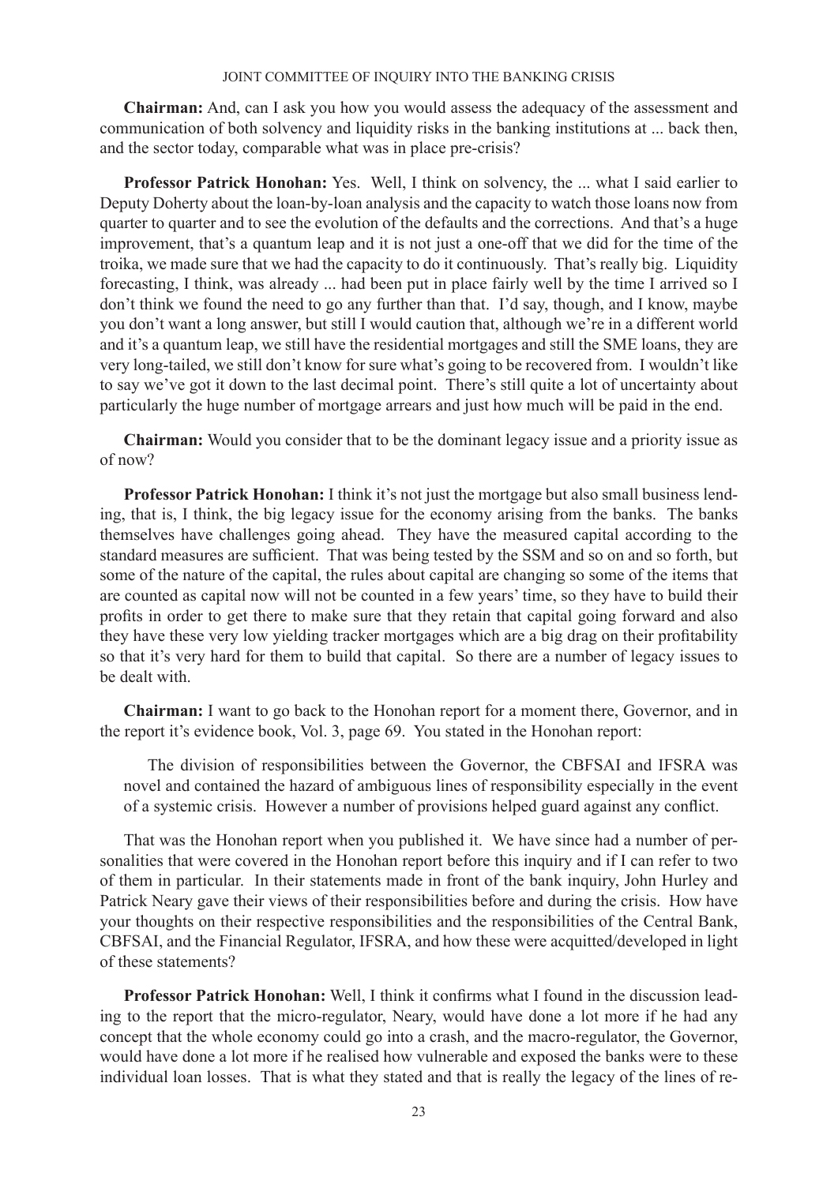**Chairman:** And, can I ask you how you would assess the adequacy of the assessment and communication of both solvency and liquidity risks in the banking institutions at ... back then, and the sector today, comparable what was in place pre-crisis?

**Professor Patrick Honohan:** Yes. Well, I think on solvency, the ... what I said earlier to Deputy Doherty about the loan-by-loan analysis and the capacity to watch those loans now from quarter to quarter and to see the evolution of the defaults and the corrections. And that's a huge improvement, that's a quantum leap and it is not just a one-off that we did for the time of the troika, we made sure that we had the capacity to do it continuously. That's really big. Liquidity forecasting, I think, was already ... had been put in place fairly well by the time I arrived so I don't think we found the need to go any further than that. I'd say, though, and I know, maybe you don't want a long answer, but still I would caution that, although we're in a different world and it's a quantum leap, we still have the residential mortgages and still the SME loans, they are very long-tailed, we still don't know for sure what's going to be recovered from. I wouldn't like to say we've got it down to the last decimal point. There's still quite a lot of uncertainty about particularly the huge number of mortgage arrears and just how much will be paid in the end.

**Chairman:** Would you consider that to be the dominant legacy issue and a priority issue as of now?

**Professor Patrick Honohan:** I think it's not just the mortgage but also small business lending, that is, I think, the big legacy issue for the economy arising from the banks. The banks themselves have challenges going ahead. They have the measured capital according to the standard measures are sufficient. That was being tested by the SSM and so on and so forth, but some of the nature of the capital, the rules about capital are changing so some of the items that are counted as capital now will not be counted in a few years' time, so they have to build their profits in order to get there to make sure that they retain that capital going forward and also they have these very low yielding tracker mortgages which are a big drag on their profitability so that it's very hard for them to build that capital. So there are a number of legacy issues to be dealt with.

**Chairman:** I want to go back to the Honohan report for a moment there, Governor, and in the report it's evidence book, Vol. 3, page 69. You stated in the Honohan report:

> The division of responsibilities between the Governor, the CBFSAI and IFSRA was novel and contained the hazard of ambiguous lines of responsibility especially in the event of a systemic crisis. However a number of provisions helped guard against any conflict.

That was the Honohan report when you published it. We have since had a number of personalities that were covered in the Honohan report before this inquiry and if I can refer to two of them in particular. In their statements made in front of the bank inquiry, John Hurley and Patrick Neary gave their views of their responsibilities before and during the crisis. How have your thoughts on their respective responsibilities and the responsibilities of the Central Bank, CBFSAI, and the Financial Regulator, IFSRA, and how these were acquitted/developed in light of these statements?

**Professor Patrick Honohan:** Well, I think it confirms what I found in the discussion leading to the report that the micro-regulator, Neary, would have done a lot more if he had any concept that the whole economy could go into a crash, and the macro-regulator, the Governor, would have done a lot more if he realised how vulnerable and exposed the banks were to these individual loan losses. That is what they stated and that is really the legacy of the lines of re-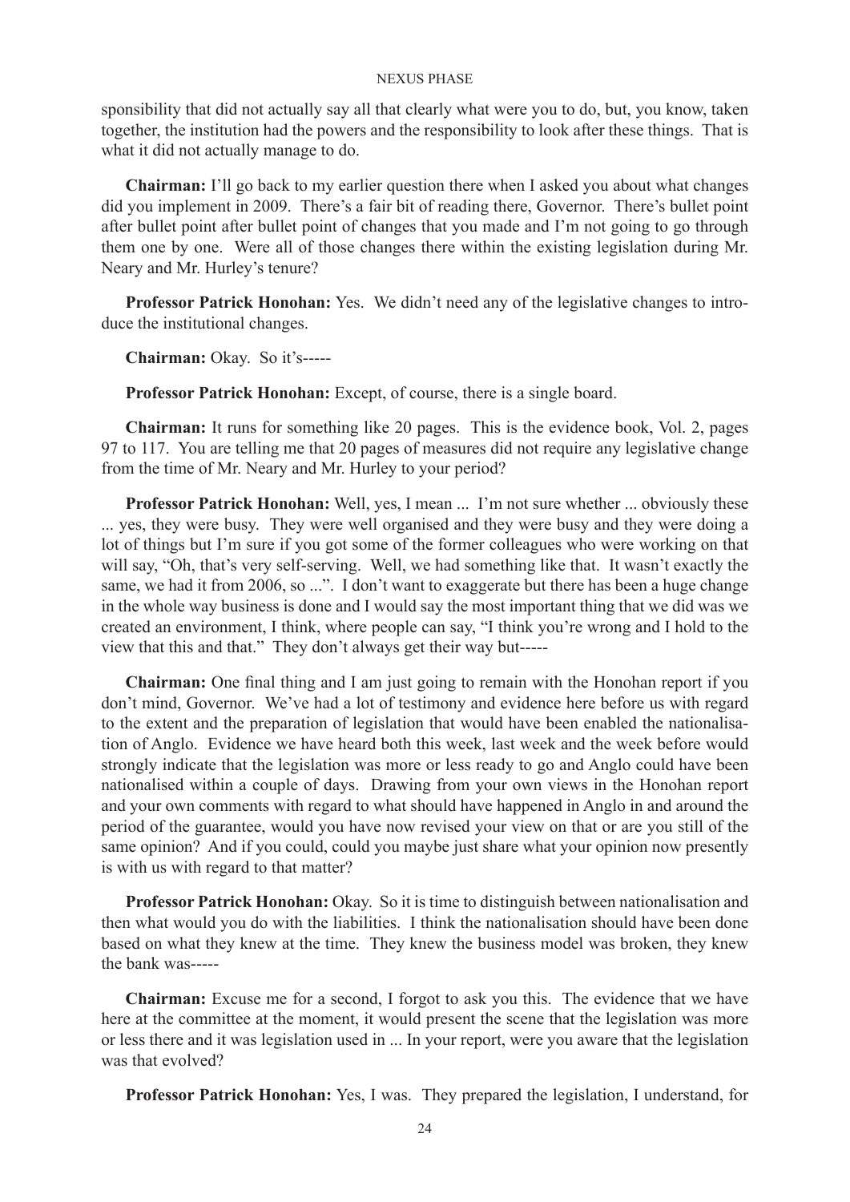sponsibility that did not actually say all that clearly what were you to do, but, you know, taken together, the institution had the powers and the responsibility to look after these things. That is what it did not actually manage to do.

**Chairman:** I'll go back to my earlier question there when I asked you about what changes did you implement in 2009. There's a fair bit of reading there, Governor. There's bullet point after bullet point after bullet point of changes that you made and I'm not going to go through them one by one. Were all of those changes there within the existing legislation during Mr. Neary and Mr. Hurley's tenure?

**Professor Patrick Honohan:** Yes. We didn't need any of the legislative changes to introduce the institutional changes.

**Chairman:** Okay. So it's-----

**Professor Patrick Honohan:** Except, of course, there is a single board.

**Chairman:** It runs for something like 20 pages. This is the evidence book, Vol. 2, pages 97 to 117. You are telling me that 20 pages of measures did not require any legislative change from the time of Mr. Neary and Mr. Hurley to your period?

**Professor Patrick Honohan:** Well, yes, I mean ... I'm not sure whether ... obviously these ... yes, they were busy. They were well organised and they were busy and they were doing a lot of things but I'm sure if you got some of the former colleagues who were working on that will say, "Oh, that's very self-serving. Well, we had something like that. It wasn't exactly the same, we had it from 2006, so ...". I don't want to exaggerate but there has been a huge change in the whole way business is done and I would say the most important thing that we did was we created an environment, I think, where people can say, "I think you're wrong and I hold to the view that this and that." They don't always get their way but-----

**Chairman:** One final thing and I am just going to remain with the Honohan report if you don't mind, Governor. We've had a lot of testimony and evidence here before us with regard to the extent and the preparation of legislation that would have been enabled the nationalisation of Anglo. Evidence we have heard both this week, last week and the week before would strongly indicate that the legislation was more or less ready to go and Anglo could have been nationalised within a couple of days. Drawing from your own views in the Honohan report and your own comments with regard to what should have happened in Anglo in and around the period of the guarantee, would you have now revised your view on that or are you still of the same opinion? And if you could, could you maybe just share what your opinion now presently is with us with regard to that matter?

**Professor Patrick Honohan:** Okay. So it is time to distinguish between nationalisation and then what would you do with the liabilities. I think the nationalisation should have been done based on what they knew at the time. They knew the business model was broken, they knew the bank was-----

**Chairman:** Excuse me for a second, I forgot to ask you this. The evidence that we have here at the committee at the moment, it would present the scene that the legislation was more or less there and it was legislation used in ... In your report, were you aware that the legislation was that evolved?

**Professor Patrick Honohan:** Yes, I was. They prepared the legislation, I understand, for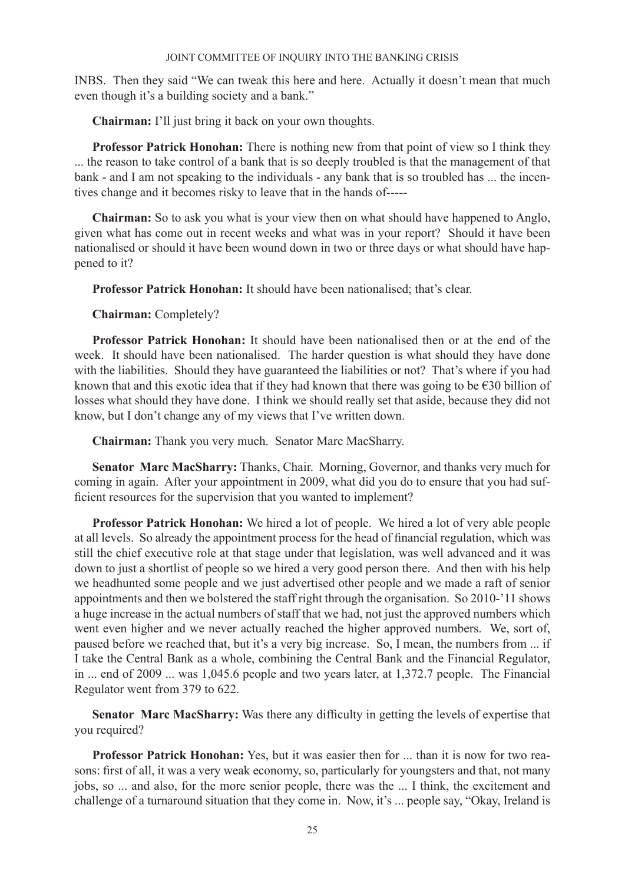INBS. Then they said "We can tweak this here and here. Actually it doesn't mean that much even though it's a building society and a bank."

**Chairman:** I'll just bring it back on your own thoughts.

**Professor Patrick Honohan:** There is nothing new from that point of view so I think they ... the reason to take control of a bank that is so deeply troubled is that the management of that bank - and I am not speaking to the individuals - any bank that is so troubled has ... the incentives change and it becomes risky to leave that in the hands of-----

**Chairman:** So to ask you what is your view then on what should have happened to Anglo, given what has come out in recent weeks and what was in your report? Should it have been nationalised or should it have been wound down in two or three days or what should have happened to it?

**Professor Patrick Honohan:** It should have been nationalised; that's clear.

**Chairman:** Completely?

**Professor Patrick Honohan:** It should have been nationalised then or at the end of the week. It should have been nationalised. The harder question is what should they have done with the liabilities. Should they have guaranteed the liabilities or not? That's where if you had known that and this exotic idea that if they had known that there was going to be €30 billion of losses what should they have done. I think we should really set that aside, because they did not know, but I don't change any of my views that I've written down.

**Chairman:** Thank you very much. Senator Marc MacSharry.

**Senator Marc MacSharry:** Thanks, Chair. Morning, Governor, and thanks very much for coming in again. After your appointment in 2009, what did you do to ensure that you had sufficient resources for the supervision that you wanted to implement?

**Professor Patrick Honohan:** We hired a lot of people. We hired a lot of very able people at all levels. So already the appointment process for the head of financial regulation, which was still the chief executive role at that stage under that legislation, was well advanced and it was down to just a shortlist of people so we hired a very good person there. And then with his help we headhunted some people and we just advertised other people and we made a raft of senior appointments and then we bolstered the staff right through the organisation. So 2010-'11 shows a huge increase in the actual numbers of staff that we had, not just the approved numbers which went even higher and we never actually reached the higher approved numbers. We, sort of, paused before we reached that, but it's a very big increase. So, I mean, the numbers from ... if I take the Central Bank as a whole, combining the Central Bank and the Financial Regulator, in ... end of 2009 ... was 1,045.6 people and two years later, at 1,372.7 people. The Financial Regulator went from 379 to 622.

**Senator Marc MacSharry:** Was there any difficulty in getting the levels of expertise that you required?

**Professor Patrick Honohan:** Yes, but it was easier then for ... than it is now for two reasons: first of all, it was a very weak economy, so, particularly for youngsters and that, not many jobs, so ... and also, for the more senior people, there was the ... I think, the excitement and challenge of a turnaround situation that they come in. Now, it's ... people say, "Okay, Ireland is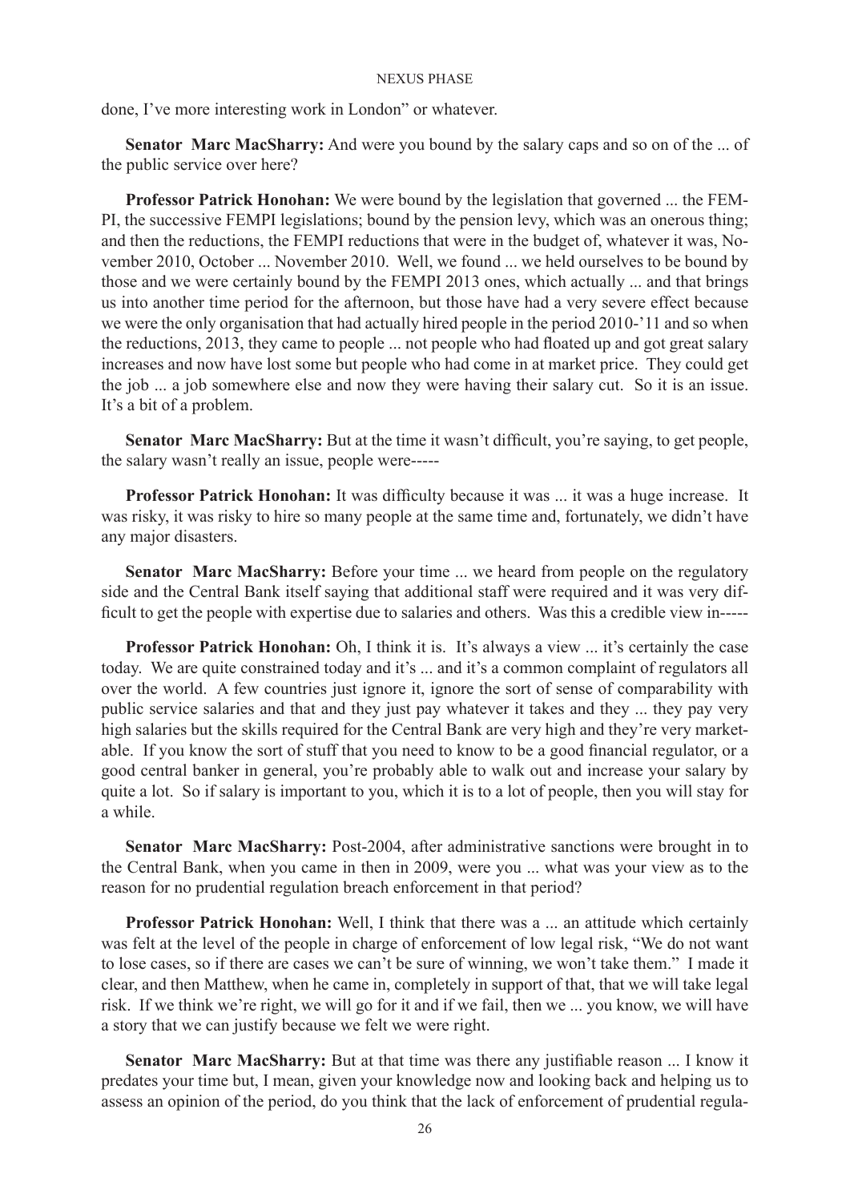done, I've more interesting work in London" or whatever.

**Senator Marc MacSharry:** And were you bound by the salary caps and so on of the ... of the public service over here?

**Professor Patrick Honohan:** We were bound by the legislation that governed ... the FEMPI, the successive FEMPI legislations; bound by the pension levy, which was an onerous thing; and then the reductions, the FEMPI reductions that were in the budget of, whatever it was, November 2010, October ... November 2010. Well, we found ... we held ourselves to be bound by those and we were certainly bound by the FEMPI 2013 ones, which actually ... and that brings us into another time period for the afternoon, but those have had a very severe effect because we were the only organisation that had actually hired people in the period 2010-'11 and so when the reductions, 2013, they came to people ... not people who had floated up and got great salary increases and now have lost some but people who had come in at market price. They could get the job ... a job somewhere else and now they were having their salary cut. So it is an issue. It's a bit of a problem.

**Senator Marc MacSharry:** But at the time it wasn't difficult, you're saying, to get people, the salary wasn't really an issue, people were-----

**Professor Patrick Honohan:** It was difficulty because it was ... it was a huge increase. It was risky, it was risky to hire so many people at the same time and, fortunately, we didn't have any major disasters.

**Senator Marc MacSharry:** Before your time ... we heard from people on the regulatory side and the Central Bank itself saying that additional staff were required and it was very difficult to get the people with expertise due to salaries and others. Was this a credible view in-----

**Professor Patrick Honohan:** Oh, I think it is. It's always a view ... it's certainly the case today. We are quite constrained today and it's ... and it's a common complaint of regulators all over the world. A few countries just ignore it, ignore the sort of sense of comparability with public service salaries and that and they just pay whatever it takes and they ... they pay very high salaries but the skills required for the Central Bank are very high and they're very marketable. If you know the sort of stuff that you need to know to be a good financial regulator, or a good central banker in general, you're probably able to walk out and increase your salary by quite a lot. So if salary is important to you, which it is to a lot of people, then you will stay for a while.

**Senator Marc MacSharry:** Post-2004, after administrative sanctions were brought in to the Central Bank, when you came in then in 2009, were you ... what was your view as to the reason for no prudential regulation breach enforcement in that period?

**Professor Patrick Honohan:** Well, I think that there was a ... an attitude which certainly was felt at the level of the people in charge of enforcement of low legal risk, "We do not want to lose cases, so if there are cases we can't be sure of winning, we won't take them." I made it clear, and then Matthew, when he came in, completely in support of that, that we will take legal risk. If we think we're right, we will go for it and if we fail, then we ... you know, we will have a story that we can justify because we felt we were right.

**Senator Marc MacSharry:** But at that time was there any justifiable reason ... I know it predates your time but, I mean, given your knowledge now and looking back and helping us to assess an opinion of the period, do you think that the lack of enforcement of prudential regula-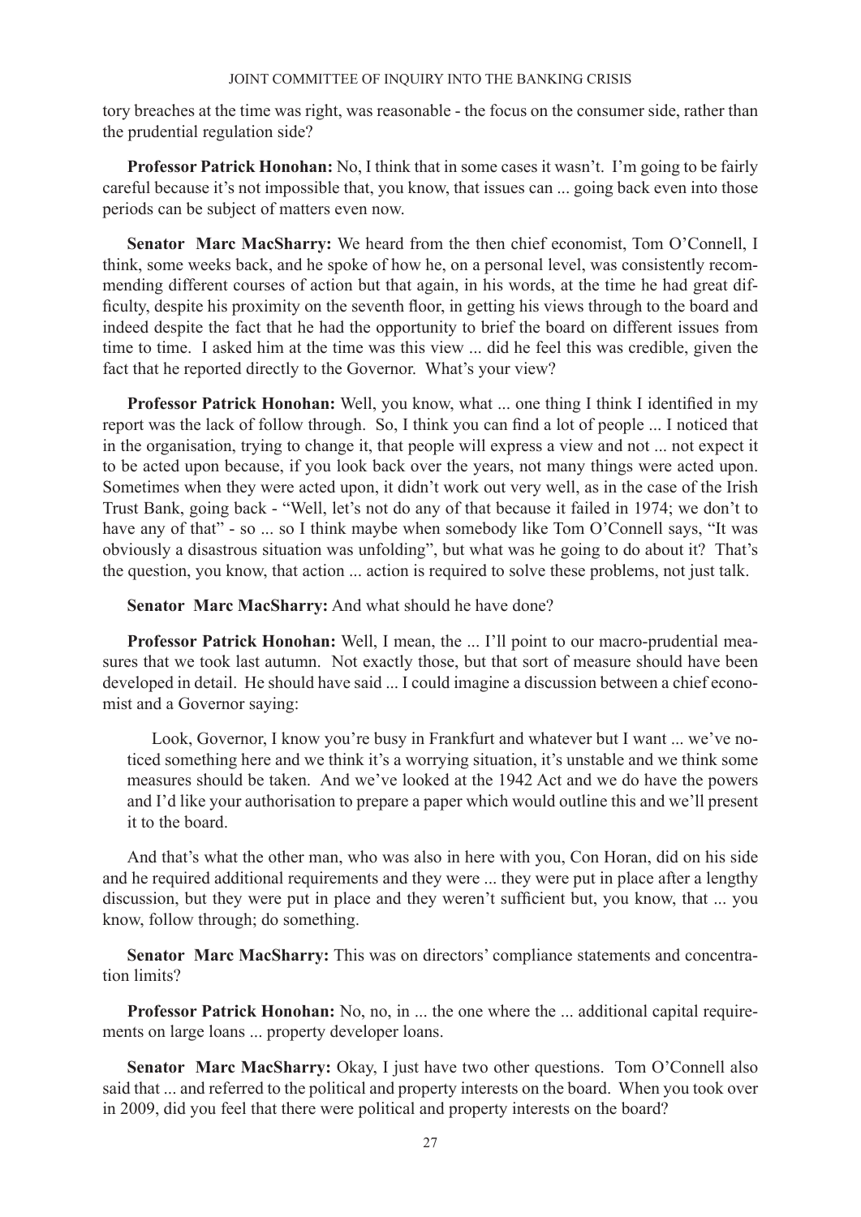tory breaches at the time was right, was reasonable - the focus on the consumer side, rather than the prudential regulation side?

**Professor Patrick Honohan:** No, I think that in some cases it wasn't. I'm going to be fairly careful because it's not impossible that, you know, that issues can ... going back even into those periods can be subject of matters even now.

**Senator Marc MacSharry:** We heard from the then chief economist, Tom O'Connell, I think, some weeks back, and he spoke of how he, on a personal level, was consistently recommending different courses of action but that again, in his words, at the time he had great difficulty, despite his proximity on the seventh floor, in getting his views through to the board and indeed despite the fact that he had the opportunity to brief the board on different issues from time to time. I asked him at the time was this view ... did he feel this was credible, given the fact that he reported directly to the Governor. What's your view?

**Professor Patrick Honohan:** Well, you know, what ... one thing I think I identified in my report was the lack of follow through. So, I think you can find a lot of people ... I noticed that in the organisation, trying to change it, that people will express a view and not ... not expect it to be acted upon because, if you look back over the years, not many things were acted upon. Sometimes when they were acted upon, it didn't work out very well, as in the case of the Irish Trust Bank, going back - "Well, let's not do any of that because it failed in 1974; we don't to have any of that" - so ... so I think maybe when somebody like Tom O'Connell says, "It was obviously a disastrous situation was unfolding", but what was he going to do about it? That's the question, you know, that action ... action is required to solve these problems, not just talk.

**Senator Marc MacSharry:** And what should he have done?

**Professor Patrick Honohan:** Well, I mean, the ... I'll point to our macro-prudential measures that we took last autumn. Not exactly those, but that sort of measure should have been developed in detail. He should have said ... I could imagine a discussion between a chief economist and a Governor saying:

> Look, Governor, I know you're busy in Frankfurt and whatever but I want ... we've noticed something here and we think it's a worrying situation, it's unstable and we think some measures should be taken. And we've looked at the 1942 Act and we do have the powers and I'd like your authorisation to prepare a paper which would outline this and we'll present it to the board.

And that's what the other man, who was also in here with you, Con Horan, did on his side and he required additional requirements and they were ... they were put in place after a lengthy discussion, but they were put in place and they weren't sufficient but, you know, that ... you know, follow through; do something.

**Senator Marc MacSharry:** This was on directors' compliance statements and concentration limits?

**Professor Patrick Honohan:** No, no, in ... the one where the ... additional capital requirements on large loans ... property developer loans.

**Senator Marc MacSharry:** Okay, I just have two other questions. Tom O'Connell also said that ... and referred to the political and property interests on the board. When you took over in 2009, did you feel that there were political and property interests on the board?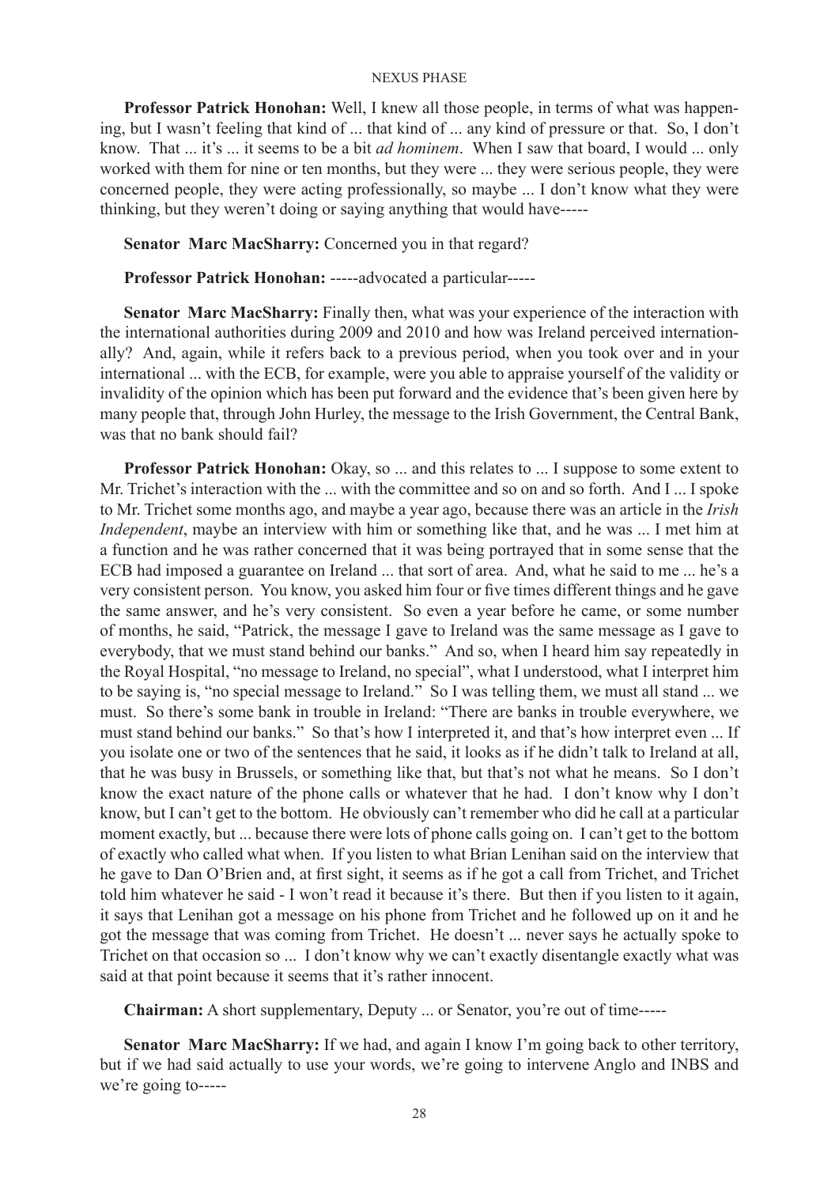**Professor Patrick Honohan:** Well, I knew all those people, in terms of what was happening, but I wasn't feeling that kind of ... that kind of ... any kind of pressure or that. So, I don't know. That ... it's ... it seems to be a bit *ad hominem*. When I saw that board, I would ... only worked with them for nine or ten months, but they were ... they were serious people, they were concerned people, they were acting professionally, so maybe ... I don't know what they were thinking, but they weren't doing or saying anything that would have-----

**Senator Marc MacSharry:** Concerned you in that regard?

**Professor Patrick Honohan:** -----advocated a particular-----

**Senator Marc MacSharry:** Finally then, what was your experience of the interaction with the international authorities during 2009 and 2010 and how was Ireland perceived internationally? And, again, while it refers back to a previous period, when you took over and in your international ... with the ECB, for example, were you able to appraise yourself of the validity or invalidity of the opinion which has been put forward and the evidence that's been given here by many people that, through John Hurley, the message to the Irish Government, the Central Bank, was that no bank should fail?

**Professor Patrick Honohan:** Okay, so ... and this relates to ... I suppose to some extent to Mr. Trichet's interaction with the ... with the committee and so on and so forth. And I ... I spoke to Mr. Trichet some months ago, and maybe a year ago, because there was an article in the *Irish Independent*, maybe an interview with him or something like that, and he was ... I met him at a function and he was rather concerned that it was being portrayed that in some sense that the ECB had imposed a guarantee on Ireland ... that sort of area. And, what he said to me ... he's a very consistent person. You know, you asked him four or five times different things and he gave the same answer, and he's very consistent. So even a year before he came, or some number of months, he said, "Patrick, the message I gave to Ireland was the same message as I gave to everybody, that we must stand behind our banks." And so, when I heard him say repeatedly in the Royal Hospital, "no message to Ireland, no special", what I understood, what I interpret him to be saying is, "no special message to Ireland." So I was telling them, we must all stand ... we must. So there's some bank in trouble in Ireland: "There are banks in trouble everywhere, we must stand behind our banks." So that's how I interpreted it, and that's how interpret even ... If you isolate one or two of the sentences that he said, it looks as if he didn't talk to Ireland at all, that he was busy in Brussels, or something like that, but that's not what he means. So I don't know the exact nature of the phone calls or whatever that he had. I don't know why I don't know, but I can't get to the bottom. He obviously can't remember who did he call at a particular moment exactly, but ... because there were lots of phone calls going on. I can't get to the bottom of exactly who called what when. If you listen to what Brian Lenihan said on the interview that he gave to Dan O'Brien and, at first sight, it seems as if he got a call from Trichet, and Trichet told him whatever he said - I won't read it because it's there. But then if you listen to it again, it says that Lenihan got a message on his phone from Trichet and he followed up on it and he got the message that was coming from Trichet. He doesn't ... never says he actually spoke to Trichet on that occasion so ... I don't know why we can't exactly disentangle exactly what was said at that point because it seems that it's rather innocent.

**Chairman:** A short supplementary, Deputy ... or Senator, you're out of time-----

**Senator Marc MacSharry:** If we had, and again I know I'm going back to other territory, but if we had said actually to use your words, we're going to intervene Anglo and INBS and we're going to-----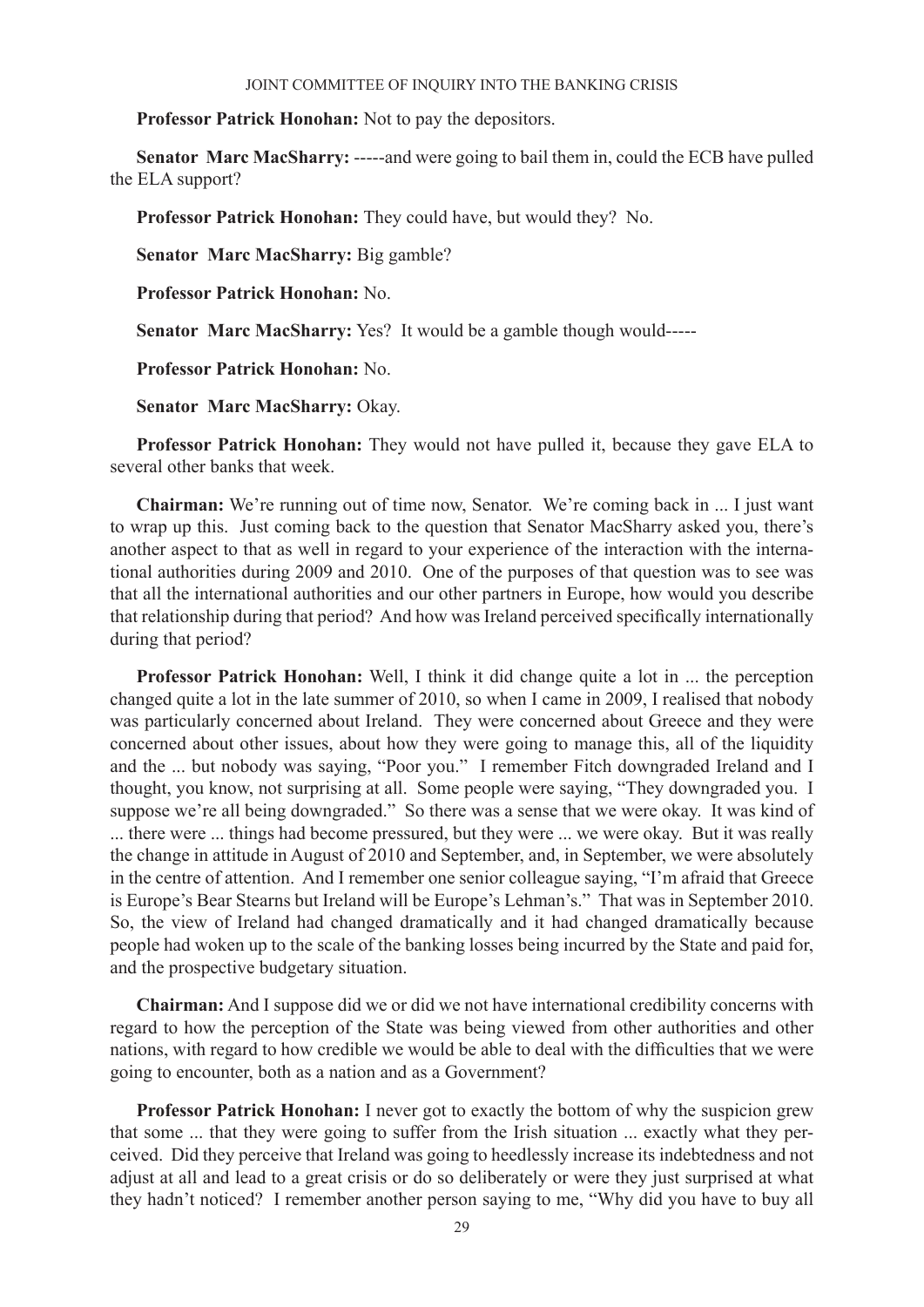**Professor Patrick Honohan:** Not to pay the depositors.

**Senator Marc MacSharry:** -----and were going to bail them in, could the ECB have pulled the ELA support?

**Professor Patrick Honohan:** They could have, but would they? No.

**Senator Marc MacSharry:** Big gamble?

**Professor Patrick Honohan:** No.

**Senator Marc MacSharry:** Yes? It would be a gamble though would-----

**Professor Patrick Honohan:** No.

**Senator Marc MacSharry:** Okay.

**Professor Patrick Honohan:** They would not have pulled it, because they gave ELA to several other banks that week.

**Chairman:** We're running out of time now, Senator. We're coming back in ... I just want to wrap up this. Just coming back to the question that Senator MacSharry asked you, there's another aspect to that as well in regard to your experience of the interaction with the international authorities during 2009 and 2010. One of the purposes of that question was to see was that all the international authorities and our other partners in Europe, how would you describe that relationship during that period? And how was Ireland perceived specifically internationally during that period?

**Professor Patrick Honohan:** Well, I think it did change quite a lot in ... the perception changed quite a lot in the late summer of 2010, so when I came in 2009, I realised that nobody was particularly concerned about Ireland. They were concerned about Greece and they were concerned about other issues, about how they were going to manage this, all of the liquidity and the ... but nobody was saying, "Poor you." I remember Fitch downgraded Ireland and I thought, you know, not surprising at all. Some people were saying, "They downgraded you. I suppose we're all being downgraded." So there was a sense that we were okay. It was kind of ... there were ... things had become pressured, but they were ... we were okay. But it was really the change in attitude in August of 2010 and September, and, in September, we were absolutely in the centre of attention. And I remember one senior colleague saying, "I'm afraid that Greece is Europe's Bear Stearns but Ireland will be Europe's Lehman's." That was in September 2010. So, the view of Ireland had changed dramatically and it had changed dramatically because people had woken up to the scale of the banking losses being incurred by the State and paid for, and the prospective budgetary situation.

**Chairman:** And I suppose did we or did we not have international credibility concerns with regard to how the perception of the State was being viewed from other authorities and other nations, with regard to how credible we would be able to deal with the difficulties that we were going to encounter, both as a nation and as a Government?

**Professor Patrick Honohan:** I never got to exactly the bottom of why the suspicion grew that some ... that they were going to suffer from the Irish situation ... exactly what they perceived. Did they perceive that Ireland was going to heedlessly increase its indebtedness and not adjust at all and lead to a great crisis or do so deliberately or were they just surprised at what they hadn't noticed? I remember another person saying to me, "Why did you have to buy all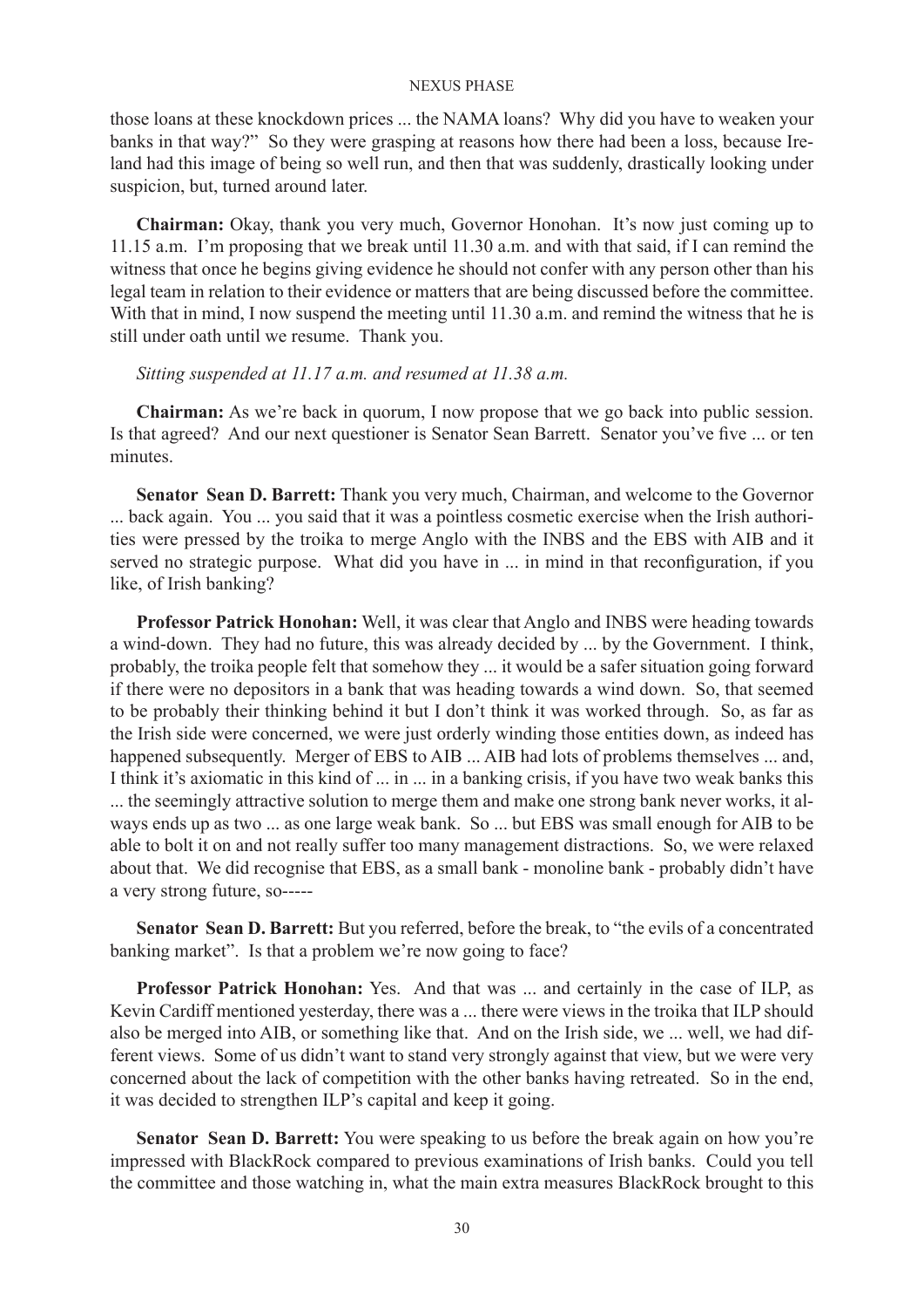those loans at these knockdown prices ... the NAMA loans? Why did you have to weaken your banks in that way?" So they were grasping at reasons how there had been a loss, because Ireland had this image of being so well run, and then that was suddenly, drastically looking under suspicion, but, turned around later.

**Chairman:** Okay, thank you very much, Governor Honohan. It's now just coming up to 11.15 a.m. I'm proposing that we break until 11.30 a.m. and with that said, if I can remind the witness that once he begins giving evidence he should not confer with any person other than his legal team in relation to their evidence or matters that are being discussed before the committee. With that in mind, I now suspend the meeting until 11.30 a.m. and remind the witness that he is still under oath until we resume. Thank you.

*Sitting suspended at 11.17 a.m. and resumed at 11.38 a.m.*

**Chairman:** As we're back in quorum, I now propose that we go back into public session. Is that agreed? And our next questioner is Senator Sean Barrett. Senator you've five ... or ten minutes.

**Senator Sean D. Barrett:** Thank you very much, Chairman, and welcome to the Governor ... back again. You ... you said that it was a pointless cosmetic exercise when the Irish authorities were pressed by the troika to merge Anglo with the INBS and the EBS with AIB and it served no strategic purpose. What did you have in ... in mind in that reconfiguration, if you like, of Irish banking?

**Professor Patrick Honohan:** Well, it was clear that Anglo and INBS were heading towards a wind-down. They had no future, this was already decided by ... by the Government. I think, probably, the troika people felt that somehow they ... it would be a safer situation going forward if there were no depositors in a bank that was heading towards a wind down. So, that seemed to be probably their thinking behind it but I don't think it was worked through. So, as far as the Irish side were concerned, we were just orderly winding those entities down, as indeed has happened subsequently. Merger of EBS to AIB ... AIB had lots of problems themselves ... and, I think it's axiomatic in this kind of ... in ... in a banking crisis, if you have two weak banks this ... the seemingly attractive solution to merge them and make one strong bank never works, it always ends up as two ... as one large weak bank. So ... but EBS was small enough for AIB to be able to bolt it on and not really suffer too many management distractions. So, we were relaxed about that. We did recognise that EBS, as a small bank - monoline bank - probably didn't have a very strong future, so-----

**Senator Sean D. Barrett:** But you referred, before the break, to "the evils of a concentrated banking market". Is that a problem we're now going to face?

**Professor Patrick Honohan:** Yes. And that was ... and certainly in the case of ILP, as Kevin Cardiff mentioned yesterday, there was a ... there were views in the troika that ILP should also be merged into AIB, or something like that. And on the Irish side, we ... well, we had different views. Some of us didn't want to stand very strongly against that view, but we were very concerned about the lack of competition with the other banks having retreated. So in the end, it was decided to strengthen ILP's capital and keep it going.

**Senator Sean D. Barrett:** You were speaking to us before the break again on how you're impressed with BlackRock compared to previous examinations of Irish banks. Could you tell the committee and those watching in, what the main extra measures BlackRock brought to this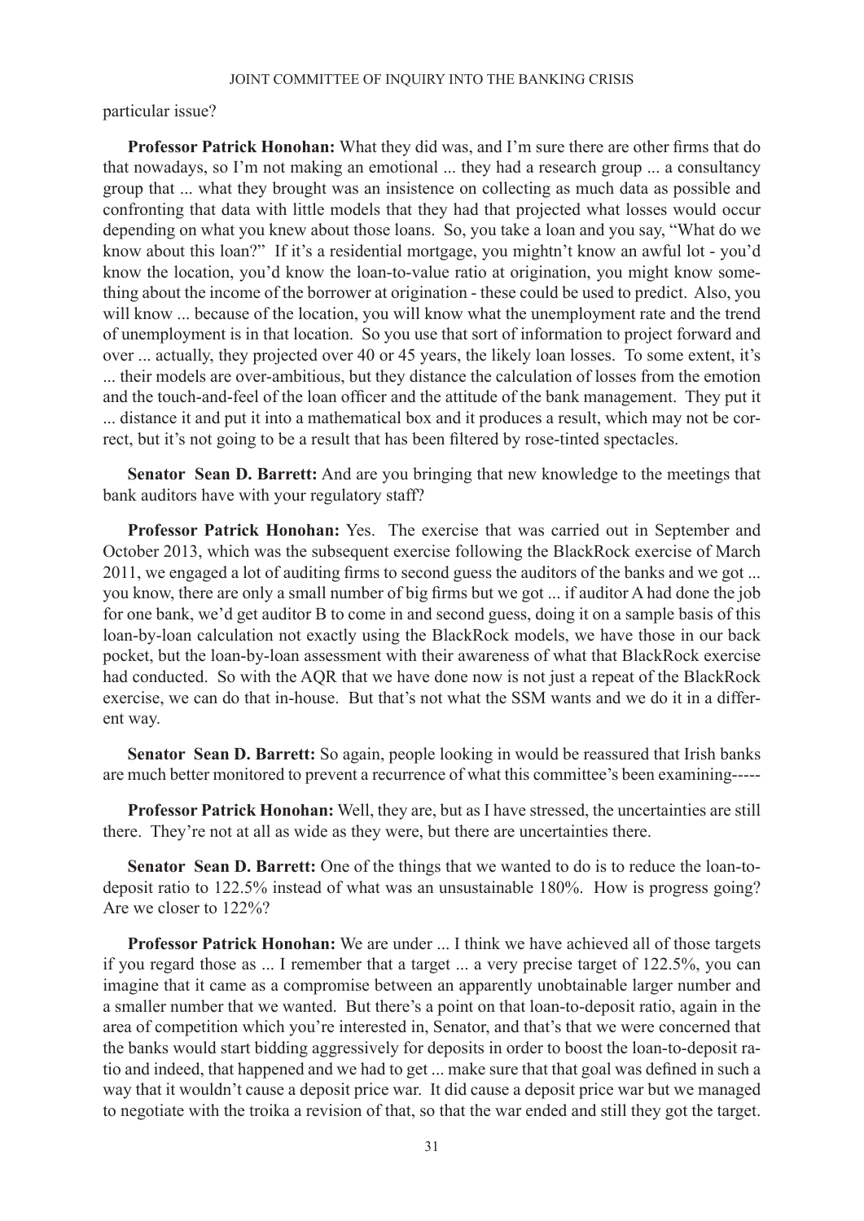particular issue?

**Professor Patrick Honohan:** What they did was, and I'm sure there are other firms that do that nowadays, so I'm not making an emotional ... they had a research group ... a consultancy group that ... what they brought was an insistence on collecting as much data as possible and confronting that data with little models that they had that projected what losses would occur depending on what you knew about those loans. So, you take a loan and you say, "What do we know about this loan?" If it's a residential mortgage, you mightn't know an awful lot - you'd know the location, you'd know the loan-to-value ratio at origination, you might know something about the income of the borrower at origination - these could be used to predict. Also, you will know ... because of the location, you will know what the unemployment rate and the trend of unemployment is in that location. So you use that sort of information to project forward and over ... actually, they projected over 40 or 45 years, the likely loan losses. To some extent, it's ... their models are over-ambitious, but they distance the calculation of losses from the emotion and the touch-and-feel of the loan officer and the attitude of the bank management. They put it ... distance it and put it into a mathematical box and it produces a result, which may not be correct, but it's not going to be a result that has been filtered by rose-tinted spectacles.

**Senator Sean D. Barrett:** And are you bringing that new knowledge to the meetings that bank auditors have with your regulatory staff?

**Professor Patrick Honohan:** Yes. The exercise that was carried out in September and October 2013, which was the subsequent exercise following the BlackRock exercise of March 2011, we engaged a lot of auditing firms to second guess the auditors of the banks and we got ... you know, there are only a small number of big firms but we got ... if auditor A had done the job for one bank, we'd get auditor B to come in and second guess, doing it on a sample basis of this loan-by-loan calculation not exactly using the BlackRock models, we have those in our back pocket, but the loan-by-loan assessment with their awareness of what that BlackRock exercise had conducted. So with the AQR that we have done now is not just a repeat of the BlackRock exercise, we can do that in-house. But that's not what the SSM wants and we do it in a different way.

**Senator Sean D. Barrett:** So again, people looking in would be reassured that Irish banks are much better monitored to prevent a recurrence of what this committee's been examining-----

**Professor Patrick Honohan:** Well, they are, but as I have stressed, the uncertainties are still there. They're not at all as wide as they were, but there are uncertainties there.

**Senator Sean D. Barrett:** One of the things that we wanted to do is to reduce the loan-to-deposit ratio to 122.5% instead of what was an unsustainable 180%. How is progress going? Are we closer to 122%?

**Professor Patrick Honohan:** We are under ... I think we have achieved all of those targets if you regard those as ... I remember that a target ... a very precise target of 122.5%, you can imagine that it came as a compromise between an apparently unobtainable larger number and a smaller number that we wanted. But there's a point on that loan-to-deposit ratio, again in the area of competition which you're interested in, Senator, and that's that we were concerned that the banks would start bidding aggressively for deposits in order to boost the loan-to-deposit ratio and indeed, that happened and we had to get ... make sure that that goal was defined in such a way that it wouldn't cause a deposit price war. It did cause a deposit price war but we managed to negotiate with the troika a revision of that, so that the war ended and still they got the target.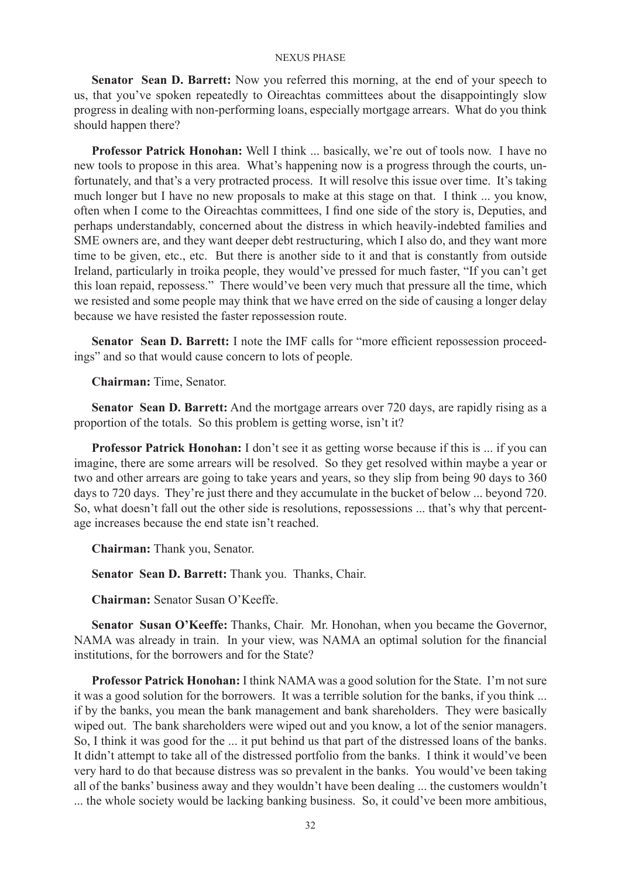**Senator Sean D. Barrett:** Now you referred this morning, at the end of your speech to us, that you've spoken repeatedly to Oireachtas committees about the disappointingly slow progress in dealing with non-performing loans, especially mortgage arrears. What do you think should happen there?

**Professor Patrick Honohan:** Well I think ... basically, we're out of tools now. I have no new tools to propose in this area. What's happening now is a progress through the courts, unfortunately, and that's a very protracted process. It will resolve this issue over time. It's taking much longer but I have no new proposals to make at this stage on that. I think ... you know, often when I come to the Oireachtas committees, I find one side of the story is, Deputies, and perhaps understandably, concerned about the distress in which heavily-indebted families and SME owners are, and they want deeper debt restructuring, which I also do, and they want more time to be given, etc., etc. But there is another side to it and that is constantly from outside Ireland, particularly in troika people, they would've pressed for much faster, "If you can't get this loan repaid, repossess." There would've been very much that pressure all the time, which we resisted and some people may think that we have erred on the side of causing a longer delay because we have resisted the faster repossession route.

**Senator Sean D. Barrett:** I note the IMF calls for "more efficient repossession proceedings" and so that would cause concern to lots of people.

**Chairman:** Time, Senator.

**Senator Sean D. Barrett:** And the mortgage arrears over 720 days, are rapidly rising as a proportion of the totals. So this problem is getting worse, isn't it?

**Professor Patrick Honohan:** I don't see it as getting worse because if this is ... if you can imagine, there are some arrears will be resolved. So they get resolved within maybe a year or two and other arrears are going to take years and years, so they slip from being 90 days to 360 days to 720 days. They're just there and they accumulate in the bucket of below ... beyond 720. So, what doesn't fall out the other side is resolutions, repossessions ... that's why that percentage increases because the end state isn't reached.

**Chairman:** Thank you, Senator.

**Senator Sean D. Barrett:** Thank you. Thanks, Chair.

**Chairman:** Senator Susan O'Keeffe.

**Senator Susan O'Keeffe:** Thanks, Chair. Mr. Honohan, when you became the Governor, NAMA was already in train. In your view, was NAMA an optimal solution for the financial institutions, for the borrowers and for the State?

**Professor Patrick Honohan:** I think NAMA was a good solution for the State. I'm not sure it was a good solution for the borrowers. It was a terrible solution for the banks, if you think ... if by the banks, you mean the bank management and bank shareholders. They were basically wiped out. The bank shareholders were wiped out and you know, a lot of the senior managers. So, I think it was good for the ... it put behind us that part of the distressed loans of the banks. It didn't attempt to take all of the distressed portfolio from the banks. I think it would've been very hard to do that because distress was so prevalent in the banks. You would've been taking all of the banks' business away and they wouldn't have been dealing ... the customers wouldn't ... the whole society would be lacking banking business. So, it could've been more ambitious,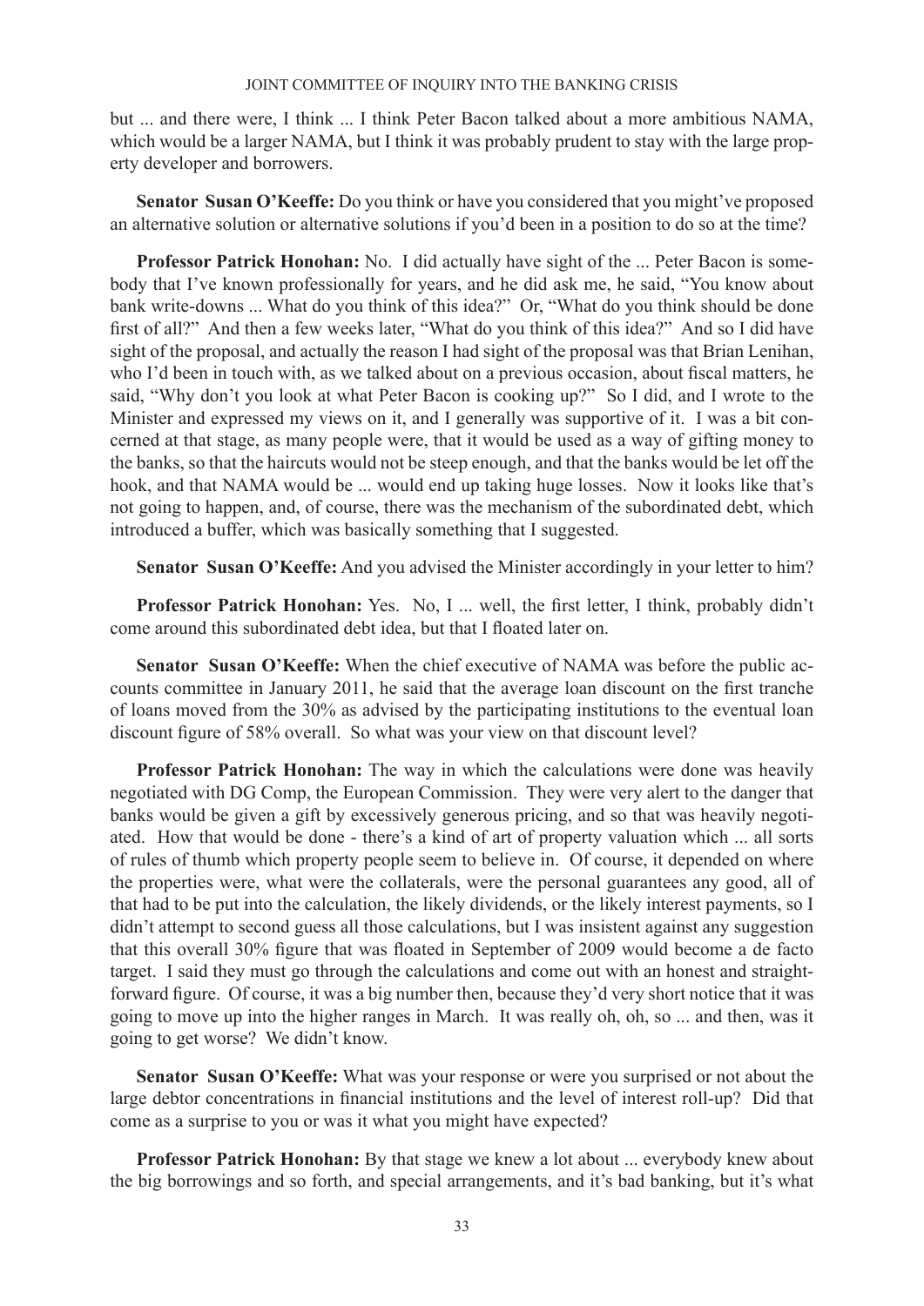but ... and there were, I think ... I think Peter Bacon talked about a more ambitious NAMA, which would be a larger NAMA, but I think it was probably prudent to stay with the large property developer and borrowers.

**Senator Susan O'Keeffe:** Do you think or have you considered that you might've proposed an alternative solution or alternative solutions if you'd been in a position to do so at the time?

**Professor Patrick Honohan:** No. I did actually have sight of the ... Peter Bacon is somebody that I've known professionally for years, and he did ask me, he said, "You know about bank write-downs ... What do you think of this idea?" Or, "What do you think should be done first of all?" And then a few weeks later, "What do you think of this idea?" And so I did have sight of the proposal, and actually the reason I had sight of the proposal was that Brian Lenihan, who I'd been in touch with, as we talked about on a previous occasion, about fiscal matters, he said, "Why don't you look at what Peter Bacon is cooking up?" So I did, and I wrote to the Minister and expressed my views on it, and I generally was supportive of it. I was a bit concerned at that stage, as many people were, that it would be used as a way of gifting money to the banks, so that the haircuts would not be steep enough, and that the banks would be let off the hook, and that NAMA would be ... would end up taking huge losses. Now it looks like that's not going to happen, and, of course, there was the mechanism of the subordinated debt, which introduced a buffer, which was basically something that I suggested.

**Senator Susan O'Keeffe:** And you advised the Minister accordingly in your letter to him?

**Professor Patrick Honohan:** Yes. No, I ... well, the first letter, I think, probably didn't come around this subordinated debt idea, but that I floated later on.

**Senator Susan O'Keeffe:** When the chief executive of NAMA was before the public accounts committee in January 2011, he said that the average loan discount on the first tranche of loans moved from the 30% as advised by the participating institutions to the eventual loan discount figure of 58% overall. So what was your view on that discount level?

**Professor Patrick Honohan:** The way in which the calculations were done was heavily negotiated with DG Comp, the European Commission. They were very alert to the danger that banks would be given a gift by excessively generous pricing, and so that was heavily negotiated. How that would be done - there's a kind of art of property valuation which ... all sorts of rules of thumb which property people seem to believe in. Of course, it depended on where the properties were, what were the collaterals, were the personal guarantees any good, all of that had to be put into the calculation, the likely dividends, or the likely interest payments, so I didn't attempt to second guess all those calculations, but I was insistent against any suggestion that this overall 30% figure that was floated in September of 2009 would become a de facto target. I said they must go through the calculations and come out with an honest and straightforward figure. Of course, it was a big number then, because they'd very short notice that it was going to move up into the higher ranges in March. It was really oh, oh, so ... and then, was it going to get worse? We didn't know.

**Senator Susan O'Keeffe:** What was your response or were you surprised or not about the large debtor concentrations in financial institutions and the level of interest roll-up? Did that come as a surprise to you or was it what you might have expected?

**Professor Patrick Honohan:** By that stage we knew a lot about ... everybody knew about the big borrowings and so forth, and special arrangements, and it's bad banking, but it's what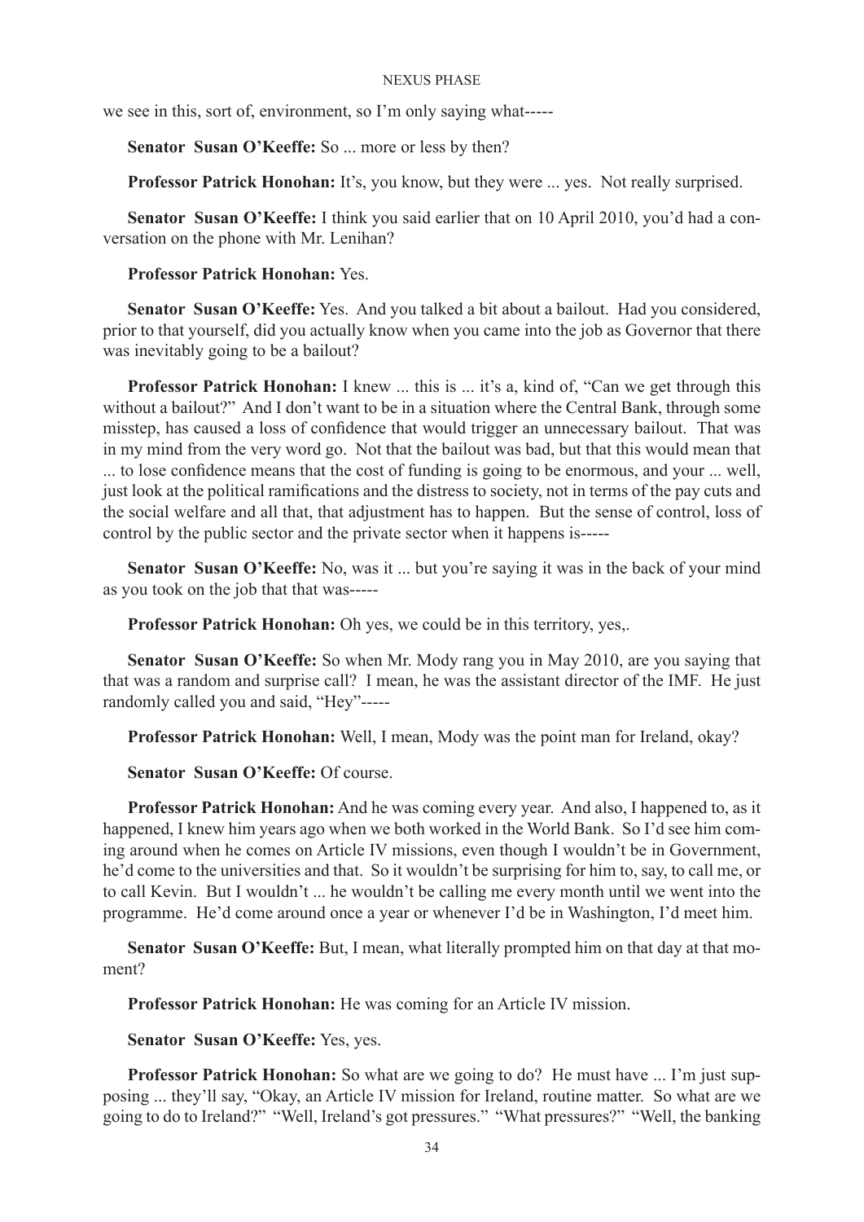we see in this, sort of, environment, so I'm only saying what-----

**Senator Susan O'Keeffe:** So ... more or less by then?

**Professor Patrick Honohan:** It's, you know, but they were ... yes. Not really surprised.

**Senator Susan O'Keeffe:** I think you said earlier that on 10 April 2010, you'd had a conversation on the phone with Mr. Lenihan?

**Professor Patrick Honohan:** Yes.

**Senator Susan O'Keeffe:** Yes. And you talked a bit about a bailout. Had you considered, prior to that yourself, did you actually know when you came into the job as Governor that there was inevitably going to be a bailout?

**Professor Patrick Honohan:** I knew ... this is ... it's a, kind of, "Can we get through this without a bailout?" And I don't want to be in a situation where the Central Bank, through some misstep, has caused a loss of confidence that would trigger an unnecessary bailout. That was in my mind from the very word go. Not that the bailout was bad, but that this would mean that ... to lose confidence means that the cost of funding is going to be enormous, and your ... well, just look at the political ramifications and the distress to society, not in terms of the pay cuts and the social welfare and all that, that adjustment has to happen. But the sense of control, loss of control by the public sector and the private sector when it happens is-----

**Senator Susan O'Keeffe:** No, was it ... but you're saying it was in the back of your mind as you took on the job that that was-----

**Professor Patrick Honohan:** Oh yes, we could be in this territory, yes,.

**Senator Susan O'Keeffe:** So when Mr. Mody rang you in May 2010, are you saying that that was a random and surprise call? I mean, he was the assistant director of the IMF. He just randomly called you and said, "Hey"-----

**Professor Patrick Honohan:** Well, I mean, Mody was the point man for Ireland, okay?

**Senator Susan O'Keeffe:** Of course.

**Professor Patrick Honohan:** And he was coming every year. And also, I happened to, as it happened, I knew him years ago when we both worked in the World Bank. So I'd see him coming around when he comes on Article IV missions, even though I wouldn't be in Government, he'd come to the universities and that. So it wouldn't be surprising for him to, say, to call me, or to call Kevin. But I wouldn't ... he wouldn't be calling me every month until we went into the programme. He'd come around once a year or whenever I'd be in Washington, I'd meet him.

**Senator Susan O'Keeffe:** But, I mean, what literally prompted him on that day at that moment?

**Professor Patrick Honohan:** He was coming for an Article IV mission.

**Senator Susan O'Keeffe:** Yes, yes.

**Professor Patrick Honohan:** So what are we going to do? He must have ... I'm just supposing ... they'll say, "Okay, an Article IV mission for Ireland, routine matter. So what are we going to do to Ireland?" "Well, Ireland's got pressures." "What pressures?" "Well, the banking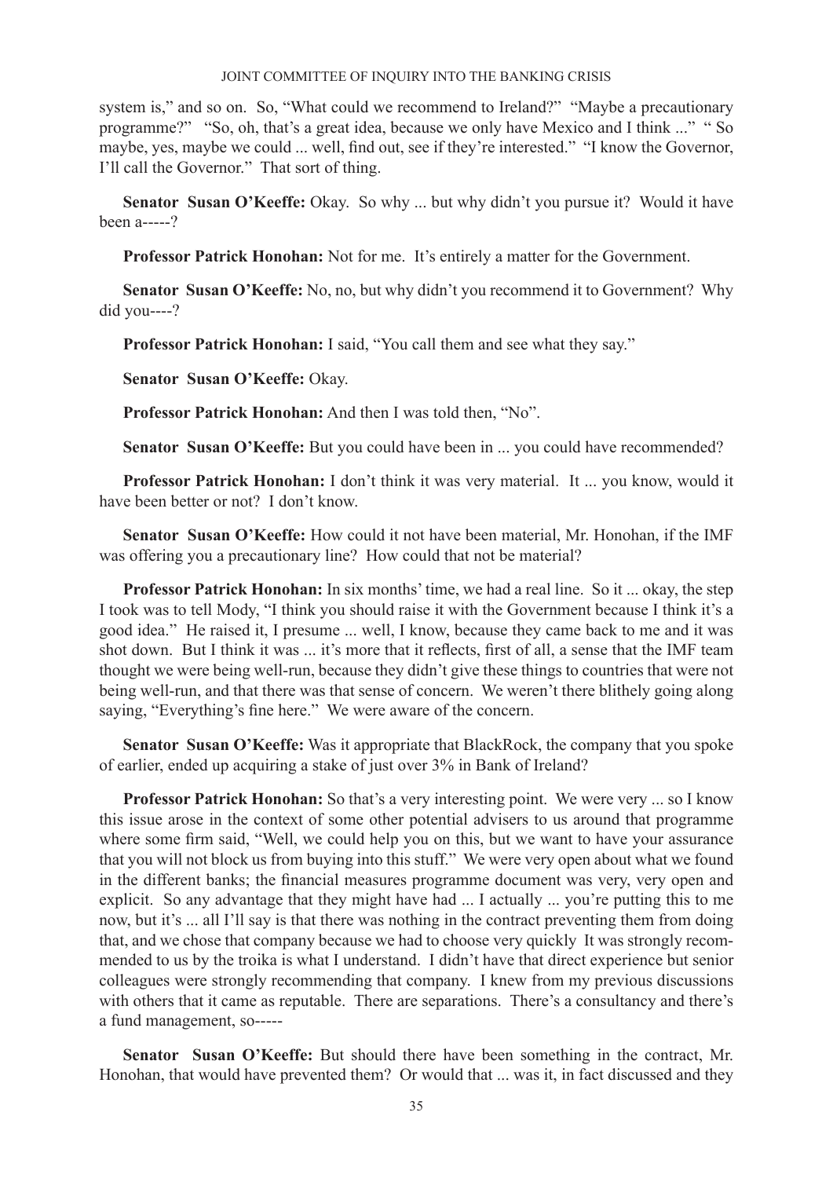system is," and so on. So, "What could we recommend to Ireland?" "Maybe a precautionary programme?" "So, oh, that's a great idea, because we only have Mexico and I think ..." " So maybe, yes, maybe we could ... well, find out, see if they're interested." "I know the Governor, I'll call the Governor." That sort of thing.

**Senator Susan O'Keeffe:** Okay. So why ... but why didn't you pursue it? Would it have been a-----?

**Professor Patrick Honohan:** Not for me. It's entirely a matter for the Government.

**Senator Susan O'Keeffe:** No, no, but why didn't you recommend it to Government? Why did you----?

**Professor Patrick Honohan:** I said, "You call them and see what they say."

**Senator Susan O'Keeffe:** Okay.

**Professor Patrick Honohan:** And then I was told then, "No".

**Senator Susan O'Keeffe:** But you could have been in ... you could have recommended?

**Professor Patrick Honohan:** I don't think it was very material. It ... you know, would it have been better or not? I don't know.

**Senator Susan O'Keeffe:** How could it not have been material, Mr. Honohan, if the IMF was offering you a precautionary line? How could that not be material?

**Professor Patrick Honohan:** In six months' time, we had a real line. So it ... okay, the step I took was to tell Mody, "I think you should raise it with the Government because I think it's a good idea." He raised it, I presume ... well, I know, because they came back to me and it was shot down. But I think it was ... it's more that it reflects, first of all, a sense that the IMF team thought we were being well-run, because they didn't give these things to countries that were not being well-run, and that there was that sense of concern. We weren't there blithely going along saying, "Everything's fine here." We were aware of the concern.

**Senator Susan O'Keeffe:** Was it appropriate that BlackRock, the company that you spoke of earlier, ended up acquiring a stake of just over 3% in Bank of Ireland?

**Professor Patrick Honohan:** So that's a very interesting point. We were very ... so I know this issue arose in the context of some other potential advisers to us around that programme where some firm said, "Well, we could help you on this, but we want to have your assurance that you will not block us from buying into this stuff." We were very open about what we found in the different banks; the financial measures programme document was very, very open and explicit. So any advantage that they might have had ... I actually ... you're putting this to me now, but it's ... all I'll say is that there was nothing in the contract preventing them from doing that, and we chose that company because we had to choose very quickly It was strongly recommended to us by the troika is what I understand. I didn't have that direct experience but senior colleagues were strongly recommending that company. I knew from my previous discussions with others that it came as reputable. There are separations. There's a consultancy and there's a fund management, so-----

**Senator Susan O'Keeffe:** But should there have been something in the contract, Mr. Honohan, that would have prevented them? Or would that ... was it, in fact discussed and they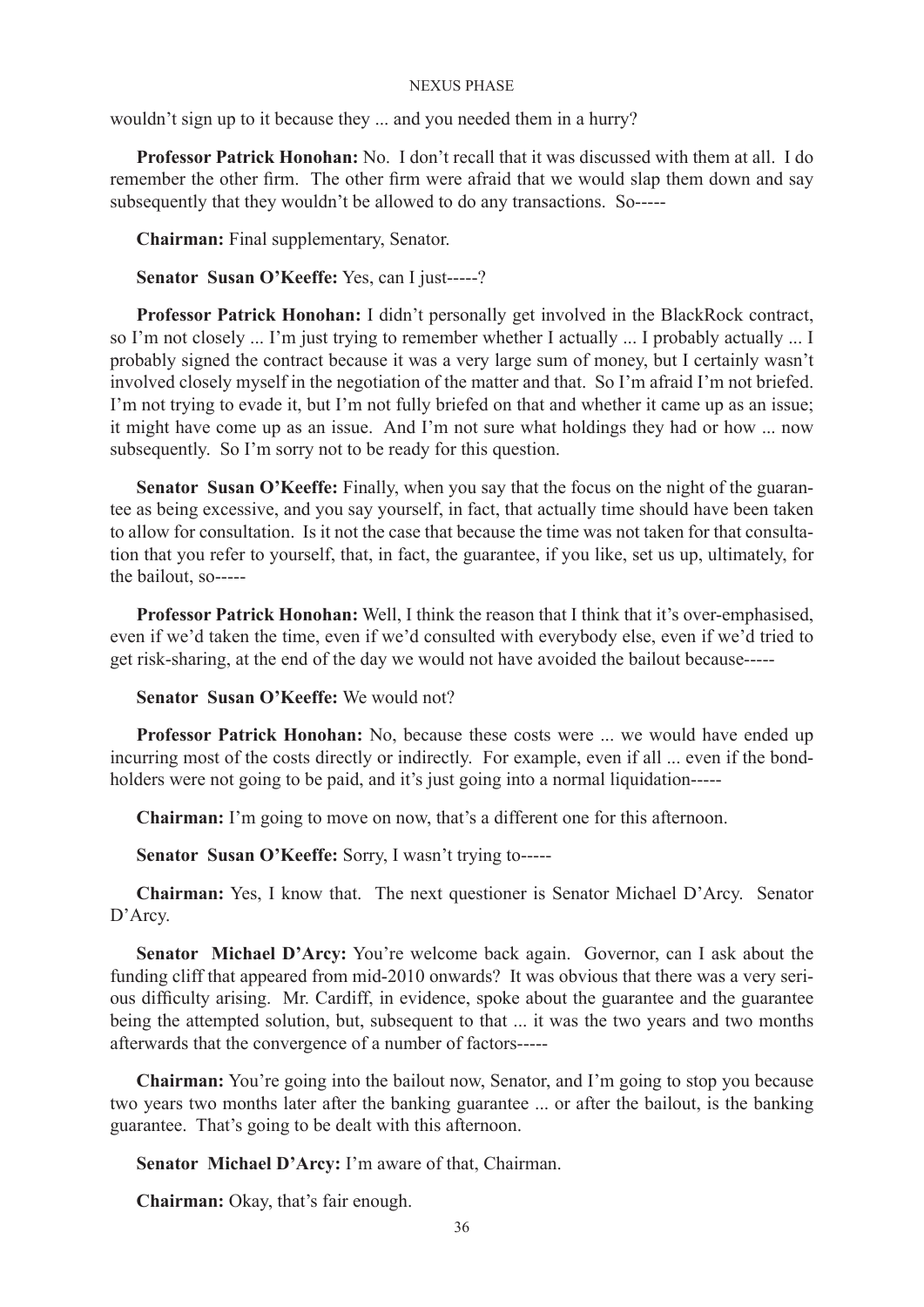wouldn't sign up to it because they ... and you needed them in a hurry?

**Professor Patrick Honohan:** No. I don't recall that it was discussed with them at all. I do remember the other firm. The other firm were afraid that we would slap them down and say subsequently that they wouldn't be allowed to do any transactions. So-----

**Chairman:** Final supplementary, Senator.

**Senator Susan O'Keeffe:** Yes, can I just-----?

**Professor Patrick Honohan:** I didn't personally get involved in the BlackRock contract, so I'm not closely ... I'm just trying to remember whether I actually ... I probably actually ... I probably signed the contract because it was a very large sum of money, but I certainly wasn't involved closely myself in the negotiation of the matter and that. So I'm afraid I'm not briefed. I'm not trying to evade it, but I'm not fully briefed on that and whether it came up as an issue; it might have come up as an issue. And I'm not sure what holdings they had or how ... now subsequently. So I'm sorry not to be ready for this question.

**Senator Susan O'Keeffe:** Finally, when you say that the focus on the night of the guarantee as being excessive, and you say yourself, in fact, that actually time should have been taken to allow for consultation. Is it not the case that because the time was not taken for that consultation that you refer to yourself, that, in fact, the guarantee, if you like, set us up, ultimately, for the bailout, so-----

**Professor Patrick Honohan:** Well, I think the reason that I think that it's over-emphasised, even if we'd taken the time, even if we'd consulted with everybody else, even if we'd tried to get risk-sharing, at the end of the day we would not have avoided the bailout because-----

**Senator Susan O'Keeffe:** We would not?

**Professor Patrick Honohan:** No, because these costs were ... we would have ended up incurring most of the costs directly or indirectly. For example, even if all ... even if the bondholders were not going to be paid, and it's just going into a normal liquidation-----

**Chairman:** I'm going to move on now, that's a different one for this afternoon.

**Senator Susan O'Keeffe:** Sorry, I wasn't trying to-----

**Chairman:** Yes, I know that. The next questioner is Senator Michael D'Arcy. Senator D'Arcy.

**Senator Michael D'Arcy:** You're welcome back again. Governor, can I ask about the funding cliff that appeared from mid-2010 onwards? It was obvious that there was a very serious difficulty arising. Mr. Cardiff, in evidence, spoke about the guarantee and the guarantee being the attempted solution, but, subsequent to that ... it was the two years and two months afterwards that the convergence of a number of factors-----

**Chairman:** You're going into the bailout now, Senator, and I'm going to stop you because two years two months later after the banking guarantee ... or after the bailout, is the banking guarantee. That's going to be dealt with this afternoon.

**Senator Michael D'Arcy:** I'm aware of that, Chairman.

**Chairman:** Okay, that's fair enough.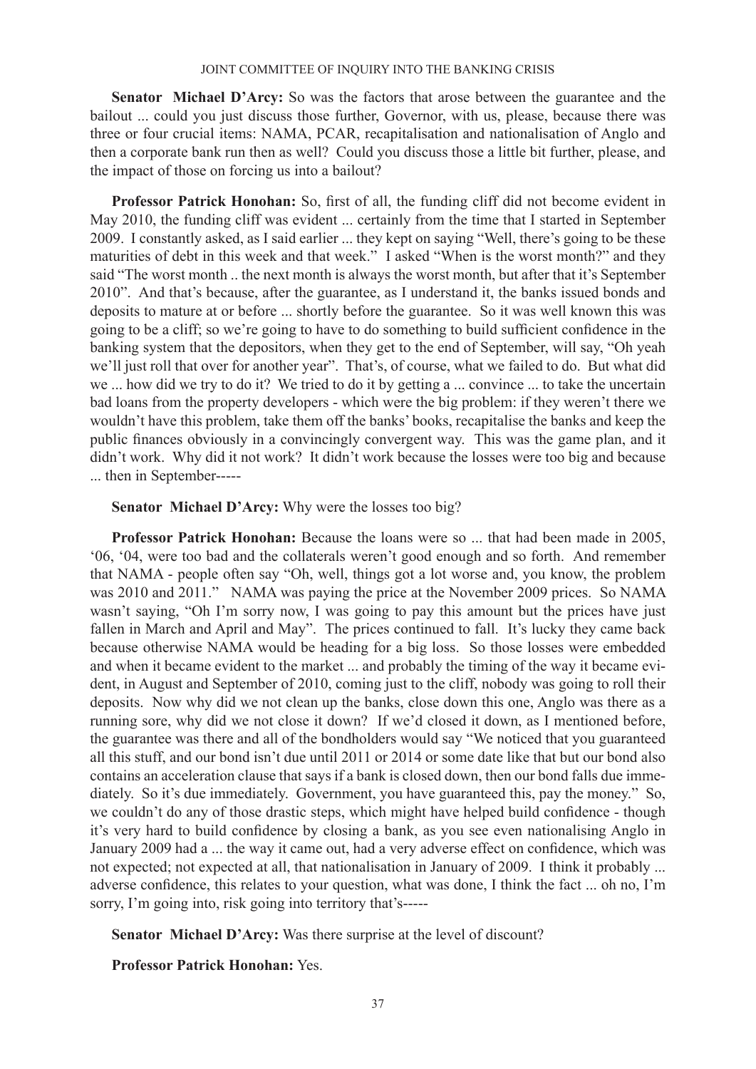**Senator Michael D'Arcy:** So was the factors that arose between the guarantee and the bailout ... could you just discuss those further, Governor, with us, please, because there was three or four crucial items: NAMA, PCAR, recapitalisation and nationalisation of Anglo and then a corporate bank run then as well? Could you discuss those a little bit further, please, and the impact of those on forcing us into a bailout?

**Professor Patrick Honohan:** So, first of all, the funding cliff did not become evident in May 2010, the funding cliff was evident ... certainly from the time that I started in September 2009. I constantly asked, as I said earlier ... they kept on saying "Well, there's going to be these maturities of debt in this week and that week." I asked "When is the worst month?" and they said "The worst month .. the next month is always the worst month, but after that it's September 2010". And that's because, after the guarantee, as I understand it, the banks issued bonds and deposits to mature at or before ... shortly before the guarantee. So it was well known this was going to be a cliff; so we're going to have to do something to build sufficient confidence in the banking system that the depositors, when they get to the end of September, will say, "Oh yeah we'll just roll that over for another year". That's, of course, what we failed to do. But what did we ... how did we try to do it? We tried to do it by getting a ... convince ... to take the uncertain bad loans from the property developers - which were the big problem: if they weren't there we wouldn't have this problem, take them off the banks' books, recapitalise the banks and keep the public finances obviously in a convincingly convergent way. This was the game plan, and it didn't work. Why did it not work? It didn't work because the losses were too big and because ... then in September-----

**Senator Michael D'Arcy:** Why were the losses too big?

**Professor Patrick Honohan:** Because the loans were so ... that had been made in 2005, '06, '04, were too bad and the collaterals weren't good enough and so forth. And remember that NAMA - people often say "Oh, well, things got a lot worse and, you know, the problem was 2010 and 2011." NAMA was paying the price at the November 2009 prices. So NAMA wasn't saying, "Oh I'm sorry now, I was going to pay this amount but the prices have just fallen in March and April and May". The prices continued to fall. It's lucky they came back because otherwise NAMA would be heading for a big loss. So those losses were embedded and when it became evident to the market ... and probably the timing of the way it became evident, in August and September of 2010, coming just to the cliff, nobody was going to roll their deposits. Now why did we not clean up the banks, close down this one, Anglo was there as a running sore, why did we not close it down? If we'd closed it down, as I mentioned before, the guarantee was there and all of the bondholders would say "We noticed that you guaranteed all this stuff, and our bond isn't due until 2011 or 2014 or some date like that but our bond also contains an acceleration clause that says if a bank is closed down, then our bond falls due immediately. So it's due immediately. Government, you have guaranteed this, pay the money." So, we couldn't do any of those drastic steps, which might have helped build confidence - though it's very hard to build confidence by closing a bank, as you see even nationalising Anglo in January 2009 had a ... the way it came out, had a very adverse effect on confidence, which was not expected; not expected at all, that nationalisation in January of 2009. I think it probably ... adverse confidence, this relates to your question, what was done, I think the fact ... oh no, I'm sorry, I'm going into, risk going into territory that's-----

**Senator Michael D'Arcy:** Was there surprise at the level of discount?

**Professor Patrick Honohan:** Yes.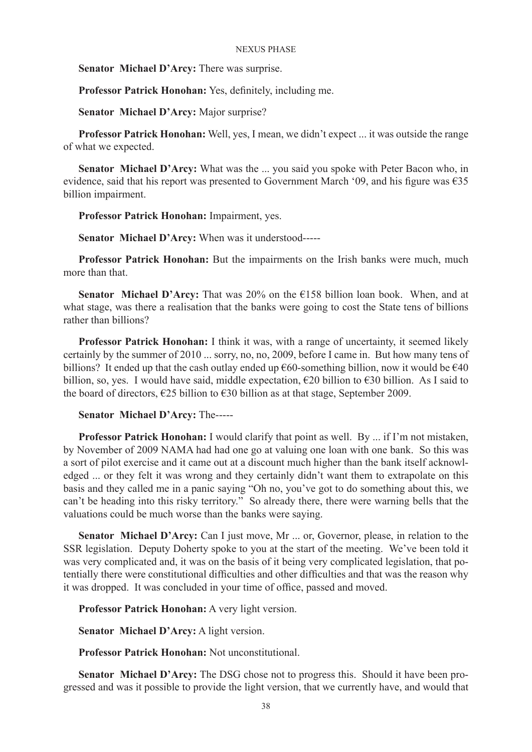**Senator Michael D'Arcy:** There was surprise.

**Professor Patrick Honohan:** Yes, definitely, including me.

**Senator Michael D'Arcy:** Major surprise?

**Professor Patrick Honohan:** Well, yes, I mean, we didn't expect ... it was outside the range of what we expected.

**Senator Michael D'Arcy:** What was the ... you said you spoke with Peter Bacon who, in evidence, said that his report was presented to Government March '09, and his figure was €35 billion impairment.

**Professor Patrick Honohan:** Impairment, yes.

**Senator Michael D'Arcy:** When was it understood-----

**Professor Patrick Honohan:** But the impairments on the Irish banks were much, much more than that.

**Senator Michael D'Arcy:** That was 20% on the €158 billion loan book. When, and at what stage, was there a realisation that the banks were going to cost the State tens of billions rather than billions?

**Professor Patrick Honohan:** I think it was, with a range of uncertainty, it seemed likely certainly by the summer of 2010 ... sorry, no, no, 2009, before I came in. But how many tens of billions? It ended up that the cash outlay ended up €60-something billion, now it would be €40 billion, so, yes. I would have said, middle expectation, €20 billion to €30 billion. As I said to the board of directors, €25 billion to €30 billion as at that stage, September 2009.

**Senator Michael D'Arcy:** The-----

**Professor Patrick Honohan:** I would clarify that point as well. By ... if I'm not mistaken, by November of 2009 NAMA had had one go at valuing one loan with one bank. So this was a sort of pilot exercise and it came out at a discount much higher than the bank itself acknowledged ... or they felt it was wrong and they certainly didn't want them to extrapolate on this basis and they called me in a panic saying "Oh no, you've got to do something about this, we can't be heading into this risky territory." So already there, there were warning bells that the valuations could be much worse than the banks were saying.

**Senator Michael D'Arcy:** Can I just move, Mr ... or, Governor, please, in relation to the SSR legislation. Deputy Doherty spoke to you at the start of the meeting. We've been told it was very complicated and, it was on the basis of it being very complicated legislation, that potentially there were constitutional difficulties and other difficulties and that was the reason why it was dropped. It was concluded in your time of office, passed and moved.

**Professor Patrick Honohan:** A very light version.

**Senator Michael D'Arcy:** A light version.

**Professor Patrick Honohan:** Not unconstitutional.

**Senator Michael D'Arcy:** The DSG chose not to progress this. Should it have been progressed and was it possible to provide the light version, that we currently have, and would that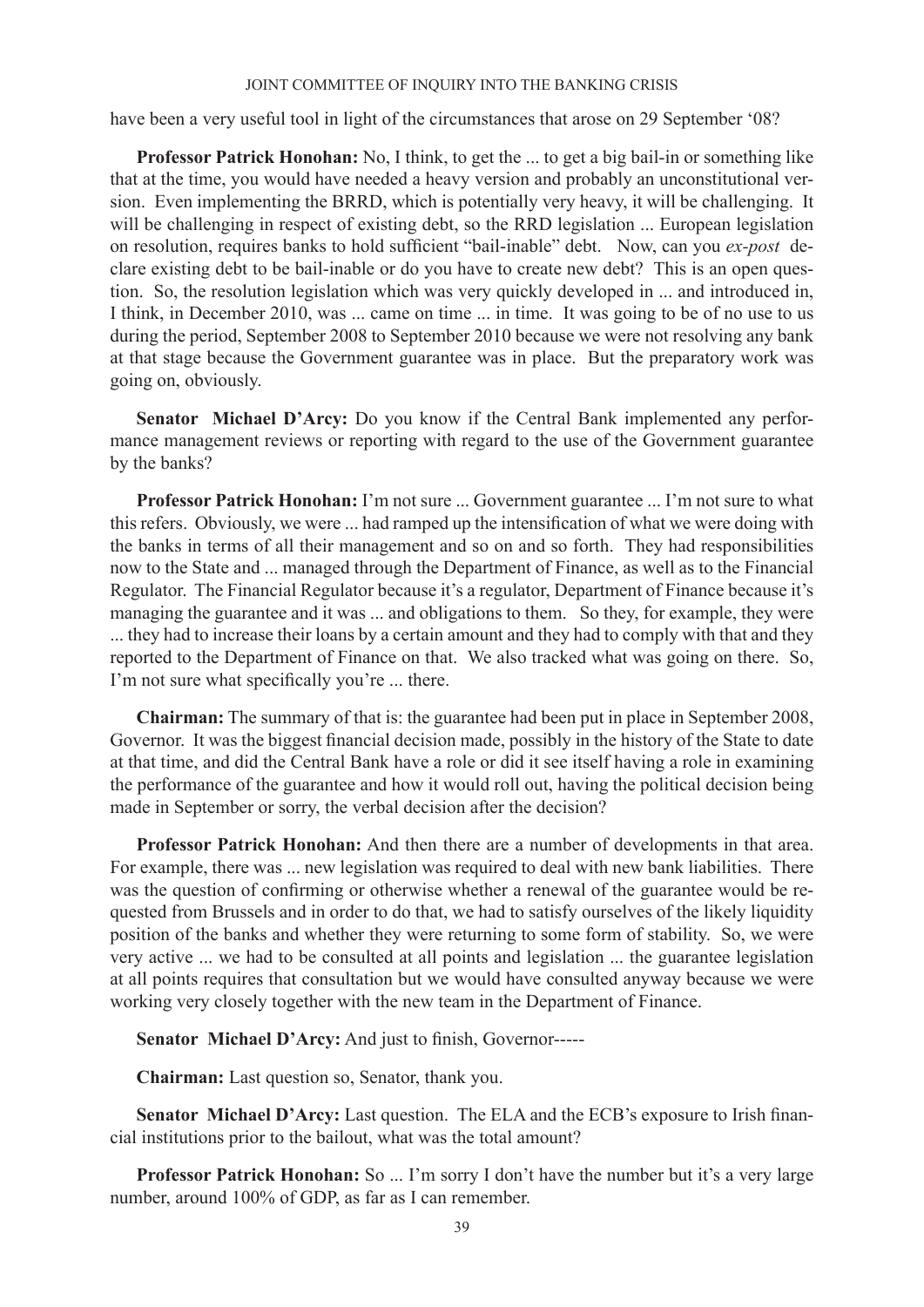have been a very useful tool in light of the circumstances that arose on 29 September '08?

**Professor Patrick Honohan:** No, I think, to get the ... to get a big bail-in or something like that at the time, you would have needed a heavy version and probably an unconstitutional version. Even implementing the BRRD, which is potentially very heavy, it will be challenging. It will be challenging in respect of existing debt, so the RRD legislation ... European legislation on resolution, requires banks to hold sufficient "bail-inable" debt. Now, can you *ex-post* declare existing debt to be bail-inable or do you have to create new debt? This is an open question. So, the resolution legislation which was very quickly developed in ... and introduced in, I think, in December 2010, was ... came on time ... in time. It was going to be of no use to us during the period, September 2008 to September 2010 because we were not resolving any bank at that stage because the Government guarantee was in place. But the preparatory work was going on, obviously.

**Senator Michael D'Arcy:** Do you know if the Central Bank implemented any performance management reviews or reporting with regard to the use of the Government guarantee by the banks?

**Professor Patrick Honohan:** I'm not sure ... Government guarantee ... I'm not sure to what this refers. Obviously, we were ... had ramped up the intensification of what we were doing with the banks in terms of all their management and so on and so forth. They had responsibilities now to the State and ... managed through the Department of Finance, as well as to the Financial Regulator. The Financial Regulator because it's a regulator, Department of Finance because it's managing the guarantee and it was ... and obligations to them. So they, for example, they were ... they had to increase their loans by a certain amount and they had to comply with that and they reported to the Department of Finance on that. We also tracked what was going on there. So, I'm not sure what specifically you're ... there.

**Chairman:** The summary of that is: the guarantee had been put in place in September 2008, Governor. It was the biggest financial decision made, possibly in the history of the State to date at that time, and did the Central Bank have a role or did it see itself having a role in examining the performance of the guarantee and how it would roll out, having the political decision being made in September or sorry, the verbal decision after the decision?

**Professor Patrick Honohan:** And then there are a number of developments in that area. For example, there was ... new legislation was required to deal with new bank liabilities. There was the question of confirming or otherwise whether a renewal of the guarantee would be requested from Brussels and in order to do that, we had to satisfy ourselves of the likely liquidity position of the banks and whether they were returning to some form of stability. So, we were very active ... we had to be consulted at all points and legislation ... the guarantee legislation at all points requires that consultation but we would have consulted anyway because we were working very closely together with the new team in the Department of Finance.

**Senator Michael D'Arcy:** And just to finish, Governor-----

**Chairman:** Last question so, Senator, thank you.

**Senator Michael D'Arcy:** Last question. The ELA and the ECB's exposure to Irish financial institutions prior to the bailout, what was the total amount?

**Professor Patrick Honohan:** So ... I'm sorry I don't have the number but it's a very large number, around 100% of GDP, as far as I can remember.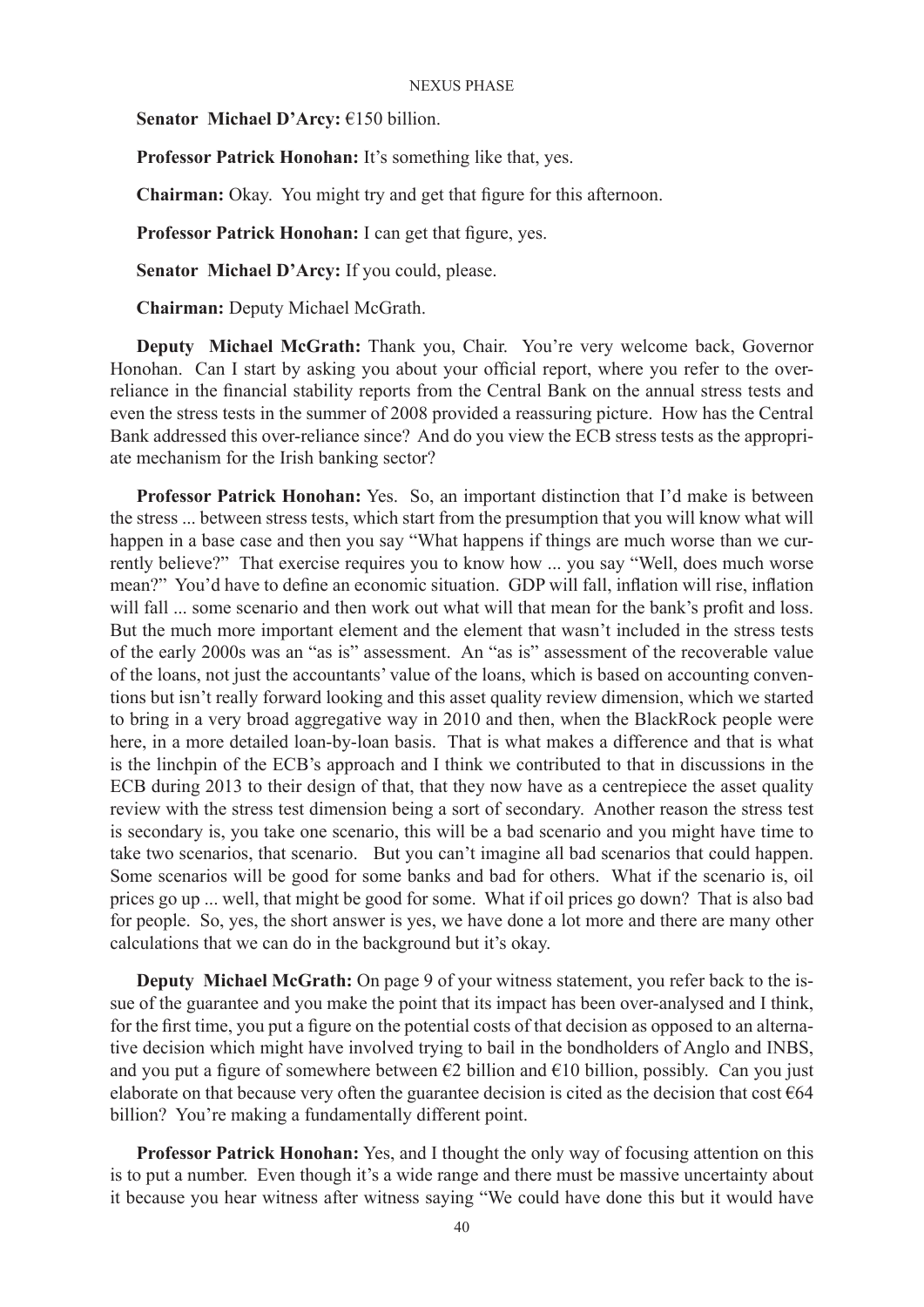**Senator Michael D'Arcy:** €150 billion.

**Professor Patrick Honohan:** It's something like that, yes.

**Chairman:** Okay. You might try and get that figure for this afternoon.

**Professor Patrick Honohan:** I can get that figure, yes.

**Senator Michael D'Arcy:** If you could, please.

**Chairman:** Deputy Michael McGrath.

**Deputy Michael McGrath:** Thank you, Chair. You're very welcome back, Governor Honohan. Can I start by asking you about your official report, where you refer to the over-reliance in the financial stability reports from the Central Bank on the annual stress tests and even the stress tests in the summer of 2008 provided a reassuring picture. How has the Central Bank addressed this over-reliance since? And do you view the ECB stress tests as the appropriate mechanism for the Irish banking sector?

**Professor Patrick Honohan:** Yes. So, an important distinction that I'd make is between the stress ... between stress tests, which start from the presumption that you will know what will happen in a base case and then you say "What happens if things are much worse than we currently believe?" That exercise requires you to know how ... you say "Well, does much worse mean?" You'd have to define an economic situation. GDP will fall, inflation will rise, inflation will fall ... some scenario and then work out what will that mean for the bank's profit and loss. But the much more important element and the element that wasn't included in the stress tests of the early 2000s was an "as is" assessment. An "as is" assessment of the recoverable value of the loans, not just the accountants' value of the loans, which is based on accounting conventions but isn't really forward looking and this asset quality review dimension, which we started to bring in a very broad aggregative way in 2010 and then, when the BlackRock people were here, in a more detailed loan-by-loan basis. That is what makes a difference and that is what is the linchpin of the ECB's approach and I think we contributed to that in discussions in the ECB during 2013 to their design of that, that they now have as a centrepiece the asset quality review with the stress test dimension being a sort of secondary. Another reason the stress test is secondary is, you take one scenario, this will be a bad scenario and you might have time to take two scenarios, that scenario. But you can't imagine all bad scenarios that could happen. Some scenarios will be good for some banks and bad for others. What if the scenario is, oil prices go up ... well, that might be good for some. What if oil prices go down? That is also bad for people. So, yes, the short answer is yes, we have done a lot more and there are many other calculations that we can do in the background but it's okay.

**Deputy Michael McGrath:** On page 9 of your witness statement, you refer back to the issue of the guarantee and you make the point that its impact has been over-analysed and I think, for the first time, you put a figure on the potential costs of that decision as opposed to an alternative decision which might have involved trying to bail in the bondholders of Anglo and INBS, and you put a figure of somewhere between €2 billion and €10 billion, possibly. Can you just elaborate on that because very often the guarantee decision is cited as the decision that cost €64 billion? You're making a fundamentally different point.

**Professor Patrick Honohan:** Yes, and I thought the only way of focusing attention on this is to put a number. Even though it's a wide range and there must be massive uncertainty about it because you hear witness after witness saying "We could have done this but it would have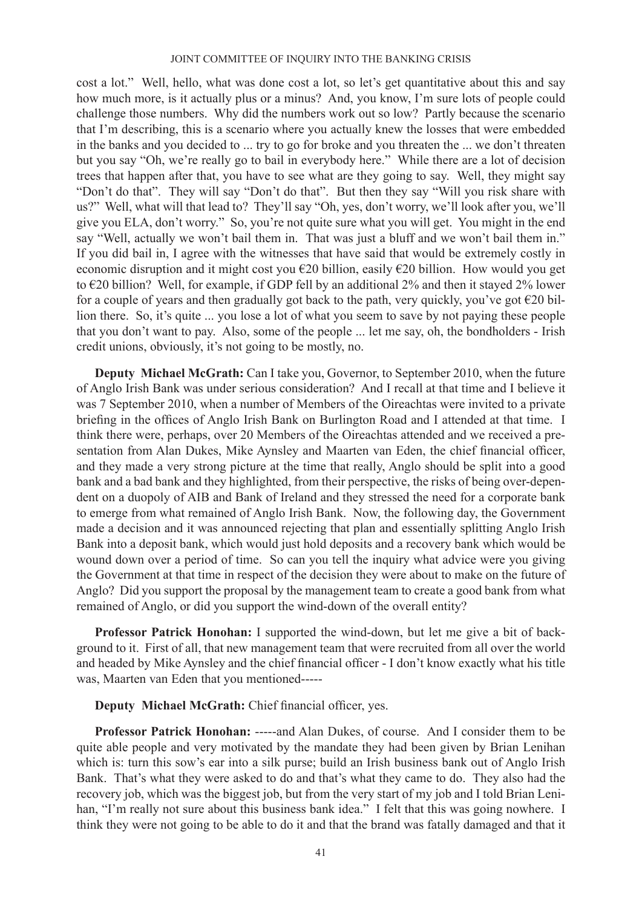cost a lot." Well, hello, what was done cost a lot, so let's get quantitative about this and say how much more, is it actually plus or a minus? And, you know, I'm sure lots of people could challenge those numbers. Why did the numbers work out so low? Partly because the scenario that I'm describing, this is a scenario where you actually knew the losses that were embedded in the banks and you decided to ... try to go for broke and you threaten the ... we don't threaten but you say "Oh, we're really go to bail in everybody here." While there are a lot of decision trees that happen after that, you have to see what are they going to say. Well, they might say "Don't do that". They will say "Don't do that". But then they say "Will you risk share with us?" Well, what will that lead to? They'll say "Oh, yes, don't worry, we'll look after you, we'll give you ELA, don't worry." So, you're not quite sure what you will get. You might in the end say "Well, actually we won't bail them in. That was just a bluff and we won't bail them in." If you did bail in, I agree with the witnesses that have said that would be extremely costly in economic disruption and it might cost you €20 billion, easily €20 billion. How would you get to €20 billion? Well, for example, if GDP fell by an additional 2% and then it stayed 2% lower for a couple of years and then gradually got back to the path, very quickly, you've got €20 billion there. So, it's quite ... you lose a lot of what you seem to save by not paying these people that you don't want to pay. Also, some of the people ... let me say, oh, the bondholders - Irish credit unions, obviously, it's not going to be mostly, no.

**Deputy Michael McGrath:** Can I take you, Governor, to September 2010, when the future of Anglo Irish Bank was under serious consideration? And I recall at that time and I believe it was 7 September 2010, when a number of Members of the Oireachtas were invited to a private briefing in the offices of Anglo Irish Bank on Burlington Road and I attended at that time. I think there were, perhaps, over 20 Members of the Oireachtas attended and we received a presentation from Alan Dukes, Mike Aynsley and Maarten van Eden, the chief financial officer, and they made a very strong picture at the time that really, Anglo should be split into a good bank and a bad bank and they highlighted, from their perspective, the risks of being over-dependent on a duopoly of AIB and Bank of Ireland and they stressed the need for a corporate bank to emerge from what remained of Anglo Irish Bank. Now, the following day, the Government made a decision and it was announced rejecting that plan and essentially splitting Anglo Irish Bank into a deposit bank, which would just hold deposits and a recovery bank which would be wound down over a period of time. So can you tell the inquiry what advice were you giving the Government at that time in respect of the decision they were about to make on the future of Anglo? Did you support the proposal by the management team to create a good bank from what remained of Anglo, or did you support the wind-down of the overall entity?

**Professor Patrick Honohan:** I supported the wind-down, but let me give a bit of background to it. First of all, that new management team that were recruited from all over the world and headed by Mike Aynsley and the chief financial officer - I don't know exactly what his title was, Maarten van Eden that you mentioned-----

**Deputy Michael McGrath:** Chief financial officer, yes.

**Professor Patrick Honohan:** -----and Alan Dukes, of course. And I consider them to be quite able people and very motivated by the mandate they had been given by Brian Lenihan which is: turn this sow's ear into a silk purse; build an Irish business bank out of Anglo Irish Bank. That's what they were asked to do and that's what they came to do. They also had the recovery job, which was the biggest job, but from the very start of my job and I told Brian Lenihan, "I'm really not sure about this business bank idea." I felt that this was going nowhere. I think they were not going to be able to do it and that the brand was fatally damaged and that it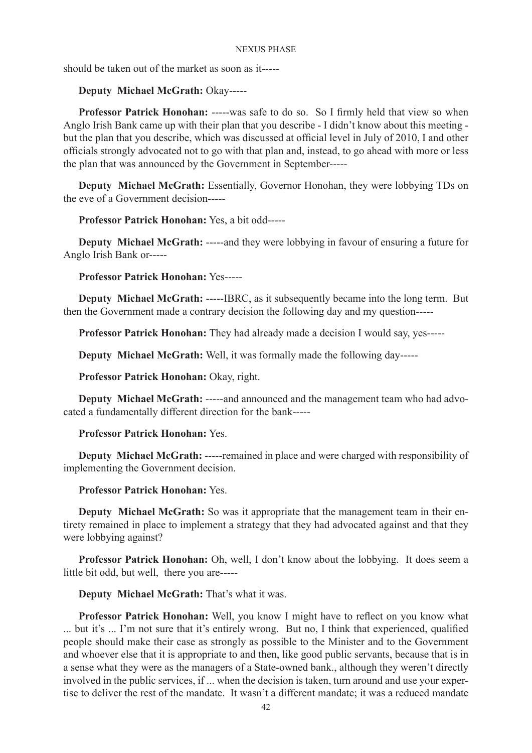should be taken out of the market as soon as it-----

**Deputy Michael McGrath:** Okay-----

**Professor Patrick Honohan:** -----was safe to do so. So I firmly held that view so when Anglo Irish Bank came up with their plan that you describe - I didn't know about this meeting - but the plan that you describe, which was discussed at official level in July of 2010, I and other officials strongly advocated not to go with that plan and, instead, to go ahead with more or less the plan that was announced by the Government in September-----

**Deputy Michael McGrath:** Essentially, Governor Honohan, they were lobbying TDs on the eve of a Government decision-----

**Professor Patrick Honohan:** Yes, a bit odd-----

**Deputy Michael McGrath:** -----and they were lobbying in favour of ensuring a future for Anglo Irish Bank or-----

**Professor Patrick Honohan:** Yes-----

**Deputy Michael McGrath:** -----IBRC, as it subsequently became into the long term. But then the Government made a contrary decision the following day and my question-----

**Professor Patrick Honohan:** They had already made a decision I would say, yes-----

**Deputy Michael McGrath:** Well, it was formally made the following day-----

**Professor Patrick Honohan:** Okay, right.

**Deputy Michael McGrath:** -----and announced and the management team who had advocated a fundamentally different direction for the bank-----

**Professor Patrick Honohan:** Yes.

**Deputy Michael McGrath:** -----remained in place and were charged with responsibility of implementing the Government decision.

**Professor Patrick Honohan:** Yes.

**Deputy Michael McGrath:** So was it appropriate that the management team in their entirety remained in place to implement a strategy that they had advocated against and that they were lobbying against?

**Professor Patrick Honohan:** Oh, well, I don't know about the lobbying. It does seem a little bit odd, but well, there you are-----

**Deputy Michael McGrath:** That's what it was.

**Professor Patrick Honohan:** Well, you know I might have to reflect on you know what ... but it's ... I'm not sure that it's entirely wrong. But no, I think that experienced, qualified people should make their case as strongly as possible to the Minister and to the Government and whoever else that it is appropriate to and then, like good public servants, because that is in a sense what they were as the managers of a State-owned bank., although they weren't directly involved in the public services, if ... when the decision is taken, turn around and use your expertise to deliver the rest of the mandate. It wasn't a different mandate; it was a reduced mandate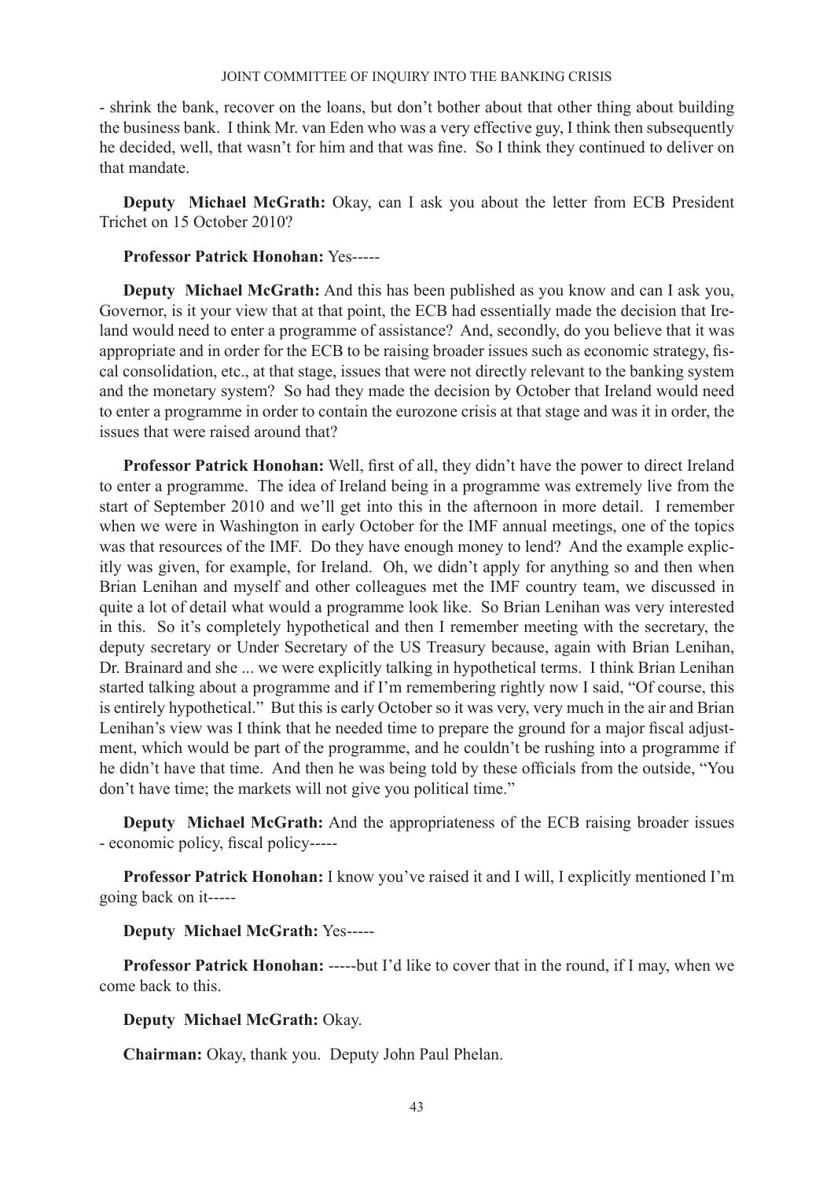- shrink the bank, recover on the loans, but don't bother about that other thing about building the business bank. I think Mr. van Eden who was a very effective guy, I think then subsequently he decided, well, that wasn't for him and that was fine. So I think they continued to deliver on that mandate.

**Deputy Michael McGrath:** Okay, can I ask you about the letter from ECB President Trichet on 15 October 2010?

**Professor Patrick Honohan:** Yes-----

**Deputy Michael McGrath:** And this has been published as you know and can I ask you, Governor, is it your view that at that point, the ECB had essentially made the decision that Ireland would need to enter a programme of assistance? And, secondly, do you believe that it was appropriate and in order for the ECB to be raising broader issues such as economic strategy, fiscal consolidation, etc., at that stage, issues that were not directly relevant to the banking system and the monetary system? So had they made the decision by October that Ireland would need to enter a programme in order to contain the eurozone crisis at that stage and was it in order, the issues that were raised around that?

**Professor Patrick Honohan:** Well, first of all, they didn't have the power to direct Ireland to enter a programme. The idea of Ireland being in a programme was extremely live from the start of September 2010 and we'll get into this in the afternoon in more detail. I remember when we were in Washington in early October for the IMF annual meetings, one of the topics was that resources of the IMF. Do they have enough money to lend? And the example explicitly was given, for example, for Ireland. Oh, we didn't apply for anything so and then when Brian Lenihan and myself and other colleagues met the IMF country team, we discussed in quite a lot of detail what would a programme look like. So Brian Lenihan was very interested in this. So it's completely hypothetical and then I remember meeting with the secretary, the deputy secretary or Under Secretary of the US Treasury because, again with Brian Lenihan, Dr. Brainard and she ... we were explicitly talking in hypothetical terms. I think Brian Lenihan started talking about a programme and if I'm remembering rightly now I said, "Of course, this is entirely hypothetical." But this is early October so it was very, very much in the air and Brian Lenihan's view was I think that he needed time to prepare the ground for a major fiscal adjustment, which would be part of the programme, and he couldn't be rushing into a programme if he didn't have that time. And then he was being told by these officials from the outside, "You don't have time; the markets will not give you political time."

**Deputy Michael McGrath:** And the appropriateness of the ECB raising broader issues - economic policy, fiscal policy-----

**Professor Patrick Honohan:** I know you've raised it and I will, I explicitly mentioned I'm going back on it-----

**Deputy Michael McGrath:** Yes-----

**Professor Patrick Honohan:** -----but I'd like to cover that in the round, if I may, when we come back to this.

**Deputy Michael McGrath:** Okay.

**Chairman:** Okay, thank you. Deputy John Paul Phelan.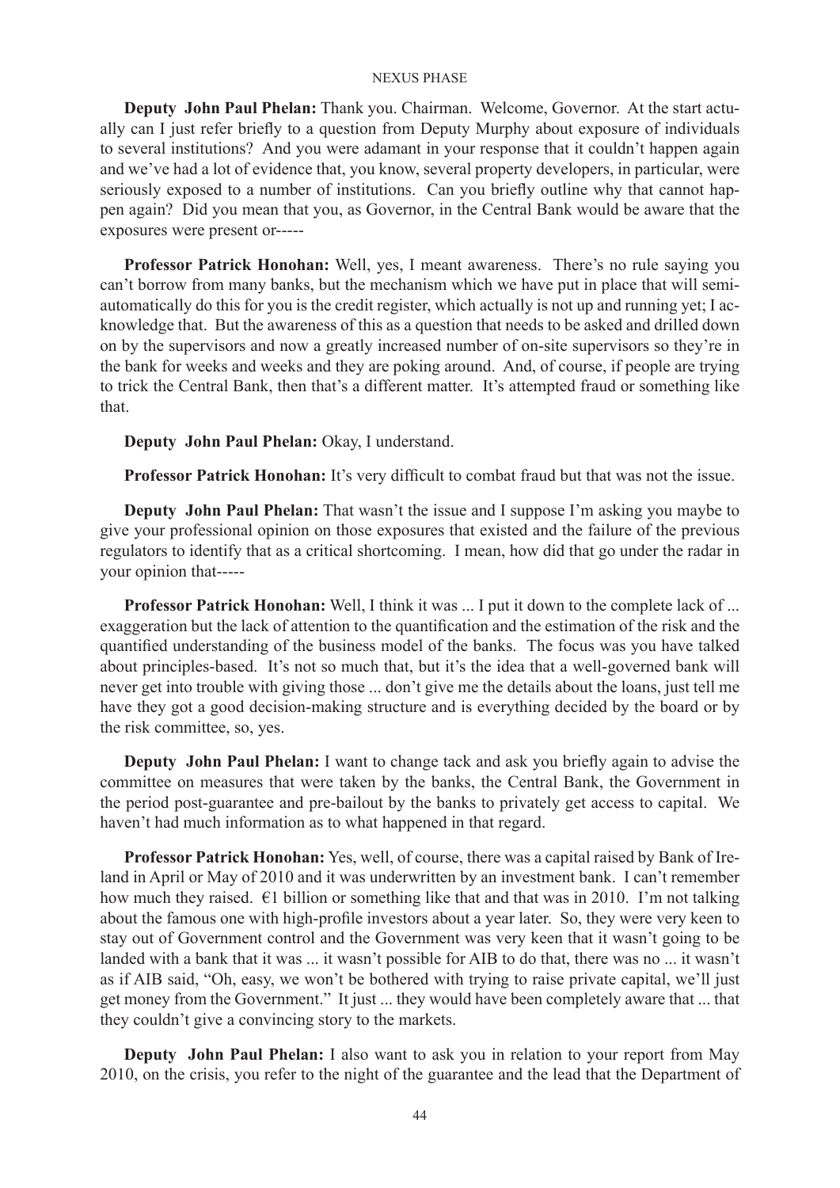**Deputy John Paul Phelan:** Thank you. Chairman. Welcome, Governor. At the start actually can I just refer briefly to a question from Deputy Murphy about exposure of individuals to several institutions? And you were adamant in your response that it couldn't happen again and we've had a lot of evidence that, you know, several property developers, in particular, were seriously exposed to a number of institutions. Can you briefly outline why that cannot happen again? Did you mean that you, as Governor, in the Central Bank would be aware that the exposures were present or-----

**Professor Patrick Honohan:** Well, yes, I meant awareness. There's no rule saying you can't borrow from many banks, but the mechanism which we have put in place that will semi-automatically do this for you is the credit register, which actually is not up and running yet; I acknowledge that. But the awareness of this as a question that needs to be asked and drilled down on by the supervisors and now a greatly increased number of on-site supervisors so they're in the bank for weeks and weeks and they are poking around. And, of course, if people are trying to trick the Central Bank, then that's a different matter. It's attempted fraud or something like that.

**Deputy John Paul Phelan:** Okay, I understand.

**Professor Patrick Honohan:** It's very difficult to combat fraud but that was not the issue.

**Deputy John Paul Phelan:** That wasn't the issue and I suppose I'm asking you maybe to give your professional opinion on those exposures that existed and the failure of the previous regulators to identify that as a critical shortcoming. I mean, how did that go under the radar in your opinion that-----

**Professor Patrick Honohan:** Well, I think it was ... I put it down to the complete lack of ... exaggeration but the lack of attention to the quantification and the estimation of the risk and the quantified understanding of the business model of the banks. The focus was you have talked about principles-based. It's not so much that, but it's the idea that a well-governed bank will never get into trouble with giving those ... don't give me the details about the loans, just tell me have they got a good decision-making structure and is everything decided by the board or by the risk committee, so, yes.

**Deputy John Paul Phelan:** I want to change tack and ask you briefly again to advise the committee on measures that were taken by the banks, the Central Bank, the Government in the period post-guarantee and pre-bailout by the banks to privately get access to capital. We haven't had much information as to what happened in that regard.

**Professor Patrick Honohan:** Yes, well, of course, there was a capital raised by Bank of Ireland in April or May of 2010 and it was underwritten by an investment bank. I can't remember how much they raised. €1 billion or something like that and that was in 2010. I'm not talking about the famous one with high-profile investors about a year later. So, they were very keen to stay out of Government control and the Government was very keen that it wasn't going to be landed with a bank that it was ... it wasn't possible for AIB to do that, there was no ... it wasn't as if AIB said, "Oh, easy, we won't be bothered with trying to raise private capital, we'll just get money from the Government." It just ... they would have been completely aware that ... that they couldn't give a convincing story to the markets.

**Deputy John Paul Phelan:** I also want to ask you in relation to your report from May 2010, on the crisis, you refer to the night of the guarantee and the lead that the Department of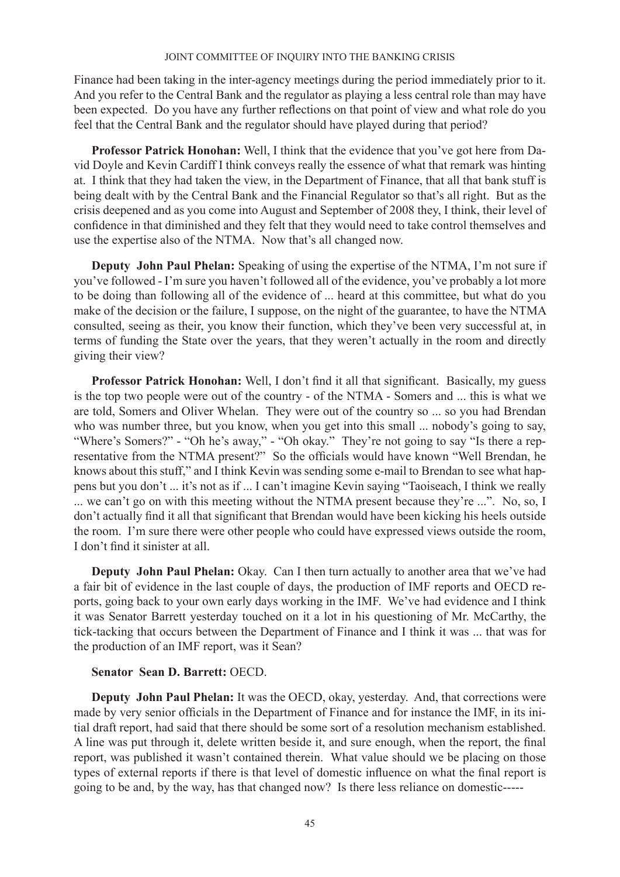Finance had been taking in the inter-agency meetings during the period immediately prior to it. And you refer to the Central Bank and the regulator as playing a less central role than may have been expected. Do you have any further reflections on that point of view and what role do you feel that the Central Bank and the regulator should have played during that period?

**Professor Patrick Honohan:** Well, I think that the evidence that you've got here from David Doyle and Kevin Cardiff I think conveys really the essence of what that remark was hinting at. I think that they had taken the view, in the Department of Finance, that all that bank stuff is being dealt with by the Central Bank and the Financial Regulator so that's all right. But as the crisis deepened and as you come into August and September of 2008 they, I think, their level of confidence in that diminished and they felt that they would need to take control themselves and use the expertise also of the NTMA. Now that's all changed now.

**Deputy John Paul Phelan:** Speaking of using the expertise of the NTMA, I'm not sure if you've followed - I'm sure you haven't followed all of the evidence, you've probably a lot more to be doing than following all of the evidence of ... heard at this committee, but what do you make of the decision or the failure, I suppose, on the night of the guarantee, to have the NTMA consulted, seeing as their, you know their function, which they've been very successful at, in terms of funding the State over the years, that they weren't actually in the room and directly giving their view?

**Professor Patrick Honohan:** Well, I don't find it all that significant. Basically, my guess is the top two people were out of the country - of the NTMA - Somers and ... this is what we are told, Somers and Oliver Whelan. They were out of the country so ... so you had Brendan who was number three, but you know, when you get into this small ... nobody's going to say, "Where's Somers?" - "Oh he's away," - "Oh okay." They're not going to say "Is there a representative from the NTMA present?" So the officials would have known "Well Brendan, he knows about this stuff," and I think Kevin was sending some e-mail to Brendan to see what happens but you don't ... it's not as if ... I can't imagine Kevin saying "Taoiseach, I think we really ... we can't go on with this meeting without the NTMA present because they're ...". No, so, I don't actually find it all that significant that Brendan would have been kicking his heels outside the room. I'm sure there were other people who could have expressed views outside the room, I don't find it sinister at all.

**Deputy John Paul Phelan:** Okay. Can I then turn actually to another area that we've had a fair bit of evidence in the last couple of days, the production of IMF reports and OECD reports, going back to your own early days working in the IMF. We've had evidence and I think it was Senator Barrett yesterday touched on it a lot in his questioning of Mr. McCarthy, the tick-tacking that occurs between the Department of Finance and I think it was ... that was for the production of an IMF report, was it Sean?

**Senator Sean D. Barrett:** OECD.

**Deputy John Paul Phelan:** It was the OECD, okay, yesterday. And, that corrections were made by very senior officials in the Department of Finance and for instance the IMF, in its initial draft report, had said that there should be some sort of a resolution mechanism established. A line was put through it, delete written beside it, and sure enough, when the report, the final report, was published it wasn't contained therein. What value should we be placing on those types of external reports if there is that level of domestic influence on what the final report is going to be and, by the way, has that changed now? Is there less reliance on domestic-----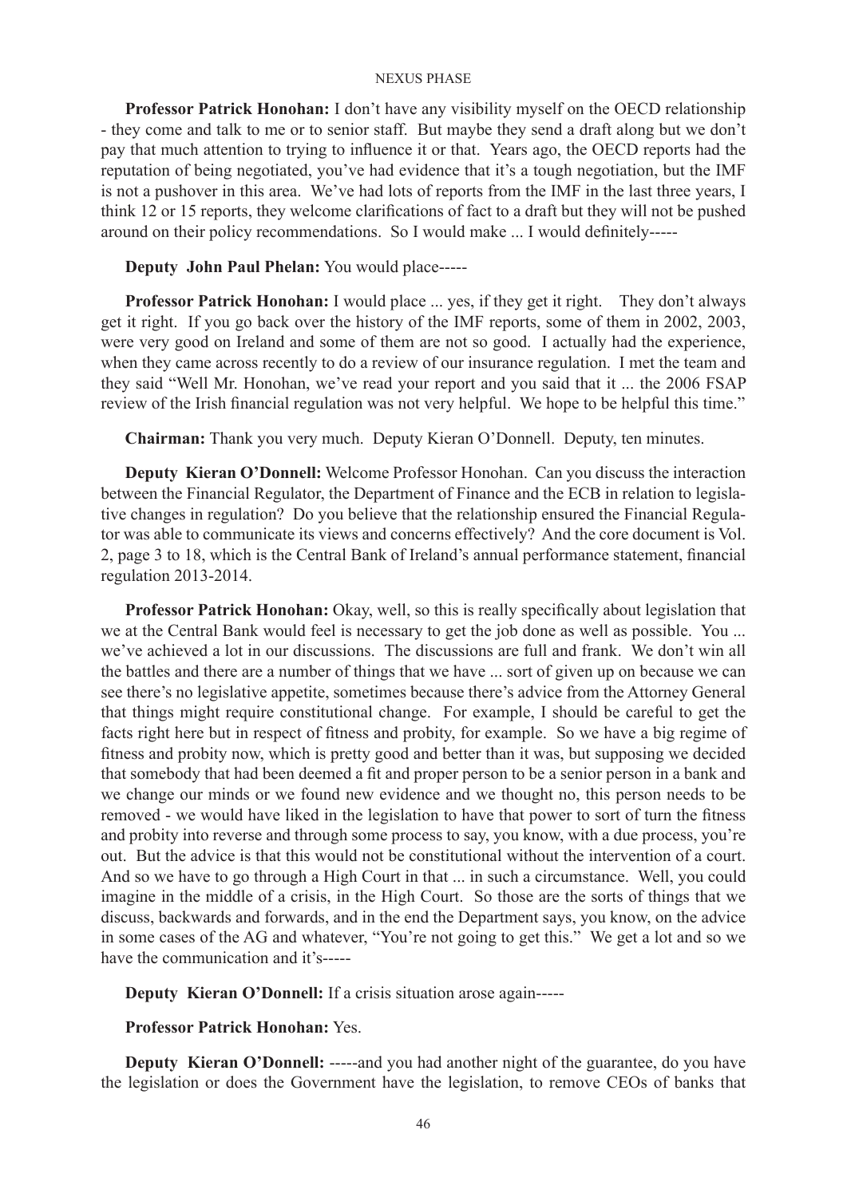**Professor Patrick Honohan:** I don't have any visibility myself on the OECD relationship - they come and talk to me or to senior staff. But maybe they send a draft along but we don't pay that much attention to trying to influence it or that. Years ago, the OECD reports had the reputation of being negotiated, you've had evidence that it's a tough negotiation, but the IMF is not a pushover in this area. We've had lots of reports from the IMF in the last three years, I think 12 or 15 reports, they welcome clarifications of fact to a draft but they will not be pushed around on their policy recommendations. So I would make ... I would definitely-----

**Deputy John Paul Phelan:** You would place-----

**Professor Patrick Honohan:** I would place ... yes, if they get it right. They don't always get it right. If you go back over the history of the IMF reports, some of them in 2002, 2003, were very good on Ireland and some of them are not so good. I actually had the experience, when they came across recently to do a review of our insurance regulation. I met the team and they said "Well Mr. Honohan, we've read your report and you said that it ... the 2006 FSAP review of the Irish financial regulation was not very helpful. We hope to be helpful this time."

**Chairman:** Thank you very much. Deputy Kieran O'Donnell. Deputy, ten minutes.

**Deputy Kieran O'Donnell:** Welcome Professor Honohan. Can you discuss the interaction between the Financial Regulator, the Department of Finance and the ECB in relation to legislative changes in regulation? Do you believe that the relationship ensured the Financial Regulator was able to communicate its views and concerns effectively? And the core document is Vol. 2, page 3 to 18, which is the Central Bank of Ireland's annual performance statement, financial regulation 2013-2014.

**Professor Patrick Honohan:** Okay, well, so this is really specifically about legislation that we at the Central Bank would feel is necessary to get the job done as well as possible. You ... we've achieved a lot in our discussions. The discussions are full and frank. We don't win all the battles and there are a number of things that we have ... sort of given up on because we can see there's no legislative appetite, sometimes because there's advice from the Attorney General that things might require constitutional change. For example, I should be careful to get the facts right here but in respect of fitness and probity, for example. So we have a big regime of fitness and probity now, which is pretty good and better than it was, but supposing we decided that somebody that had been deemed a fit and proper person to be a senior person in a bank and we change our minds or we found new evidence and we thought no, this person needs to be removed - we would have liked in the legislation to have that power to sort of turn the fitness and probity into reverse and through some process to say, you know, with a due process, you're out. But the advice is that this would not be constitutional without the intervention of a court. And so we have to go through a High Court in that ... in such a circumstance. Well, you could imagine in the middle of a crisis, in the High Court. So those are the sorts of things that we discuss, backwards and forwards, and in the end the Department says, you know, on the advice in some cases of the AG and whatever, "You're not going to get this." We get a lot and so we have the communication and it's-----

**Deputy Kieran O'Donnell:** If a crisis situation arose again-----

**Professor Patrick Honohan:** Yes.

**Deputy Kieran O'Donnell:** -----and you had another night of the guarantee, do you have the legislation or does the Government have the legislation, to remove CEOs of banks that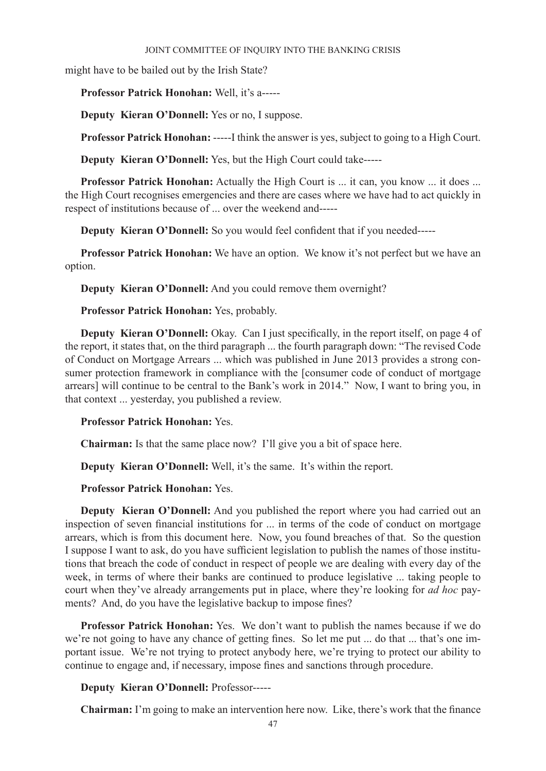might have to be bailed out by the Irish State?

**Professor Patrick Honohan:** Well, it's a-----

**Deputy Kieran O'Donnell:** Yes or no, I suppose.

**Professor Patrick Honohan:** -----I think the answer is yes, subject to going to a High Court.

**Deputy Kieran O'Donnell:** Yes, but the High Court could take-----

**Professor Patrick Honohan:** Actually the High Court is ... it can, you know ... it does ... the High Court recognises emergencies and there are cases where we have had to act quickly in respect of institutions because of ... over the weekend and-----

**Deputy Kieran O'Donnell:** So you would feel confident that if you needed-----

**Professor Patrick Honohan:** We have an option. We know it's not perfect but we have an option.

**Deputy Kieran O'Donnell:** And you could remove them overnight?

**Professor Patrick Honohan:** Yes, probably.

**Deputy Kieran O'Donnell:** Okay. Can I just specifically, in the report itself, on page 4 of the report, it states that, on the third paragraph ... the fourth paragraph down: "The revised Code of Conduct on Mortgage Arrears ... which was published in June 2013 provides a strong consumer protection framework in compliance with the [consumer code of conduct of mortgage arrears] will continue to be central to the Bank's work in 2014." Now, I want to bring you, in that context ... yesterday, you published a review.

**Professor Patrick Honohan:** Yes.

**Chairman:** Is that the same place now? I'll give you a bit of space here.

**Deputy Kieran O'Donnell:** Well, it's the same. It's within the report.

**Professor Patrick Honohan:** Yes.

**Deputy Kieran O'Donnell:** And you published the report where you had carried out an inspection of seven financial institutions for ... in terms of the code of conduct on mortgage arrears, which is from this document here. Now, you found breaches of that. So the question I suppose I want to ask, do you have sufficient legislation to publish the names of those institutions that breach the code of conduct in respect of people we are dealing with every day of the week, in terms of where their banks are continued to produce legislative ... taking people to court when they've already arrangements put in place, where they're looking for *ad hoc* payments? And, do you have the legislative backup to impose fines?

**Professor Patrick Honohan:** Yes. We don't want to publish the names because if we do we're not going to have any chance of getting fines. So let me put ... do that ... that's one important issue. We're not trying to protect anybody here, we're trying to protect our ability to continue to engage and, if necessary, impose fines and sanctions through procedure.

**Deputy Kieran O'Donnell:** Professor-----

**Chairman:** I'm going to make an intervention here now. Like, there's work that the finance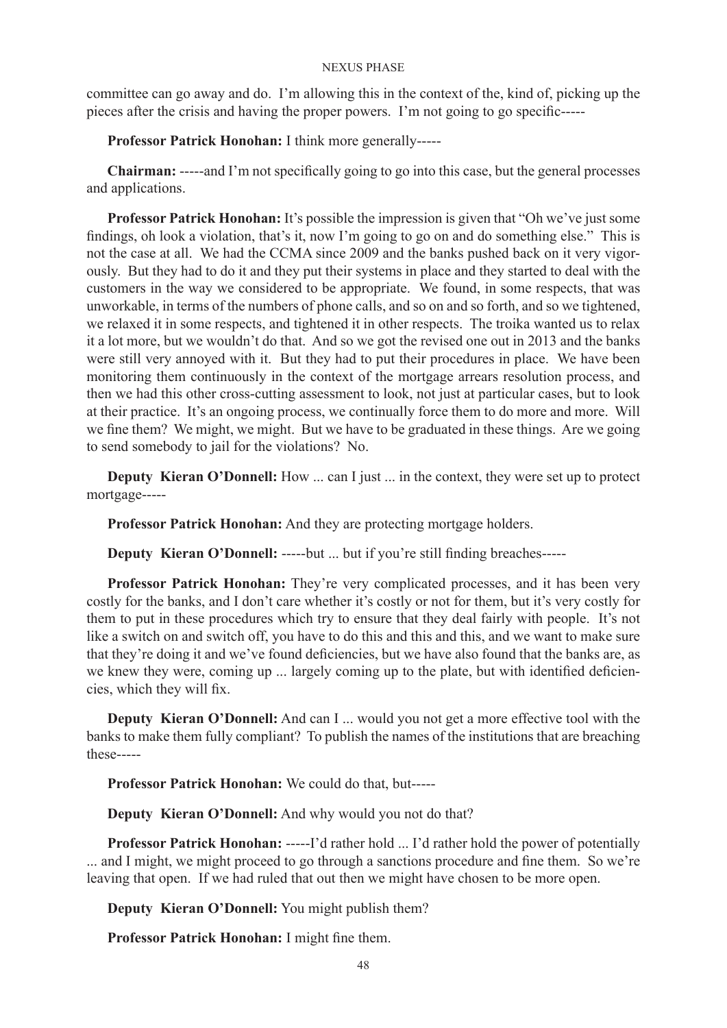committee can go away and do. I'm allowing this in the context of the, kind of, picking up the pieces after the crisis and having the proper powers. I'm not going to go specific-----

**Professor Patrick Honohan:** I think more generally-----

**Chairman:** -----and I'm not specifically going to go into this case, but the general processes and applications.

**Professor Patrick Honohan:** It's possible the impression is given that "Oh we've just some findings, oh look a violation, that's it, now I'm going to go on and do something else." This is not the case at all. We had the CCMA since 2009 and the banks pushed back on it very vigorously. But they had to do it and they put their systems in place and they started to deal with the customers in the way we considered to be appropriate. We found, in some respects, that was unworkable, in terms of the numbers of phone calls, and so on and so forth, and so we tightened, we relaxed it in some respects, and tightened it in other respects. The troika wanted us to relax it a lot more, but we wouldn't do that. And so we got the revised one out in 2013 and the banks were still very annoyed with it. But they had to put their procedures in place. We have been monitoring them continuously in the context of the mortgage arrears resolution process, and then we had this other cross-cutting assessment to look, not just at particular cases, but to look at their practice. It's an ongoing process, we continually force them to do more and more. Will we fine them? We might, we might. But we have to be graduated in these things. Are we going to send somebody to jail for the violations? No.

**Deputy Kieran O'Donnell:** How ... can I just ... in the context, they were set up to protect mortgage-----

**Professor Patrick Honohan:** And they are protecting mortgage holders.

**Deputy Kieran O'Donnell:** -----but ... but if you're still finding breaches-----

**Professor Patrick Honohan:** They're very complicated processes, and it has been very costly for the banks, and I don't care whether it's costly or not for them, but it's very costly for them to put in these procedures which try to ensure that they deal fairly with people. It's not like a switch on and switch off, you have to do this and this and this, and we want to make sure that they're doing it and we've found deficiencies, but we have also found that the banks are, as we knew they were, coming up ... largely coming up to the plate, but with identified deficiencies, which they will fix.

**Deputy Kieran O'Donnell:** And can I ... would you not get a more effective tool with the banks to make them fully compliant? To publish the names of the institutions that are breaching these-----

**Professor Patrick Honohan:** We could do that, but-----

**Deputy Kieran O'Donnell:** And why would you not do that?

**Professor Patrick Honohan:** -----I'd rather hold ... I'd rather hold the power of potentially ... and I might, we might proceed to go through a sanctions procedure and fine them. So we're leaving that open. If we had ruled that out then we might have chosen to be more open.

**Deputy Kieran O'Donnell:** You might publish them?

**Professor Patrick Honohan:** I might fine them.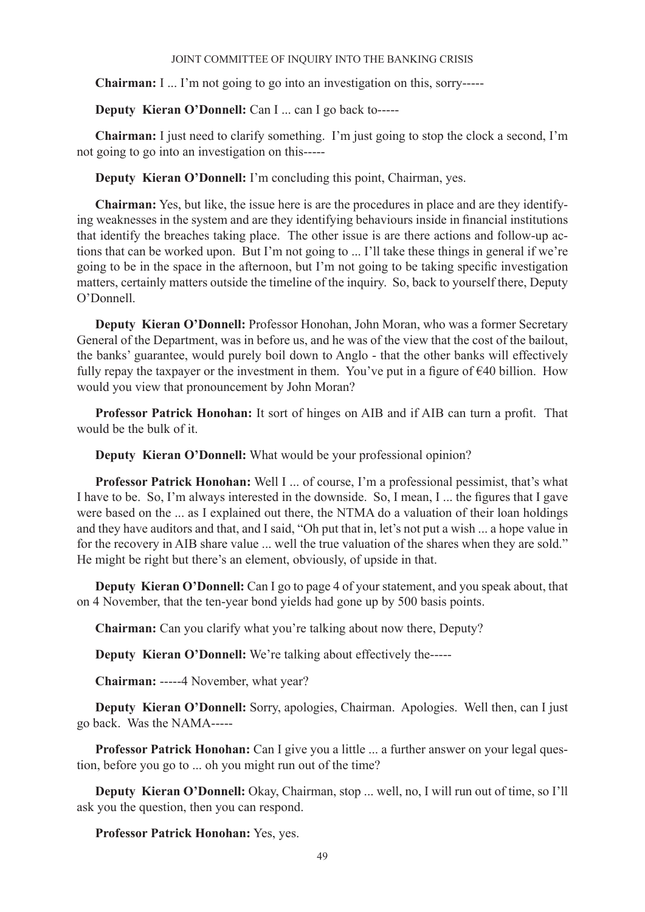**Chairman:** I ... I'm not going to go into an investigation on this, sorry-----

**Deputy Kieran O'Donnell:** Can I ... can I go back to-----

**Chairman:** I just need to clarify something. I'm just going to stop the clock a second, I'm not going to go into an investigation on this-----

**Deputy Kieran O'Donnell:** I'm concluding this point, Chairman, yes.

**Chairman:** Yes, but like, the issue here is are the procedures in place and are they identifying weaknesses in the system and are they identifying behaviours inside in financial institutions that identify the breaches taking place. The other issue is are there actions and follow-up actions that can be worked upon. But I'm not going to ... I'll take these things in general if we're going to be in the space in the afternoon, but I'm not going to be taking specific investigation matters, certainly matters outside the timeline of the inquiry. So, back to yourself there, Deputy O'Donnell.

**Deputy Kieran O'Donnell:** Professor Honohan, John Moran, who was a former Secretary General of the Department, was in before us, and he was of the view that the cost of the bailout, the banks' guarantee, would purely boil down to Anglo - that the other banks will effectively fully repay the taxpayer or the investment in them. You've put in a figure of €40 billion. How would you view that pronouncement by John Moran?

**Professor Patrick Honohan:** It sort of hinges on AIB and if AIB can turn a profit. That would be the bulk of it.

**Deputy Kieran O'Donnell:** What would be your professional opinion?

**Professor Patrick Honohan:** Well I ... of course, I'm a professional pessimist, that's what I have to be. So, I'm always interested in the downside. So, I mean, I ... the figures that I gave were based on the ... as I explained out there, the NTMA do a valuation of their loan holdings and they have auditors and that, and I said, "Oh put that in, let's not put a wish ... a hope value in for the recovery in AIB share value ... well the true valuation of the shares when they are sold." He might be right but there's an element, obviously, of upside in that.

**Deputy Kieran O'Donnell:** Can I go to page 4 of your statement, and you speak about, that on 4 November, that the ten-year bond yields had gone up by 500 basis points.

**Chairman:** Can you clarify what you're talking about now there, Deputy?

**Deputy Kieran O'Donnell:** We're talking about effectively the-----

**Chairman:** -----4 November, what year?

**Deputy Kieran O'Donnell:** Sorry, apologies, Chairman. Apologies. Well then, can I just go back. Was the NAMA-----

**Professor Patrick Honohan:** Can I give you a little ... a further answer on your legal question, before you go to ... oh you might run out of the time?

**Deputy Kieran O'Donnell:** Okay, Chairman, stop ... well, no, I will run out of time, so I'll ask you the question, then you can respond.

**Professor Patrick Honohan:** Yes, yes.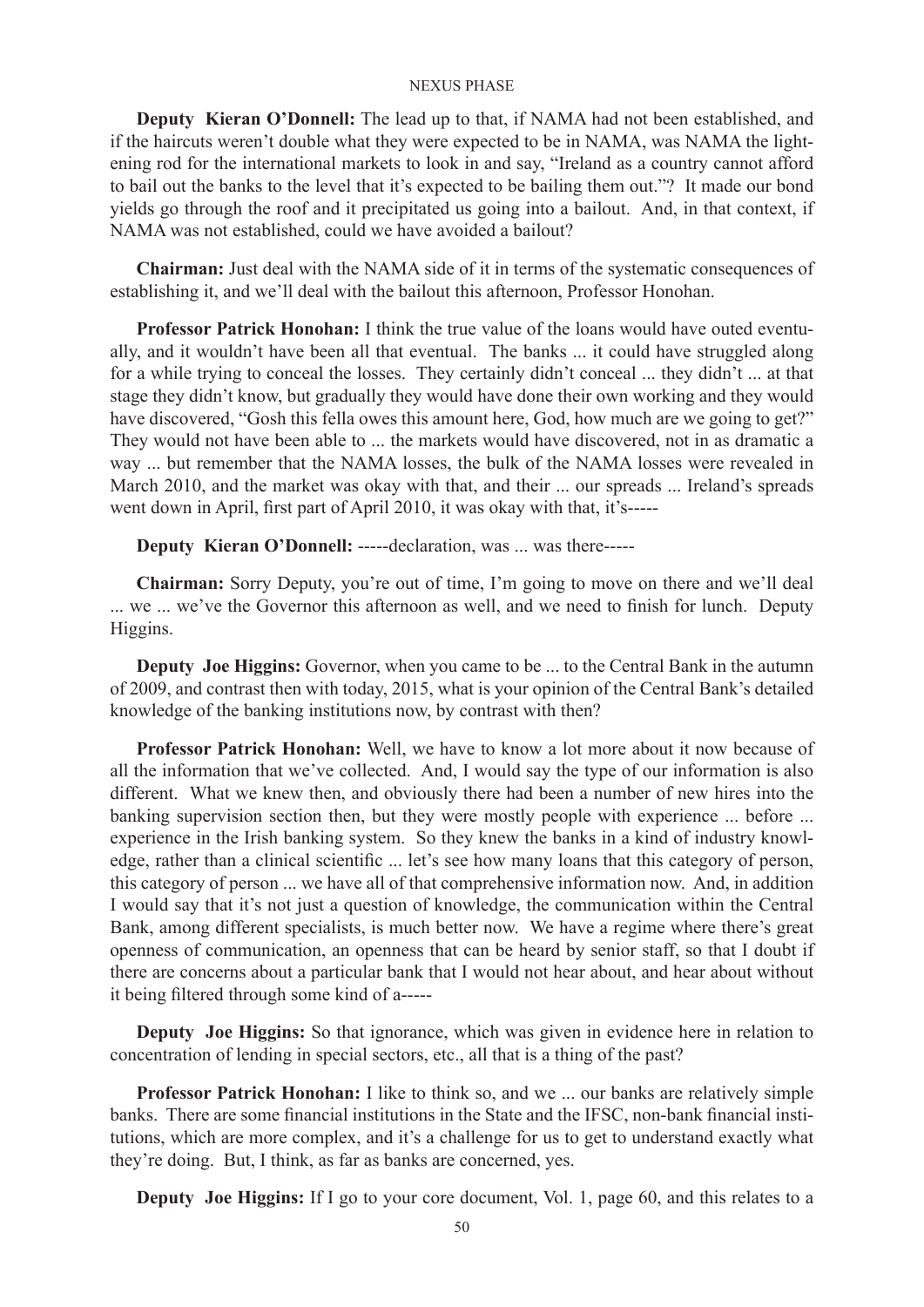**Deputy Kieran O'Donnell:** The lead up to that, if NAMA had not been established, and if the haircuts weren't double what they were expected to be in NAMA, was NAMA the lightening rod for the international markets to look in and say, "Ireland as a country cannot afford to bail out the banks to the level that it's expected to be bailing them out."? It made our bond yields go through the roof and it precipitated us going into a bailout. And, in that context, if NAMA was not established, could we have avoided a bailout?

**Chairman:** Just deal with the NAMA side of it in terms of the systematic consequences of establishing it, and we'll deal with the bailout this afternoon, Professor Honohan.

**Professor Patrick Honohan:** I think the true value of the loans would have outed eventually, and it wouldn't have been all that eventual. The banks ... it could have struggled along for a while trying to conceal the losses. They certainly didn't conceal ... they didn't ... at that stage they didn't know, but gradually they would have done their own working and they would have discovered, "Gosh this fella owes this amount here, God, how much are we going to get?" They would not have been able to ... the markets would have discovered, not in as dramatic a way ... but remember that the NAMA losses, the bulk of the NAMA losses were revealed in March 2010, and the market was okay with that, and their ... our spreads ... Ireland's spreads went down in April, first part of April 2010, it was okay with that, it's-----

**Deputy Kieran O'Donnell:** -----declaration, was ... was there-----

**Chairman:** Sorry Deputy, you're out of time, I'm going to move on there and we'll deal ... we ... we've the Governor this afternoon as well, and we need to finish for lunch. Deputy Higgins.

**Deputy Joe Higgins:** Governor, when you came to be ... to the Central Bank in the autumn of 2009, and contrast then with today, 2015, what is your opinion of the Central Bank's detailed knowledge of the banking institutions now, by contrast with then?

**Professor Patrick Honohan:** Well, we have to know a lot more about it now because of all the information that we've collected. And, I would say the type of our information is also different. What we knew then, and obviously there had been a number of new hires into the banking supervision section then, but they were mostly people with experience ... before ... experience in the Irish banking system. So they knew the banks in a kind of industry knowledge, rather than a clinical scientific ... let's see how many loans that this category of person, this category of person ... we have all of that comprehensive information now. And, in addition I would say that it's not just a question of knowledge, the communication within the Central Bank, among different specialists, is much better now. We have a regime where there's great openness of communication, an openness that can be heard by senior staff, so that I doubt if there are concerns about a particular bank that I would not hear about, and hear about without it being filtered through some kind of a-----

**Deputy Joe Higgins:** So that ignorance, which was given in evidence here in relation to concentration of lending in special sectors, etc., all that is a thing of the past?

**Professor Patrick Honohan:** I like to think so, and we ... our banks are relatively simple banks. There are some financial institutions in the State and the IFSC, non-bank financial institutions, which are more complex, and it's a challenge for us to get to understand exactly what they're doing. But, I think, as far as banks are concerned, yes.

**Deputy Joe Higgins:** If I go to your core document, Vol. 1, page 60, and this relates to a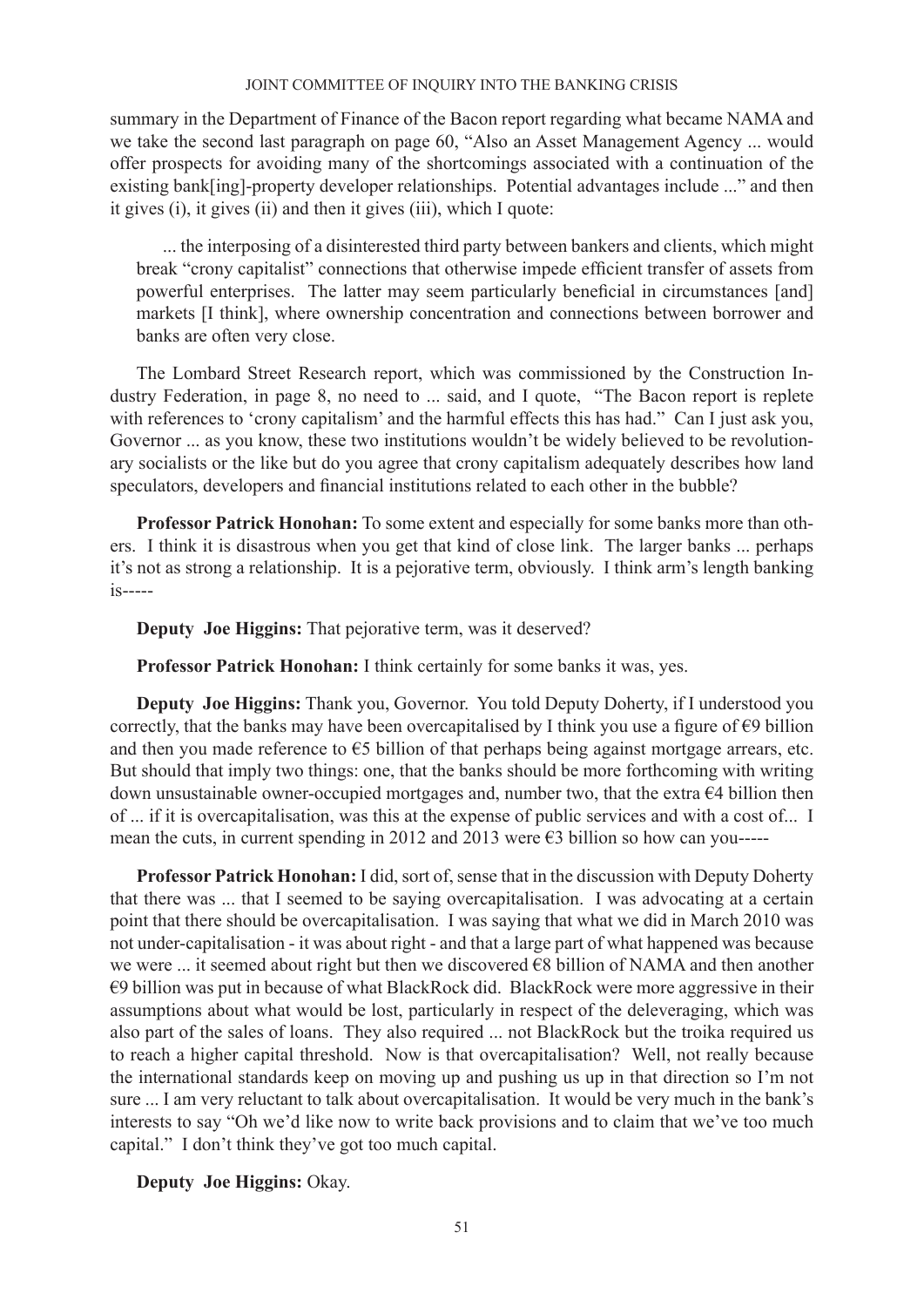summary in the Department of Finance of the Bacon report regarding what became NAMA and we take the second last paragraph on page 60, "Also an Asset Management Agency ... would offer prospects for avoiding many of the shortcomings associated with a continuation of the existing bank[ing]-property developer relationships. Potential advantages include ..." and then it gives (i), it gives (ii) and then it gives (iii), which I quote:

> ... the interposing of a disinterested third party between bankers and clients, which might break "crony capitalist" connections that otherwise impede efficient transfer of assets from powerful enterprises. The latter may seem particularly beneficial in circumstances [and] markets [I think], where ownership concentration and connections between borrower and banks are often very close.

The Lombard Street Research report, which was commissioned by the Construction Industry Federation, in page 8, no need to ... said, and I quote, "The Bacon report is replete with references to 'crony capitalism' and the harmful effects this has had." Can I just ask you, Governor ... as you know, these two institutions wouldn't be widely believed to be revolutionary socialists or the like but do you agree that crony capitalism adequately describes how land speculators, developers and financial institutions related to each other in the bubble?

**Professor Patrick Honohan:** To some extent and especially for some banks more than others. I think it is disastrous when you get that kind of close link. The larger banks ... perhaps it's not as strong a relationship. It is a pejorative term, obviously. I think arm's length banking is-----

**Deputy Joe Higgins:** That pejorative term, was it deserved?

**Professor Patrick Honohan:** I think certainly for some banks it was, yes.

**Deputy Joe Higgins:** Thank you, Governor. You told Deputy Doherty, if I understood you correctly, that the banks may have been overcapitalised by I think you use a figure of €9 billion and then you made reference to €5 billion of that perhaps being against mortgage arrears, etc. But should that imply two things: one, that the banks should be more forthcoming with writing down unsustainable owner-occupied mortgages and, number two, that the extra €4 billion then of ... if it is overcapitalisation, was this at the expense of public services and with a cost of... I mean the cuts, in current spending in 2012 and 2013 were €3 billion so how can you-----

**Professor Patrick Honohan:** I did, sort of, sense that in the discussion with Deputy Doherty that there was ... that I seemed to be saying overcapitalisation. I was advocating at a certain point that there should be overcapitalisation. I was saying that what we did in March 2010 was not under-capitalisation - it was about right - and that a large part of what happened was because we were ... it seemed about right but then we discovered €8 billion of NAMA and then another €9 billion was put in because of what BlackRock did. BlackRock were more aggressive in their assumptions about what would be lost, particularly in respect of the deleveraging, which was also part of the sales of loans. They also required ... not BlackRock but the troika required us to reach a higher capital threshold. Now is that overcapitalisation? Well, not really because the international standards keep on moving up and pushing us up in that direction so I'm not sure ... I am very reluctant to talk about overcapitalisation. It would be very much in the bank's interests to say "Oh we'd like now to write back provisions and to claim that we've too much capital." I don't think they've got too much capital.

**Deputy Joe Higgins:** Okay.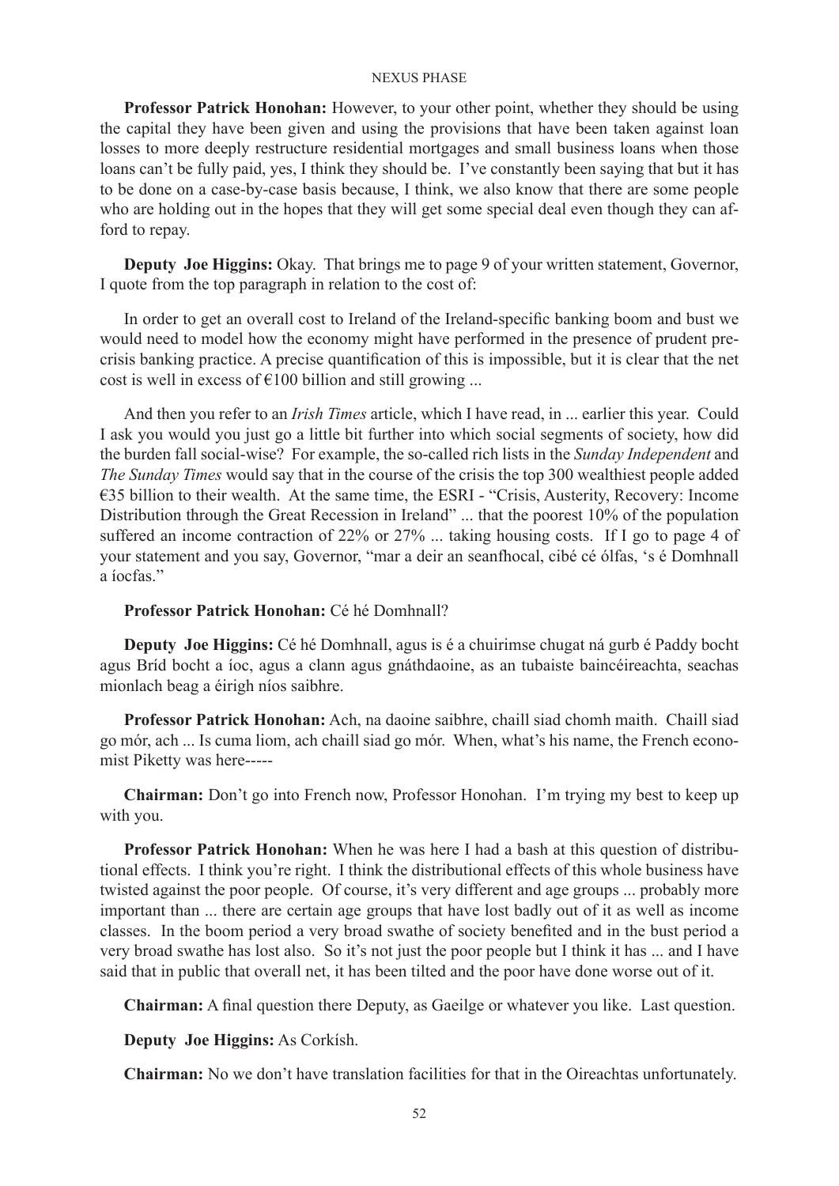**Professor Patrick Honohan:** However, to your other point, whether they should be using the capital they have been given and using the provisions that have been taken against loan losses to more deeply restructure residential mortgages and small business loans when those loans can't be fully paid, yes, I think they should be. I've constantly been saying that but it has to be done on a case-by-case basis because, I think, we also know that there are some people who are holding out in the hopes that they will get some special deal even though they can afford to repay.

**Deputy Joe Higgins:** Okay. That brings me to page 9 of your written statement, Governor, I quote from the top paragraph in relation to the cost of:

In order to get an overall cost to Ireland of the Ireland-specific banking boom and bust we would need to model how the economy might have performed in the presence of prudent pre-crisis banking practice. A precise quantification of this is impossible, but it is clear that the net cost is well in excess of €100 billion and still growing ...

And then you refer to an *Irish Times* article, which I have read, in ... earlier this year. Could I ask you would you just go a little bit further into which social segments of society, how did the burden fall social-wise? For example, the so-called rich lists in the *Sunday Independent* and *The Sunday Times* would say that in the course of the crisis the top 300 wealthiest people added €35 billion to their wealth. At the same time, the ESRI - "Crisis, Austerity, Recovery: Income Distribution through the Great Recession in Ireland" ... that the poorest 10% of the population suffered an income contraction of 22% or 27% ... taking housing costs. If I go to page 4 of your statement and you say, Governor, "mar a deir an seanfhocal, cibé cé ólfas, 's é Domhnall a íocfas."

**Professor Patrick Honohan:** Cé hé Domhnall?

**Deputy Joe Higgins:** Cé hé Domhnall, agus is é a chuirimse chugat ná gurb é Paddy bocht agus Bríd bocht a íoc, agus a clann agus gnáthdaoine, as an tubaiste baincéireachta, seachas mionlach beag a éirigh níos saibhre.

**Professor Patrick Honohan:** Ach, na daoine saibhre, chaill siad chomh maith. Chaill siad go mór, ach ... Is cuma liom, ach chaill siad go mór. When, what's his name, the French economist Piketty was here-----

**Chairman:** Don't go into French now, Professor Honohan. I'm trying my best to keep up with you.

**Professor Patrick Honohan:** When he was here I had a bash at this question of distributional effects. I think you're right. I think the distributional effects of this whole business have twisted against the poor people. Of course, it's very different and age groups ... probably more important than ... there are certain age groups that have lost badly out of it as well as income classes. In the boom period a very broad swathe of society benefited and in the bust period a very broad swathe has lost also. So it's not just the poor people but I think it has ... and I have said that in public that overall net, it has been tilted and the poor have done worse out of it.

**Chairman:** A final question there Deputy, as Gaeilge or whatever you like. Last question.

**Deputy Joe Higgins:** As Corkísh.

**Chairman:** No we don't have translation facilities for that in the Oireachtas unfortunately.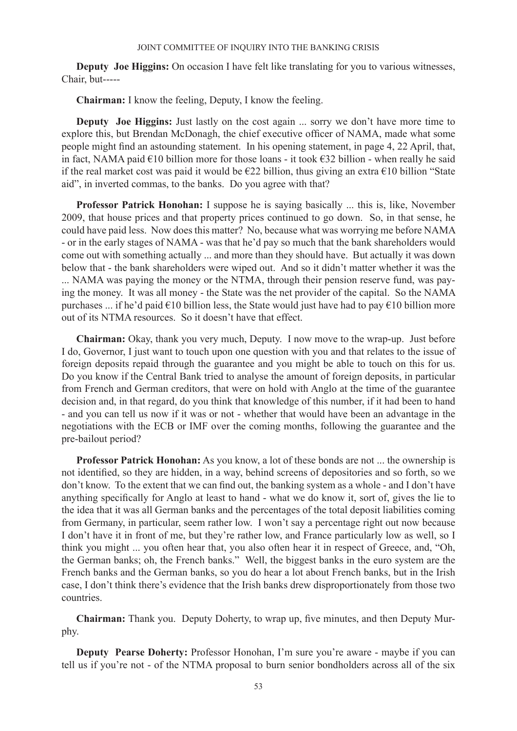**Deputy Joe Higgins:** On occasion I have felt like translating for you to various witnesses, Chair, but-----

**Chairman:** I know the feeling, Deputy, I know the feeling.

**Deputy Joe Higgins:** Just lastly on the cost again ... sorry we don't have more time to explore this, but Brendan McDonagh, the chief executive officer of NAMA, made what some people might find an astounding statement. In his opening statement, in page 4, 22 April, that, in fact, NAMA paid €10 billion more for those loans - it took €32 billion - when really he said if the real market cost was paid it would be €22 billion, thus giving an extra €10 billion "State aid", in inverted commas, to the banks. Do you agree with that?

**Professor Patrick Honohan:** I suppose he is saying basically ... this is, like, November 2009, that house prices and that property prices continued to go down. So, in that sense, he could have paid less. Now does this matter? No, because what was worrying me before NAMA - or in the early stages of NAMA - was that he'd pay so much that the bank shareholders would come out with something actually ... and more than they should have. But actually it was down below that - the bank shareholders were wiped out. And so it didn't matter whether it was the ... NAMA was paying the money or the NTMA, through their pension reserve fund, was paying the money. It was all money - the State was the net provider of the capital. So the NAMA purchases ... if he'd paid €10 billion less, the State would just have had to pay €10 billion more out of its NTMA resources. So it doesn't have that effect.

**Chairman:** Okay, thank you very much, Deputy. I now move to the wrap-up. Just before I do, Governor, I just want to touch upon one question with you and that relates to the issue of foreign deposits repaid through the guarantee and you might be able to touch on this for us. Do you know if the Central Bank tried to analyse the amount of foreign deposits, in particular from French and German creditors, that were on hold with Anglo at the time of the guarantee decision and, in that regard, do you think that knowledge of this number, if it had been to hand - and you can tell us now if it was or not - whether that would have been an advantage in the negotiations with the ECB or IMF over the coming months, following the guarantee and the pre-bailout period?

**Professor Patrick Honohan:** As you know, a lot of these bonds are not ... the ownership is not identified, so they are hidden, in a way, behind screens of depositories and so forth, so we don't know. To the extent that we can find out, the banking system as a whole - and I don't have anything specifically for Anglo at least to hand - what we do know it, sort of, gives the lie to the idea that it was all German banks and the percentages of the total deposit liabilities coming from Germany, in particular, seem rather low. I won't say a percentage right out now because I don't have it in front of me, but they're rather low, and France particularly low as well, so I think you might ... you often hear that, you also often hear it in respect of Greece, and, "Oh, the German banks; oh, the French banks." Well, the biggest banks in the euro system are the French banks and the German banks, so you do hear a lot about French banks, but in the Irish case, I don't think there's evidence that the Irish banks drew disproportionately from those two countries.

**Chairman:** Thank you. Deputy Doherty, to wrap up, five minutes, and then Deputy Murphy.

**Deputy Pearse Doherty:** Professor Honohan, I'm sure you're aware - maybe if you can tell us if you're not - of the NTMA proposal to burn senior bondholders across all of the six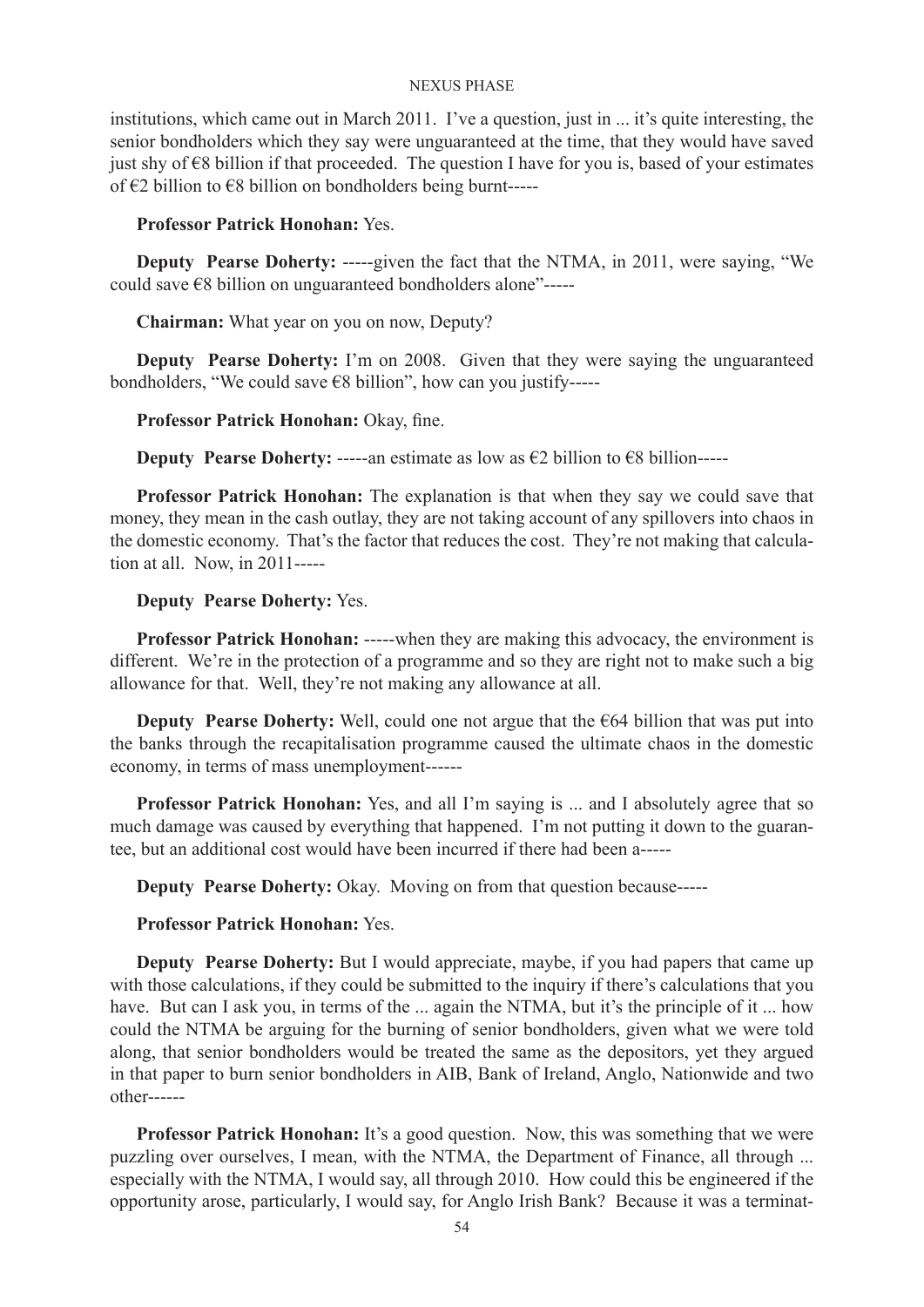institutions, which came out in March 2011. I've a question, just in ... it's quite interesting, the senior bondholders which they say were unguaranteed at the time, that they would have saved just shy of €8 billion if that proceeded. The question I have for you is, based of your estimates of €2 billion to €8 billion on bondholders being burnt-----

**Professor Patrick Honohan:** Yes.

**Deputy Pearse Doherty:** -----given the fact that the NTMA, in 2011, were saying, "We could save €8 billion on unguaranteed bondholders alone"-----

**Chairman:** What year on you on now, Deputy?

**Deputy Pearse Doherty:** I'm on 2008. Given that they were saying the unguaranteed bondholders, "We could save €8 billion", how can you justify-----

**Professor Patrick Honohan:** Okay, fine.

**Deputy Pearse Doherty:** -----an estimate as low as €2 billion to €8 billion-----

**Professor Patrick Honohan:** The explanation is that when they say we could save that money, they mean in the cash outlay, they are not taking account of any spillovers into chaos in the domestic economy. That's the factor that reduces the cost. They're not making that calculation at all. Now, in 2011-----

**Deputy Pearse Doherty:** Yes.

**Professor Patrick Honohan:** -----when they are making this advocacy, the environment is different. We're in the protection of a programme and so they are right not to make such a big allowance for that. Well, they're not making any allowance at all.

**Deputy Pearse Doherty:** Well, could one not argue that the €64 billion that was put into the banks through the recapitalisation programme caused the ultimate chaos in the domestic economy, in terms of mass unemployment------

**Professor Patrick Honohan:** Yes, and all I'm saying is ... and I absolutely agree that so much damage was caused by everything that happened. I'm not putting it down to the guarantee, but an additional cost would have been incurred if there had been a-----

**Deputy Pearse Doherty:** Okay. Moving on from that question because-----

**Professor Patrick Honohan:** Yes.

**Deputy Pearse Doherty:** But I would appreciate, maybe, if you had papers that came up with those calculations, if they could be submitted to the inquiry if there's calculations that you have. But can I ask you, in terms of the ... again the NTMA, but it's the principle of it ... how could the NTMA be arguing for the burning of senior bondholders, given what we were told along, that senior bondholders would be treated the same as the depositors, yet they argued in that paper to burn senior bondholders in AIB, Bank of Ireland, Anglo, Nationwide and two other------

**Professor Patrick Honohan:** It's a good question. Now, this was something that we were puzzling over ourselves, I mean, with the NTMA, the Department of Finance, all through ... especially with the NTMA, I would say, all through 2010. How could this be engineered if the opportunity arose, particularly, I would say, for Anglo Irish Bank? Because it was a terminat-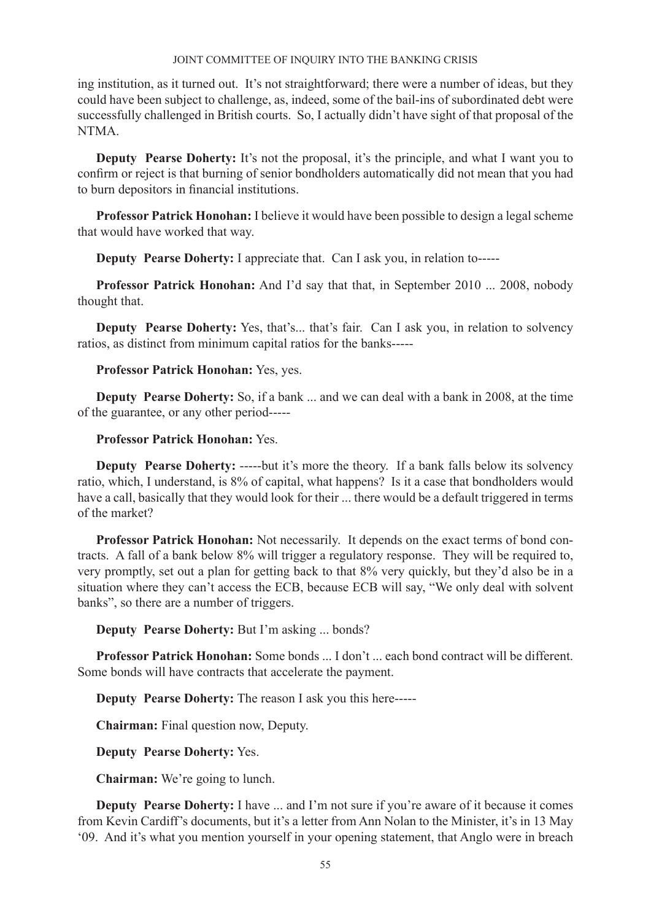ing institution, as it turned out. It's not straightforward; there were a number of ideas, but they could have been subject to challenge, as, indeed, some of the bail-ins of subordinated debt were successfully challenged in British courts. So, I actually didn't have sight of that proposal of the NTMA.

**Deputy Pearse Doherty:** It's not the proposal, it's the principle, and what I want you to confirm or reject is that burning of senior bondholders automatically did not mean that you had to burn depositors in financial institutions.

**Professor Patrick Honohan:** I believe it would have been possible to design a legal scheme that would have worked that way.

**Deputy Pearse Doherty:** I appreciate that. Can I ask you, in relation to-----

**Professor Patrick Honohan:** And I'd say that that, in September 2010 ... 2008, nobody thought that.

**Deputy Pearse Doherty:** Yes, that's... that's fair. Can I ask you, in relation to solvency ratios, as distinct from minimum capital ratios for the banks-----

**Professor Patrick Honohan:** Yes, yes.

**Deputy Pearse Doherty:** So, if a bank ... and we can deal with a bank in 2008, at the time of the guarantee, or any other period-----

**Professor Patrick Honohan:** Yes.

**Deputy Pearse Doherty:** -----but it's more the theory. If a bank falls below its solvency ratio, which, I understand, is 8% of capital, what happens? Is it a case that bondholders would have a call, basically that they would look for their ... there would be a default triggered in terms of the market?

**Professor Patrick Honohan:** Not necessarily. It depends on the exact terms of bond contracts. A fall of a bank below 8% will trigger a regulatory response. They will be required to, very promptly, set out a plan for getting back to that 8% very quickly, but they'd also be in a situation where they can't access the ECB, because ECB will say, "We only deal with solvent banks", so there are a number of triggers.

**Deputy Pearse Doherty:** But I'm asking ... bonds?

**Professor Patrick Honohan:** Some bonds ... I don't ... each bond contract will be different. Some bonds will have contracts that accelerate the payment.

**Deputy Pearse Doherty:** The reason I ask you this here-----

**Chairman:** Final question now, Deputy.

**Deputy Pearse Doherty:** Yes.

**Chairman:** We're going to lunch.

**Deputy Pearse Doherty:** I have ... and I'm not sure if you're aware of it because it comes from Kevin Cardiff's documents, but it's a letter from Ann Nolan to the Minister, it's in 13 May '09. And it's what you mention yourself in your opening statement, that Anglo were in breach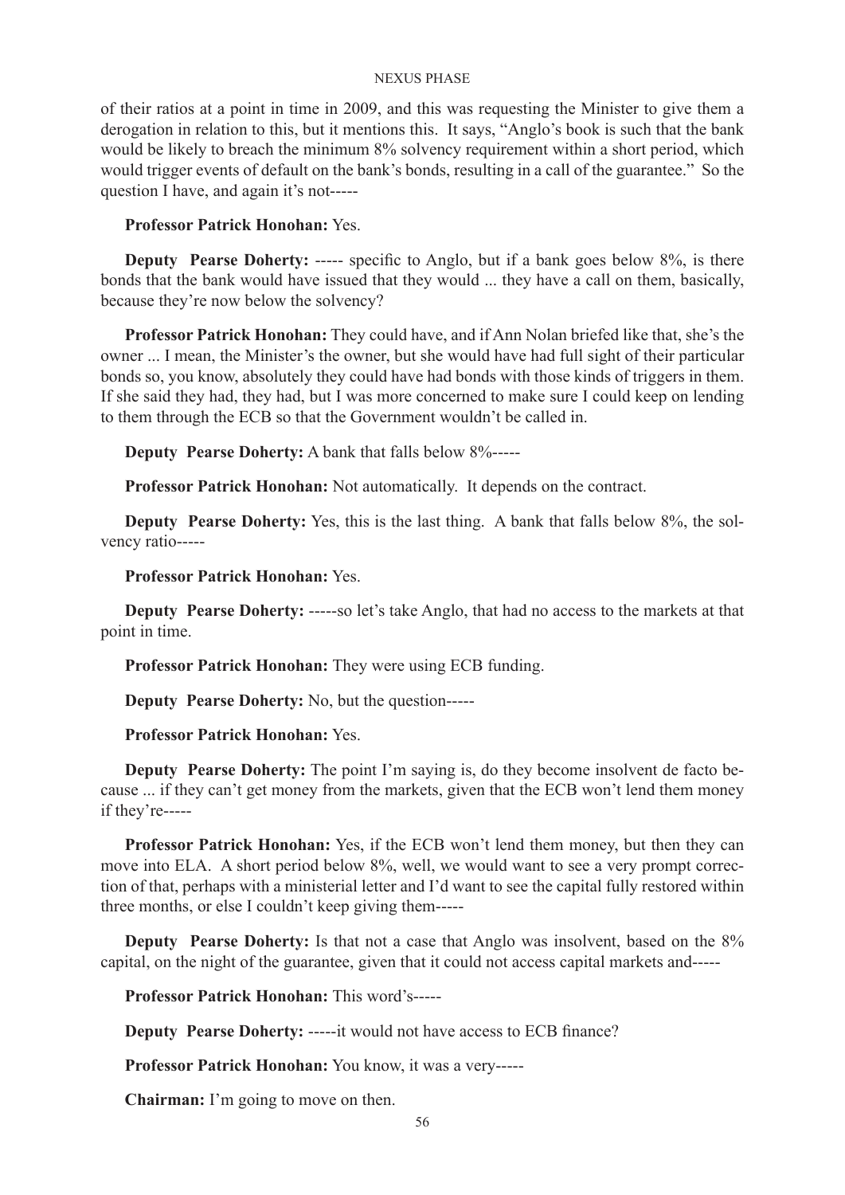of their ratios at a point in time in 2009, and this was requesting the Minister to give them a derogation in relation to this, but it mentions this. It says, "Anglo's book is such that the bank would be likely to breach the minimum 8% solvency requirement within a short period, which would trigger events of default on the bank's bonds, resulting in a call of the guarantee." So the question I have, and again it's not-----

**Professor Patrick Honohan:** Yes.

**Deputy Pearse Doherty:** ----- specific to Anglo, but if a bank goes below 8%, is there bonds that the bank would have issued that they would ... they have a call on them, basically, because they're now below the solvency?

**Professor Patrick Honohan:** They could have, and if Ann Nolan briefed like that, she's the owner ... I mean, the Minister's the owner, but she would have had full sight of their particular bonds so, you know, absolutely they could have had bonds with those kinds of triggers in them. If she said they had, they had, but I was more concerned to make sure I could keep on lending to them through the ECB so that the Government wouldn't be called in.

**Deputy Pearse Doherty:** A bank that falls below 8%-----

**Professor Patrick Honohan:** Not automatically. It depends on the contract.

**Deputy Pearse Doherty:** Yes, this is the last thing. A bank that falls below 8%, the solvency ratio-----

**Professor Patrick Honohan:** Yes.

**Deputy Pearse Doherty:** -----so let's take Anglo, that had no access to the markets at that point in time.

**Professor Patrick Honohan:** They were using ECB funding.

**Deputy Pearse Doherty:** No, but the question-----

**Professor Patrick Honohan:** Yes.

**Deputy Pearse Doherty:** The point I'm saying is, do they become insolvent de facto because ... if they can't get money from the markets, given that the ECB won't lend them money if they're-----

**Professor Patrick Honohan:** Yes, if the ECB won't lend them money, but then they can move into ELA. A short period below 8%, well, we would want to see a very prompt correction of that, perhaps with a ministerial letter and I'd want to see the capital fully restored within three months, or else I couldn't keep giving them-----

**Deputy Pearse Doherty:** Is that not a case that Anglo was insolvent, based on the 8% capital, on the night of the guarantee, given that it could not access capital markets and-----

**Professor Patrick Honohan:** This word's-----

**Deputy Pearse Doherty:** -----it would not have access to ECB finance?

**Professor Patrick Honohan:** You know, it was a very-----

**Chairman:** I'm going to move on then.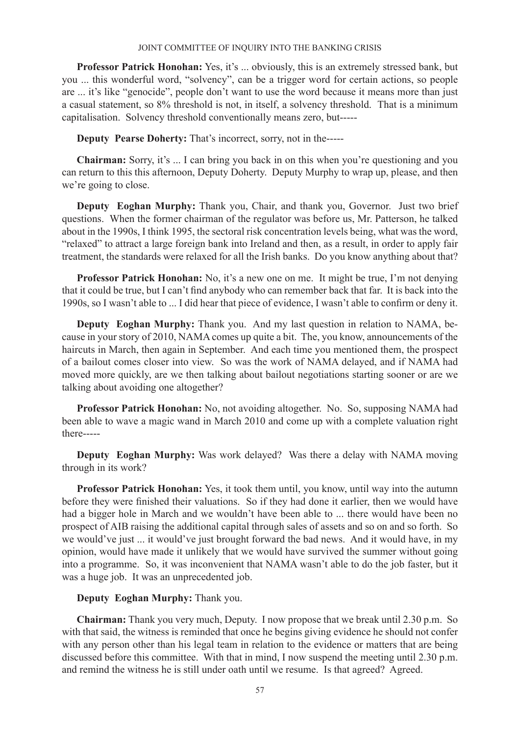**Professor Patrick Honohan:** Yes, it's ... obviously, this is an extremely stressed bank, but you ... this wonderful word, "solvency", can be a trigger word for certain actions, so people are ... it's like "genocide", people don't want to use the word because it means more than just a casual statement, so 8% threshold is not, in itself, a solvency threshold. That is a minimum capitalisation. Solvency threshold conventionally means zero, but-----

**Deputy Pearse Doherty:** That's incorrect, sorry, not in the-----

**Chairman:** Sorry, it's ... I can bring you back in on this when you're questioning and you can return to this this afternoon, Deputy Doherty. Deputy Murphy to wrap up, please, and then we're going to close.

**Deputy Eoghan Murphy:** Thank you, Chair, and thank you, Governor. Just two brief questions. When the former chairman of the regulator was before us, Mr. Patterson, he talked about in the 1990s, I think 1995, the sectoral risk concentration levels being, what was the word, "relaxed" to attract a large foreign bank into Ireland and then, as a result, in order to apply fair treatment, the standards were relaxed for all the Irish banks. Do you know anything about that?

**Professor Patrick Honohan:** No, it's a new one on me. It might be true, I'm not denying that it could be true, but I can't find anybody who can remember back that far. It is back into the 1990s, so I wasn't able to ... I did hear that piece of evidence, I wasn't able to confirm or deny it.

**Deputy Eoghan Murphy:** Thank you. And my last question in relation to NAMA, because in your story of 2010, NAMA comes up quite a bit. The, you know, announcements of the haircuts in March, then again in September. And each time you mentioned them, the prospect of a bailout comes closer into view. So was the work of NAMA delayed, and if NAMA had moved more quickly, are we then talking about bailout negotiations starting sooner or are we talking about avoiding one altogether?

**Professor Patrick Honohan:** No, not avoiding altogether. No. So, supposing NAMA had been able to wave a magic wand in March 2010 and come up with a complete valuation right there-----

**Deputy Eoghan Murphy:** Was work delayed? Was there a delay with NAMA moving through in its work?

**Professor Patrick Honohan:** Yes, it took them until, you know, until way into the autumn before they were finished their valuations. So if they had done it earlier, then we would have had a bigger hole in March and we wouldn't have been able to ... there would have been no prospect of AIB raising the additional capital through sales of assets and so on and so forth. So we would've just ... it would've just brought forward the bad news. And it would have, in my opinion, would have made it unlikely that we would have survived the summer without going into a programme. So, it was inconvenient that NAMA wasn't able to do the job faster, but it was a huge job. It was an unprecedented job.

**Deputy Eoghan Murphy:** Thank you.

**Chairman:** Thank you very much, Deputy. I now propose that we break until 2.30 p.m. So with that said, the witness is reminded that once he begins giving evidence he should not confer with any person other than his legal team in relation to the evidence or matters that are being discussed before this committee. With that in mind, I now suspend the meeting until 2.30 p.m. and remind the witness he is still under oath until we resume. Is that agreed? Agreed.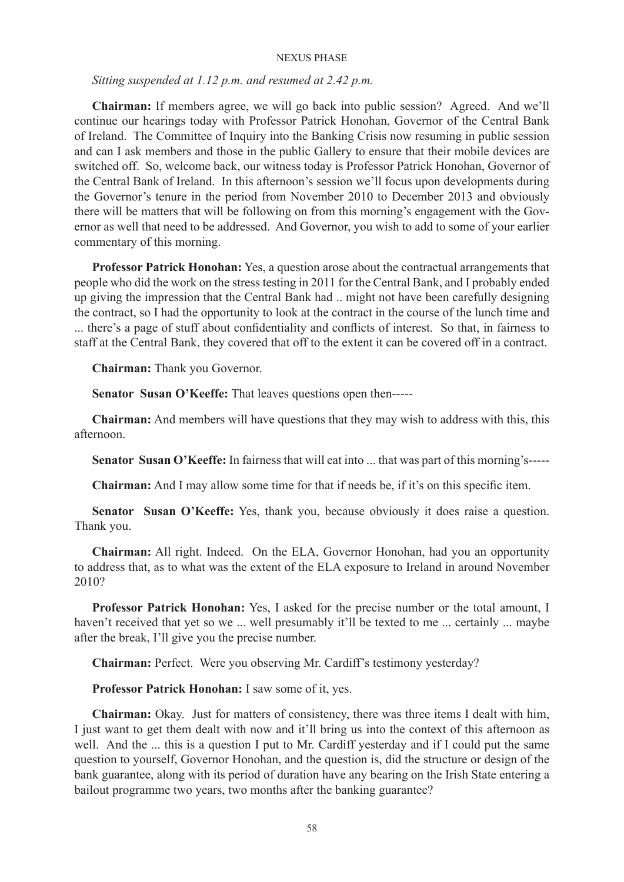*Sitting suspended at 1.12 p.m. and resumed at 2.42 p.m.*

**Chairman:** If members agree, we will go back into public session? Agreed. And we'll continue our hearings today with Professor Patrick Honohan, Governor of the Central Bank of Ireland. The Committee of Inquiry into the Banking Crisis now resuming in public session and can I ask members and those in the public Gallery to ensure that their mobile devices are switched off. So, welcome back, our witness today is Professor Patrick Honohan, Governor of the Central Bank of Ireland. In this afternoon's session we'll focus upon developments during the Governor's tenure in the period from November 2010 to December 2013 and obviously there will be matters that will be following on from this morning's engagement with the Governor as well that need to be addressed. And Governor, you wish to add to some of your earlier commentary of this morning.

**Professor Patrick Honohan:** Yes, a question arose about the contractual arrangements that people who did the work on the stress testing in 2011 for the Central Bank, and I probably ended up giving the impression that the Central Bank had .. might not have been carefully designing the contract, so I had the opportunity to look at the contract in the course of the lunch time and ... there's a page of stuff about confidentiality and conflicts of interest. So that, in fairness to staff at the Central Bank, they covered that off to the extent it can be covered off in a contract.

**Chairman:** Thank you Governor.

**Senator Susan O'Keeffe:** That leaves questions open then-----

**Chairman:** And members will have questions that they may wish to address with this, this afternoon.

**Senator Susan O'Keeffe:** In fairness that will eat into ... that was part of this morning's-----

**Chairman:** And I may allow some time for that if needs be, if it's on this specific item.

**Senator Susan O'Keeffe:** Yes, thank you, because obviously it does raise a question. Thank you.

**Chairman:** All right. Indeed. On the ELA, Governor Honohan, had you an opportunity to address that, as to what was the extent of the ELA exposure to Ireland in around November 2010?

**Professor Patrick Honohan:** Yes, I asked for the precise number or the total amount, I haven't received that yet so we ... well presumably it'll be texted to me ... certainly ... maybe after the break, I'll give you the precise number.

**Chairman:** Perfect. Were you observing Mr. Cardiff's testimony yesterday?

**Professor Patrick Honohan:** I saw some of it, yes.

**Chairman:** Okay. Just for matters of consistency, there was three items I dealt with him, I just want to get them dealt with now and it'll bring us into the context of this afternoon as well. And the ... this is a question I put to Mr. Cardiff yesterday and if I could put the same question to yourself, Governor Honohan, and the question is, did the structure or design of the bank guarantee, along with its period of duration have any bearing on the Irish State entering a bailout programme two years, two months after the banking guarantee?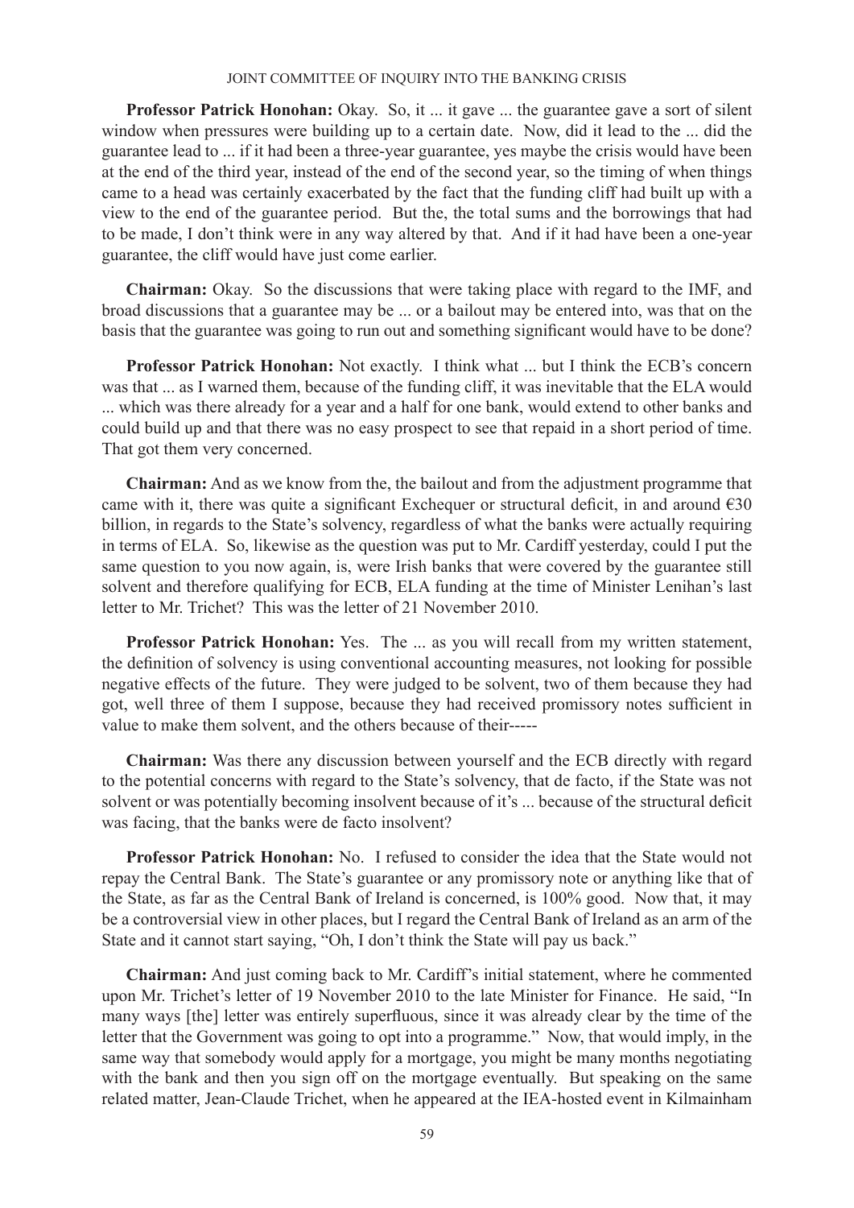**Professor Patrick Honohan:** Okay. So, it ... it gave ... the guarantee gave a sort of silent window when pressures were building up to a certain date. Now, did it lead to the ... did the guarantee lead to ... if it had been a three-year guarantee, yes maybe the crisis would have been at the end of the third year, instead of the end of the second year, so the timing of when things came to a head was certainly exacerbated by the fact that the funding cliff had built up with a view to the end of the guarantee period. But the, the total sums and the borrowings that had to be made, I don't think were in any way altered by that. And if it had have been a one-year guarantee, the cliff would have just come earlier.

**Chairman:** Okay. So the discussions that were taking place with regard to the IMF, and broad discussions that a guarantee may be ... or a bailout may be entered into, was that on the basis that the guarantee was going to run out and something significant would have to be done?

**Professor Patrick Honohan:** Not exactly. I think what ... but I think the ECB's concern was that ... as I warned them, because of the funding cliff, it was inevitable that the ELA would ... which was there already for a year and a half for one bank, would extend to other banks and could build up and that there was no easy prospect to see that repaid in a short period of time. That got them very concerned.

**Chairman:** And as we know from the, the bailout and from the adjustment programme that came with it, there was quite a significant Exchequer or structural deficit, in and around €30 billion, in regards to the State's solvency, regardless of what the banks were actually requiring in terms of ELA. So, likewise as the question was put to Mr. Cardiff yesterday, could I put the same question to you now again, is, were Irish banks that were covered by the guarantee still solvent and therefore qualifying for ECB, ELA funding at the time of Minister Lenihan's last letter to Mr. Trichet? This was the letter of 21 November 2010.

**Professor Patrick Honohan:** Yes. The ... as you will recall from my written statement, the definition of solvency is using conventional accounting measures, not looking for possible negative effects of the future. They were judged to be solvent, two of them because they had got, well three of them I suppose, because they had received promissory notes sufficient in value to make them solvent, and the others because of their-----

**Chairman:** Was there any discussion between yourself and the ECB directly with regard to the potential concerns with regard to the State's solvency, that de facto, if the State was not solvent or was potentially becoming insolvent because of it's ... because of the structural deficit was facing, that the banks were de facto insolvent?

**Professor Patrick Honohan:** No. I refused to consider the idea that the State would not repay the Central Bank. The State's guarantee or any promissory note or anything like that of the State, as far as the Central Bank of Ireland is concerned, is 100% good. Now that, it may be a controversial view in other places, but I regard the Central Bank of Ireland as an arm of the State and it cannot start saying, "Oh, I don't think the State will pay us back."

**Chairman:** And just coming back to Mr. Cardiff's initial statement, where he commented upon Mr. Trichet's letter of 19 November 2010 to the late Minister for Finance. He said, "In many ways [the] letter was entirely superfluous, since it was already clear by the time of the letter that the Government was going to opt into a programme." Now, that would imply, in the same way that somebody would apply for a mortgage, you might be many months negotiating with the bank and then you sign off on the mortgage eventually. But speaking on the same related matter, Jean-Claude Trichet, when he appeared at the IEA-hosted event in Kilmainham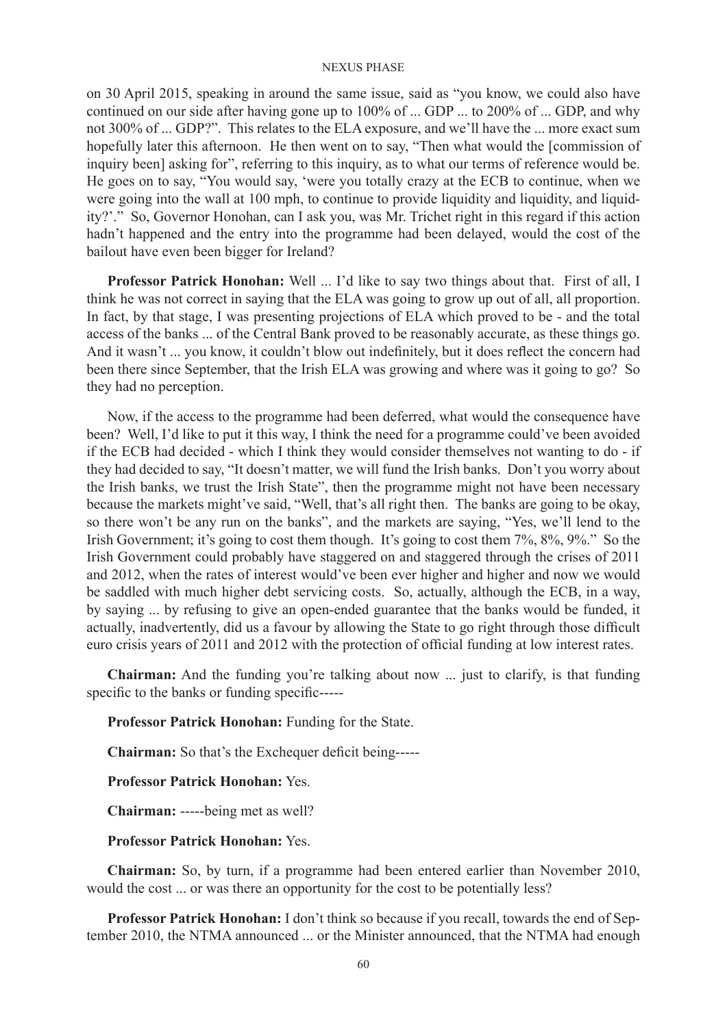on 30 April 2015, speaking in around the same issue, said as "you know, we could also have continued on our side after having gone up to 100% of ... GDP ... to 200% of ... GDP, and why not 300% of ... GDP?". This relates to the ELA exposure, and we'll have the ... more exact sum hopefully later this afternoon. He then went on to say, "Then what would the [commission of inquiry been] asking for", referring to this inquiry, as to what our terms of reference would be. He goes on to say, "You would say, 'were you totally crazy at the ECB to continue, when we were going into the wall at 100 mph, to continue to provide liquidity and liquidity, and liquidity?'." So, Governor Honohan, can I ask you, was Mr. Trichet right in this regard if this action hadn't happened and the entry into the programme had been delayed, would the cost of the bailout have even been bigger for Ireland?

**Professor Patrick Honohan:** Well ... I'd like to say two things about that. First of all, I think he was not correct in saying that the ELA was going to grow up out of all, all proportion. In fact, by that stage, I was presenting projections of ELA which proved to be - and the total access of the banks ... of the Central Bank proved to be reasonably accurate, as these things go. And it wasn't ... you know, it couldn't blow out indefinitely, but it does reflect the concern had been there since September, that the Irish ELA was growing and where was it going to go? So they had no perception.

Now, if the access to the programme had been deferred, what would the consequence have been? Well, I'd like to put it this way, I think the need for a programme could've been avoided if the ECB had decided - which I think they would consider themselves not wanting to do - if they had decided to say, "It doesn't matter, we will fund the Irish banks. Don't you worry about the Irish banks, we trust the Irish State", then the programme might not have been necessary because the markets might've said, "Well, that's all right then. The banks are going to be okay, so there won't be any run on the banks", and the markets are saying, "Yes, we'll lend to the Irish Government; it's going to cost them though. It's going to cost them 7%, 8%, 9%." So the Irish Government could probably have staggered on and staggered through the crises of 2011 and 2012, when the rates of interest would've been ever higher and higher and now we would be saddled with much higher debt servicing costs. So, actually, although the ECB, in a way, by saying ... by refusing to give an open-ended guarantee that the banks would be funded, it actually, inadvertently, did us a favour by allowing the State to go right through those difficult euro crisis years of 2011 and 2012 with the protection of official funding at low interest rates.

**Chairman:** And the funding you're talking about now ... just to clarify, is that funding specific to the banks or funding specific-----

**Professor Patrick Honohan:** Funding for the State.

**Chairman:** So that's the Exchequer deficit being-----

**Professor Patrick Honohan:** Yes.

**Chairman:** -----being met as well?

**Professor Patrick Honohan:** Yes.

**Chairman:** So, by turn, if a programme had been entered earlier than November 2010, would the cost ... or was there an opportunity for the cost to be potentially less?

**Professor Patrick Honohan:** I don't think so because if you recall, towards the end of September 2010, the NTMA announced ... or the Minister announced, that the NTMA had enough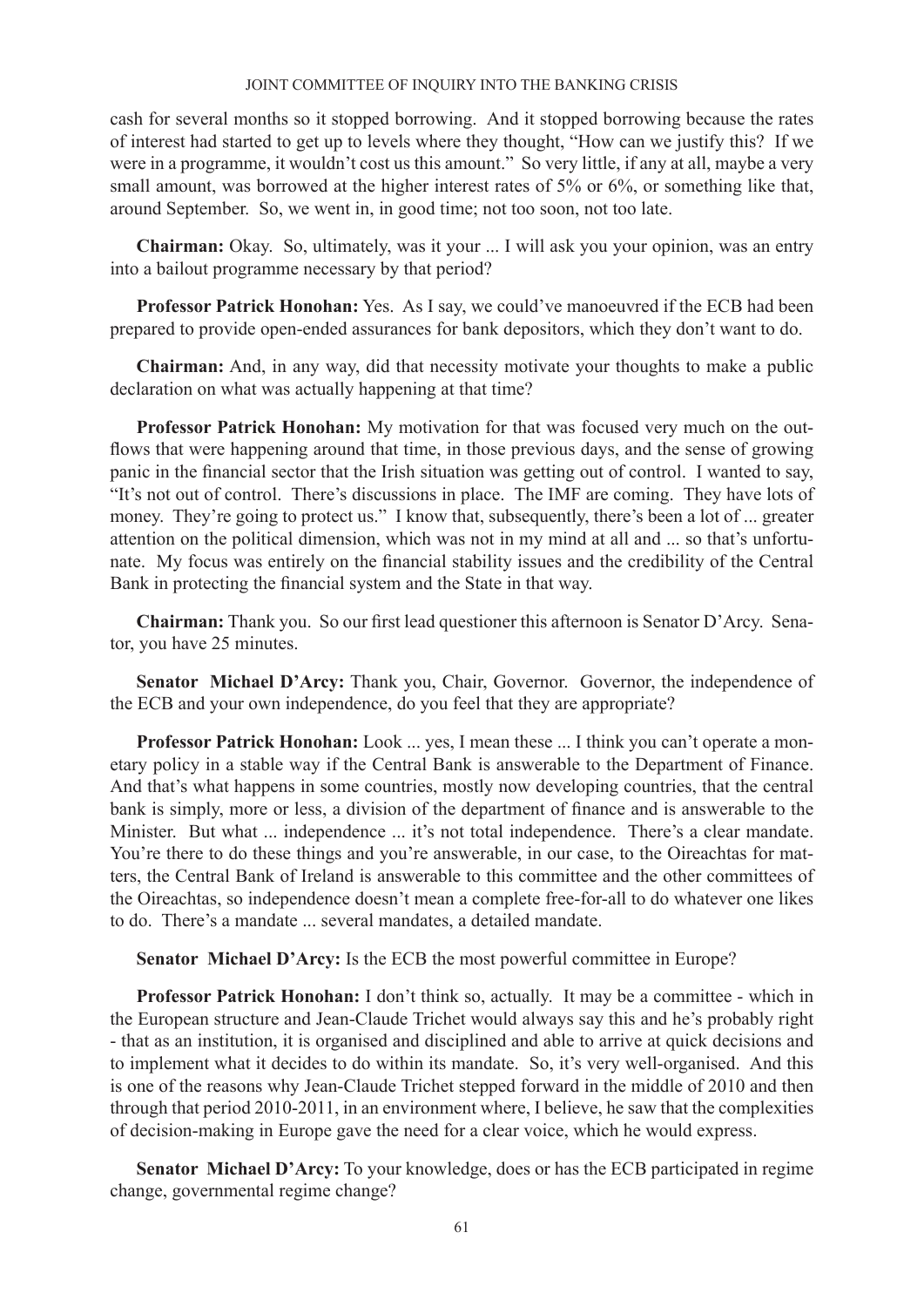cash for several months so it stopped borrowing. And it stopped borrowing because the rates of interest had started to get up to levels where they thought, "How can we justify this? If we were in a programme, it wouldn't cost us this amount." So very little, if any at all, maybe a very small amount, was borrowed at the higher interest rates of 5% or 6%, or something like that, around September. So, we went in, in good time; not too soon, not too late.

**Chairman:** Okay. So, ultimately, was it your ... I will ask you your opinion, was an entry into a bailout programme necessary by that period?

**Professor Patrick Honohan:** Yes. As I say, we could've manoeuvred if the ECB had been prepared to provide open-ended assurances for bank depositors, which they don't want to do.

**Chairman:** And, in any way, did that necessity motivate your thoughts to make a public declaration on what was actually happening at that time?

**Professor Patrick Honohan:** My motivation for that was focused very much on the outflows that were happening around that time, in those previous days, and the sense of growing panic in the financial sector that the Irish situation was getting out of control. I wanted to say, "It's not out of control. There's discussions in place. The IMF are coming. They have lots of money. They're going to protect us." I know that, subsequently, there's been a lot of ... greater attention on the political dimension, which was not in my mind at all and ... so that's unfortunate. My focus was entirely on the financial stability issues and the credibility of the Central Bank in protecting the financial system and the State in that way.

**Chairman:** Thank you. So our first lead questioner this afternoon is Senator D'Arcy. Senator, you have 25 minutes.

**Senator Michael D'Arcy:** Thank you, Chair, Governor. Governor, the independence of the ECB and your own independence, do you feel that they are appropriate?

**Professor Patrick Honohan:** Look ... yes, I mean these ... I think you can't operate a monetary policy in a stable way if the Central Bank is answerable to the Department of Finance. And that's what happens in some countries, mostly now developing countries, that the central bank is simply, more or less, a division of the department of finance and is answerable to the Minister. But what ... independence ... it's not total independence. There's a clear mandate. You're there to do these things and you're answerable, in our case, to the Oireachtas for matters, the Central Bank of Ireland is answerable to this committee and the other committees of the Oireachtas, so independence doesn't mean a complete free-for-all to do whatever one likes to do. There's a mandate ... several mandates, a detailed mandate.

**Senator Michael D'Arcy:** Is the ECB the most powerful committee in Europe?

**Professor Patrick Honohan:** I don't think so, actually. It may be a committee - which in the European structure and Jean-Claude Trichet would always say this and he's probably right - that as an institution, it is organised and disciplined and able to arrive at quick decisions and to implement what it decides to do within its mandate. So, it's very well-organised. And this is one of the reasons why Jean-Claude Trichet stepped forward in the middle of 2010 and then through that period 2010-2011, in an environment where, I believe, he saw that the complexities of decision-making in Europe gave the need for a clear voice, which he would express.

**Senator Michael D'Arcy:** To your knowledge, does or has the ECB participated in regime change, governmental regime change?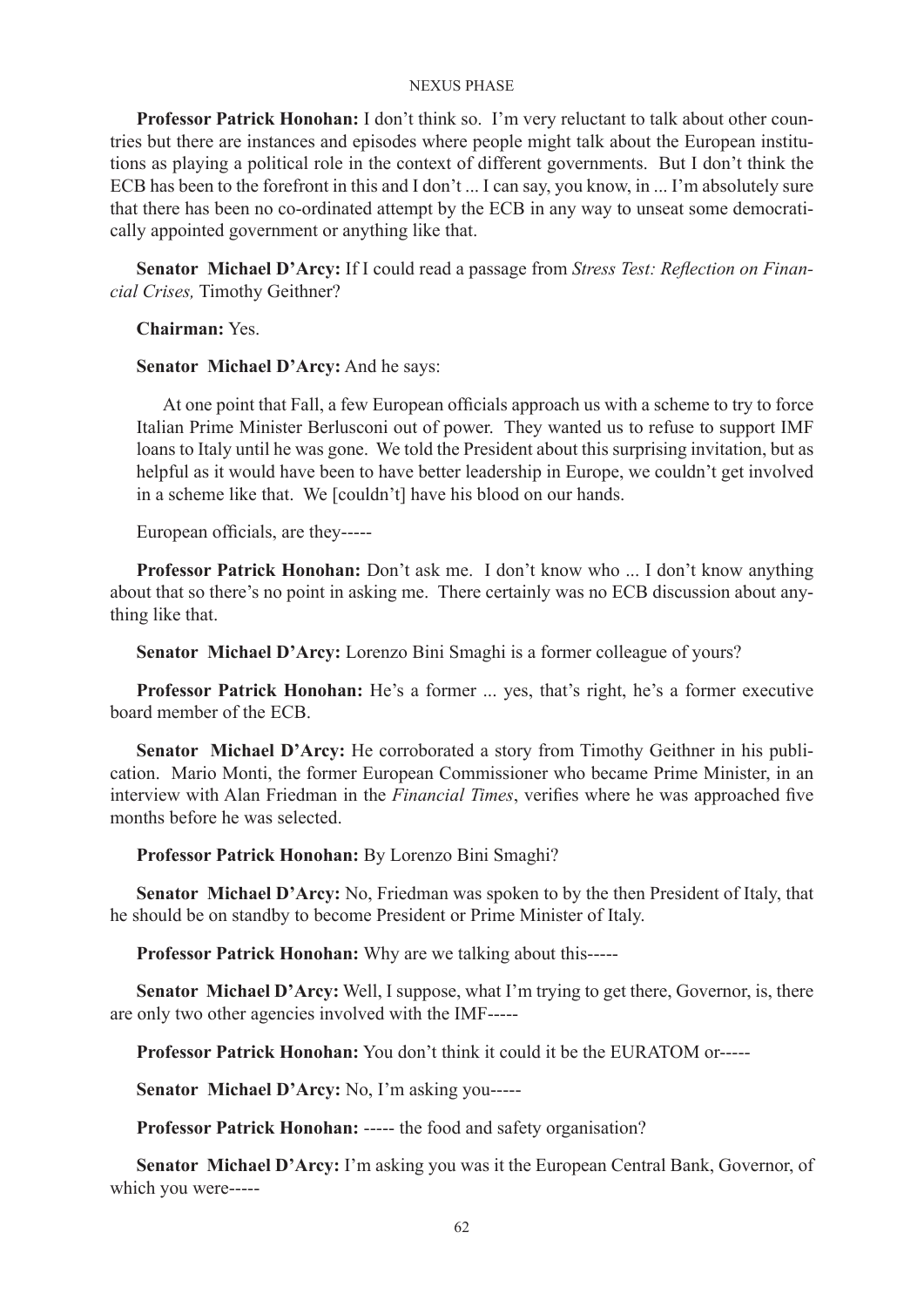**Professor Patrick Honohan:** I don't think so. I'm very reluctant to talk about other countries but there are instances and episodes where people might talk about the European institutions as playing a political role in the context of different governments. But I don't think the ECB has been to the forefront in this and I don't ... I can say, you know, in ... I'm absolutely sure that there has been no co-ordinated attempt by the ECB in any way to unseat some democratically appointed government or anything like that.

**Senator Michael D'Arcy:** If I could read a passage from *Stress Test: Reflection on Financial Crises,* Timothy Geithner?

**Chairman:** Yes.

**Senator Michael D'Arcy:** And he says:

> At one point that Fall, a few European officials approach us with a scheme to try to force Italian Prime Minister Berlusconi out of power. They wanted us to refuse to support IMF loans to Italy until he was gone. We told the President about this surprising invitation, but as helpful as it would have been to have better leadership in Europe, we couldn't get involved in a scheme like that. We [couldn't] have his blood on our hands.

European officials, are they-----

**Professor Patrick Honohan:** Don't ask me. I don't know who ... I don't know anything about that so there's no point in asking me. There certainly was no ECB discussion about anything like that.

**Senator Michael D'Arcy:** Lorenzo Bini Smaghi is a former colleague of yours?

**Professor Patrick Honohan:** He's a former ... yes, that's right, he's a former executive board member of the ECB.

**Senator Michael D'Arcy:** He corroborated a story from Timothy Geithner in his publication. Mario Monti, the former European Commissioner who became Prime Minister, in an interview with Alan Friedman in the *Financial Times*, verifies where he was approached five months before he was selected.

**Professor Patrick Honohan:** By Lorenzo Bini Smaghi?

**Senator Michael D'Arcy:** No, Friedman was spoken to by the then President of Italy, that he should be on standby to become President or Prime Minister of Italy.

**Professor Patrick Honohan:** Why are we talking about this-----

**Senator Michael D'Arcy:** Well, I suppose, what I'm trying to get there, Governor, is, there are only two other agencies involved with the IMF-----

**Professor Patrick Honohan:** You don't think it could it be the EURATOM or-----

**Senator Michael D'Arcy:** No, I'm asking you-----

**Professor Patrick Honohan:** ----- the food and safety organisation?

**Senator Michael D'Arcy:** I'm asking you was it the European Central Bank, Governor, of which you were-----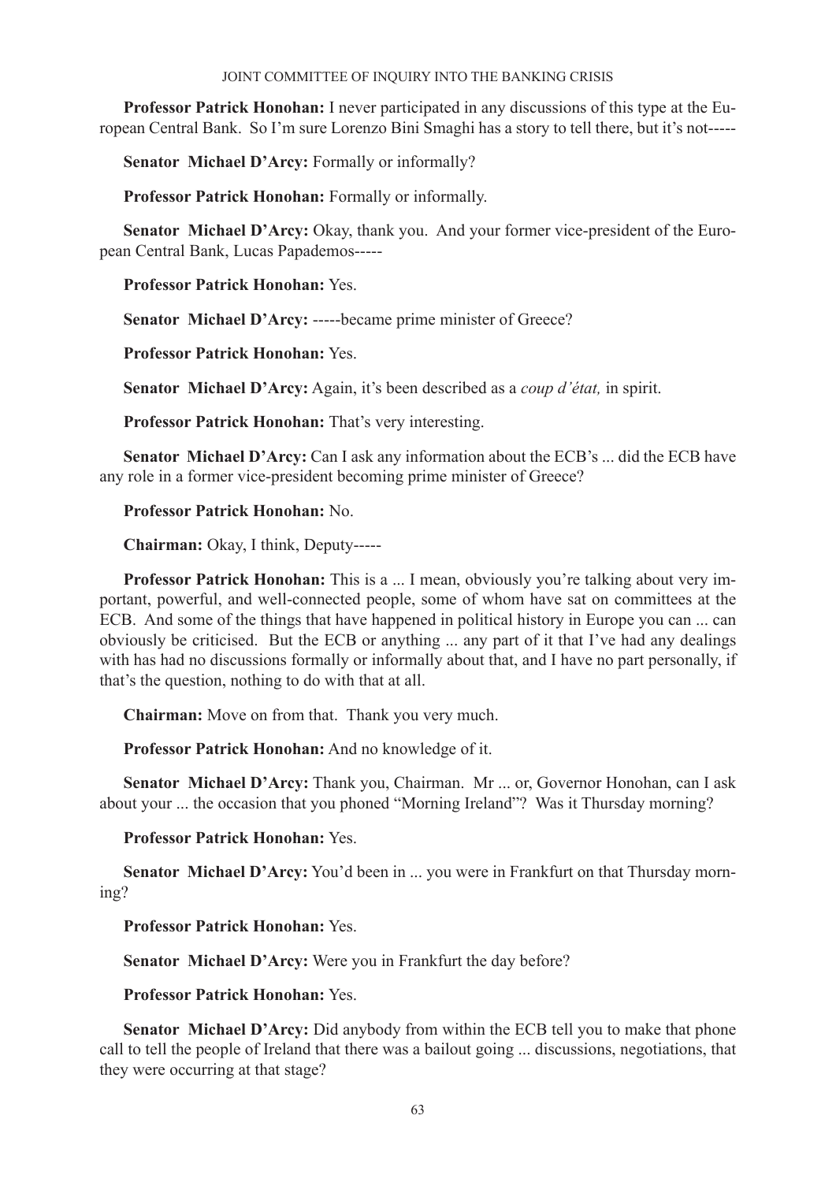**Professor Patrick Honohan:** I never participated in any discussions of this type at the European Central Bank. So I'm sure Lorenzo Bini Smaghi has a story to tell there, but it's not-----

**Senator Michael D'Arcy:** Formally or informally?

**Professor Patrick Honohan:** Formally or informally.

**Senator Michael D'Arcy:** Okay, thank you. And your former vice-president of the European Central Bank, Lucas Papademos-----

**Professor Patrick Honohan:** Yes.

**Senator Michael D'Arcy:** -----became prime minister of Greece?

**Professor Patrick Honohan:** Yes.

**Senator Michael D'Arcy:** Again, it's been described as a *coup d'état,* in spirit.

**Professor Patrick Honohan:** That's very interesting.

**Senator Michael D'Arcy:** Can I ask any information about the ECB's ... did the ECB have any role in a former vice-president becoming prime minister of Greece?

**Professor Patrick Honohan:** No.

**Chairman:** Okay, I think, Deputy-----

**Professor Patrick Honohan:** This is a ... I mean, obviously you're talking about very important, powerful, and well-connected people, some of whom have sat on committees at the ECB. And some of the things that have happened in political history in Europe you can ... can obviously be criticised. But the ECB or anything ... any part of it that I've had any dealings with has had no discussions formally or informally about that, and I have no part personally, if that's the question, nothing to do with that at all.

**Chairman:** Move on from that. Thank you very much.

**Professor Patrick Honohan:** And no knowledge of it.

**Senator Michael D'Arcy:** Thank you, Chairman. Mr ... or, Governor Honohan, can I ask about your ... the occasion that you phoned "Morning Ireland"? Was it Thursday morning?

**Professor Patrick Honohan:** Yes.

**Senator Michael D'Arcy:** You'd been in ... you were in Frankfurt on that Thursday morning?

**Professor Patrick Honohan:** Yes.

**Senator Michael D'Arcy:** Were you in Frankfurt the day before?

**Professor Patrick Honohan:** Yes.

**Senator Michael D'Arcy:** Did anybody from within the ECB tell you to make that phone call to tell the people of Ireland that there was a bailout going ... discussions, negotiations, that they were occurring at that stage?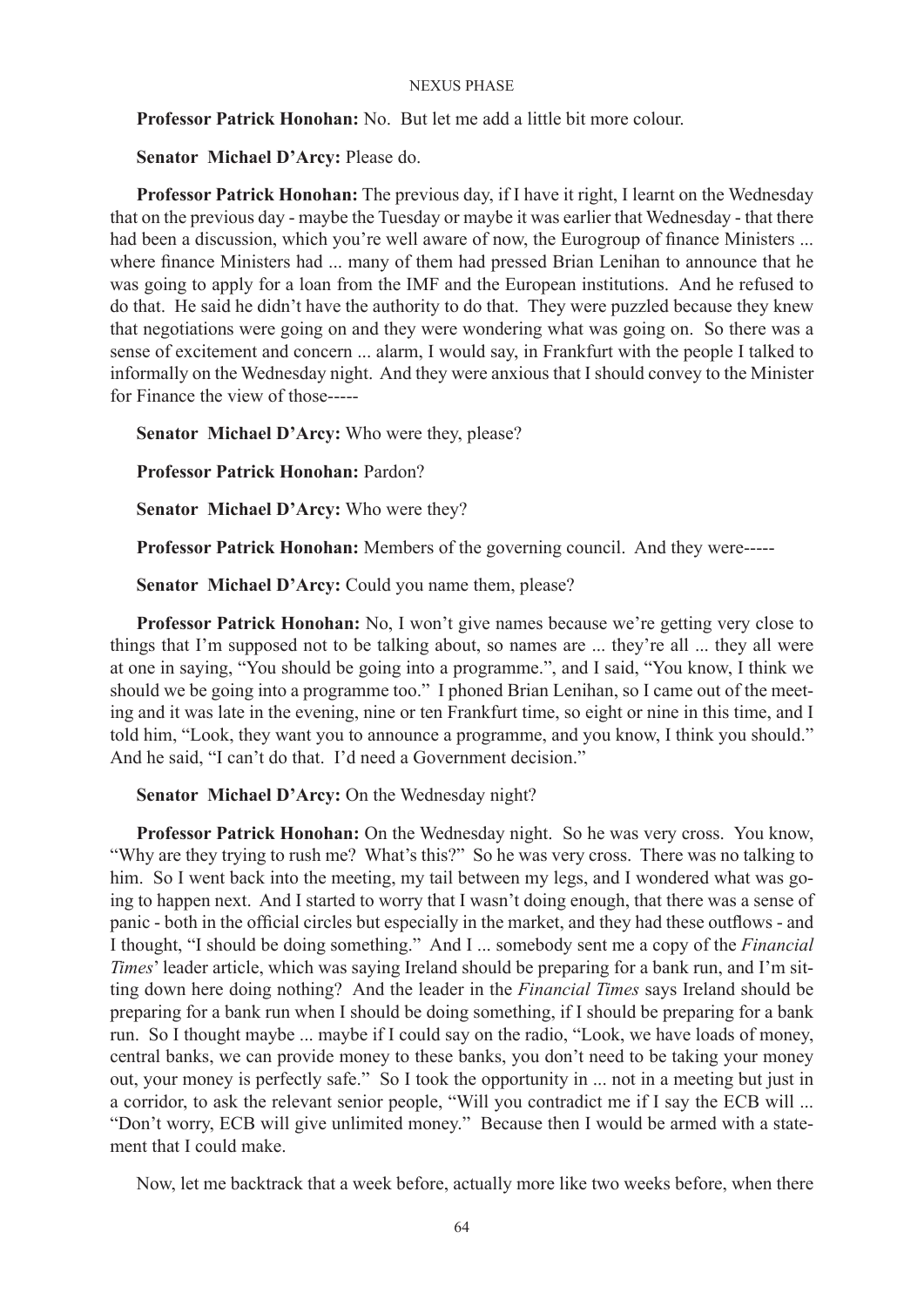**Professor Patrick Honohan:** No. But let me add a little bit more colour.

**Senator Michael D'Arcy:** Please do.

**Professor Patrick Honohan:** The previous day, if I have it right, I learnt on the Wednesday that on the previous day - maybe the Tuesday or maybe it was earlier that Wednesday - that there had been a discussion, which you're well aware of now, the Eurogroup of finance Ministers ... where finance Ministers had ... many of them had pressed Brian Lenihan to announce that he was going to apply for a loan from the IMF and the European institutions. And he refused to do that. He said he didn't have the authority to do that. They were puzzled because they knew that negotiations were going on and they were wondering what was going on. So there was a sense of excitement and concern ... alarm, I would say, in Frankfurt with the people I talked to informally on the Wednesday night. And they were anxious that I should convey to the Minister for Finance the view of those-----

**Senator Michael D'Arcy:** Who were they, please?

**Professor Patrick Honohan:** Pardon?

**Senator Michael D'Arcy:** Who were they?

**Professor Patrick Honohan:** Members of the governing council. And they were-----

**Senator Michael D'Arcy:** Could you name them, please?

**Professor Patrick Honohan:** No, I won't give names because we're getting very close to things that I'm supposed not to be talking about, so names are ... they're all ... they all were at one in saying, "You should be going into a programme.", and I said, "You know, I think we should we be going into a programme too." I phoned Brian Lenihan, so I came out of the meeting and it was late in the evening, nine or ten Frankfurt time, so eight or nine in this time, and I told him, "Look, they want you to announce a programme, and you know, I think you should." And he said, "I can't do that. I'd need a Government decision."

**Senator Michael D'Arcy:** On the Wednesday night?

**Professor Patrick Honohan:** On the Wednesday night. So he was very cross. You know, "Why are they trying to rush me? What's this?" So he was very cross. There was no talking to him. So I went back into the meeting, my tail between my legs, and I wondered what was going to happen next. And I started to worry that I wasn't doing enough, that there was a sense of panic - both in the official circles but especially in the market, and they had these outflows - and I thought, "I should be doing something." And I ... somebody sent me a copy of the *Financial Times*' leader article, which was saying Ireland should be preparing for a bank run, and I'm sitting down here doing nothing? And the leader in the *Financial Times* says Ireland should be preparing for a bank run when I should be doing something, if I should be preparing for a bank run. So I thought maybe ... maybe if I could say on the radio, "Look, we have loads of money, central banks, we can provide money to these banks, you don't need to be taking your money out, your money is perfectly safe." So I took the opportunity in ... not in a meeting but just in a corridor, to ask the relevant senior people, "Will you contradict me if I say the ECB will ... "Don't worry, ECB will give unlimited money." Because then I would be armed with a statement that I could make.

Now, let me backtrack that a week before, actually more like two weeks before, when there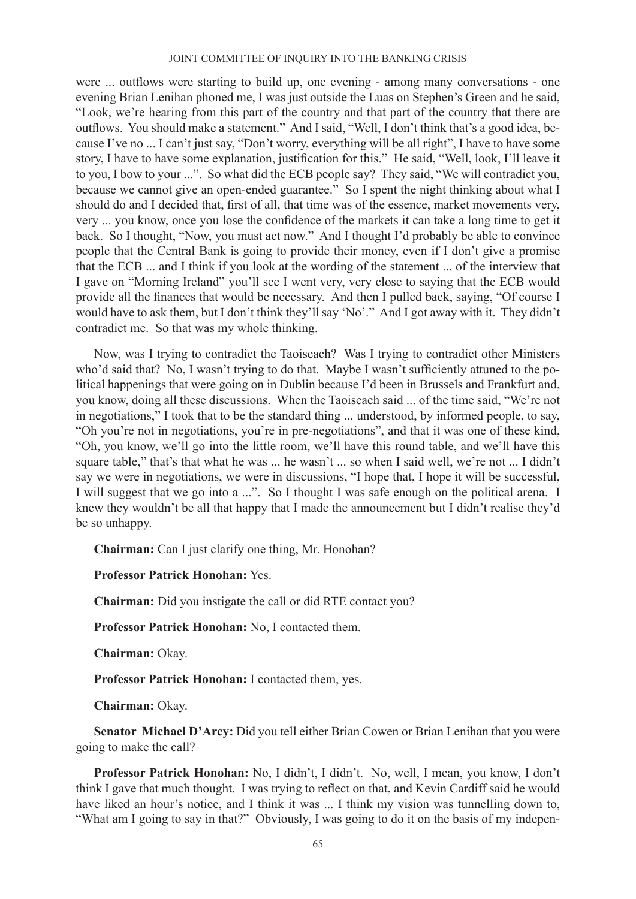were ... outflows were starting to build up, one evening - among many conversations - one evening Brian Lenihan phoned me, I was just outside the Luas on Stephen's Green and he said, "Look, we're hearing from this part of the country and that part of the country that there are outflows. You should make a statement." And I said, "Well, I don't think that's a good idea, because I've no ... I can't just say, "Don't worry, everything will be all right", I have to have some story, I have to have some explanation, justification for this." He said, "Well, look, I'll leave it to you, I bow to your ...". So what did the ECB people say? They said, "We will contradict you, because we cannot give an open-ended guarantee." So I spent the night thinking about what I should do and I decided that, first of all, that time was of the essence, market movements very, very ... you know, once you lose the confidence of the markets it can take a long time to get it back. So I thought, "Now, you must act now." And I thought I'd probably be able to convince people that the Central Bank is going to provide their money, even if I don't give a promise that the ECB ... and I think if you look at the wording of the statement ... of the interview that I gave on "Morning Ireland" you'll see I went very, very close to saying that the ECB would provide all the finances that would be necessary. And then I pulled back, saying, "Of course I would have to ask them, but I don't think they'll say 'No'." And I got away with it. They didn't contradict me. So that was my whole thinking.

Now, was I trying to contradict the Taoiseach? Was I trying to contradict other Ministers who'd said that? No, I wasn't trying to do that. Maybe I wasn't sufficiently attuned to the political happenings that were going on in Dublin because I'd been in Brussels and Frankfurt and, you know, doing all these discussions. When the Taoiseach said ... of the time said, "We're not in negotiations," I took that to be the standard thing ... understood, by informed people, to say, "Oh you're not in negotiations, you're in pre-negotiations", and that it was one of these kind, "Oh, you know, we'll go into the little room, we'll have this round table, and we'll have this square table," that's that what he was ... he wasn't ... so when I said well, we're not ... I didn't say we were in negotiations, we were in discussions, "I hope that, I hope it will be successful, I will suggest that we go into a ...". So I thought I was safe enough on the political arena. I knew they wouldn't be all that happy that I made the announcement but I didn't realise they'd be so unhappy.

**Chairman:** Can I just clarify one thing, Mr. Honohan?

**Professor Patrick Honohan:** Yes.

**Chairman:** Did you instigate the call or did RTE contact you?

**Professor Patrick Honohan:** No, I contacted them.

**Chairman:** Okay.

**Professor Patrick Honohan:** I contacted them, yes.

**Chairman:** Okay.

**Senator Michael D'Arcy:** Did you tell either Brian Cowen or Brian Lenihan that you were going to make the call?

**Professor Patrick Honohan:** No, I didn't, I didn't. No, well, I mean, you know, I don't think I gave that much thought. I was trying to reflect on that, and Kevin Cardiff said he would have liked an hour's notice, and I think it was ... I think my vision was tunnelling down to, "What am I going to say in that?" Obviously, I was going to do it on the basis of my indepen-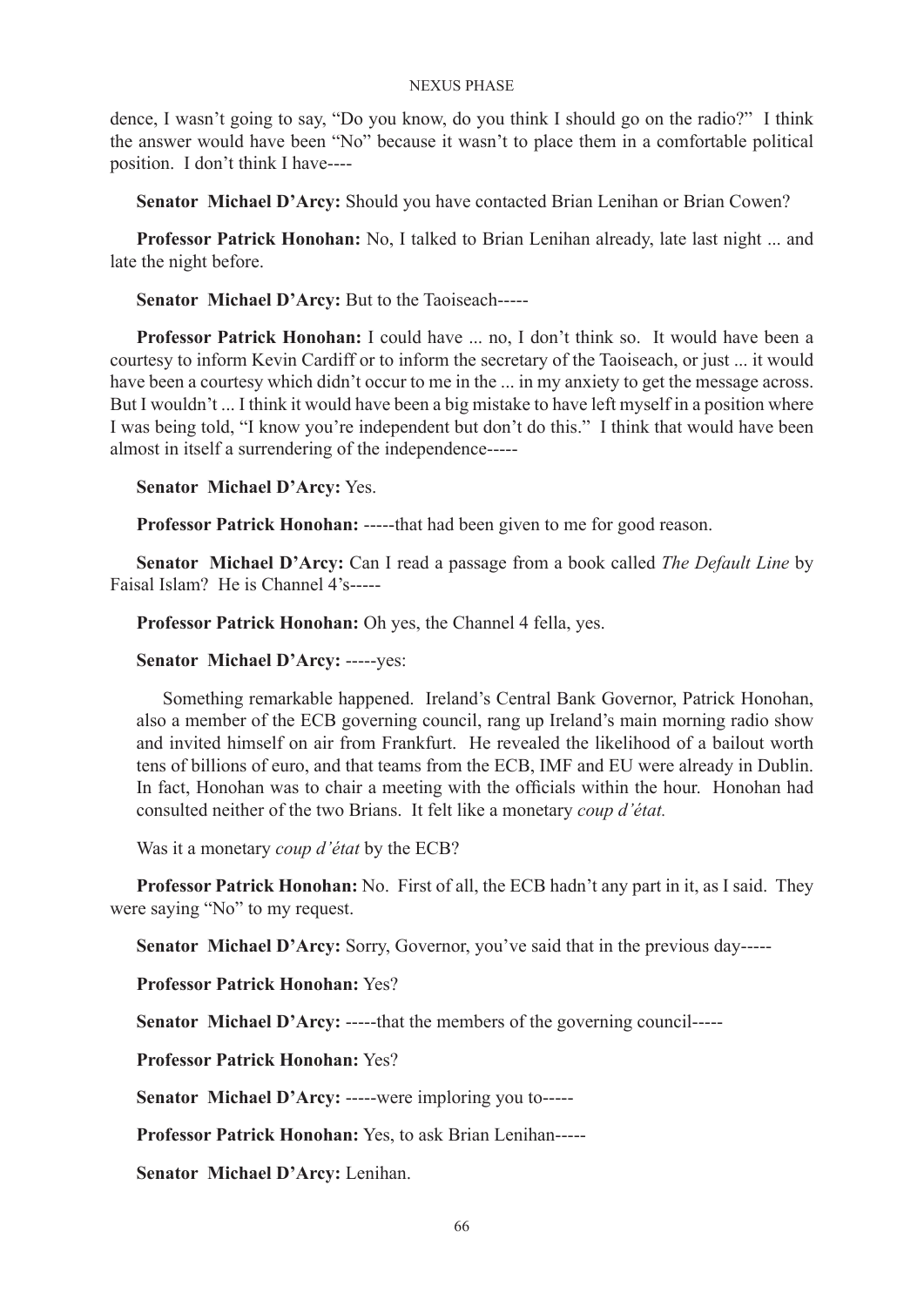dence, I wasn't going to say, "Do you know, do you think I should go on the radio?" I think the answer would have been "No" because it wasn't to place them in a comfortable political position. I don't think I have----

**Senator Michael D'Arcy:** Should you have contacted Brian Lenihan or Brian Cowen?

**Professor Patrick Honohan:** No, I talked to Brian Lenihan already, late last night ... and late the night before.

**Senator Michael D'Arcy:** But to the Taoiseach-----

**Professor Patrick Honohan:** I could have ... no, I don't think so. It would have been a courtesy to inform Kevin Cardiff or to inform the secretary of the Taoiseach, or just ... it would have been a courtesy which didn't occur to me in the ... in my anxiety to get the message across. But I wouldn't ... I think it would have been a big mistake to have left myself in a position where I was being told, "I know you're independent but don't do this." I think that would have been almost in itself a surrendering of the independence-----

**Senator Michael D'Arcy:** Yes.

**Professor Patrick Honohan:** -----that had been given to me for good reason.

**Senator Michael D'Arcy:** Can I read a passage from a book called *The Default Line* by Faisal Islam? He is Channel 4's-----

**Professor Patrick Honohan:** Oh yes, the Channel 4 fella, yes.

**Senator Michael D'Arcy:** -----yes:

> Something remarkable happened. Ireland's Central Bank Governor, Patrick Honohan, also a member of the ECB governing council, rang up Ireland's main morning radio show and invited himself on air from Frankfurt. He revealed the likelihood of a bailout worth tens of billions of euro, and that teams from the ECB, IMF and EU were already in Dublin. In fact, Honohan was to chair a meeting with the officials within the hour. Honohan had consulted neither of the two Brians. It felt like a monetary *coup d'état.*

Was it a monetary *coup d'état* by the ECB?

**Professor Patrick Honohan:** No. First of all, the ECB hadn't any part in it, as I said. They were saying "No" to my request.

**Senator Michael D'Arcy:** Sorry, Governor, you've said that in the previous day-----

**Professor Patrick Honohan:** Yes?

**Senator Michael D'Arcy:** -----that the members of the governing council-----

**Professor Patrick Honohan:** Yes?

**Senator Michael D'Arcy:** -----were imploring you to-----

**Professor Patrick Honohan:** Yes, to ask Brian Lenihan-----

**Senator Michael D'Arcy:** Lenihan.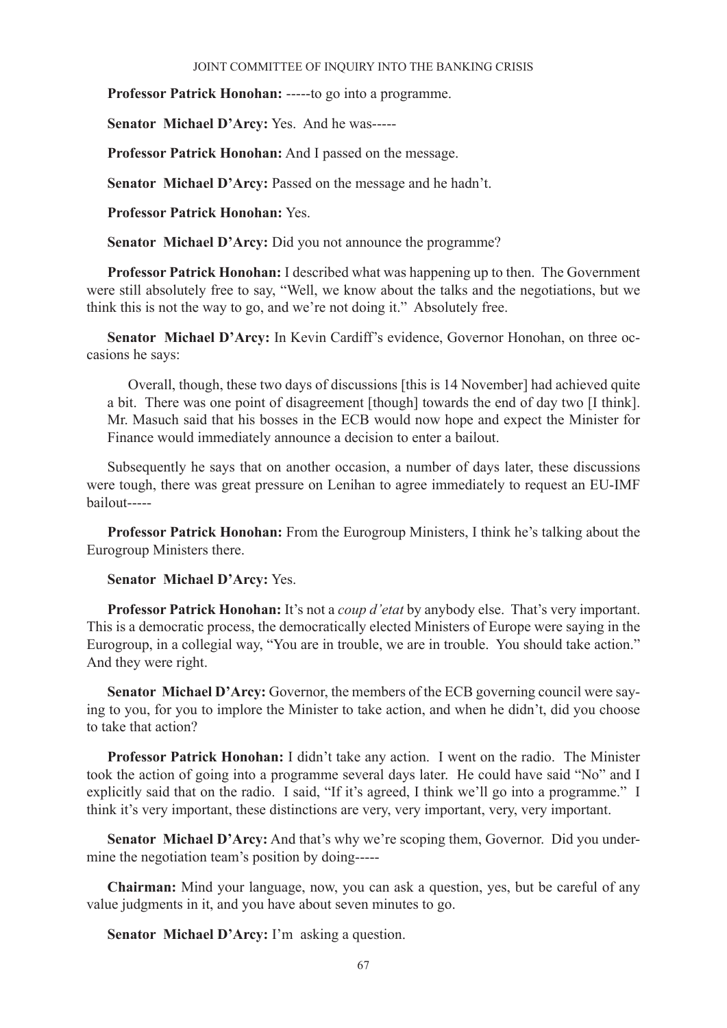**Professor Patrick Honohan:** -----to go into a programme.

**Senator Michael D'Arcy:** Yes. And he was-----

**Professor Patrick Honohan:** And I passed on the message.

**Senator Michael D'Arcy:** Passed on the message and he hadn't.

**Professor Patrick Honohan:** Yes.

**Senator Michael D'Arcy:** Did you not announce the programme?

**Professor Patrick Honohan:** I described what was happening up to then. The Government were still absolutely free to say, "Well, we know about the talks and the negotiations, but we think this is not the way to go, and we're not doing it." Absolutely free.

**Senator Michael D'Arcy:** In Kevin Cardiff's evidence, Governor Honohan, on three occasions he says:

> Overall, though, these two days of discussions [this is 14 November] had achieved quite a bit. There was one point of disagreement [though] towards the end of day two [I think]. Mr. Masuch said that his bosses in the ECB would now hope and expect the Minister for Finance would immediately announce a decision to enter a bailout.

Subsequently he says that on another occasion, a number of days later, these discussions were tough, there was great pressure on Lenihan to agree immediately to request an EU-IMF bailout-----

**Professor Patrick Honohan:** From the Eurogroup Ministers, I think he's talking about the Eurogroup Ministers there.

**Senator Michael D'Arcy:** Yes.

**Professor Patrick Honohan:** It's not a *coup d'etat* by anybody else. That's very important. This is a democratic process, the democratically elected Ministers of Europe were saying in the Eurogroup, in a collegial way, "You are in trouble, we are in trouble. You should take action." And they were right.

**Senator Michael D'Arcy:** Governor, the members of the ECB governing council were saying to you, for you to implore the Minister to take action, and when he didn't, did you choose to take that action?

**Professor Patrick Honohan:** I didn't take any action. I went on the radio. The Minister took the action of going into a programme several days later. He could have said "No" and I explicitly said that on the radio. I said, "If it's agreed, I think we'll go into a programme." I think it's very important, these distinctions are very, very important, very, very important.

**Senator Michael D'Arcy:** And that's why we're scoping them, Governor. Did you undermine the negotiation team's position by doing-----

**Chairman:** Mind your language, now, you can ask a question, yes, but be careful of any value judgments in it, and you have about seven minutes to go.

**Senator Michael D'Arcy:** I'm asking a question.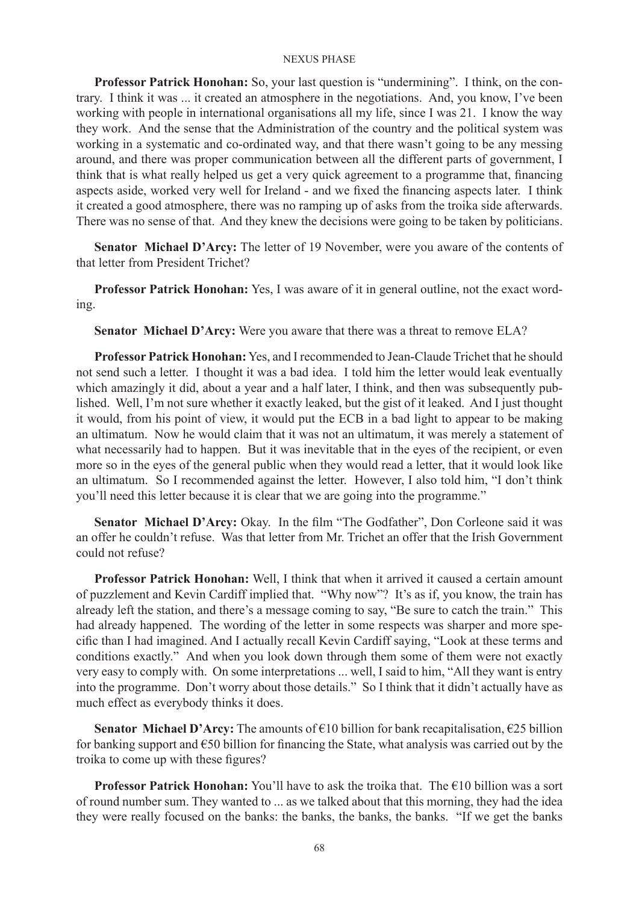**Professor Patrick Honohan:** So, your last question is "undermining". I think, on the contrary. I think it was ... it created an atmosphere in the negotiations. And, you know, I've been working with people in international organisations all my life, since I was 21. I know the way they work. And the sense that the Administration of the country and the political system was working in a systematic and co-ordinated way, and that there wasn't going to be any messing around, and there was proper communication between all the different parts of government, I think that is what really helped us get a very quick agreement to a programme that, financing aspects aside, worked very well for Ireland - and we fixed the financing aspects later. I think it created a good atmosphere, there was no ramping up of asks from the troika side afterwards. There was no sense of that. And they knew the decisions were going to be taken by politicians.

**Senator Michael D'Arcy:** The letter of 19 November, were you aware of the contents of that letter from President Trichet?

**Professor Patrick Honohan:** Yes, I was aware of it in general outline, not the exact wording.

**Senator Michael D'Arcy:** Were you aware that there was a threat to remove ELA?

**Professor Patrick Honohan:** Yes, and I recommended to Jean-Claude Trichet that he should not send such a letter. I thought it was a bad idea. I told him the letter would leak eventually which amazingly it did, about a year and a half later, I think, and then was subsequently published. Well, I'm not sure whether it exactly leaked, but the gist of it leaked. And I just thought it would, from his point of view, it would put the ECB in a bad light to appear to be making an ultimatum. Now he would claim that it was not an ultimatum, it was merely a statement of what necessarily had to happen. But it was inevitable that in the eyes of the recipient, or even more so in the eyes of the general public when they would read a letter, that it would look like an ultimatum. So I recommended against the letter. However, I also told him, "I don't think you'll need this letter because it is clear that we are going into the programme."

**Senator Michael D'Arcy:** Okay. In the film "The Godfather", Don Corleone said it was an offer he couldn't refuse. Was that letter from Mr. Trichet an offer that the Irish Government could not refuse?

**Professor Patrick Honohan:** Well, I think that when it arrived it caused a certain amount of puzzlement and Kevin Cardiff implied that. "Why now"? It's as if, you know, the train has already left the station, and there's a message coming to say, "Be sure to catch the train." This had already happened. The wording of the letter in some respects was sharper and more specific than I had imagined. And I actually recall Kevin Cardiff saying, "Look at these terms and conditions exactly." And when you look down through them some of them were not exactly very easy to comply with. On some interpretations ... well, I said to him, "All they want is entry into the programme. Don't worry about those details." So I think that it didn't actually have as much effect as everybody thinks it does.

**Senator Michael D'Arcy:** The amounts of €10 billion for bank recapitalisation, €25 billion for banking support and €50 billion for financing the State, what analysis was carried out by the troika to come up with these figures?

**Professor Patrick Honohan:** You'll have to ask the troika that. The €10 billion was a sort of round number sum. They wanted to ... as we talked about that this morning, they had the idea they were really focused on the banks: the banks, the banks, the banks. "If we get the banks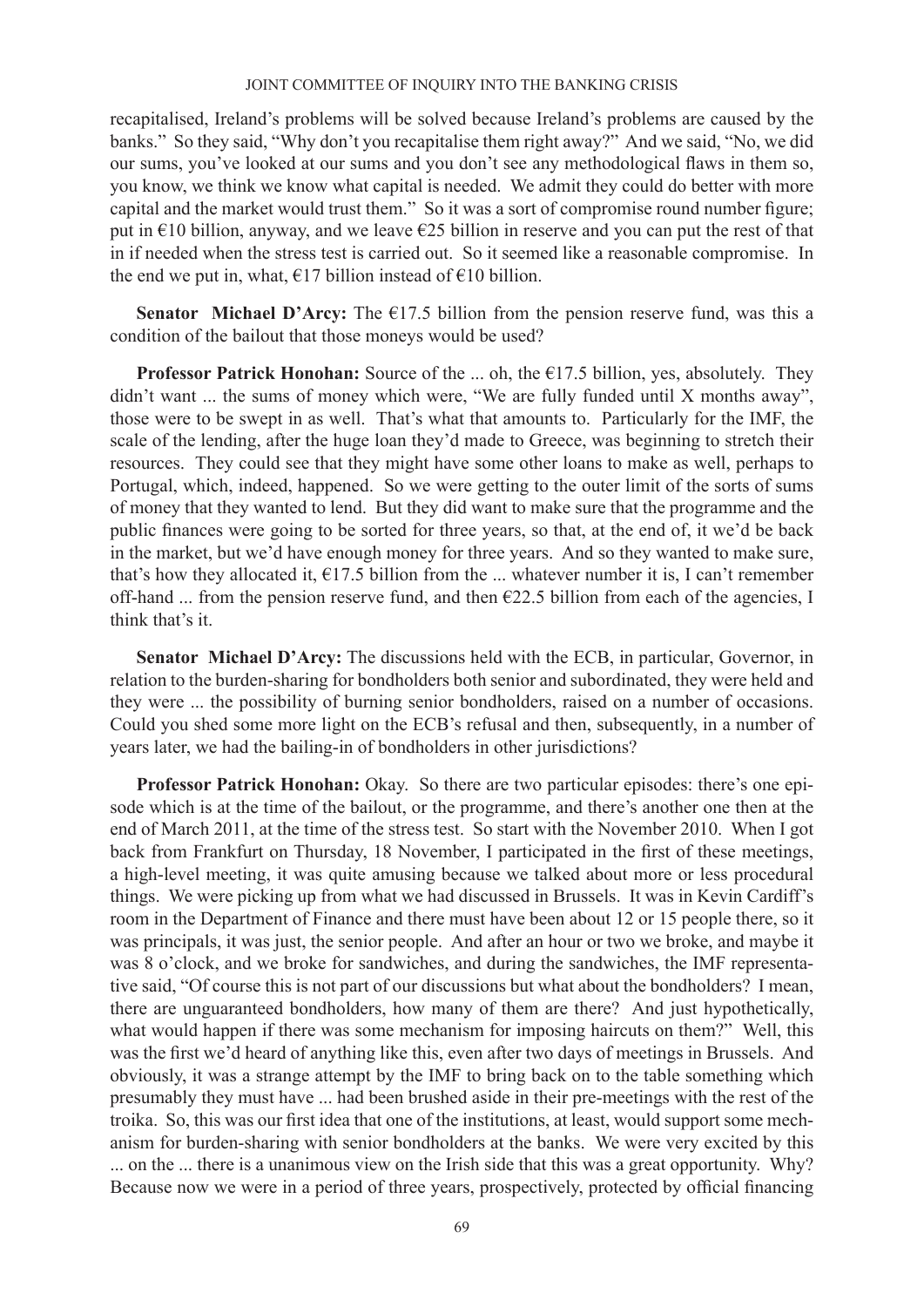recapitalised, Ireland's problems will be solved because Ireland's problems are caused by the banks." So they said, "Why don't you recapitalise them right away?" And we said, "No, we did our sums, you've looked at our sums and you don't see any methodological flaws in them so, you know, we think we know what capital is needed. We admit they could do better with more capital and the market would trust them." So it was a sort of compromise round number figure; put in €10 billion, anyway, and we leave €25 billion in reserve and you can put the rest of that in if needed when the stress test is carried out. So it seemed like a reasonable compromise. In the end we put in, what, €17 billion instead of €10 billion.

**Senator Michael D'Arcy:** The €17.5 billion from the pension reserve fund, was this a condition of the bailout that those moneys would be used?

**Professor Patrick Honohan:** Source of the ... oh, the €17.5 billion, yes, absolutely. They didn't want ... the sums of money which were, "We are fully funded until X months away", those were to be swept in as well. That's what that amounts to. Particularly for the IMF, the scale of the lending, after the huge loan they'd made to Greece, was beginning to stretch their resources. They could see that they might have some other loans to make as well, perhaps to Portugal, which, indeed, happened. So we were getting to the outer limit of the sorts of sums of money that they wanted to lend. But they did want to make sure that the programme and the public finances were going to be sorted for three years, so that, at the end of, it we'd be back in the market, but we'd have enough money for three years. And so they wanted to make sure, that's how they allocated it, €17.5 billion from the ... whatever number it is, I can't remember off-hand ... from the pension reserve fund, and then €22.5 billion from each of the agencies, I think that's it.

**Senator Michael D'Arcy:** The discussions held with the ECB, in particular, Governor, in relation to the burden-sharing for bondholders both senior and subordinated, they were held and they were ... the possibility of burning senior bondholders, raised on a number of occasions. Could you shed some more light on the ECB's refusal and then, subsequently, in a number of years later, we had the bailing-in of bondholders in other jurisdictions?

**Professor Patrick Honohan:** Okay. So there are two particular episodes: there's one episode which is at the time of the bailout, or the programme, and there's another one then at the end of March 2011, at the time of the stress test. So start with the November 2010. When I got back from Frankfurt on Thursday, 18 November, I participated in the first of these meetings, a high-level meeting, it was quite amusing because we talked about more or less procedural things. We were picking up from what we had discussed in Brussels. It was in Kevin Cardiff's room in the Department of Finance and there must have been about 12 or 15 people there, so it was principals, it was just, the senior people. And after an hour or two we broke, and maybe it was 8 o'clock, and we broke for sandwiches, and during the sandwiches, the IMF representative said, "Of course this is not part of our discussions but what about the bondholders? I mean, there are unguaranteed bondholders, how many of them are there? And just hypothetically, what would happen if there was some mechanism for imposing haircuts on them?" Well, this was the first we'd heard of anything like this, even after two days of meetings in Brussels. And obviously, it was a strange attempt by the IMF to bring back on to the table something which presumably they must have ... had been brushed aside in their pre-meetings with the rest of the troika. So, this was our first idea that one of the institutions, at least, would support some mechanism for burden-sharing with senior bondholders at the banks. We were very excited by this ... on the ... there is a unanimous view on the Irish side that this was a great opportunity. Why? Because now we were in a period of three years, prospectively, protected by official financing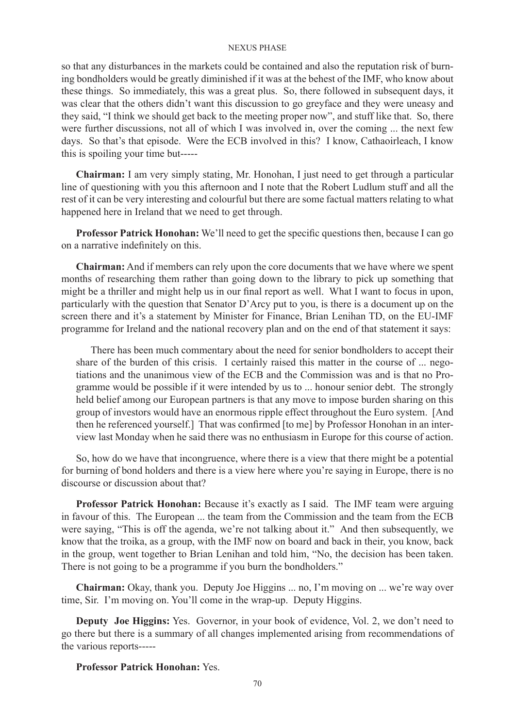so that any disturbances in the markets could be contained and also the reputation risk of burning bondholders would be greatly diminished if it was at the behest of the IMF, who know about these things. So immediately, this was a great plus. So, there followed in subsequent days, it was clear that the others didn't want this discussion to go greyface and they were uneasy and they said, "I think we should get back to the meeting proper now", and stuff like that. So, there were further discussions, not all of which I was involved in, over the coming ... the next few days. So that's that episode. Were the ECB involved in this? I know, Cathaoirleach, I know this is spoiling your time but-----

**Chairman:** I am very simply stating, Mr. Honohan, I just need to get through a particular line of questioning with you this afternoon and I note that the Robert Ludlum stuff and all the rest of it can be very interesting and colourful but there are some factual matters relating to what happened here in Ireland that we need to get through.

**Professor Patrick Honohan:** We'll need to get the specific questions then, because I can go on a narrative indefinitely on this.

**Chairman:** And if members can rely upon the core documents that we have where we spent months of researching them rather than going down to the library to pick up something that might be a thriller and might help us in our final report as well. What I want to focus in upon, particularly with the question that Senator D'Arcy put to you, is there is a document up on the screen there and it's a statement by Minister for Finance, Brian Lenihan TD, on the EU-IMF programme for Ireland and the national recovery plan and on the end of that statement it says:

> There has been much commentary about the need for senior bondholders to accept their share of the burden of this crisis. I certainly raised this matter in the course of ... negotiations and the unanimous view of the ECB and the Commission was and is that no Programme would be possible if it were intended by us to ... honour senior debt. The strongly held belief among our European partners is that any move to impose burden sharing on this group of investors would have an enormous ripple effect throughout the Euro system. [And then he referenced yourself.] That was confirmed [to me] by Professor Honohan in an interview last Monday when he said there was no enthusiasm in Europe for this course of action.

So, how do we have that incongruence, where there is a view that there might be a potential for burning of bond holders and there is a view here where you're saying in Europe, there is no discourse or discussion about that?

**Professor Patrick Honohan:** Because it's exactly as I said. The IMF team were arguing in favour of this. The European ... the team from the Commission and the team from the ECB were saying, "This is off the agenda, we're not talking about it." And then subsequently, we know that the troika, as a group, with the IMF now on board and back in their, you know, back in the group, went together to Brian Lenihan and told him, "No, the decision has been taken. There is not going to be a programme if you burn the bondholders."

**Chairman:** Okay, thank you. Deputy Joe Higgins ... no, I'm moving on ... we're way over time, Sir. I'm moving on. You'll come in the wrap-up. Deputy Higgins.

**Deputy Joe Higgins:** Yes. Governor, in your book of evidence, Vol. 2, we don't need to go there but there is a summary of all changes implemented arising from recommendations of the various reports-----

**Professor Patrick Honohan:** Yes.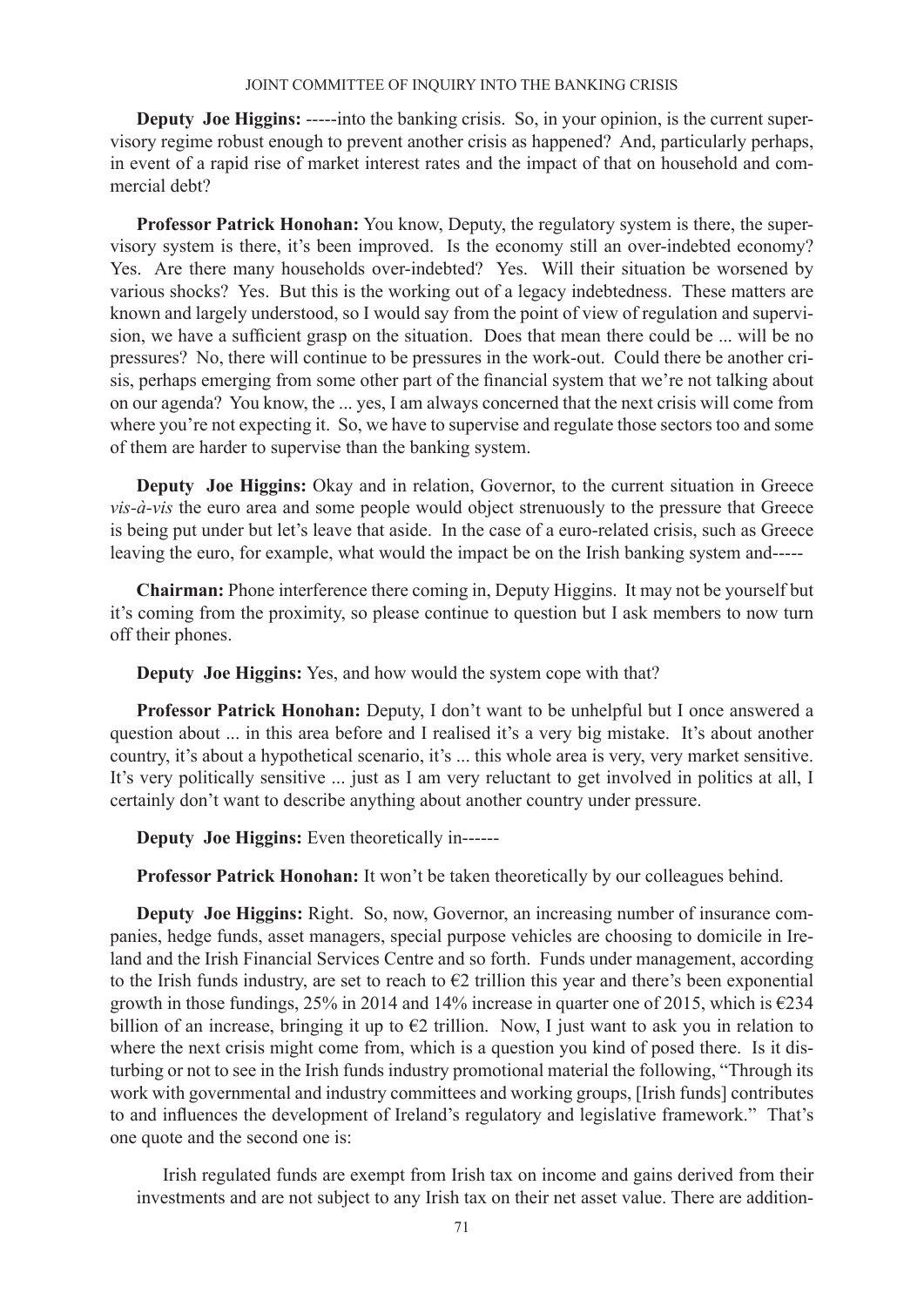**Deputy Joe Higgins:** -----into the banking crisis. So, in your opinion, is the current supervisory regime robust enough to prevent another crisis as happened? And, particularly perhaps, in event of a rapid rise of market interest rates and the impact of that on household and commercial debt?

**Professor Patrick Honohan:** You know, Deputy, the regulatory system is there, the supervisory system is there, it's been improved. Is the economy still an over-indebted economy? Yes. Are there many households over-indebted? Yes. Will their situation be worsened by various shocks? Yes. But this is the working out of a legacy indebtedness. These matters are known and largely understood, so I would say from the point of view of regulation and supervision, we have a sufficient grasp on the situation. Does that mean there could be ... will be no pressures? No, there will continue to be pressures in the work-out. Could there be another crisis, perhaps emerging from some other part of the financial system that we're not talking about on our agenda? You know, the ... yes, I am always concerned that the next crisis will come from where you're not expecting it. So, we have to supervise and regulate those sectors too and some of them are harder to supervise than the banking system.

**Deputy Joe Higgins:** Okay and in relation, Governor, to the current situation in Greece *vis-à-vis* the euro area and some people would object strenuously to the pressure that Greece is being put under but let's leave that aside. In the case of a euro-related crisis, such as Greece leaving the euro, for example, what would the impact be on the Irish banking system and-----

**Chairman:** Phone interference there coming in, Deputy Higgins. It may not be yourself but it's coming from the proximity, so please continue to question but I ask members to now turn off their phones.

**Deputy Joe Higgins:** Yes, and how would the system cope with that?

**Professor Patrick Honohan:** Deputy, I don't want to be unhelpful but I once answered a question about ... in this area before and I realised it's a very big mistake. It's about another country, it's about a hypothetical scenario, it's ... this whole area is very, very market sensitive. It's very politically sensitive ... just as I am very reluctant to get involved in politics at all, I certainly don't want to describe anything about another country under pressure.

**Deputy Joe Higgins:** Even theoretically in------

**Professor Patrick Honohan:** It won't be taken theoretically by our colleagues behind.

**Deputy Joe Higgins:** Right. So, now, Governor, an increasing number of insurance companies, hedge funds, asset managers, special purpose vehicles are choosing to domicile in Ireland and the Irish Financial Services Centre and so forth. Funds under management, according to the Irish funds industry, are set to reach to €2 trillion this year and there's been exponential growth in those fundings, 25% in 2014 and 14% increase in quarter one of 2015, which is €234 billion of an increase, bringing it up to €2 trillion. Now, I just want to ask you in relation to where the next crisis might come from, which is a question you kind of posed there. Is it disturbing or not to see in the Irish funds industry promotional material the following, "Through its work with governmental and industry committees and working groups, [Irish funds] contributes to and influences the development of Ireland's regulatory and legislative framework." That's one quote and the second one is:

> Irish regulated funds are exempt from Irish tax on income and gains derived from their investments and are not subject to any Irish tax on their net asset value. There are addition-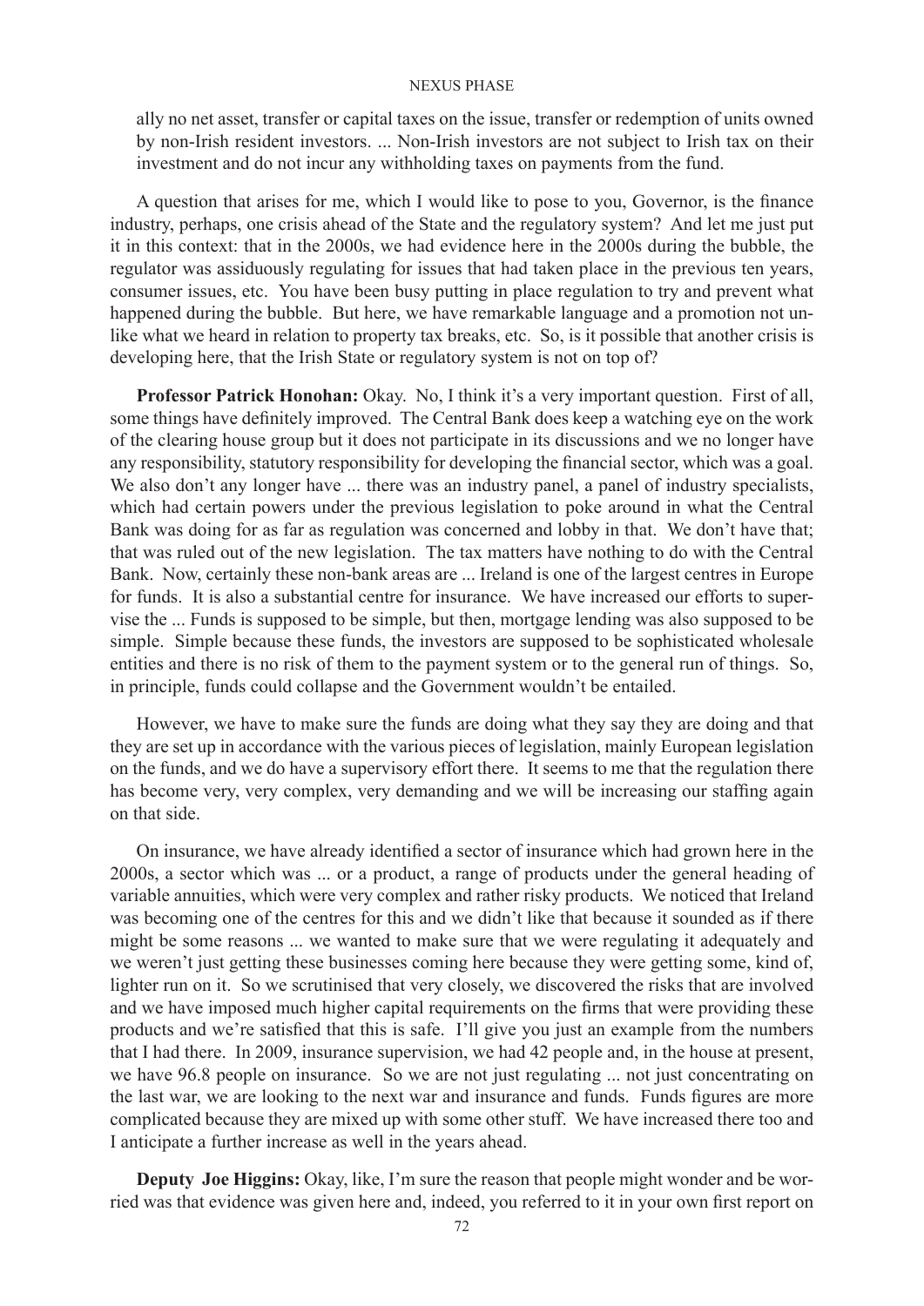ally no net asset, transfer or capital taxes on the issue, transfer or redemption of units owned by non-Irish resident investors. ... Non-Irish investors are not subject to Irish tax on their investment and do not incur any withholding taxes on payments from the fund.

A question that arises for me, which I would like to pose to you, Governor, is the finance industry, perhaps, one crisis ahead of the State and the regulatory system? And let me just put it in this context: that in the 2000s, we had evidence here in the 2000s during the bubble, the regulator was assiduously regulating for issues that had taken place in the previous ten years, consumer issues, etc. You have been busy putting in place regulation to try and prevent what happened during the bubble. But here, we have remarkable language and a promotion not unlike what we heard in relation to property tax breaks, etc. So, is it possible that another crisis is developing here, that the Irish State or regulatory system is not on top of?

**Professor Patrick Honohan:** Okay. No, I think it's a very important question. First of all, some things have definitely improved. The Central Bank does keep a watching eye on the work of the clearing house group but it does not participate in its discussions and we no longer have any responsibility, statutory responsibility for developing the financial sector, which was a goal. We also don't any longer have ... there was an industry panel, a panel of industry specialists, which had certain powers under the previous legislation to poke around in what the Central Bank was doing for as far as regulation was concerned and lobby in that. We don't have that; that was ruled out of the new legislation. The tax matters have nothing to do with the Central Bank. Now, certainly these non-bank areas are ... Ireland is one of the largest centres in Europe for funds. It is also a substantial centre for insurance. We have increased our efforts to supervise the ... Funds is supposed to be simple, but then, mortgage lending was also supposed to be simple. Simple because these funds, the investors are supposed to be sophisticated wholesale entities and there is no risk of them to the payment system or to the general run of things. So, in principle, funds could collapse and the Government wouldn't be entailed.

However, we have to make sure the funds are doing what they say they are doing and that they are set up in accordance with the various pieces of legislation, mainly European legislation on the funds, and we do have a supervisory effort there. It seems to me that the regulation there has become very, very complex, very demanding and we will be increasing our staffing again on that side.

On insurance, we have already identified a sector of insurance which had grown here in the 2000s, a sector which was ... or a product, a range of products under the general heading of variable annuities, which were very complex and rather risky products. We noticed that Ireland was becoming one of the centres for this and we didn't like that because it sounded as if there might be some reasons ... we wanted to make sure that we were regulating it adequately and we weren't just getting these businesses coming here because they were getting some, kind of, lighter run on it. So we scrutinised that very closely, we discovered the risks that are involved and we have imposed much higher capital requirements on the firms that were providing these products and we're satisfied that this is safe. I'll give you just an example from the numbers that I had there. In 2009, insurance supervision, we had 42 people and, in the house at present, we have 96.8 people on insurance. So we are not just regulating ... not just concentrating on the last war, we are looking to the next war and insurance and funds. Funds figures are more complicated because they are mixed up with some other stuff. We have increased there too and I anticipate a further increase as well in the years ahead.

**Deputy Joe Higgins:** Okay, like, I'm sure the reason that people might wonder and be worried was that evidence was given here and, indeed, you referred to it in your own first report on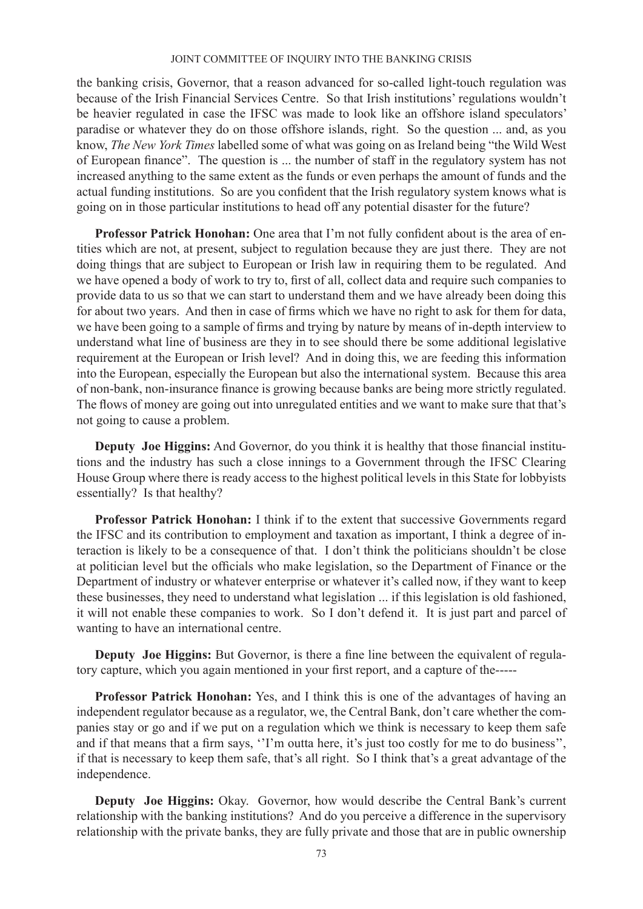the banking crisis, Governor, that a reason advanced for so-called light-touch regulation was because of the Irish Financial Services Centre. So that Irish institutions' regulations wouldn't be heavier regulated in case the IFSC was made to look like an offshore island speculators' paradise or whatever they do on those offshore islands, right. So the question ... and, as you know, *The New York Times* labelled some of what was going on as Ireland being "the Wild West of European finance". The question is ... the number of staff in the regulatory system has not increased anything to the same extent as the funds or even perhaps the amount of funds and the actual funding institutions. So are you confident that the Irish regulatory system knows what is going on in those particular institutions to head off any potential disaster for the future?

**Professor Patrick Honohan:** One area that I'm not fully confident about is the area of entities which are not, at present, subject to regulation because they are just there. They are not doing things that are subject to European or Irish law in requiring them to be regulated. And we have opened a body of work to try to, first of all, collect data and require such companies to provide data to us so that we can start to understand them and we have already been doing this for about two years. And then in case of firms which we have no right to ask for them for data, we have been going to a sample of firms and trying by nature by means of in-depth interview to understand what line of business are they in to see should there be some additional legislative requirement at the European or Irish level? And in doing this, we are feeding this information into the European, especially the European but also the international system. Because this area of non-bank, non-insurance finance is growing because banks are being more strictly regulated. The flows of money are going out into unregulated entities and we want to make sure that that's not going to cause a problem.

**Deputy Joe Higgins:** And Governor, do you think it is healthy that those financial institutions and the industry has such a close innings to a Government through the IFSC Clearing House Group where there is ready access to the highest political levels in this State for lobbyists essentially? Is that healthy?

**Professor Patrick Honohan:** I think if to the extent that successive Governments regard the IFSC and its contribution to employment and taxation as important, I think a degree of interaction is likely to be a consequence of that. I don't think the politicians shouldn't be close at politician level but the officials who make legislation, so the Department of Finance or the Department of industry or whatever enterprise or whatever it's called now, if they want to keep these businesses, they need to understand what legislation ... if this legislation is old fashioned, it will not enable these companies to work. So I don't defend it. It is just part and parcel of wanting to have an international centre.

**Deputy Joe Higgins:** But Governor, is there a fine line between the equivalent of regulatory capture, which you again mentioned in your first report, and a capture of the-----

**Professor Patrick Honohan:** Yes, and I think this is one of the advantages of having an independent regulator because as a regulator, we, the Central Bank, don't care whether the companies stay or go and if we put on a regulation which we think is necessary to keep them safe and if that means that a firm says, ''I'm outta here, it's just too costly for me to do business'', if that is necessary to keep them safe, that's all right. So I think that's a great advantage of the independence.

**Deputy Joe Higgins:** Okay. Governor, how would describe the Central Bank's current relationship with the banking institutions? And do you perceive a difference in the supervisory relationship with the private banks, they are fully private and those that are in public ownership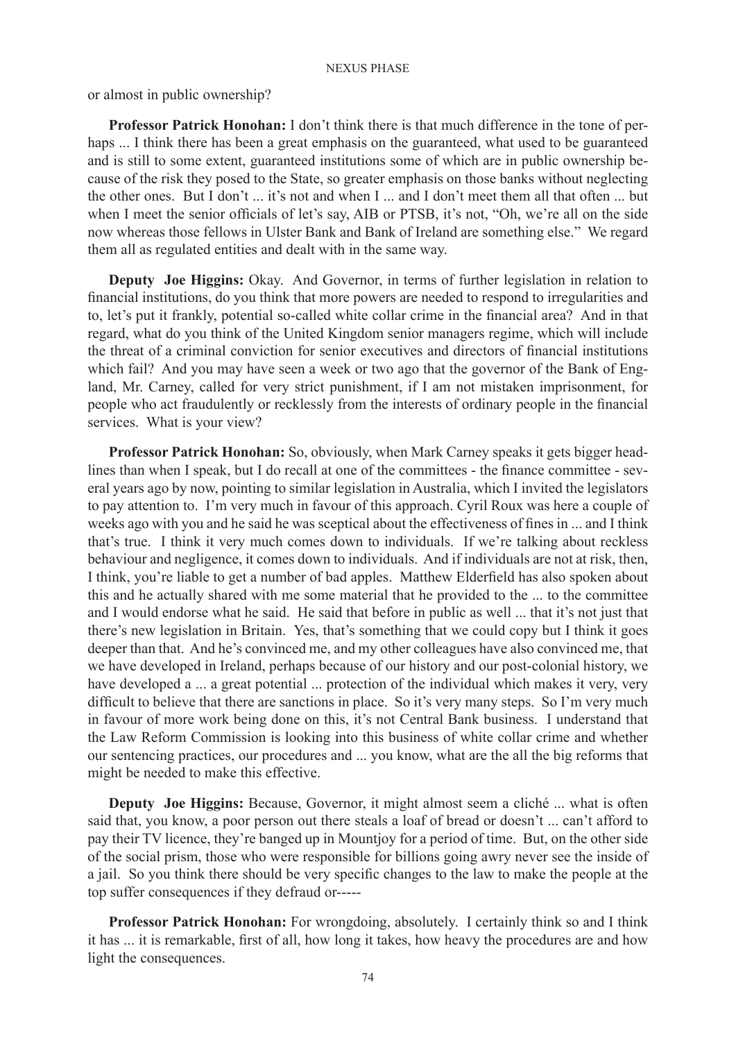or almost in public ownership?

**Professor Patrick Honohan:** I don't think there is that much difference in the tone of perhaps ... I think there has been a great emphasis on the guaranteed, what used to be guaranteed and is still to some extent, guaranteed institutions some of which are in public ownership because of the risk they posed to the State, so greater emphasis on those banks without neglecting the other ones. But I don't ... it's not and when I ... and I don't meet them all that often ... but when I meet the senior officials of let's say, AIB or PTSB, it's not, "Oh, we're all on the side now whereas those fellows in Ulster Bank and Bank of Ireland are something else." We regard them all as regulated entities and dealt with in the same way.

**Deputy Joe Higgins:** Okay. And Governor, in terms of further legislation in relation to financial institutions, do you think that more powers are needed to respond to irregularities and to, let's put it frankly, potential so-called white collar crime in the financial area? And in that regard, what do you think of the United Kingdom senior managers regime, which will include the threat of a criminal conviction for senior executives and directors of financial institutions which fail? And you may have seen a week or two ago that the governor of the Bank of England, Mr. Carney, called for very strict punishment, if I am not mistaken imprisonment, for people who act fraudulently or recklessly from the interests of ordinary people in the financial services. What is your view?

**Professor Patrick Honohan:** So, obviously, when Mark Carney speaks it gets bigger headlines than when I speak, but I do recall at one of the committees - the finance committee - several years ago by now, pointing to similar legislation in Australia, which I invited the legislators to pay attention to. I'm very much in favour of this approach. Cyril Roux was here a couple of weeks ago with you and he said he was sceptical about the effectiveness of fines in ... and I think that's true. I think it very much comes down to individuals. If we're talking about reckless behaviour and negligence, it comes down to individuals. And if individuals are not at risk, then, I think, you're liable to get a number of bad apples. Matthew Elderfield has also spoken about this and he actually shared with me some material that he provided to the ... to the committee and I would endorse what he said. He said that before in public as well ... that it's not just that there's new legislation in Britain. Yes, that's something that we could copy but I think it goes deeper than that. And he's convinced me, and my other colleagues have also convinced me, that we have developed in Ireland, perhaps because of our history and our post-colonial history, we have developed a ... a great potential ... protection of the individual which makes it very, very difficult to believe that there are sanctions in place. So it's very many steps. So I'm very much in favour of more work being done on this, it's not Central Bank business. I understand that the Law Reform Commission is looking into this business of white collar crime and whether our sentencing practices, our procedures and ... you know, what are the all the big reforms that might be needed to make this effective.

**Deputy Joe Higgins:** Because, Governor, it might almost seem a cliché ... what is often said that, you know, a poor person out there steals a loaf of bread or doesn't ... can't afford to pay their TV licence, they're banged up in Mountjoy for a period of time. But, on the other side of the social prism, those who were responsible for billions going awry never see the inside of a jail. So you think there should be very specific changes to the law to make the people at the top suffer consequences if they defraud or-----

**Professor Patrick Honohan:** For wrongdoing, absolutely. I certainly think so and I think it has ... it is remarkable, first of all, how long it takes, how heavy the procedures are and how light the consequences.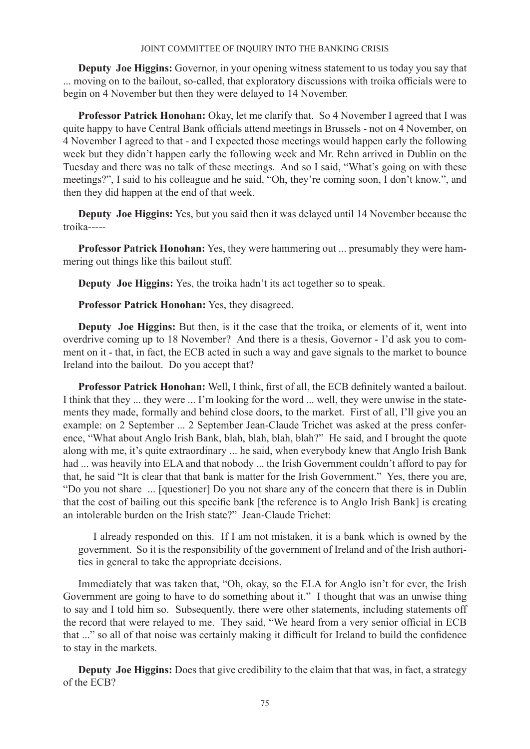**Deputy Joe Higgins:** Governor, in your opening witness statement to us today you say that ... moving on to the bailout, so-called, that exploratory discussions with troika officials were to begin on 4 November but then they were delayed to 14 November.

**Professor Patrick Honohan:** Okay, let me clarify that. So 4 November I agreed that I was quite happy to have Central Bank officials attend meetings in Brussels - not on 4 November, on 4 November I agreed to that - and I expected those meetings would happen early the following week but they didn't happen early the following week and Mr. Rehn arrived in Dublin on the Tuesday and there was no talk of these meetings. And so I said, "What's going on with these meetings?", I said to his colleague and he said, "Oh, they're coming soon, I don't know.", and then they did happen at the end of that week.

**Deputy Joe Higgins:** Yes, but you said then it was delayed until 14 November because the troika-----

**Professor Patrick Honohan:** Yes, they were hammering out ... presumably they were hammering out things like this bailout stuff.

**Deputy Joe Higgins:** Yes, the troika hadn't its act together so to speak.

**Professor Patrick Honohan:** Yes, they disagreed.

**Deputy Joe Higgins:** But then, is it the case that the troika, or elements of it, went into overdrive coming up to 18 November? And there is a thesis, Governor - I'd ask you to comment on it - that, in fact, the ECB acted in such a way and gave signals to the market to bounce Ireland into the bailout. Do you accept that?

**Professor Patrick Honohan:** Well, I think, first of all, the ECB definitely wanted a bailout. I think that they ... they were ... I'm looking for the word ... well, they were unwise in the statements they made, formally and behind close doors, to the market. First of all, I'll give you an example: on 2 September ... 2 September Jean-Claude Trichet was asked at the press conference, "What about Anglo Irish Bank, blah, blah, blah, blah?" He said, and I brought the quote along with me, it's quite extraordinary ... he said, when everybody knew that Anglo Irish Bank had ... was heavily into ELA and that nobody ... the Irish Government couldn't afford to pay for that, he said "It is clear that that bank is matter for the Irish Government." Yes, there you are, "Do you not share ... [questioner] Do you not share any of the concern that there is in Dublin that the cost of bailing out this specific bank [the reference is to Anglo Irish Bank] is creating an intolerable burden on the Irish state?" Jean-Claude Trichet:

> I already responded on this. If I am not mistaken, it is a bank which is owned by the government. So it is the responsibility of the government of Ireland and of the Irish authorities in general to take the appropriate decisions.

Immediately that was taken that, "Oh, okay, so the ELA for Anglo isn't for ever, the Irish Government are going to have to do something about it." I thought that was an unwise thing to say and I told him so. Subsequently, there were other statements, including statements off the record that were relayed to me. They said, "We heard from a very senior official in ECB that ..." so all of that noise was certainly making it difficult for Ireland to build the confidence to stay in the markets.

**Deputy Joe Higgins:** Does that give credibility to the claim that that was, in fact, a strategy of the ECB?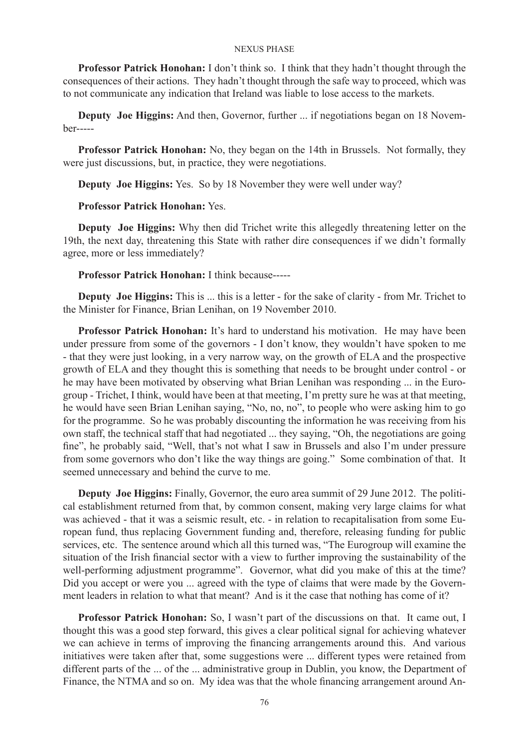**Professor Patrick Honohan:** I don't think so. I think that they hadn't thought through the consequences of their actions. They hadn't thought through the safe way to proceed, which was to not communicate any indication that Ireland was liable to lose access to the markets.

**Deputy Joe Higgins:** And then, Governor, further ... if negotiations began on 18 November-----

**Professor Patrick Honohan:** No, they began on the 14th in Brussels. Not formally, they were just discussions, but, in practice, they were negotiations.

**Deputy Joe Higgins:** Yes. So by 18 November they were well under way?

**Professor Patrick Honohan:** Yes.

**Deputy Joe Higgins:** Why then did Trichet write this allegedly threatening letter on the 19th, the next day, threatening this State with rather dire consequences if we didn't formally agree, more or less immediately?

**Professor Patrick Honohan:** I think because-----

**Deputy Joe Higgins:** This is ... this is a letter - for the sake of clarity - from Mr. Trichet to the Minister for Finance, Brian Lenihan, on 19 November 2010.

**Professor Patrick Honohan:** It's hard to understand his motivation. He may have been under pressure from some of the governors - I don't know, they wouldn't have spoken to me - that they were just looking, in a very narrow way, on the growth of ELA and the prospective growth of ELA and they thought this is something that needs to be brought under control - or he may have been motivated by observing what Brian Lenihan was responding ... in the Eurogroup - Trichet, I think, would have been at that meeting, I'm pretty sure he was at that meeting, he would have seen Brian Lenihan saying, "No, no, no", to people who were asking him to go for the programme. So he was probably discounting the information he was receiving from his own staff, the technical staff that had negotiated ... they saying, "Oh, the negotiations are going fine", he probably said, "Well, that's not what I saw in Brussels and also I'm under pressure from some governors who don't like the way things are going." Some combination of that. It seemed unnecessary and behind the curve to me.

**Deputy Joe Higgins:** Finally, Governor, the euro area summit of 29 June 2012. The political establishment returned from that, by common consent, making very large claims for what was achieved - that it was a seismic result, etc. - in relation to recapitalisation from some European fund, thus replacing Government funding and, therefore, releasing funding for public services, etc. The sentence around which all this turned was, "The Eurogroup will examine the situation of the Irish financial sector with a view to further improving the sustainability of the well-performing adjustment programme". Governor, what did you make of this at the time? Did you accept or were you ... agreed with the type of claims that were made by the Government leaders in relation to what that meant? And is it the case that nothing has come of it?

**Professor Patrick Honohan:** So, I wasn't part of the discussions on that. It came out, I thought this was a good step forward, this gives a clear political signal for achieving whatever we can achieve in terms of improving the financing arrangements around this. And various initiatives were taken after that, some suggestions were ... different types were retained from different parts of the ... of the ... administrative group in Dublin, you know, the Department of Finance, the NTMA and so on. My idea was that the whole financing arrangement around An-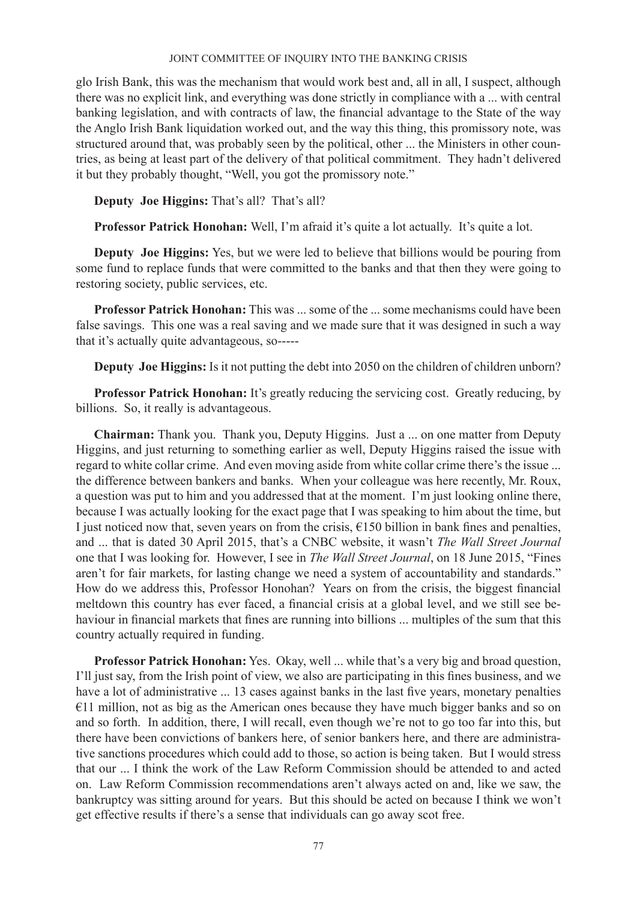glo Irish Bank, this was the mechanism that would work best and, all in all, I suspect, although there was no explicit link, and everything was done strictly in compliance with a ... with central banking legislation, and with contracts of law, the financial advantage to the State of the way the Anglo Irish Bank liquidation worked out, and the way this thing, this promissory note, was structured around that, was probably seen by the political, other ... the Ministers in other countries, as being at least part of the delivery of that political commitment. They hadn't delivered it but they probably thought, "Well, you got the promissory note."

**Deputy Joe Higgins:** That's all? That's all?

**Professor Patrick Honohan:** Well, I'm afraid it's quite a lot actually. It's quite a lot.

**Deputy Joe Higgins:** Yes, but we were led to believe that billions would be pouring from some fund to replace funds that were committed to the banks and that then they were going to restoring society, public services, etc.

**Professor Patrick Honohan:** This was ... some of the ... some mechanisms could have been false savings. This one was a real saving and we made sure that it was designed in such a way that it's actually quite advantageous, so-----

**Deputy Joe Higgins:** Is it not putting the debt into 2050 on the children of children unborn?

**Professor Patrick Honohan:** It's greatly reducing the servicing cost. Greatly reducing, by billions. So, it really is advantageous.

**Chairman:** Thank you. Thank you, Deputy Higgins. Just a ... on one matter from Deputy Higgins, and just returning to something earlier as well, Deputy Higgins raised the issue with regard to white collar crime. And even moving aside from white collar crime there's the issue ... the difference between bankers and banks. When your colleague was here recently, Mr. Roux, a question was put to him and you addressed that at the moment. I'm just looking online there, because I was actually looking for the exact page that I was speaking to him about the time, but I just noticed now that, seven years on from the crisis, €150 billion in bank fines and penalties, and ... that is dated 30 April 2015, that's a CNBC website, it wasn't *The Wall Street Journal* one that I was looking for. However, I see in *The Wall Street Journal*, on 18 June 2015, "Fines aren't for fair markets, for lasting change we need a system of accountability and standards." How do we address this, Professor Honohan? Years on from the crisis, the biggest financial meltdown this country has ever faced, a financial crisis at a global level, and we still see behaviour in financial markets that fines are running into billions ... multiples of the sum that this country actually required in funding.

**Professor Patrick Honohan:** Yes. Okay, well ... while that's a very big and broad question, I'll just say, from the Irish point of view, we also are participating in this fines business, and we have a lot of administrative ... 13 cases against banks in the last five years, monetary penalties €11 million, not as big as the American ones because they have much bigger banks and so on and so forth. In addition, there, I will recall, even though we're not to go too far into this, but there have been convictions of bankers here, of senior bankers here, and there are administrative sanctions procedures which could add to those, so action is being taken. But I would stress that our ... I think the work of the Law Reform Commission should be attended to and acted on. Law Reform Commission recommendations aren't always acted on and, like we saw, the bankruptcy was sitting around for years. But this should be acted on because I think we won't get effective results if there's a sense that individuals can go away scot free.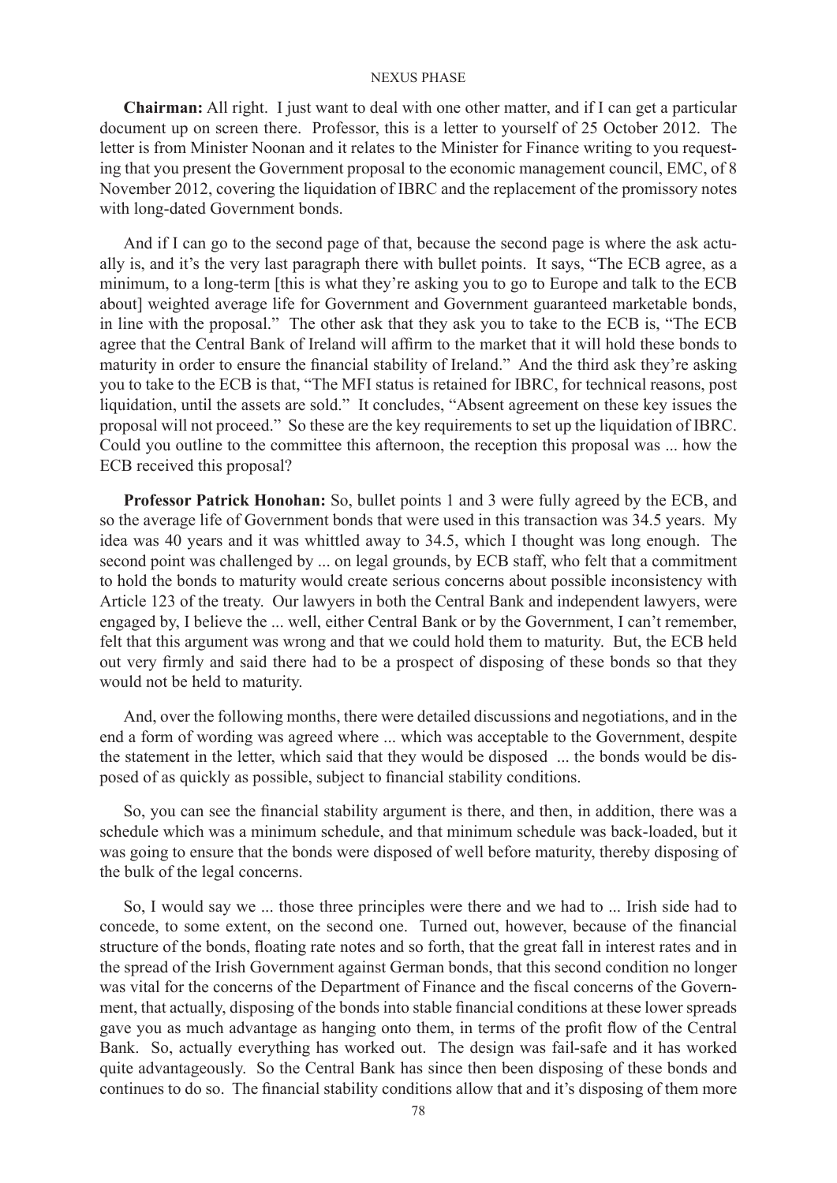**Chairman:** All right. I just want to deal with one other matter, and if I can get a particular document up on screen there. Professor, this is a letter to yourself of 25 October 2012. The letter is from Minister Noonan and it relates to the Minister for Finance writing to you requesting that you present the Government proposal to the economic management council, EMC, of 8 November 2012, covering the liquidation of IBRC and the replacement of the promissory notes with long-dated Government bonds.

And if I can go to the second page of that, because the second page is where the ask actually is, and it's the very last paragraph there with bullet points. It says, "The ECB agree, as a minimum, to a long-term [this is what they're asking you to go to Europe and talk to the ECB about] weighted average life for Government and Government guaranteed marketable bonds, in line with the proposal." The other ask that they ask you to take to the ECB is, "The ECB agree that the Central Bank of Ireland will affirm to the market that it will hold these bonds to maturity in order to ensure the financial stability of Ireland." And the third ask they're asking you to take to the ECB is that, "The MFI status is retained for IBRC, for technical reasons, post liquidation, until the assets are sold." It concludes, "Absent agreement on these key issues the proposal will not proceed." So these are the key requirements to set up the liquidation of IBRC. Could you outline to the committee this afternoon, the reception this proposal was ... how the ECB received this proposal?

**Professor Patrick Honohan:** So, bullet points 1 and 3 were fully agreed by the ECB, and so the average life of Government bonds that were used in this transaction was 34.5 years. My idea was 40 years and it was whittled away to 34.5, which I thought was long enough. The second point was challenged by ... on legal grounds, by ECB staff, who felt that a commitment to hold the bonds to maturity would create serious concerns about possible inconsistency with Article 123 of the treaty. Our lawyers in both the Central Bank and independent lawyers, were engaged by, I believe the ... well, either Central Bank or by the Government, I can't remember, felt that this argument was wrong and that we could hold them to maturity. But, the ECB held out very firmly and said there had to be a prospect of disposing of these bonds so that they would not be held to maturity.

And, over the following months, there were detailed discussions and negotiations, and in the end a form of wording was agreed where ... which was acceptable to the Government, despite the statement in the letter, which said that they would be disposed ... the bonds would be disposed of as quickly as possible, subject to financial stability conditions.

So, you can see the financial stability argument is there, and then, in addition, there was a schedule which was a minimum schedule, and that minimum schedule was back-loaded, but it was going to ensure that the bonds were disposed of well before maturity, thereby disposing of the bulk of the legal concerns.

So, I would say we ... those three principles were there and we had to ... Irish side had to concede, to some extent, on the second one. Turned out, however, because of the financial structure of the bonds, floating rate notes and so forth, that the great fall in interest rates and in the spread of the Irish Government against German bonds, that this second condition no longer was vital for the concerns of the Department of Finance and the fiscal concerns of the Government, that actually, disposing of the bonds into stable financial conditions at these lower spreads gave you as much advantage as hanging onto them, in terms of the profit flow of the Central Bank. So, actually everything has worked out. The design was fail-safe and it has worked quite advantageously. So the Central Bank has since then been disposing of these bonds and continues to do so. The financial stability conditions allow that and it's disposing of them more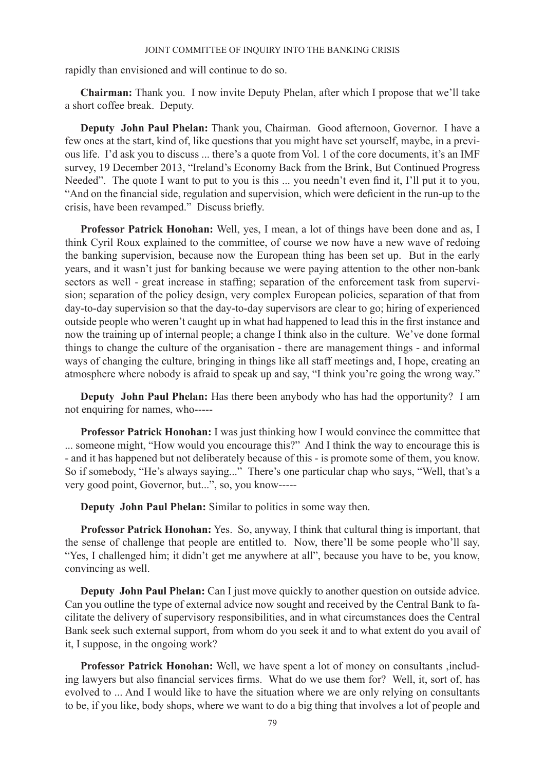rapidly than envisioned and will continue to do so.

**Chairman:** Thank you. I now invite Deputy Phelan, after which I propose that we'll take a short coffee break. Deputy.

**Deputy John Paul Phelan:** Thank you, Chairman. Good afternoon, Governor. I have a few ones at the start, kind of, like questions that you might have set yourself, maybe, in a previous life. I'd ask you to discuss ... there's a quote from Vol. 1 of the core documents, it's an IMF survey, 19 December 2013, "Ireland's Economy Back from the Brink, But Continued Progress Needed". The quote I want to put to you is this ... you needn't even find it, I'll put it to you, "And on the financial side, regulation and supervision, which were deficient in the run-up to the crisis, have been revamped." Discuss briefly.

**Professor Patrick Honohan:** Well, yes, I mean, a lot of things have been done and as, I think Cyril Roux explained to the committee, of course we now have a new wave of redoing the banking supervision, because now the European thing has been set up. But in the early years, and it wasn't just for banking because we were paying attention to the other non-bank sectors as well - great increase in staffing; separation of the enforcement task from supervision; separation of the policy design, very complex European policies, separation of that from day-to-day supervision so that the day-to-day supervisors are clear to go; hiring of experienced outside people who weren't caught up in what had happened to lead this in the first instance and now the training up of internal people; a change I think also in the culture. We've done formal things to change the culture of the organisation - there are management things - and informal ways of changing the culture, bringing in things like all staff meetings and, I hope, creating an atmosphere where nobody is afraid to speak up and say, "I think you're going the wrong way."

**Deputy John Paul Phelan:** Has there been anybody who has had the opportunity? I am not enquiring for names, who-----

**Professor Patrick Honohan:** I was just thinking how I would convince the committee that ... someone might, "How would you encourage this?" And I think the way to encourage this is - and it has happened but not deliberately because of this - is promote some of them, you know. So if somebody, "He's always saying..." There's one particular chap who says, "Well, that's a very good point, Governor, but...", so, you know-----

**Deputy John Paul Phelan:** Similar to politics in some way then.

**Professor Patrick Honohan:** Yes. So, anyway, I think that cultural thing is important, that the sense of challenge that people are entitled to. Now, there'll be some people who'll say, "Yes, I challenged him; it didn't get me anywhere at all", because you have to be, you know, convincing as well.

**Deputy John Paul Phelan:** Can I just move quickly to another question on outside advice. Can you outline the type of external advice now sought and received by the Central Bank to facilitate the delivery of supervisory responsibilities, and in what circumstances does the Central Bank seek such external support, from whom do you seek it and to what extent do you avail of it, I suppose, in the ongoing work?

**Professor Patrick Honohan:** Well, we have spent a lot of money on consultants ,including lawyers but also financial services firms. What do we use them for? Well, it, sort of, has evolved to ... And I would like to have the situation where we are only relying on consultants to be, if you like, body shops, where we want to do a big thing that involves a lot of people and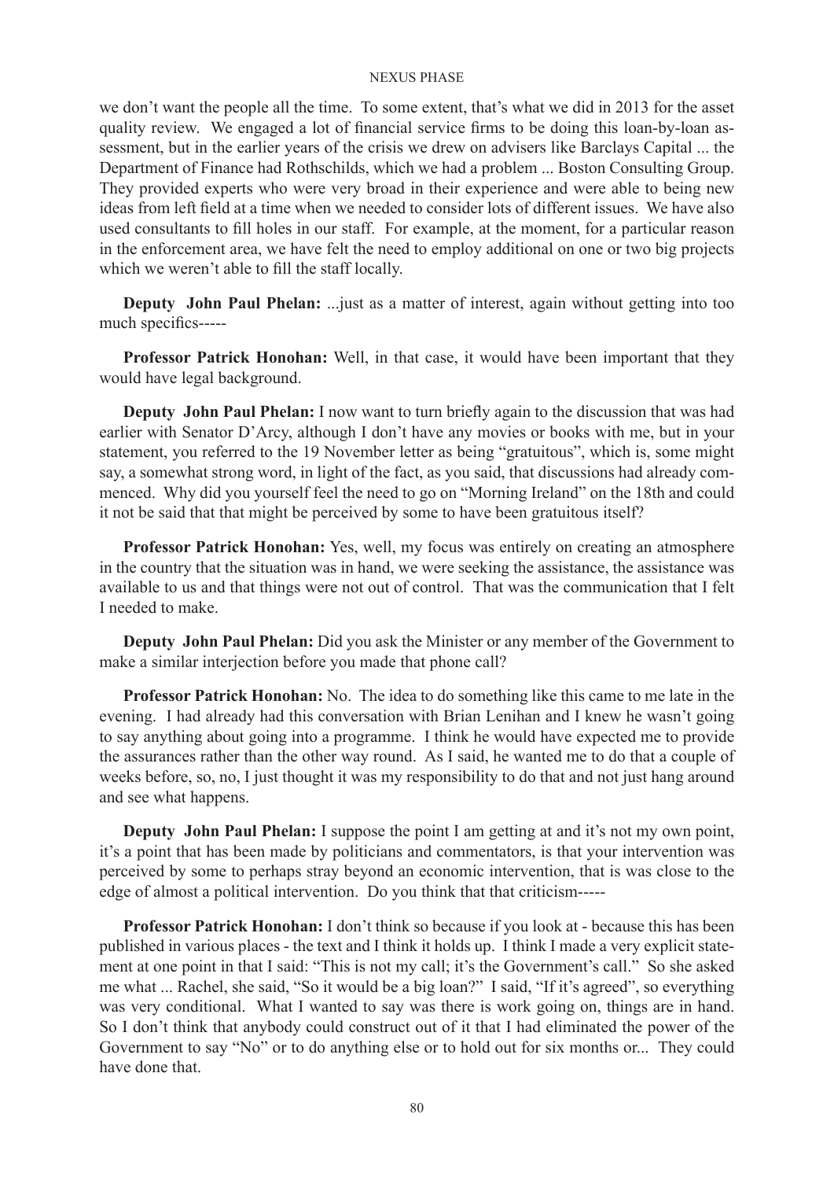we don't want the people all the time. To some extent, that's what we did in 2013 for the asset quality review. We engaged a lot of financial service firms to be doing this loan-by-loan assessment, but in the earlier years of the crisis we drew on advisers like Barclays Capital ... the Department of Finance had Rothschilds, which we had a problem ... Boston Consulting Group. They provided experts who were very broad in their experience and were able to being new ideas from left field at a time when we needed to consider lots of different issues. We have also used consultants to fill holes in our staff. For example, at the moment, for a particular reason in the enforcement area, we have felt the need to employ additional on one or two big projects which we weren't able to fill the staff locally.

**Deputy John Paul Phelan:** ...just as a matter of interest, again without getting into too much specifics-----

**Professor Patrick Honohan:** Well, in that case, it would have been important that they would have legal background.

**Deputy John Paul Phelan:** I now want to turn briefly again to the discussion that was had earlier with Senator D'Arcy, although I don't have any movies or books with me, but in your statement, you referred to the 19 November letter as being "gratuitous", which is, some might say, a somewhat strong word, in light of the fact, as you said, that discussions had already commenced. Why did you yourself feel the need to go on "Morning Ireland" on the 18th and could it not be said that that might be perceived by some to have been gratuitous itself?

**Professor Patrick Honohan:** Yes, well, my focus was entirely on creating an atmosphere in the country that the situation was in hand, we were seeking the assistance, the assistance was available to us and that things were not out of control. That was the communication that I felt I needed to make.

**Deputy John Paul Phelan:** Did you ask the Minister or any member of the Government to make a similar interjection before you made that phone call?

**Professor Patrick Honohan:** No. The idea to do something like this came to me late in the evening. I had already had this conversation with Brian Lenihan and I knew he wasn't going to say anything about going into a programme. I think he would have expected me to provide the assurances rather than the other way round. As I said, he wanted me to do that a couple of weeks before, so, no, I just thought it was my responsibility to do that and not just hang around and see what happens.

**Deputy John Paul Phelan:** I suppose the point I am getting at and it's not my own point, it's a point that has been made by politicians and commentators, is that your intervention was perceived by some to perhaps stray beyond an economic intervention, that is was close to the edge of almost a political intervention. Do you think that that criticism-----

**Professor Patrick Honohan:** I don't think so because if you look at - because this has been published in various places - the text and I think it holds up. I think I made a very explicit statement at one point in that I said: "This is not my call; it's the Government's call." So she asked me what ... Rachel, she said, "So it would be a big loan?" I said, "If it's agreed", so everything was very conditional. What I wanted to say was there is work going on, things are in hand. So I don't think that anybody could construct out of it that I had eliminated the power of the Government to say "No" or to do anything else or to hold out for six months or... They could have done that.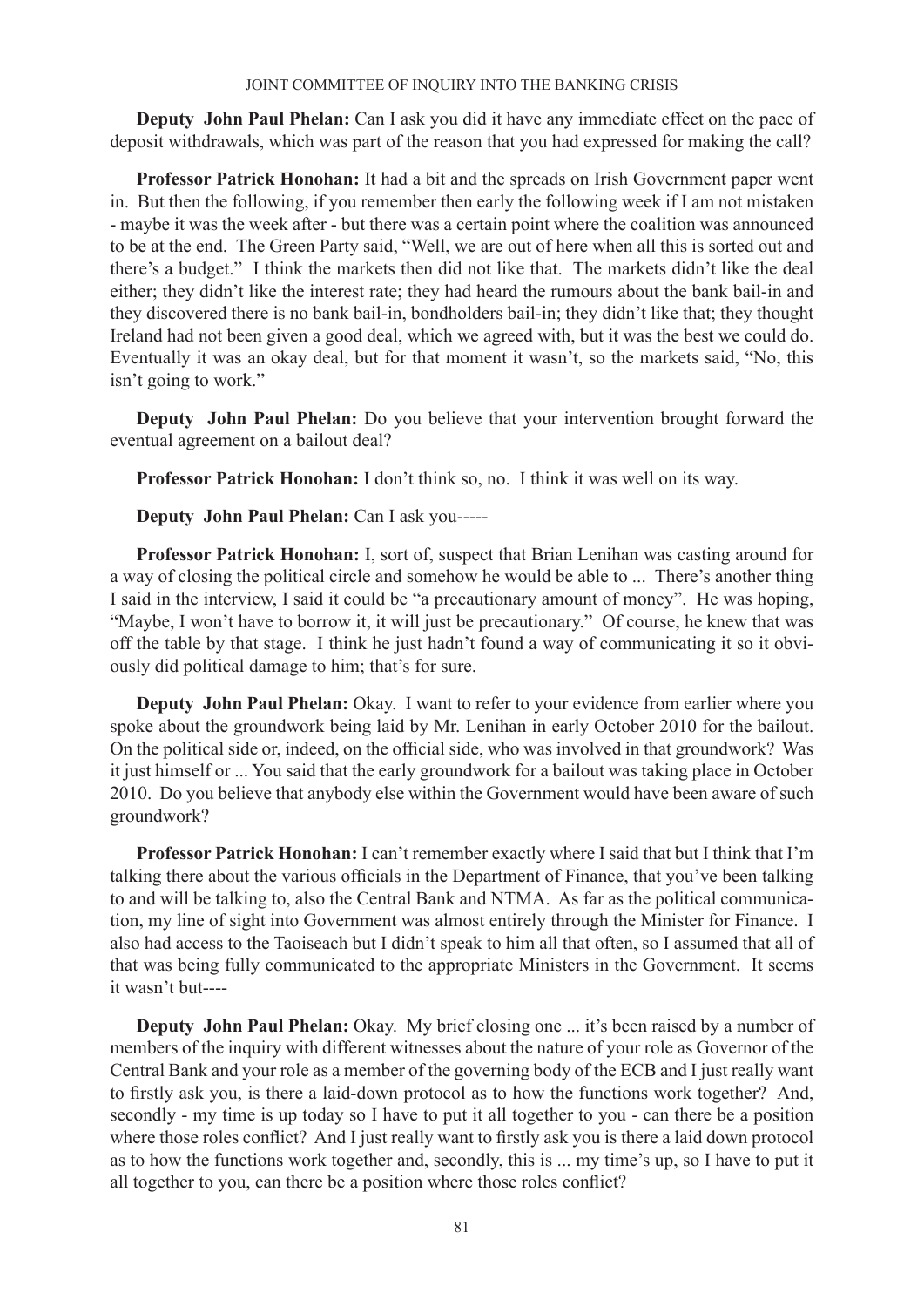**Deputy John Paul Phelan:** Can I ask you did it have any immediate effect on the pace of deposit withdrawals, which was part of the reason that you had expressed for making the call?

**Professor Patrick Honohan:** It had a bit and the spreads on Irish Government paper went in. But then the following, if you remember then early the following week if I am not mistaken - maybe it was the week after - but there was a certain point where the coalition was announced to be at the end. The Green Party said, "Well, we are out of here when all this is sorted out and there's a budget." I think the markets then did not like that. The markets didn't like the deal either; they didn't like the interest rate; they had heard the rumours about the bank bail-in and they discovered there is no bank bail-in, bondholders bail-in; they didn't like that; they thought Ireland had not been given a good deal, which we agreed with, but it was the best we could do. Eventually it was an okay deal, but for that moment it wasn't, so the markets said, "No, this isn't going to work."

**Deputy John Paul Phelan:** Do you believe that your intervention brought forward the eventual agreement on a bailout deal?

**Professor Patrick Honohan:** I don't think so, no. I think it was well on its way.

**Deputy John Paul Phelan:** Can I ask you-----

**Professor Patrick Honohan:** I, sort of, suspect that Brian Lenihan was casting around for a way of closing the political circle and somehow he would be able to ... There's another thing I said in the interview, I said it could be "a precautionary amount of money". He was hoping, "Maybe, I won't have to borrow it, it will just be precautionary." Of course, he knew that was off the table by that stage. I think he just hadn't found a way of communicating it so it obviously did political damage to him; that's for sure.

**Deputy John Paul Phelan:** Okay. I want to refer to your evidence from earlier where you spoke about the groundwork being laid by Mr. Lenihan in early October 2010 for the bailout. On the political side or, indeed, on the official side, who was involved in that groundwork? Was it just himself or ... You said that the early groundwork for a bailout was taking place in October 2010. Do you believe that anybody else within the Government would have been aware of such groundwork?

**Professor Patrick Honohan:** I can't remember exactly where I said that but I think that I'm talking there about the various officials in the Department of Finance, that you've been talking to and will be talking to, also the Central Bank and NTMA. As far as the political communication, my line of sight into Government was almost entirely through the Minister for Finance. I also had access to the Taoiseach but I didn't speak to him all that often, so I assumed that all of that was being fully communicated to the appropriate Ministers in the Government. It seems it wasn't but----

**Deputy John Paul Phelan:** Okay. My brief closing one ... it's been raised by a number of members of the inquiry with different witnesses about the nature of your role as Governor of the Central Bank and your role as a member of the governing body of the ECB and I just really want to firstly ask you, is there a laid-down protocol as to how the functions work together? And, secondly - my time is up today so I have to put it all together to you - can there be a position where those roles conflict? And I just really want to firstly ask you is there a laid down protocol as to how the functions work together and, secondly, this is ... my time's up, so I have to put it all together to you, can there be a position where those roles conflict?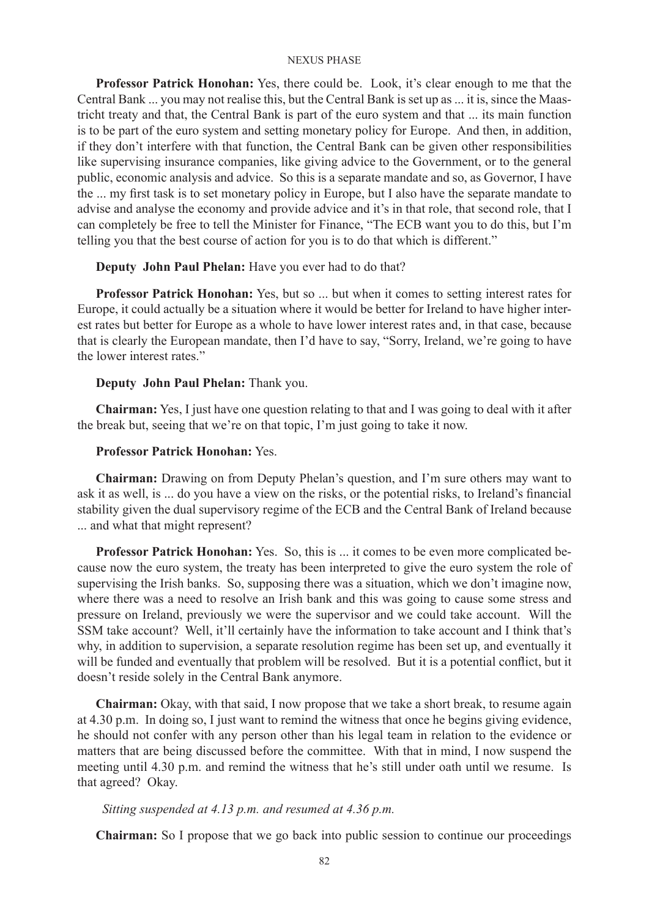**Professor Patrick Honohan:** Yes, there could be. Look, it's clear enough to me that the Central Bank ... you may not realise this, but the Central Bank is set up as ... it is, since the Maastricht treaty and that, the Central Bank is part of the euro system and that ... its main function is to be part of the euro system and setting monetary policy for Europe. And then, in addition, if they don't interfere with that function, the Central Bank can be given other responsibilities like supervising insurance companies, like giving advice to the Government, or to the general public, economic analysis and advice. So this is a separate mandate and so, as Governor, I have the ... my first task is to set monetary policy in Europe, but I also have the separate mandate to advise and analyse the economy and provide advice and it's in that role, that second role, that I can completely be free to tell the Minister for Finance, "The ECB want you to do this, but I'm telling you that the best course of action for you is to do that which is different."

**Deputy John Paul Phelan:** Have you ever had to do that?

**Professor Patrick Honohan:** Yes, but so ... but when it comes to setting interest rates for Europe, it could actually be a situation where it would be better for Ireland to have higher interest rates but better for Europe as a whole to have lower interest rates and, in that case, because that is clearly the European mandate, then I'd have to say, "Sorry, Ireland, we're going to have the lower interest rates."

**Deputy John Paul Phelan:** Thank you.

**Chairman:** Yes, I just have one question relating to that and I was going to deal with it after the break but, seeing that we're on that topic, I'm just going to take it now.

**Professor Patrick Honohan:** Yes.

**Chairman:** Drawing on from Deputy Phelan's question, and I'm sure others may want to ask it as well, is ... do you have a view on the risks, or the potential risks, to Ireland's financial stability given the dual supervisory regime of the ECB and the Central Bank of Ireland because ... and what that might represent?

**Professor Patrick Honohan:** Yes. So, this is ... it comes to be even more complicated because now the euro system, the treaty has been interpreted to give the euro system the role of supervising the Irish banks. So, supposing there was a situation, which we don't imagine now, where there was a need to resolve an Irish bank and this was going to cause some stress and pressure on Ireland, previously we were the supervisor and we could take account. Will the SSM take account? Well, it'll certainly have the information to take account and I think that's why, in addition to supervision, a separate resolution regime has been set up, and eventually it will be funded and eventually that problem will be resolved. But it is a potential conflict, but it doesn't reside solely in the Central Bank anymore.

**Chairman:** Okay, with that said, I now propose that we take a short break, to resume again at 4.30 p.m. In doing so, I just want to remind the witness that once he begins giving evidence, he should not confer with any person other than his legal team in relation to the evidence or matters that are being discussed before the committee. With that in mind, I now suspend the meeting until 4.30 p.m. and remind the witness that he's still under oath until we resume. Is that agreed? Okay.

*Sitting suspended at 4.13 p.m. and resumed at 4.36 p.m.*

**Chairman:** So I propose that we go back into public session to continue our proceedings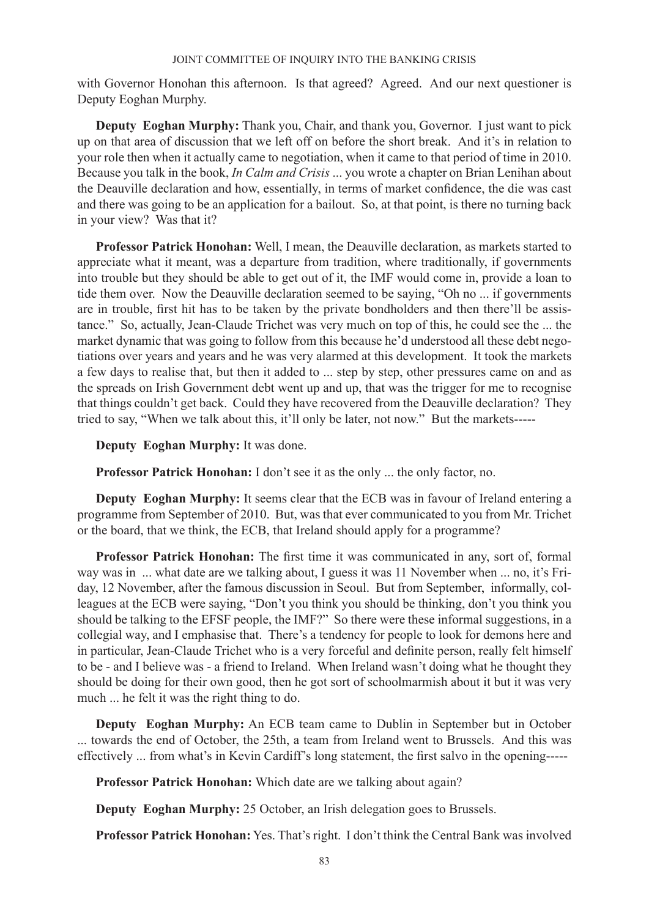with Governor Honohan this afternoon. Is that agreed? Agreed. And our next questioner is Deputy Eoghan Murphy.

**Deputy Eoghan Murphy:** Thank you, Chair, and thank you, Governor. I just want to pick up on that area of discussion that we left off on before the short break. And it's in relation to your role then when it actually came to negotiation, when it came to that period of time in 2010. Because you talk in the book, *In Calm and Crisis* ... you wrote a chapter on Brian Lenihan about the Deauville declaration and how, essentially, in terms of market confidence, the die was cast and there was going to be an application for a bailout. So, at that point, is there no turning back in your view? Was that it?

**Professor Patrick Honohan:** Well, I mean, the Deauville declaration, as markets started to appreciate what it meant, was a departure from tradition, where traditionally, if governments into trouble but they should be able to get out of it, the IMF would come in, provide a loan to tide them over. Now the Deauville declaration seemed to be saying, "Oh no ... if governments are in trouble, first hit has to be taken by the private bondholders and then there'll be assistance." So, actually, Jean-Claude Trichet was very much on top of this, he could see the ... the market dynamic that was going to follow from this because he'd understood all these debt negotiations over years and years and he was very alarmed at this development. It took the markets a few days to realise that, but then it added to ... step by step, other pressures came on and as the spreads on Irish Government debt went up and up, that was the trigger for me to recognise that things couldn't get back. Could they have recovered from the Deauville declaration? They tried to say, "When we talk about this, it'll only be later, not now." But the markets-----

**Deputy Eoghan Murphy:** It was done.

**Professor Patrick Honohan:** I don't see it as the only ... the only factor, no.

**Deputy Eoghan Murphy:** It seems clear that the ECB was in favour of Ireland entering a programme from September of 2010. But, was that ever communicated to you from Mr. Trichet or the board, that we think, the ECB, that Ireland should apply for a programme?

**Professor Patrick Honohan:** The first time it was communicated in any, sort of, formal way was in ... what date are we talking about, I guess it was 11 November when ... no, it's Friday, 12 November, after the famous discussion in Seoul. But from September, informally, colleagues at the ECB were saying, "Don't you think you should be thinking, don't you think you should be talking to the EFSF people, the IMF?" So there were these informal suggestions, in a collegial way, and I emphasise that. There's a tendency for people to look for demons here and in particular, Jean-Claude Trichet who is a very forceful and definite person, really felt himself to be - and I believe was - a friend to Ireland. When Ireland wasn't doing what he thought they should be doing for their own good, then he got sort of schoolmarmish about it but it was very much ... he felt it was the right thing to do.

**Deputy Eoghan Murphy:** An ECB team came to Dublin in September but in October ... towards the end of October, the 25th, a team from Ireland went to Brussels. And this was effectively ... from what's in Kevin Cardiff's long statement, the first salvo in the opening-----

**Professor Patrick Honohan:** Which date are we talking about again?

**Deputy Eoghan Murphy:** 25 October, an Irish delegation goes to Brussels.

**Professor Patrick Honohan:** Yes. That's right. I don't think the Central Bank was involved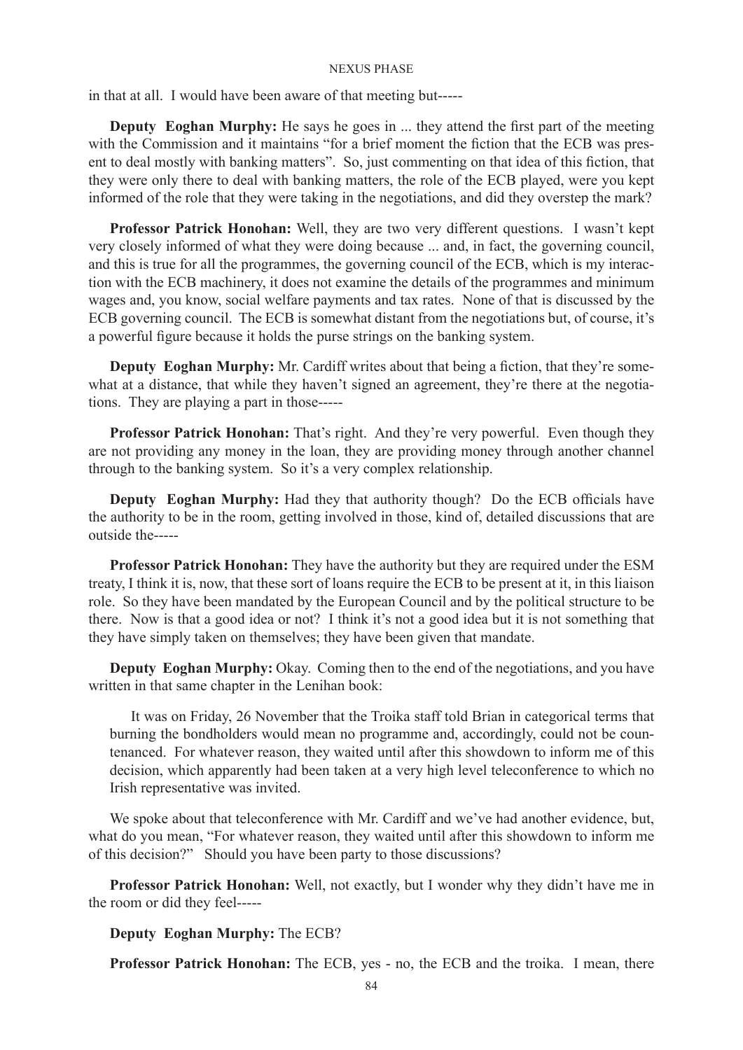in that at all. I would have been aware of that meeting but-----

**Deputy Eoghan Murphy:** He says he goes in ... they attend the first part of the meeting with the Commission and it maintains "for a brief moment the fiction that the ECB was present to deal mostly with banking matters". So, just commenting on that idea of this fiction, that they were only there to deal with banking matters, the role of the ECB played, were you kept informed of the role that they were taking in the negotiations, and did they overstep the mark?

**Professor Patrick Honohan:** Well, they are two very different questions. I wasn't kept very closely informed of what they were doing because ... and, in fact, the governing council, and this is true for all the programmes, the governing council of the ECB, which is my interaction with the ECB machinery, it does not examine the details of the programmes and minimum wages and, you know, social welfare payments and tax rates. None of that is discussed by the ECB governing council. The ECB is somewhat distant from the negotiations but, of course, it's a powerful figure because it holds the purse strings on the banking system.

**Deputy Eoghan Murphy:** Mr. Cardiff writes about that being a fiction, that they're somewhat at a distance, that while they haven't signed an agreement, they're there at the negotiations. They are playing a part in those-----

**Professor Patrick Honohan:** That's right. And they're very powerful. Even though they are not providing any money in the loan, they are providing money through another channel through to the banking system. So it's a very complex relationship.

**Deputy Eoghan Murphy:** Had they that authority though? Do the ECB officials have the authority to be in the room, getting involved in those, kind of, detailed discussions that are outside the-----

**Professor Patrick Honohan:** They have the authority but they are required under the ESM treaty, I think it is, now, that these sort of loans require the ECB to be present at it, in this liaison role. So they have been mandated by the European Council and by the political structure to be there. Now is that a good idea or not? I think it's not a good idea but it is not something that they have simply taken on themselves; they have been given that mandate.

**Deputy Eoghan Murphy:** Okay. Coming then to the end of the negotiations, and you have written in that same chapter in the Lenihan book:

> It was on Friday, 26 November that the Troika staff told Brian in categorical terms that burning the bondholders would mean no programme and, accordingly, could not be countenanced. For whatever reason, they waited until after this showdown to inform me of this decision, which apparently had been taken at a very high level teleconference to which no Irish representative was invited.

We spoke about that teleconference with Mr. Cardiff and we've had another evidence, but, what do you mean, "For whatever reason, they waited until after this showdown to inform me of this decision?" Should you have been party to those discussions?

**Professor Patrick Honohan:** Well, not exactly, but I wonder why they didn't have me in the room or did they feel-----

**Deputy Eoghan Murphy:** The ECB?

**Professor Patrick Honohan:** The ECB, yes - no, the ECB and the troika. I mean, there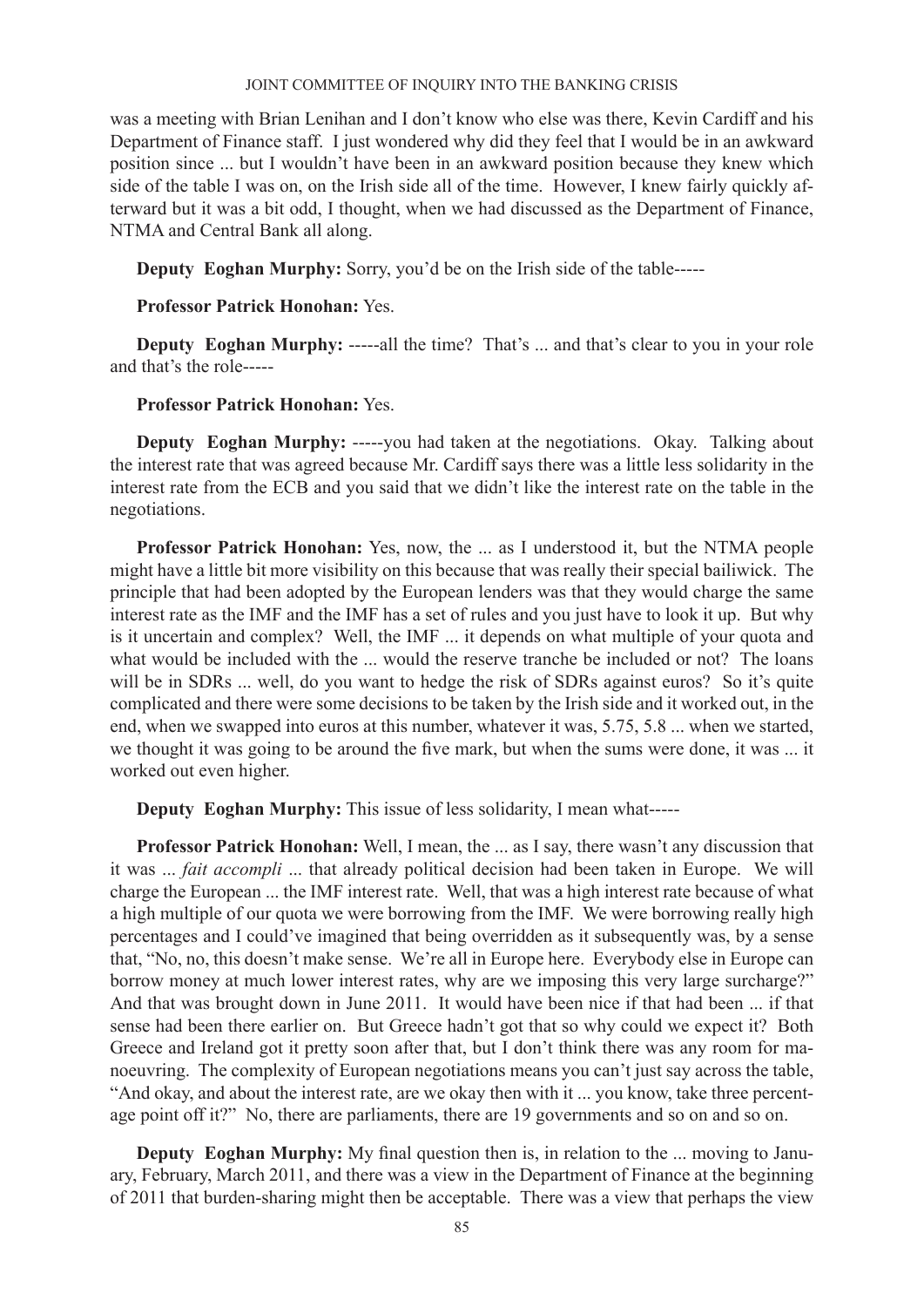was a meeting with Brian Lenihan and I don't know who else was there, Kevin Cardiff and his Department of Finance staff. I just wondered why did they feel that I would be in an awkward position since ... but I wouldn't have been in an awkward position because they knew which side of the table I was on, on the Irish side all of the time. However, I knew fairly quickly afterward but it was a bit odd, I thought, when we had discussed as the Department of Finance, NTMA and Central Bank all along.

**Deputy Eoghan Murphy:** Sorry, you'd be on the Irish side of the table-----

**Professor Patrick Honohan:** Yes.

**Deputy Eoghan Murphy:** -----all the time? That's ... and that's clear to you in your role and that's the role-----

**Professor Patrick Honohan:** Yes.

**Deputy Eoghan Murphy:** -----you had taken at the negotiations. Okay. Talking about the interest rate that was agreed because Mr. Cardiff says there was a little less solidarity in the interest rate from the ECB and you said that we didn't like the interest rate on the table in the negotiations.

**Professor Patrick Honohan:** Yes, now, the ... as I understood it, but the NTMA people might have a little bit more visibility on this because that was really their special bailiwick. The principle that had been adopted by the European lenders was that they would charge the same interest rate as the IMF and the IMF has a set of rules and you just have to look it up. But why is it uncertain and complex? Well, the IMF ... it depends on what multiple of your quota and what would be included with the ... would the reserve tranche be included or not? The loans will be in SDRs ... well, do you want to hedge the risk of SDRs against euros? So it's quite complicated and there were some decisions to be taken by the Irish side and it worked out, in the end, when we swapped into euros at this number, whatever it was, 5.75, 5.8 ... when we started, we thought it was going to be around the five mark, but when the sums were done, it was ... it worked out even higher.

**Deputy Eoghan Murphy:** This issue of less solidarity, I mean what-----

**Professor Patrick Honohan:** Well, I mean, the ... as I say, there wasn't any discussion that it was ... *fait accompli* ... that already political decision had been taken in Europe. We will charge the European ... the IMF interest rate. Well, that was a high interest rate because of what a high multiple of our quota we were borrowing from the IMF. We were borrowing really high percentages and I could've imagined that being overridden as it subsequently was, by a sense that, "No, no, this doesn't make sense. We're all in Europe here. Everybody else in Europe can borrow money at much lower interest rates, why are we imposing this very large surcharge?" And that was brought down in June 2011. It would have been nice if that had been ... if that sense had been there earlier on. But Greece hadn't got that so why could we expect it? Both Greece and Ireland got it pretty soon after that, but I don't think there was any room for manoeuvring. The complexity of European negotiations means you can't just say across the table, "And okay, and about the interest rate, are we okay then with it ... you know, take three percentage point off it?" No, there are parliaments, there are 19 governments and so on and so on.

**Deputy Eoghan Murphy:** My final question then is, in relation to the ... moving to January, February, March 2011, and there was a view in the Department of Finance at the beginning of 2011 that burden-sharing might then be acceptable. There was a view that perhaps the view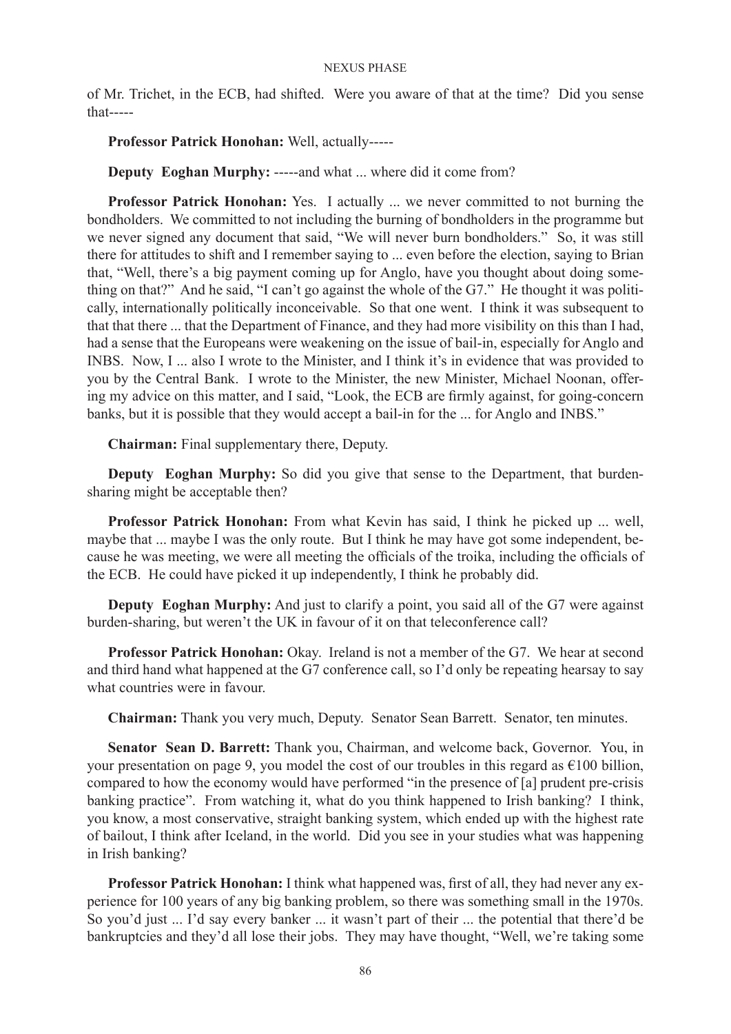of Mr. Trichet, in the ECB, had shifted. Were you aware of that at the time? Did you sense that-----

**Professor Patrick Honohan:** Well, actually-----

**Deputy Eoghan Murphy:** -----and what ... where did it come from?

**Professor Patrick Honohan:** Yes. I actually ... we never committed to not burning the bondholders. We committed to not including the burning of bondholders in the programme but we never signed any document that said, "We will never burn bondholders." So, it was still there for attitudes to shift and I remember saying to ... even before the election, saying to Brian that, "Well, there's a big payment coming up for Anglo, have you thought about doing something on that?" And he said, "I can't go against the whole of the G7." He thought it was politically, internationally politically inconceivable. So that one went. I think it was subsequent to that that there ... that the Department of Finance, and they had more visibility on this than I had, had a sense that the Europeans were weakening on the issue of bail-in, especially for Anglo and INBS. Now, I ... also I wrote to the Minister, and I think it's in evidence that was provided to you by the Central Bank. I wrote to the Minister, the new Minister, Michael Noonan, offering my advice on this matter, and I said, "Look, the ECB are firmly against, for going-concern banks, but it is possible that they would accept a bail-in for the ... for Anglo and INBS."

**Chairman:** Final supplementary there, Deputy.

**Deputy Eoghan Murphy:** So did you give that sense to the Department, that burden-sharing might be acceptable then?

**Professor Patrick Honohan:** From what Kevin has said, I think he picked up ... well, maybe that ... maybe I was the only route. But I think he may have got some independent, because he was meeting, we were all meeting the officials of the troika, including the officials of the ECB. He could have picked it up independently, I think he probably did.

**Deputy Eoghan Murphy:** And just to clarify a point, you said all of the G7 were against burden-sharing, but weren't the UK in favour of it on that teleconference call?

**Professor Patrick Honohan:** Okay. Ireland is not a member of the G7. We hear at second and third hand what happened at the G7 conference call, so I'd only be repeating hearsay to say what countries were in favour.

**Chairman:** Thank you very much, Deputy. Senator Sean Barrett. Senator, ten minutes.

**Senator Sean D. Barrett:** Thank you, Chairman, and welcome back, Governor. You, in your presentation on page 9, you model the cost of our troubles in this regard as €100 billion, compared to how the economy would have performed "in the presence of [a] prudent pre-crisis banking practice". From watching it, what do you think happened to Irish banking? I think, you know, a most conservative, straight banking system, which ended up with the highest rate of bailout, I think after Iceland, in the world. Did you see in your studies what was happening in Irish banking?

**Professor Patrick Honohan:** I think what happened was, first of all, they had never any experience for 100 years of any big banking problem, so there was something small in the 1970s. So you'd just ... I'd say every banker ... it wasn't part of their ... the potential that there'd be bankruptcies and they'd all lose their jobs. They may have thought, "Well, we're taking some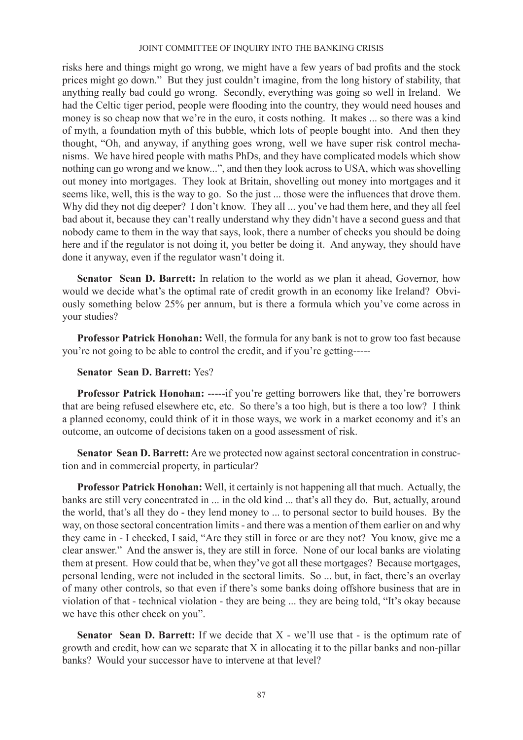risks here and things might go wrong, we might have a few years of bad profits and the stock prices might go down." But they just couldn't imagine, from the long history of stability, that anything really bad could go wrong. Secondly, everything was going so well in Ireland. We had the Celtic tiger period, people were flooding into the country, they would need houses and money is so cheap now that we're in the euro, it costs nothing. It makes ... so there was a kind of myth, a foundation myth of this bubble, which lots of people bought into. And then they thought, "Oh, and anyway, if anything goes wrong, well we have super risk control mechanisms. We have hired people with maths PhDs, and they have complicated models which show nothing can go wrong and we know...", and then they look across to USA, which was shovelling out money into mortgages. They look at Britain, shovelling out money into mortgages and it seems like, well, this is the way to go. So the just ... those were the influences that drove them. Why did they not dig deeper? I don't know. They all ... you've had them here, and they all feel bad about it, because they can't really understand why they didn't have a second guess and that nobody came to them in the way that says, look, there a number of checks you should be doing here and if the regulator is not doing it, you better be doing it. And anyway, they should have done it anyway, even if the regulator wasn't doing it.

**Senator Sean D. Barrett:** In relation to the world as we plan it ahead, Governor, how would we decide what's the optimal rate of credit growth in an economy like Ireland? Obviously something below 25% per annum, but is there a formula which you've come across in your studies?

**Professor Patrick Honohan:** Well, the formula for any bank is not to grow too fast because you're not going to be able to control the credit, and if you're getting-----

**Senator Sean D. Barrett:** Yes?

**Professor Patrick Honohan:** -----if you're getting borrowers like that, they're borrowers that are being refused elsewhere etc, etc. So there's a too high, but is there a too low? I think a planned economy, could think of it in those ways, we work in a market economy and it's an outcome, an outcome of decisions taken on a good assessment of risk.

**Senator Sean D. Barrett:** Are we protected now against sectoral concentration in construction and in commercial property, in particular?

**Professor Patrick Honohan:** Well, it certainly is not happening all that much. Actually, the banks are still very concentrated in ... in the old kind ... that's all they do. But, actually, around the world, that's all they do - they lend money to ... to personal sector to build houses. By the way, on those sectoral concentration limits - and there was a mention of them earlier on and why they came in - I checked, I said, "Are they still in force or are they not? You know, give me a clear answer." And the answer is, they are still in force. None of our local banks are violating them at present. How could that be, when they've got all these mortgages? Because mortgages, personal lending, were not included in the sectoral limits. So ... but, in fact, there's an overlay of many other controls, so that even if there's some banks doing offshore business that are in violation of that - technical violation - they are being ... they are being told, "It's okay because we have this other check on you".

**Senator Sean D. Barrett:** If we decide that X - we'll use that - is the optimum rate of growth and credit, how can we separate that X in allocating it to the pillar banks and non-pillar banks? Would your successor have to intervene at that level?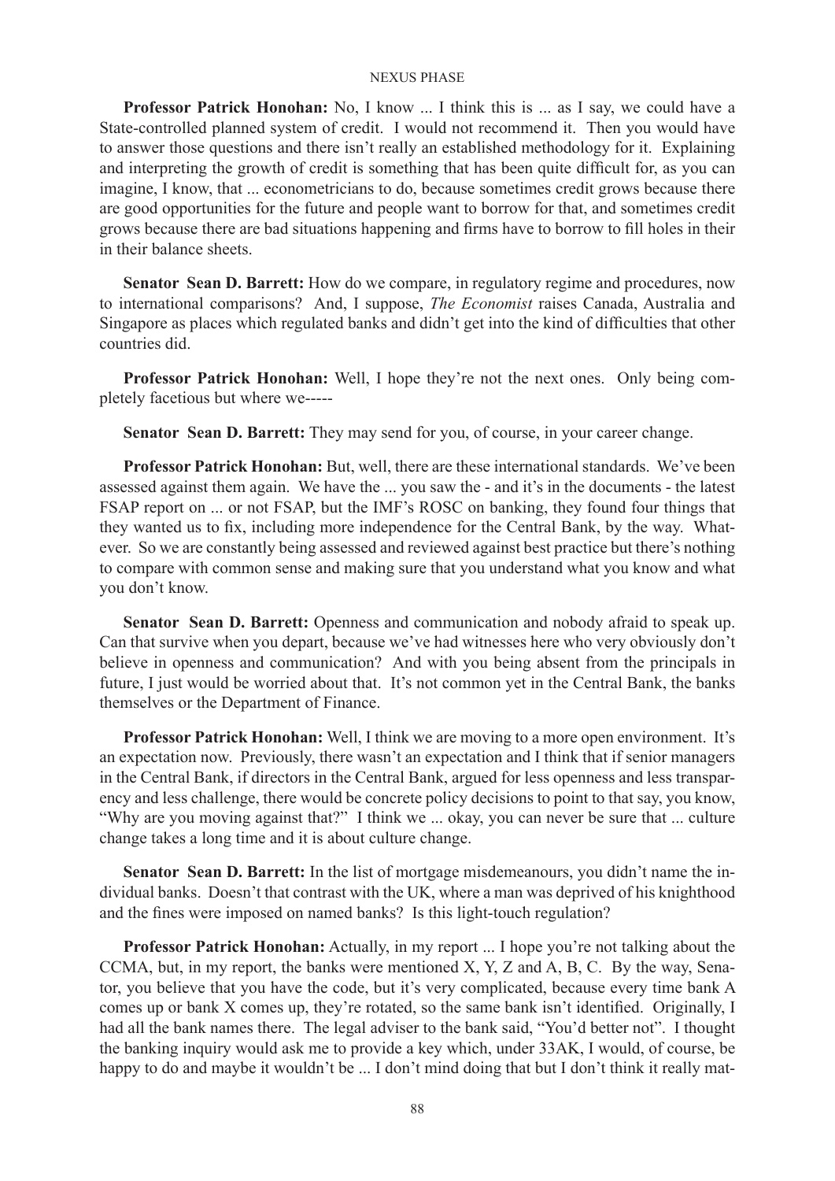**Professor Patrick Honohan:** No, I know ... I think this is ... as I say, we could have a State-controlled planned system of credit. I would not recommend it. Then you would have to answer those questions and there isn't really an established methodology for it. Explaining and interpreting the growth of credit is something that has been quite difficult for, as you can imagine, I know, that ... econometricians to do, because sometimes credit grows because there are good opportunities for the future and people want to borrow for that, and sometimes credit grows because there are bad situations happening and firms have to borrow to fill holes in their in their balance sheets.

**Senator Sean D. Barrett:** How do we compare, in regulatory regime and procedures, now to international comparisons? And, I suppose, *The Economist* raises Canada, Australia and Singapore as places which regulated banks and didn't get into the kind of difficulties that other countries did.

**Professor Patrick Honohan:** Well, I hope they're not the next ones. Only being completely facetious but where we-----

**Senator Sean D. Barrett:** They may send for you, of course, in your career change.

**Professor Patrick Honohan:** But, well, there are these international standards. We've been assessed against them again. We have the ... you saw the - and it's in the documents - the latest FSAP report on ... or not FSAP, but the IMF's ROSC on banking, they found four things that they wanted us to fix, including more independence for the Central Bank, by the way. Whatever. So we are constantly being assessed and reviewed against best practice but there's nothing to compare with common sense and making sure that you understand what you know and what you don't know.

**Senator Sean D. Barrett:** Openness and communication and nobody afraid to speak up. Can that survive when you depart, because we've had witnesses here who very obviously don't believe in openness and communication? And with you being absent from the principals in future, I just would be worried about that. It's not common yet in the Central Bank, the banks themselves or the Department of Finance.

**Professor Patrick Honohan:** Well, I think we are moving to a more open environment. It's an expectation now. Previously, there wasn't an expectation and I think that if senior managers in the Central Bank, if directors in the Central Bank, argued for less openness and less transparency and less challenge, there would be concrete policy decisions to point to that say, you know, "Why are you moving against that?" I think we ... okay, you can never be sure that ... culture change takes a long time and it is about culture change.

**Senator Sean D. Barrett:** In the list of mortgage misdemeanours, you didn't name the individual banks. Doesn't that contrast with the UK, where a man was deprived of his knighthood and the fines were imposed on named banks? Is this light-touch regulation?

**Professor Patrick Honohan:** Actually, in my report ... I hope you're not talking about the CCMA, but, in my report, the banks were mentioned X, Y, Z and A, B, C. By the way, Senator, you believe that you have the code, but it's very complicated, because every time bank A comes up or bank X comes up, they're rotated, so the same bank isn't identified. Originally, I had all the bank names there. The legal adviser to the bank said, "You'd better not". I thought the banking inquiry would ask me to provide a key which, under 33AK, I would, of course, be happy to do and maybe it wouldn't be ... I don't mind doing that but I don't think it really mat-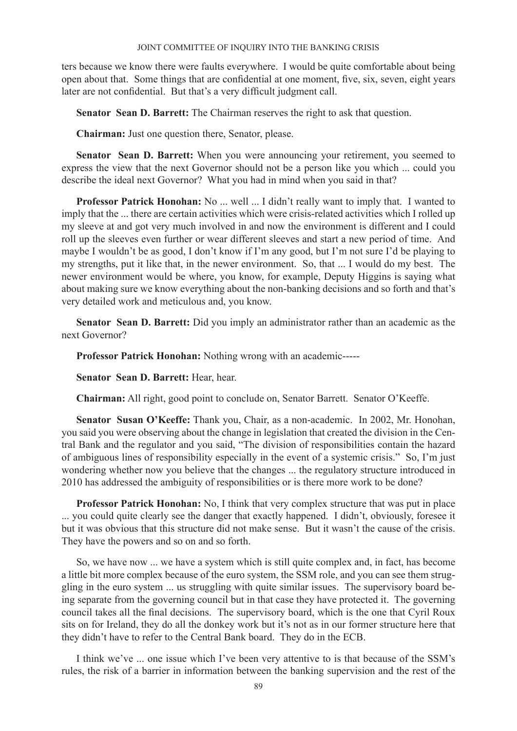ters because we know there were faults everywhere. I would be quite comfortable about being open about that. Some things that are confidential at one moment, five, six, seven, eight years later are not confidential. But that's a very difficult judgment call.

**Senator Sean D. Barrett:** The Chairman reserves the right to ask that question.

**Chairman:** Just one question there, Senator, please.

**Senator Sean D. Barrett:** When you were announcing your retirement, you seemed to express the view that the next Governor should not be a person like you which ... could you describe the ideal next Governor? What you had in mind when you said in that?

**Professor Patrick Honohan:** No ... well ... I didn't really want to imply that. I wanted to imply that the ... there are certain activities which were crisis-related activities which I rolled up my sleeve at and got very much involved in and now the environment is different and I could roll up the sleeves even further or wear different sleeves and start a new period of time. And maybe I wouldn't be as good, I don't know if I'm any good, but I'm not sure I'd be playing to my strengths, put it like that, in the newer environment. So, that ... I would do my best. The newer environment would be where, you know, for example, Deputy Higgins is saying what about making sure we know everything about the non-banking decisions and so forth and that's very detailed work and meticulous and, you know.

**Senator Sean D. Barrett:** Did you imply an administrator rather than an academic as the next Governor?

**Professor Patrick Honohan:** Nothing wrong with an academic-----

**Senator Sean D. Barrett:** Hear, hear.

**Chairman:** All right, good point to conclude on, Senator Barrett. Senator O'Keeffe.

**Senator Susan O'Keeffe:** Thank you, Chair, as a non-academic. In 2002, Mr. Honohan, you said you were observing about the change in legislation that created the division in the Central Bank and the regulator and you said, "The division of responsibilities contain the hazard of ambiguous lines of responsibility especially in the event of a systemic crisis." So, I'm just wondering whether now you believe that the changes ... the regulatory structure introduced in 2010 has addressed the ambiguity of responsibilities or is there more work to be done?

**Professor Patrick Honohan:** No, I think that very complex structure that was put in place ... you could quite clearly see the danger that exactly happened. I didn't, obviously, foresee it but it was obvious that this structure did not make sense. But it wasn't the cause of the crisis. They have the powers and so on and so forth.

So, we have now ... we have a system which is still quite complex and, in fact, has become a little bit more complex because of the euro system, the SSM role, and you can see them struggling in the euro system ... us struggling with quite similar issues. The supervisory board being separate from the governing council but in that case they have protected it. The governing council takes all the final decisions. The supervisory board, which is the one that Cyril Roux sits on for Ireland, they do all the donkey work but it's not as in our former structure here that they didn't have to refer to the Central Bank board. They do in the ECB.

I think we've ... one issue which I've been very attentive to is that because of the SSM's rules, the risk of a barrier in information between the banking supervision and the rest of the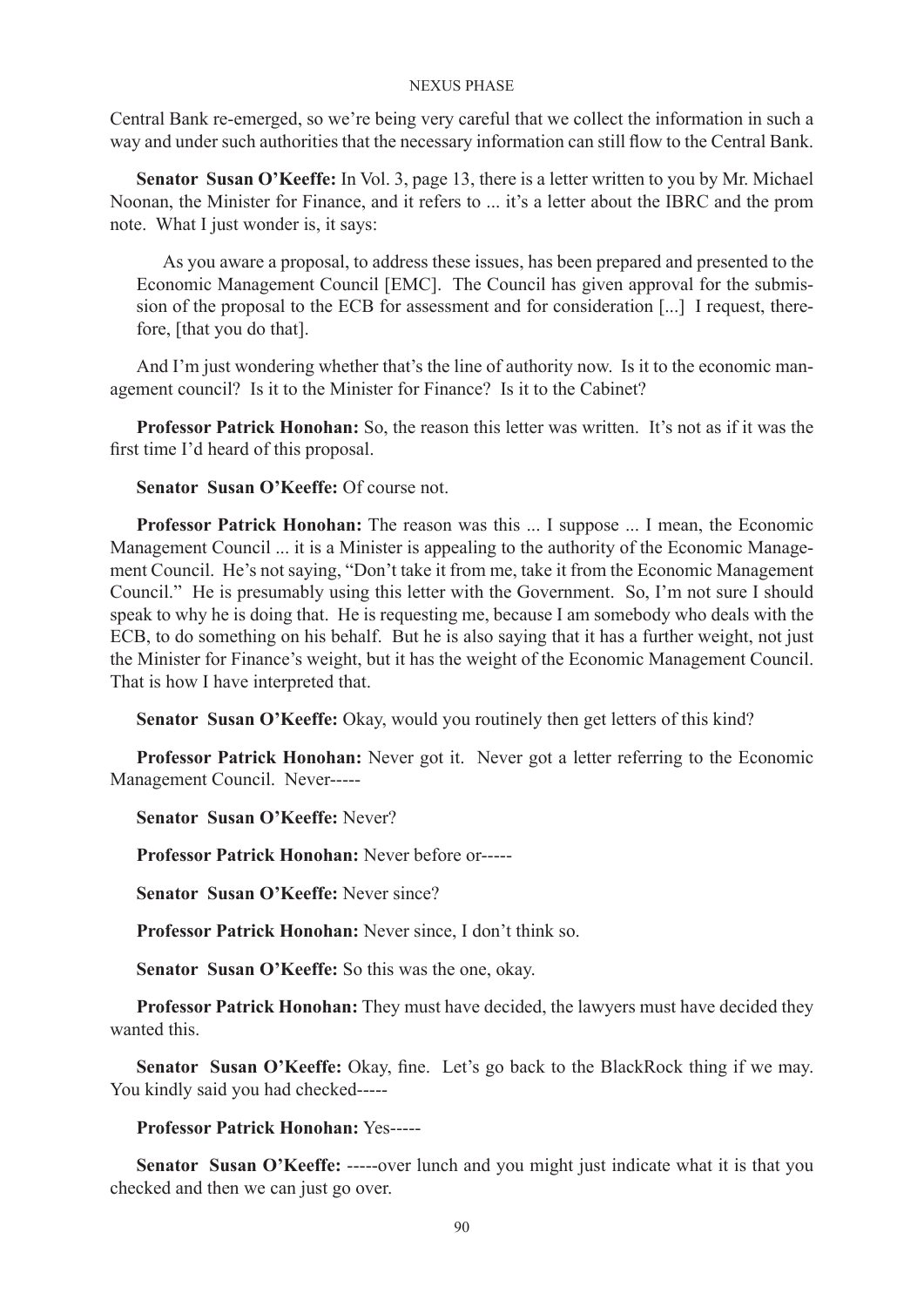Central Bank re-emerged, so we're being very careful that we collect the information in such a way and under such authorities that the necessary information can still flow to the Central Bank.

**Senator Susan O'Keeffe:** In Vol. 3, page 13, there is a letter written to you by Mr. Michael Noonan, the Minister for Finance, and it refers to ... it's a letter about the IBRC and the prom note. What I just wonder is, it says:

> As you aware a proposal, to address these issues, has been prepared and presented to the Economic Management Council [EMC]. The Council has given approval for the submission of the proposal to the ECB for assessment and for consideration [...] I request, therefore, [that you do that].

And I'm just wondering whether that's the line of authority now. Is it to the economic management council? Is it to the Minister for Finance? Is it to the Cabinet?

**Professor Patrick Honohan:** So, the reason this letter was written. It's not as if it was the first time I'd heard of this proposal.

**Senator Susan O'Keeffe:** Of course not.

**Professor Patrick Honohan:** The reason was this ... I suppose ... I mean, the Economic Management Council ... it is a Minister is appealing to the authority of the Economic Management Council. He's not saying, "Don't take it from me, take it from the Economic Management Council." He is presumably using this letter with the Government. So, I'm not sure I should speak to why he is doing that. He is requesting me, because I am somebody who deals with the ECB, to do something on his behalf. But he is also saying that it has a further weight, not just the Minister for Finance's weight, but it has the weight of the Economic Management Council. That is how I have interpreted that.

**Senator Susan O'Keeffe:** Okay, would you routinely then get letters of this kind?

**Professor Patrick Honohan:** Never got it. Never got a letter referring to the Economic Management Council. Never-----

**Senator Susan O'Keeffe:** Never?

**Professor Patrick Honohan:** Never before or-----

**Senator Susan O'Keeffe:** Never since?

**Professor Patrick Honohan:** Never since, I don't think so.

**Senator Susan O'Keeffe:** So this was the one, okay.

**Professor Patrick Honohan:** They must have decided, the lawyers must have decided they wanted this.

**Senator Susan O'Keeffe:** Okay, fine. Let's go back to the BlackRock thing if we may. You kindly said you had checked-----

**Professor Patrick Honohan:** Yes-----

**Senator Susan O'Keeffe:** -----over lunch and you might just indicate what it is that you checked and then we can just go over.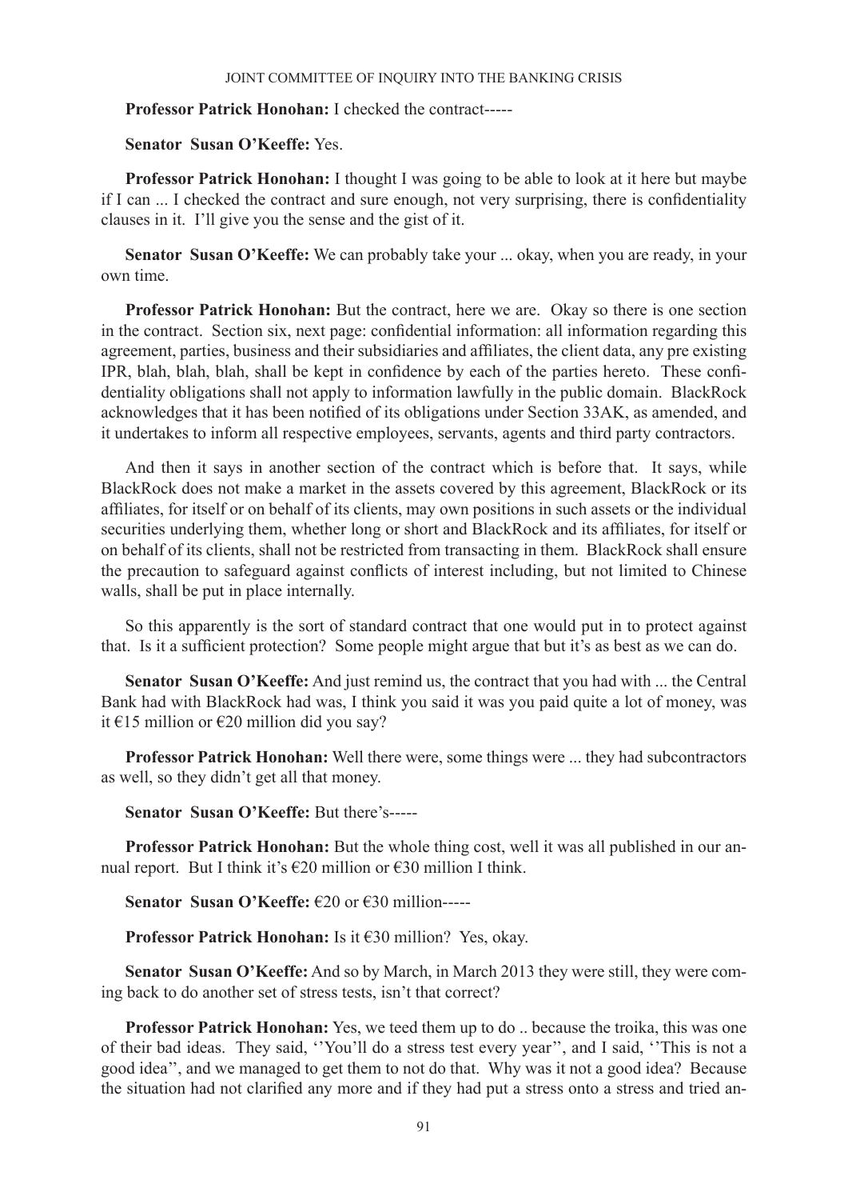**Professor Patrick Honohan:** I checked the contract-----

**Senator Susan O'Keeffe:** Yes.

**Professor Patrick Honohan:** I thought I was going to be able to look at it here but maybe if I can ... I checked the contract and sure enough, not very surprising, there is confidentiality clauses in it. I'll give you the sense and the gist of it.

**Senator Susan O'Keeffe:** We can probably take your ... okay, when you are ready, in your own time.

**Professor Patrick Honohan:** But the contract, here we are. Okay so there is one section in the contract. Section six, next page: confidential information: all information regarding this agreement, parties, business and their subsidiaries and affiliates, the client data, any pre existing IPR, blah, blah, blah, shall be kept in confidence by each of the parties hereto. These confidentiality obligations shall not apply to information lawfully in the public domain. BlackRock acknowledges that it has been notified of its obligations under Section 33AK, as amended, and it undertakes to inform all respective employees, servants, agents and third party contractors.

And then it says in another section of the contract which is before that. It says, while BlackRock does not make a market in the assets covered by this agreement, BlackRock or its affiliates, for itself or on behalf of its clients, may own positions in such assets or the individual securities underlying them, whether long or short and BlackRock and its affiliates, for itself or on behalf of its clients, shall not be restricted from transacting in them. BlackRock shall ensure the precaution to safeguard against conflicts of interest including, but not limited to Chinese walls, shall be put in place internally.

So this apparently is the sort of standard contract that one would put in to protect against that. Is it a sufficient protection? Some people might argue that but it's as best as we can do.

**Senator Susan O'Keeffe:** And just remind us, the contract that you had with ... the Central Bank had with BlackRock had was, I think you said it was you paid quite a lot of money, was it €15 million or €20 million did you say?

**Professor Patrick Honohan:** Well there were, some things were ... they had subcontractors as well, so they didn't get all that money.

**Senator Susan O'Keeffe:** But there's-----

**Professor Patrick Honohan:** But the whole thing cost, well it was all published in our annual report. But I think it's €20 million or €30 million I think.

**Senator Susan O'Keeffe:** €20 or €30 million-----

**Professor Patrick Honohan:** Is it €30 million? Yes, okay.

**Senator Susan O'Keeffe:** And so by March, in March 2013 they were still, they were coming back to do another set of stress tests, isn't that correct?

**Professor Patrick Honohan:** Yes, we teed them up to do .. because the troika, this was one of their bad ideas. They said, ''You'll do a stress test every year'', and I said, ''This is not a good idea'', and we managed to get them to not do that. Why was it not a good idea? Because the situation had not clarified any more and if they had put a stress onto a stress and tried an-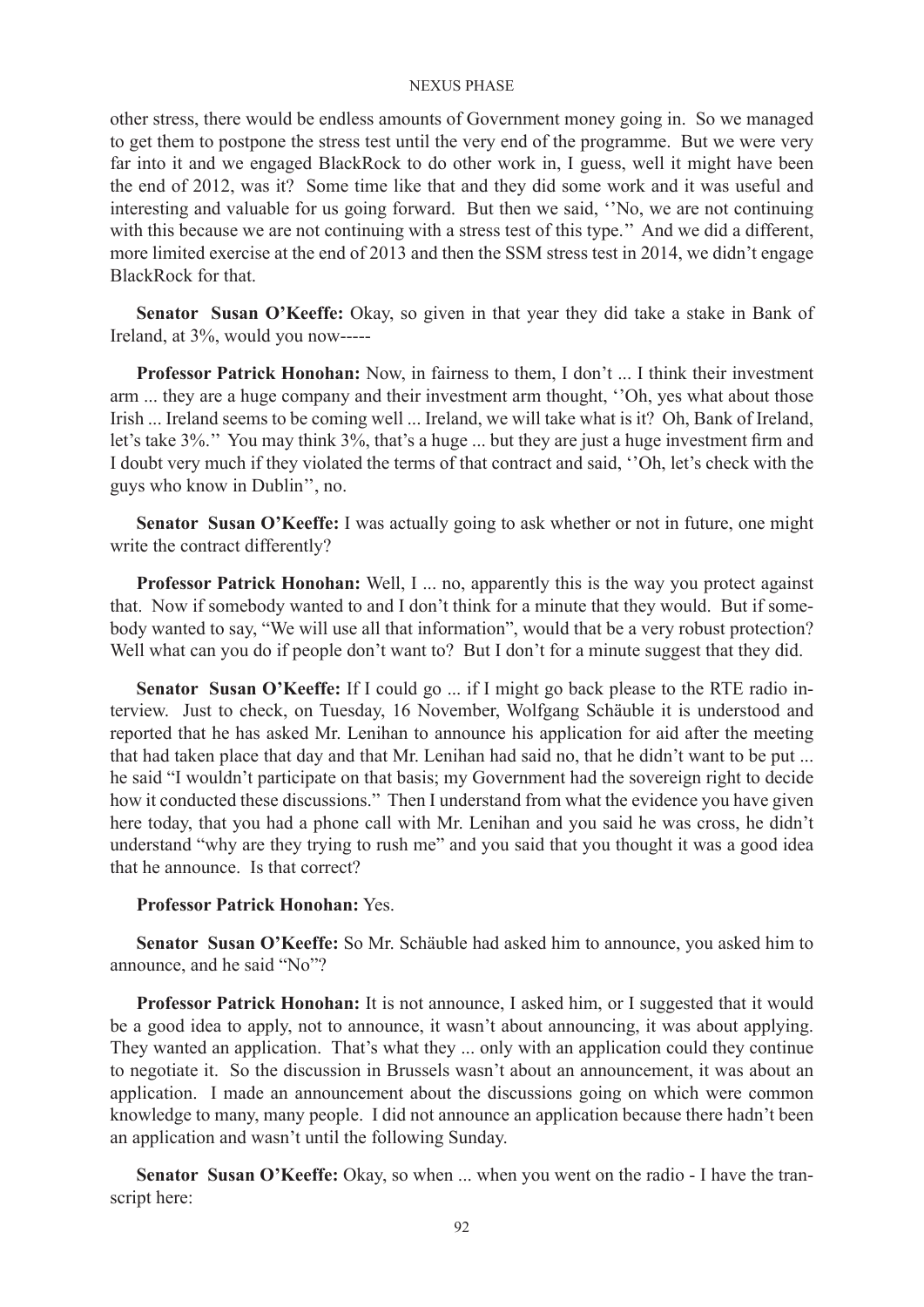other stress, there would be endless amounts of Government money going in. So we managed to get them to postpone the stress test until the very end of the programme. But we were very far into it and we engaged BlackRock to do other work in, I guess, well it might have been the end of 2012, was it? Some time like that and they did some work and it was useful and interesting and valuable for us going forward. But then we said, ''No, we are not continuing with this because we are not continuing with a stress test of this type.'' And we did a different, more limited exercise at the end of 2013 and then the SSM stress test in 2014, we didn't engage BlackRock for that.

**Senator Susan O'Keeffe:** Okay, so given in that year they did take a stake in Bank of Ireland, at 3%, would you now-----

**Professor Patrick Honohan:** Now, in fairness to them, I don't ... I think their investment arm ... they are a huge company and their investment arm thought, ''Oh, yes what about those Irish ... Ireland seems to be coming well ... Ireland, we will take what is it? Oh, Bank of Ireland, let's take 3%.'' You may think 3%, that's a huge ... but they are just a huge investment firm and I doubt very much if they violated the terms of that contract and said, ''Oh, let's check with the guys who know in Dublin'', no.

**Senator Susan O'Keeffe:** I was actually going to ask whether or not in future, one might write the contract differently?

**Professor Patrick Honohan:** Well, I ... no, apparently this is the way you protect against that. Now if somebody wanted to and I don't think for a minute that they would. But if somebody wanted to say, "We will use all that information", would that be a very robust protection? Well what can you do if people don't want to? But I don't for a minute suggest that they did.

**Senator Susan O'Keeffe:** If I could go ... if I might go back please to the RTE radio interview. Just to check, on Tuesday, 16 November, Wolfgang Schäuble it is understood and reported that he has asked Mr. Lenihan to announce his application for aid after the meeting that had taken place that day and that Mr. Lenihan had said no, that he didn't want to be put ... he said "I wouldn't participate on that basis; my Government had the sovereign right to decide how it conducted these discussions." Then I understand from what the evidence you have given here today, that you had a phone call with Mr. Lenihan and you said he was cross, he didn't understand "why are they trying to rush me" and you said that you thought it was a good idea that he announce. Is that correct?

**Professor Patrick Honohan:** Yes.

**Senator Susan O'Keeffe:** So Mr. Schäuble had asked him to announce, you asked him to announce, and he said "No"?

**Professor Patrick Honohan:** It is not announce, I asked him, or I suggested that it would be a good idea to apply, not to announce, it wasn't about announcing, it was about applying. They wanted an application. That's what they ... only with an application could they continue to negotiate it. So the discussion in Brussels wasn't about an announcement, it was about an application. I made an announcement about the discussions going on which were common knowledge to many, many people. I did not announce an application because there hadn't been an application and wasn't until the following Sunday.

**Senator Susan O'Keeffe:** Okay, so when ... when you went on the radio - I have the transcript here: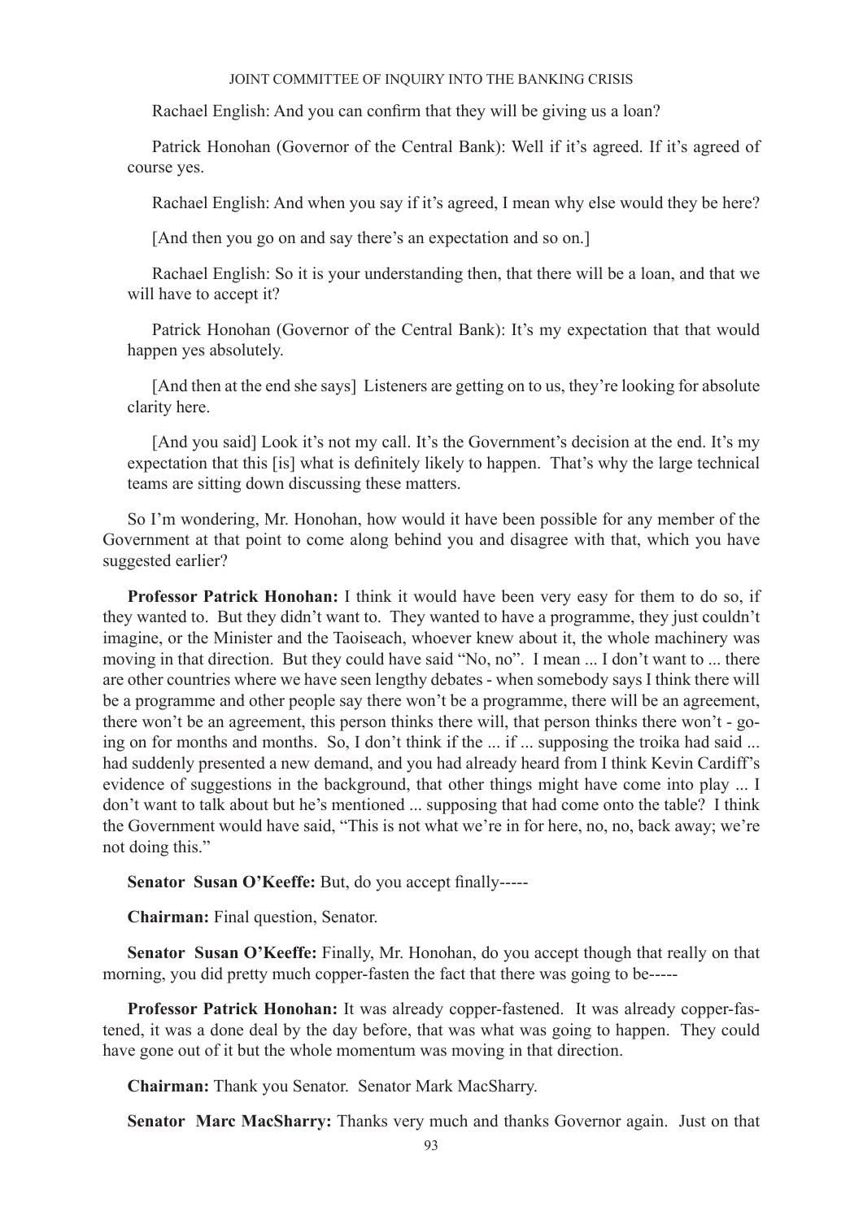Rachael English: And you can confirm that they will be giving us a loan?

Patrick Honohan (Governor of the Central Bank): Well if it's agreed. If it's agreed of course yes.

Rachael English: And when you say if it's agreed, I mean why else would they be here?

[And then you go on and say there's an expectation and so on.]

Rachael English: So it is your understanding then, that there will be a loan, and that we will have to accept it?

Patrick Honohan (Governor of the Central Bank): It's my expectation that that would happen yes absolutely.

[And then at the end she says] Listeners are getting on to us, they're looking for absolute clarity here.

[And you said] Look it's not my call. It's the Government's decision at the end. It's my expectation that this [is] what is definitely likely to happen. That's why the large technical teams are sitting down discussing these matters.

So I'm wondering, Mr. Honohan, how would it have been possible for any member of the Government at that point to come along behind you and disagree with that, which you have suggested earlier?

**Professor Patrick Honohan:** I think it would have been very easy for them to do so, if they wanted to. But they didn't want to. They wanted to have a programme, they just couldn't imagine, or the Minister and the Taoiseach, whoever knew about it, the whole machinery was moving in that direction. But they could have said "No, no". I mean ... I don't want to ... there are other countries where we have seen lengthy debates - when somebody says I think there will be a programme and other people say there won't be a programme, there will be an agreement, there won't be an agreement, this person thinks there will, that person thinks there won't - going on for months and months. So, I don't think if the ... if ... supposing the troika had said ... had suddenly presented a new demand, and you had already heard from I think Kevin Cardiff's evidence of suggestions in the background, that other things might have come into play ... I don't want to talk about but he's mentioned ... supposing that had come onto the table? I think the Government would have said, "This is not what we're in for here, no, no, back away; we're not doing this."

**Senator Susan O'Keeffe:** But, do you accept finally-----

**Chairman:** Final question, Senator.

**Senator Susan O'Keeffe:** Finally, Mr. Honohan, do you accept though that really on that morning, you did pretty much copper-fasten the fact that there was going to be-----

**Professor Patrick Honohan:** It was already copper-fastened. It was already copper-fastened, it was a done deal by the day before, that was what was going to happen. They could have gone out of it but the whole momentum was moving in that direction.

**Chairman:** Thank you Senator. Senator Mark MacSharry.

**Senator Marc MacSharry:** Thanks very much and thanks Governor again. Just on that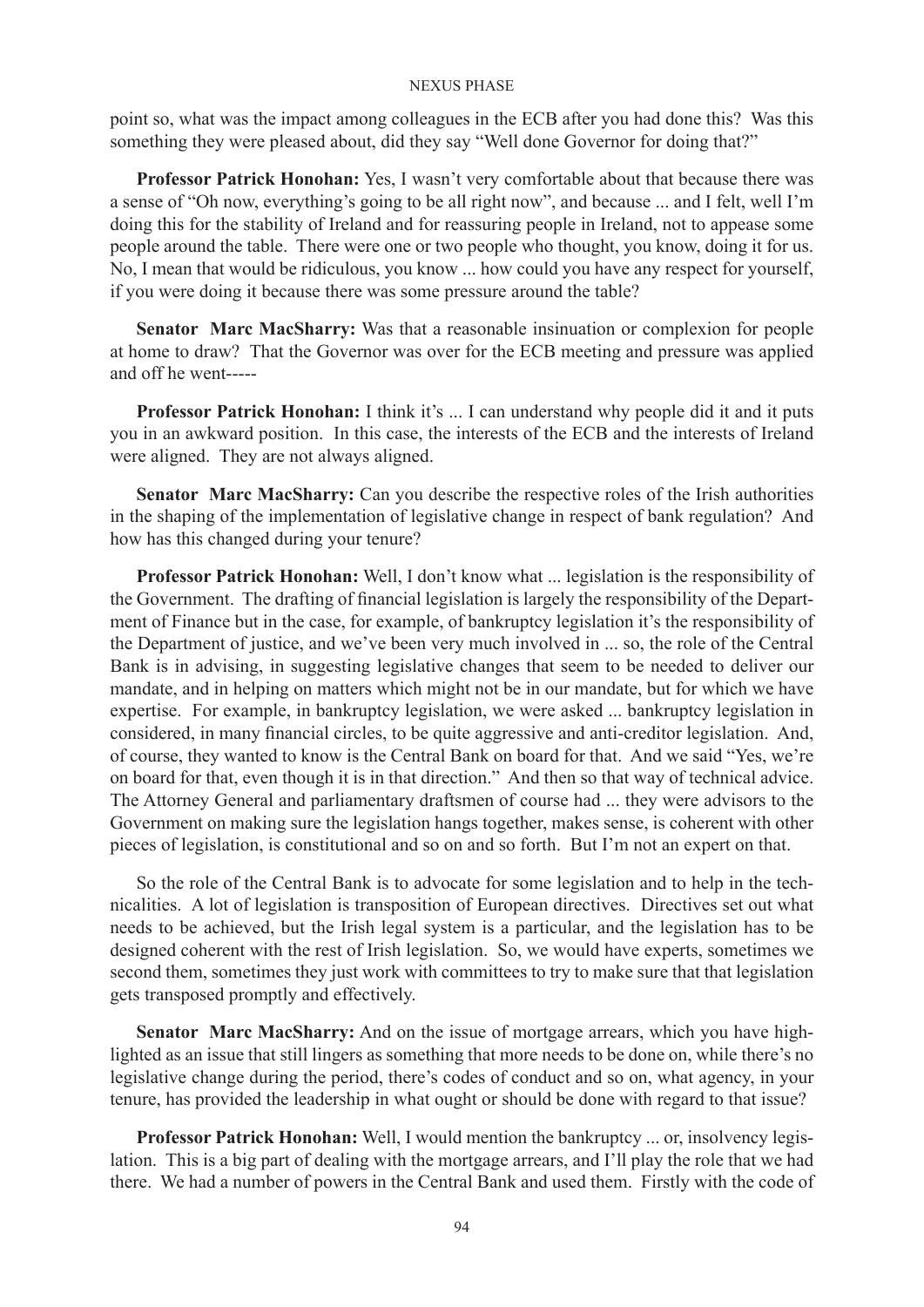point so, what was the impact among colleagues in the ECB after you had done this? Was this something they were pleased about, did they say "Well done Governor for doing that?"

**Professor Patrick Honohan:** Yes, I wasn't very comfortable about that because there was a sense of "Oh now, everything's going to be all right now", and because ... and I felt, well I'm doing this for the stability of Ireland and for reassuring people in Ireland, not to appease some people around the table. There were one or two people who thought, you know, doing it for us. No, I mean that would be ridiculous, you know ... how could you have any respect for yourself, if you were doing it because there was some pressure around the table?

**Senator Marc MacSharry:** Was that a reasonable insinuation or complexion for people at home to draw? That the Governor was over for the ECB meeting and pressure was applied and off he went-----

**Professor Patrick Honohan:** I think it's ... I can understand why people did it and it puts you in an awkward position. In this case, the interests of the ECB and the interests of Ireland were aligned. They are not always aligned.

**Senator Marc MacSharry:** Can you describe the respective roles of the Irish authorities in the shaping of the implementation of legislative change in respect of bank regulation? And how has this changed during your tenure?

**Professor Patrick Honohan:** Well, I don't know what ... legislation is the responsibility of the Government. The drafting of financial legislation is largely the responsibility of the Department of Finance but in the case, for example, of bankruptcy legislation it's the responsibility of the Department of justice, and we've been very much involved in ... so, the role of the Central Bank is in advising, in suggesting legislative changes that seem to be needed to deliver our mandate, and in helping on matters which might not be in our mandate, but for which we have expertise. For example, in bankruptcy legislation, we were asked ... bankruptcy legislation in considered, in many financial circles, to be quite aggressive and anti-creditor legislation. And, of course, they wanted to know is the Central Bank on board for that. And we said "Yes, we're on board for that, even though it is in that direction." And then so that way of technical advice. The Attorney General and parliamentary draftsmen of course had ... they were advisors to the Government on making sure the legislation hangs together, makes sense, is coherent with other pieces of legislation, is constitutional and so on and so forth. But I'm not an expert on that.

So the role of the Central Bank is to advocate for some legislation and to help in the technicalities. A lot of legislation is transposition of European directives. Directives set out what needs to be achieved, but the Irish legal system is a particular, and the legislation has to be designed coherent with the rest of Irish legislation. So, we would have experts, sometimes we second them, sometimes they just work with committees to try to make sure that that legislation gets transposed promptly and effectively.

**Senator Marc MacSharry:** And on the issue of mortgage arrears, which you have highlighted as an issue that still lingers as something that more needs to be done on, while there's no legislative change during the period, there's codes of conduct and so on, what agency, in your tenure, has provided the leadership in what ought or should be done with regard to that issue?

**Professor Patrick Honohan:** Well, I would mention the bankruptcy ... or, insolvency legislation. This is a big part of dealing with the mortgage arrears, and I'll play the role that we had there. We had a number of powers in the Central Bank and used them. Firstly with the code of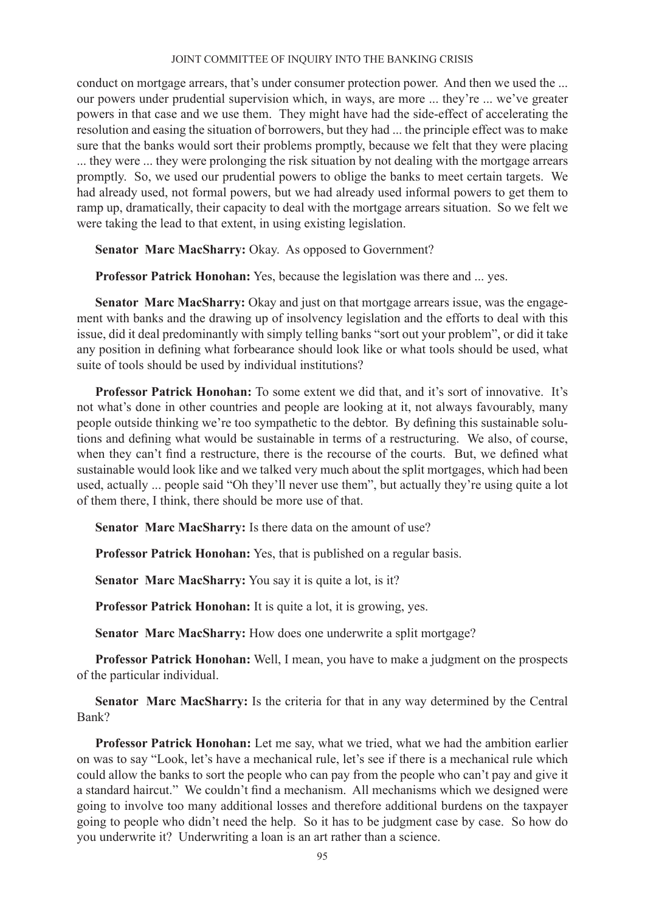conduct on mortgage arrears, that's under consumer protection power. And then we used the ... our powers under prudential supervision which, in ways, are more ... they're ... we've greater powers in that case and we use them. They might have had the side-effect of accelerating the resolution and easing the situation of borrowers, but they had ... the principle effect was to make sure that the banks would sort their problems promptly, because we felt that they were placing ... they were ... they were prolonging the risk situation by not dealing with the mortgage arrears promptly. So, we used our prudential powers to oblige the banks to meet certain targets. We had already used, not formal powers, but we had already used informal powers to get them to ramp up, dramatically, their capacity to deal with the mortgage arrears situation. So we felt we were taking the lead to that extent, in using existing legislation.

**Senator Marc MacSharry:** Okay. As opposed to Government?

**Professor Patrick Honohan:** Yes, because the legislation was there and ... yes.

**Senator Marc MacSharry:** Okay and just on that mortgage arrears issue, was the engagement with banks and the drawing up of insolvency legislation and the efforts to deal with this issue, did it deal predominantly with simply telling banks "sort out your problem", or did it take any position in defining what forbearance should look like or what tools should be used, what suite of tools should be used by individual institutions?

**Professor Patrick Honohan:** To some extent we did that, and it's sort of innovative. It's not what's done in other countries and people are looking at it, not always favourably, many people outside thinking we're too sympathetic to the debtor. By defining this sustainable solutions and defining what would be sustainable in terms of a restructuring. We also, of course, when they can't find a restructure, there is the recourse of the courts. But, we defined what sustainable would look like and we talked very much about the split mortgages, which had been used, actually ... people said "Oh they'll never use them", but actually they're using quite a lot of them there, I think, there should be more use of that.

**Senator Marc MacSharry:** Is there data on the amount of use?

**Professor Patrick Honohan:** Yes, that is published on a regular basis.

**Senator Marc MacSharry:** You say it is quite a lot, is it?

**Professor Patrick Honohan:** It is quite a lot, it is growing, yes.

**Senator Marc MacSharry:** How does one underwrite a split mortgage?

**Professor Patrick Honohan:** Well, I mean, you have to make a judgment on the prospects of the particular individual.

**Senator Marc MacSharry:** Is the criteria for that in any way determined by the Central Bank?

**Professor Patrick Honohan:** Let me say, what we tried, what we had the ambition earlier on was to say "Look, let's have a mechanical rule, let's see if there is a mechanical rule which could allow the banks to sort the people who can pay from the people who can't pay and give it a standard haircut." We couldn't find a mechanism. All mechanisms which we designed were going to involve too many additional losses and therefore additional burdens on the taxpayer going to people who didn't need the help. So it has to be judgment case by case. So how do you underwrite it? Underwriting a loan is an art rather than a science.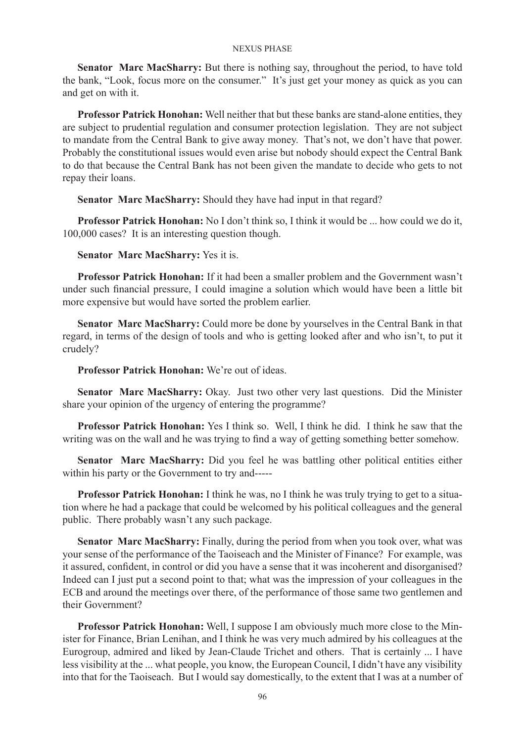**Senator Marc MacSharry:** But there is nothing say, throughout the period, to have told the bank, "Look, focus more on the consumer." It's just get your money as quick as you can and get on with it.

**Professor Patrick Honohan:** Well neither that but these banks are stand-alone entities, they are subject to prudential regulation and consumer protection legislation. They are not subject to mandate from the Central Bank to give away money. That's not, we don't have that power. Probably the constitutional issues would even arise but nobody should expect the Central Bank to do that because the Central Bank has not been given the mandate to decide who gets to not repay their loans.

**Senator Marc MacSharry:** Should they have had input in that regard?

**Professor Patrick Honohan:** No I don't think so, I think it would be ... how could we do it, 100,000 cases? It is an interesting question though.

**Senator Marc MacSharry:** Yes it is.

**Professor Patrick Honohan:** If it had been a smaller problem and the Government wasn't under such financial pressure, I could imagine a solution which would have been a little bit more expensive but would have sorted the problem earlier.

**Senator Marc MacSharry:** Could more be done by yourselves in the Central Bank in that regard, in terms of the design of tools and who is getting looked after and who isn't, to put it crudely?

**Professor Patrick Honohan:** We're out of ideas.

**Senator Marc MacSharry:** Okay. Just two other very last questions. Did the Minister share your opinion of the urgency of entering the programme?

**Professor Patrick Honohan:** Yes I think so. Well, I think he did. I think he saw that the writing was on the wall and he was trying to find a way of getting something better somehow.

**Senator Marc MacSharry:** Did you feel he was battling other political entities either within his party or the Government to try and-----

**Professor Patrick Honohan:** I think he was, no I think he was truly trying to get to a situation where he had a package that could be welcomed by his political colleagues and the general public. There probably wasn't any such package.

**Senator Marc MacSharry:** Finally, during the period from when you took over, what was your sense of the performance of the Taoiseach and the Minister of Finance? For example, was it assured, confident, in control or did you have a sense that it was incoherent and disorganised? Indeed can I just put a second point to that; what was the impression of your colleagues in the ECB and around the meetings over there, of the performance of those same two gentlemen and their Government?

**Professor Patrick Honohan:** Well, I suppose I am obviously much more close to the Minister for Finance, Brian Lenihan, and I think he was very much admired by his colleagues at the Eurogroup, admired and liked by Jean-Claude Trichet and others. That is certainly ... I have less visibility at the ... what people, you know, the European Council, I didn't have any visibility into that for the Taoiseach. But I would say domestically, to the extent that I was at a number of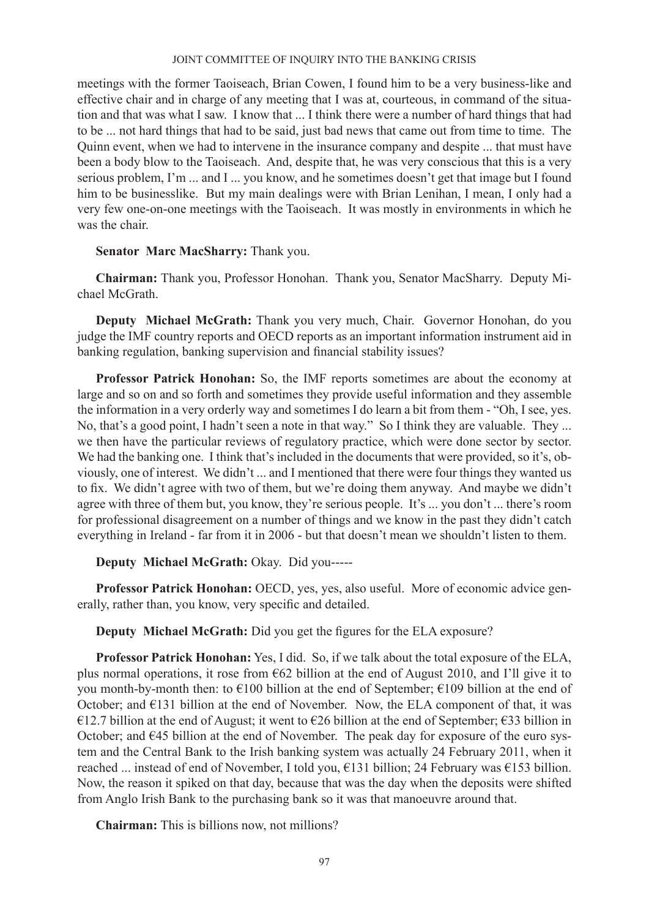meetings with the former Taoiseach, Brian Cowen, I found him to be a very business-like and effective chair and in charge of any meeting that I was at, courteous, in command of the situation and that was what I saw. I know that ... I think there were a number of hard things that had to be ... not hard things that had to be said, just bad news that came out from time to time. The Quinn event, when we had to intervene in the insurance company and despite ... that must have been a body blow to the Taoiseach. And, despite that, he was very conscious that this is a very serious problem, I'm ... and I ... you know, and he sometimes doesn't get that image but I found him to be businesslike. But my main dealings were with Brian Lenihan, I mean, I only had a very few one-on-one meetings with the Taoiseach. It was mostly in environments in which he was the chair.

**Senator Marc MacSharry:** Thank you.

**Chairman:** Thank you, Professor Honohan. Thank you, Senator MacSharry. Deputy Michael McGrath.

**Deputy Michael McGrath:** Thank you very much, Chair. Governor Honohan, do you judge the IMF country reports and OECD reports as an important information instrument aid in banking regulation, banking supervision and financial stability issues?

**Professor Patrick Honohan:** So, the IMF reports sometimes are about the economy at large and so on and so forth and sometimes they provide useful information and they assemble the information in a very orderly way and sometimes I do learn a bit from them - "Oh, I see, yes. No, that's a good point, I hadn't seen a note in that way." So I think they are valuable. They ... we then have the particular reviews of regulatory practice, which were done sector by sector. We had the banking one. I think that's included in the documents that were provided, so it's, obviously, one of interest. We didn't ... and I mentioned that there were four things they wanted us to fix. We didn't agree with two of them, but we're doing them anyway. And maybe we didn't agree with three of them but, you know, they're serious people. It's ... you don't ... there's room for professional disagreement on a number of things and we know in the past they didn't catch everything in Ireland - far from it in 2006 - but that doesn't mean we shouldn't listen to them.

**Deputy Michael McGrath:** Okay. Did you-----

**Professor Patrick Honohan:** OECD, yes, yes, also useful. More of economic advice generally, rather than, you know, very specific and detailed.

**Deputy Michael McGrath:** Did you get the figures for the ELA exposure?

**Professor Patrick Honohan:** Yes, I did. So, if we talk about the total exposure of the ELA, plus normal operations, it rose from €62 billion at the end of August 2010, and I'll give it to you month-by-month then: to €100 billion at the end of September; €109 billion at the end of October; and €131 billion at the end of November. Now, the ELA component of that, it was €12.7 billion at the end of August; it went to €26 billion at the end of September; €33 billion in October; and €45 billion at the end of November. The peak day for exposure of the euro system and the Central Bank to the Irish banking system was actually 24 February 2011, when it reached ... instead of end of November, I told you, €131 billion; 24 February was €153 billion. Now, the reason it spiked on that day, because that was the day when the deposits were shifted from Anglo Irish Bank to the purchasing bank so it was that manoeuvre around that.

**Chairman:** This is billions now, not millions?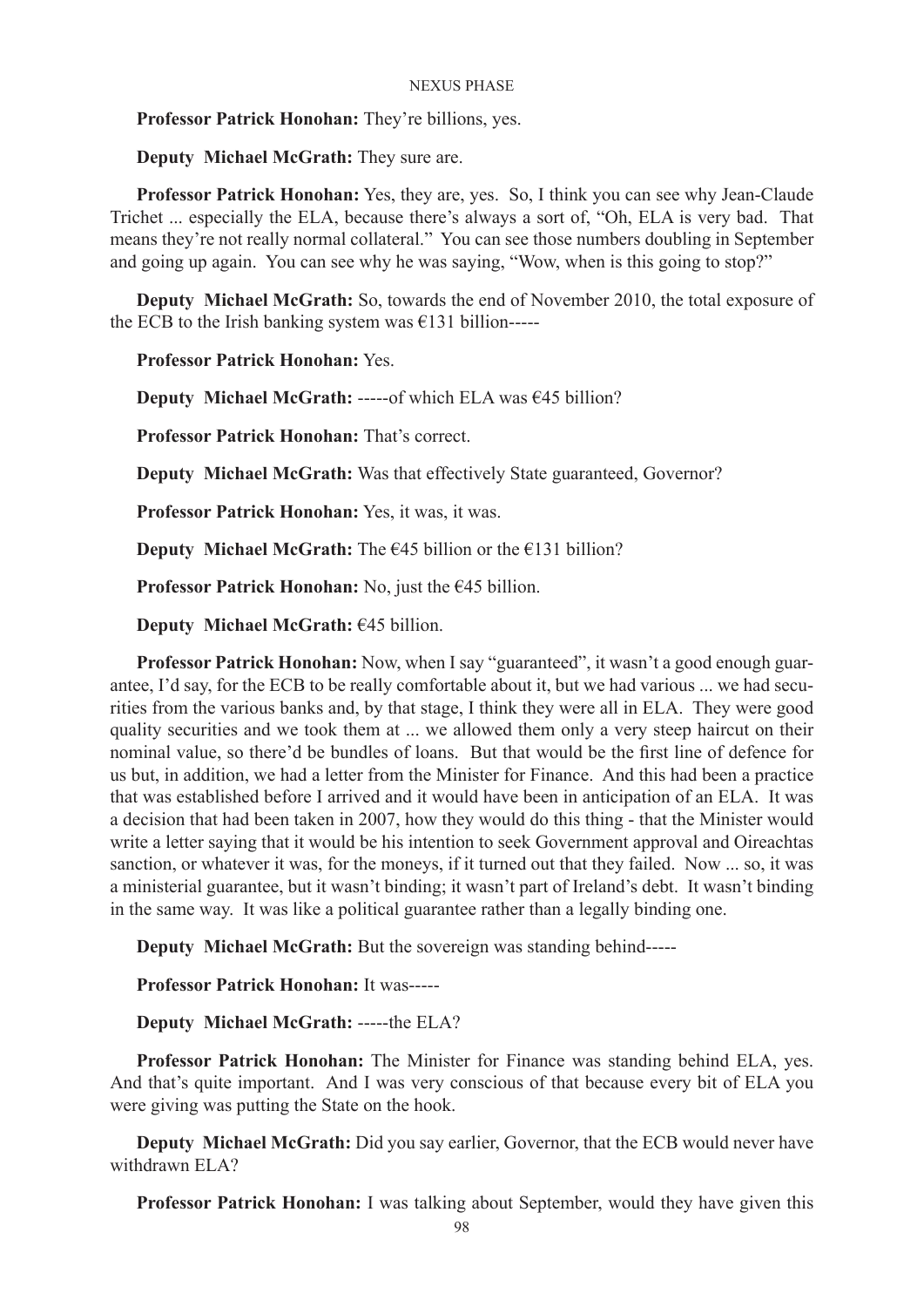**Professor Patrick Honohan:** They're billions, yes.

**Deputy Michael McGrath:** They sure are.

**Professor Patrick Honohan:** Yes, they are, yes. So, I think you can see why Jean-Claude Trichet ... especially the ELA, because there's always a sort of, "Oh, ELA is very bad. That means they're not really normal collateral." You can see those numbers doubling in September and going up again. You can see why he was saying, "Wow, when is this going to stop?"

**Deputy Michael McGrath:** So, towards the end of November 2010, the total exposure of the ECB to the Irish banking system was €131 billion-----

**Professor Patrick Honohan:** Yes.

**Deputy Michael McGrath:** -----of which ELA was €45 billion?

**Professor Patrick Honohan:** That's correct.

**Deputy Michael McGrath:** Was that effectively State guaranteed, Governor?

**Professor Patrick Honohan:** Yes, it was, it was.

**Deputy Michael McGrath:** The €45 billion or the €131 billion?

**Professor Patrick Honohan:** No, just the €45 billion.

**Deputy Michael McGrath:** €45 billion.

**Professor Patrick Honohan:** Now, when I say "guaranteed", it wasn't a good enough guarantee, I'd say, for the ECB to be really comfortable about it, but we had various ... we had securities from the various banks and, by that stage, I think they were all in ELA. They were good quality securities and we took them at ... we allowed them only a very steep haircut on their nominal value, so there'd be bundles of loans. But that would be the first line of defence for us but, in addition, we had a letter from the Minister for Finance. And this had been a practice that was established before I arrived and it would have been in anticipation of an ELA. It was a decision that had been taken in 2007, how they would do this thing - that the Minister would write a letter saying that it would be his intention to seek Government approval and Oireachtas sanction, or whatever it was, for the moneys, if it turned out that they failed. Now ... so, it was a ministerial guarantee, but it wasn't binding; it wasn't part of Ireland's debt. It wasn't binding in the same way. It was like a political guarantee rather than a legally binding one.

**Deputy Michael McGrath:** But the sovereign was standing behind-----

**Professor Patrick Honohan:** It was-----

**Deputy Michael McGrath:** -----the ELA?

**Professor Patrick Honohan:** The Minister for Finance was standing behind ELA, yes. And that's quite important. And I was very conscious of that because every bit of ELA you were giving was putting the State on the hook.

**Deputy Michael McGrath:** Did you say earlier, Governor, that the ECB would never have withdrawn ELA?

**Professor Patrick Honohan:** I was talking about September, would they have given this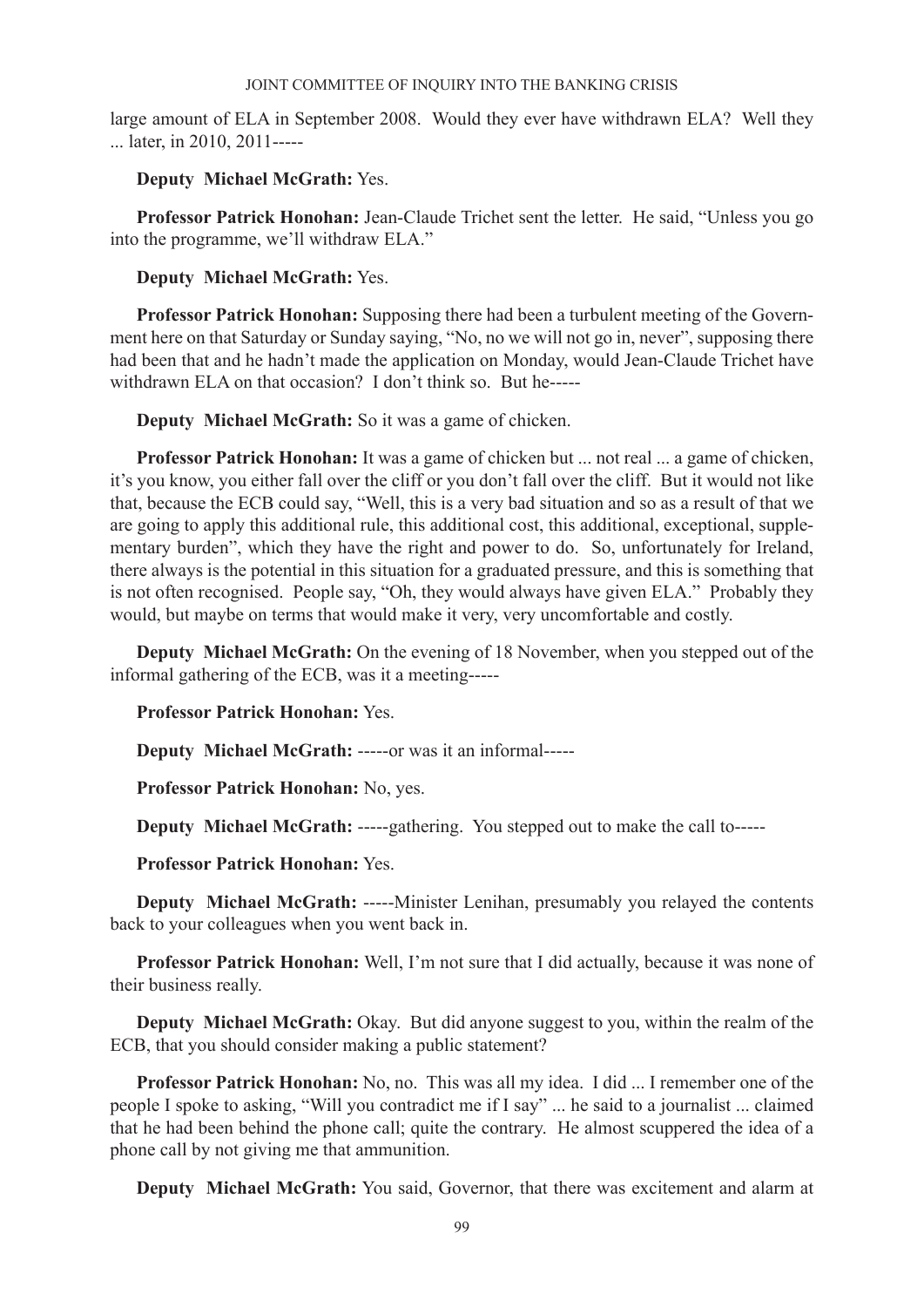large amount of ELA in September 2008. Would they ever have withdrawn ELA? Well they ... later, in 2010, 2011-----

**Deputy Michael McGrath:** Yes.

**Professor Patrick Honohan:** Jean-Claude Trichet sent the letter. He said, "Unless you go into the programme, we'll withdraw ELA."

**Deputy Michael McGrath:** Yes.

**Professor Patrick Honohan:** Supposing there had been a turbulent meeting of the Government here on that Saturday or Sunday saying, "No, no we will not go in, never", supposing there had been that and he hadn't made the application on Monday, would Jean-Claude Trichet have withdrawn ELA on that occasion? I don't think so. But he-----

**Deputy Michael McGrath:** So it was a game of chicken.

**Professor Patrick Honohan:** It was a game of chicken but ... not real ... a game of chicken, it's you know, you either fall over the cliff or you don't fall over the cliff. But it would not like that, because the ECB could say, "Well, this is a very bad situation and so as a result of that we are going to apply this additional rule, this additional cost, this additional, exceptional, supplementary burden", which they have the right and power to do. So, unfortunately for Ireland, there always is the potential in this situation for a graduated pressure, and this is something that is not often recognised. People say, "Oh, they would always have given ELA." Probably they would, but maybe on terms that would make it very, very uncomfortable and costly.

**Deputy Michael McGrath:** On the evening of 18 November, when you stepped out of the informal gathering of the ECB, was it a meeting-----

**Professor Patrick Honohan:** Yes.

**Deputy Michael McGrath:** -----or was it an informal-----

**Professor Patrick Honohan:** No, yes.

**Deputy Michael McGrath:** -----gathering. You stepped out to make the call to-----

**Professor Patrick Honohan:** Yes.

**Deputy Michael McGrath:** -----Minister Lenihan, presumably you relayed the contents back to your colleagues when you went back in.

**Professor Patrick Honohan:** Well, I'm not sure that I did actually, because it was none of their business really.

**Deputy Michael McGrath:** Okay. But did anyone suggest to you, within the realm of the ECB, that you should consider making a public statement?

**Professor Patrick Honohan:** No, no. This was all my idea. I did ... I remember one of the people I spoke to asking, "Will you contradict me if I say" ... he said to a journalist ... claimed that he had been behind the phone call; quite the contrary. He almost scuppered the idea of a phone call by not giving me that ammunition.

**Deputy Michael McGrath:** You said, Governor, that there was excitement and alarm at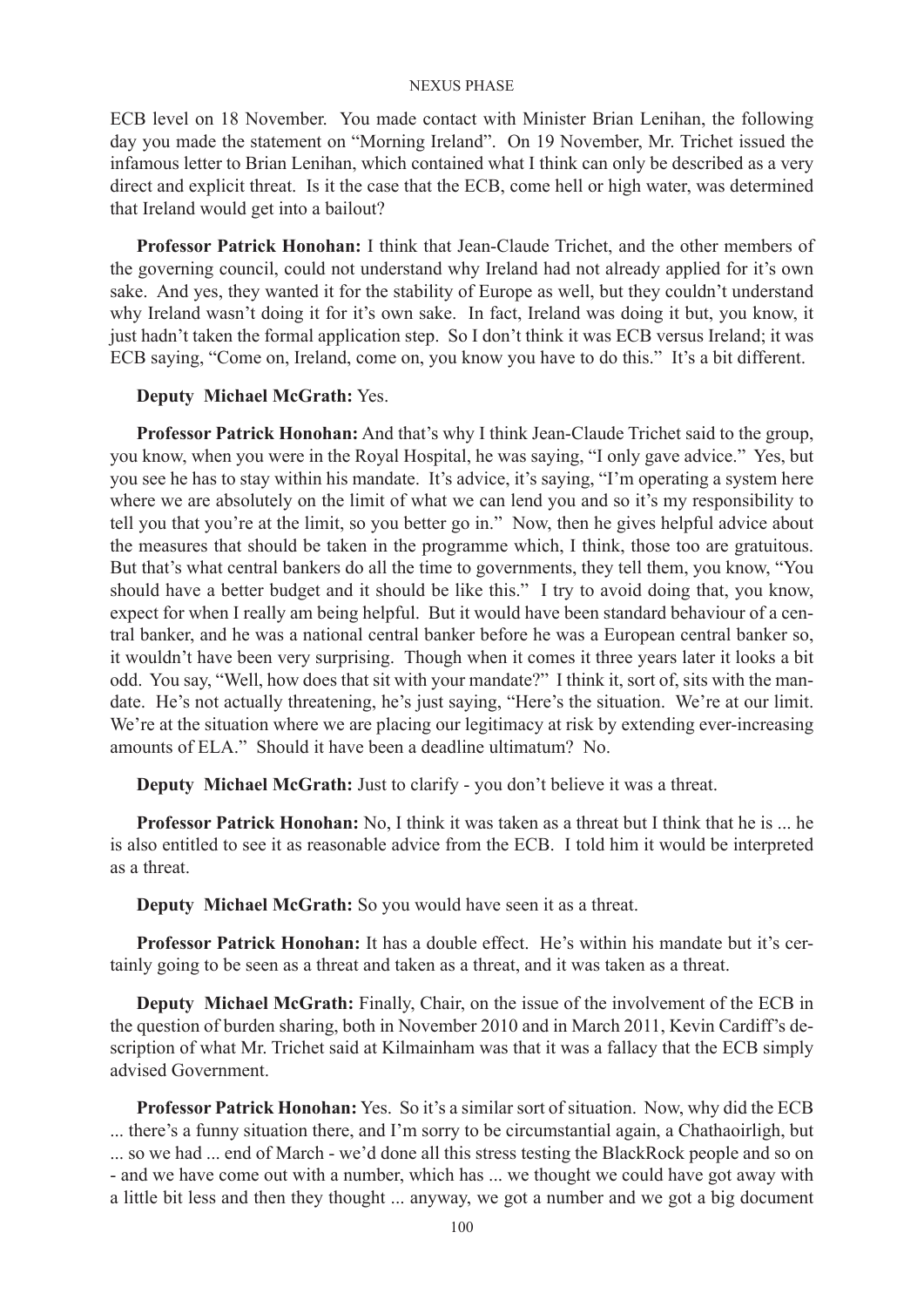ECB level on 18 November. You made contact with Minister Brian Lenihan, the following day you made the statement on "Morning Ireland". On 19 November, Mr. Trichet issued the infamous letter to Brian Lenihan, which contained what I think can only be described as a very direct and explicit threat. Is it the case that the ECB, come hell or high water, was determined that Ireland would get into a bailout?

**Professor Patrick Honohan:** I think that Jean-Claude Trichet, and the other members of the governing council, could not understand why Ireland had not already applied for it's own sake. And yes, they wanted it for the stability of Europe as well, but they couldn't understand why Ireland wasn't doing it for it's own sake. In fact, Ireland was doing it but, you know, it just hadn't taken the formal application step. So I don't think it was ECB versus Ireland; it was ECB saying, "Come on, Ireland, come on, you know you have to do this." It's a bit different.

**Deputy Michael McGrath:** Yes.

**Professor Patrick Honohan:** And that's why I think Jean-Claude Trichet said to the group, you know, when you were in the Royal Hospital, he was saying, "I only gave advice." Yes, but you see he has to stay within his mandate. It's advice, it's saying, "I'm operating a system here where we are absolutely on the limit of what we can lend you and so it's my responsibility to tell you that you're at the limit, so you better go in." Now, then he gives helpful advice about the measures that should be taken in the programme which, I think, those too are gratuitous. But that's what central bankers do all the time to governments, they tell them, you know, "You should have a better budget and it should be like this." I try to avoid doing that, you know, expect for when I really am being helpful. But it would have been standard behaviour of a central banker, and he was a national central banker before he was a European central banker so, it wouldn't have been very surprising. Though when it comes it three years later it looks a bit odd. You say, "Well, how does that sit with your mandate?" I think it, sort of, sits with the mandate. He's not actually threatening, he's just saying, "Here's the situation. We're at our limit. We're at the situation where we are placing our legitimacy at risk by extending ever-increasing amounts of ELA." Should it have been a deadline ultimatum? No.

**Deputy Michael McGrath:** Just to clarify - you don't believe it was a threat.

**Professor Patrick Honohan:** No, I think it was taken as a threat but I think that he is ... he is also entitled to see it as reasonable advice from the ECB. I told him it would be interpreted as a threat.

**Deputy Michael McGrath:** So you would have seen it as a threat.

**Professor Patrick Honohan:** It has a double effect. He's within his mandate but it's certainly going to be seen as a threat and taken as a threat, and it was taken as a threat.

**Deputy Michael McGrath:** Finally, Chair, on the issue of the involvement of the ECB in the question of burden sharing, both in November 2010 and in March 2011, Kevin Cardiff's description of what Mr. Trichet said at Kilmainham was that it was a fallacy that the ECB simply advised Government.

**Professor Patrick Honohan:** Yes. So it's a similar sort of situation. Now, why did the ECB ... there's a funny situation there, and I'm sorry to be circumstantial again, a Chathaoirligh, but ... so we had ... end of March - we'd done all this stress testing the BlackRock people and so on - and we have come out with a number, which has ... we thought we could have got away with a little bit less and then they thought ... anyway, we got a number and we got a big document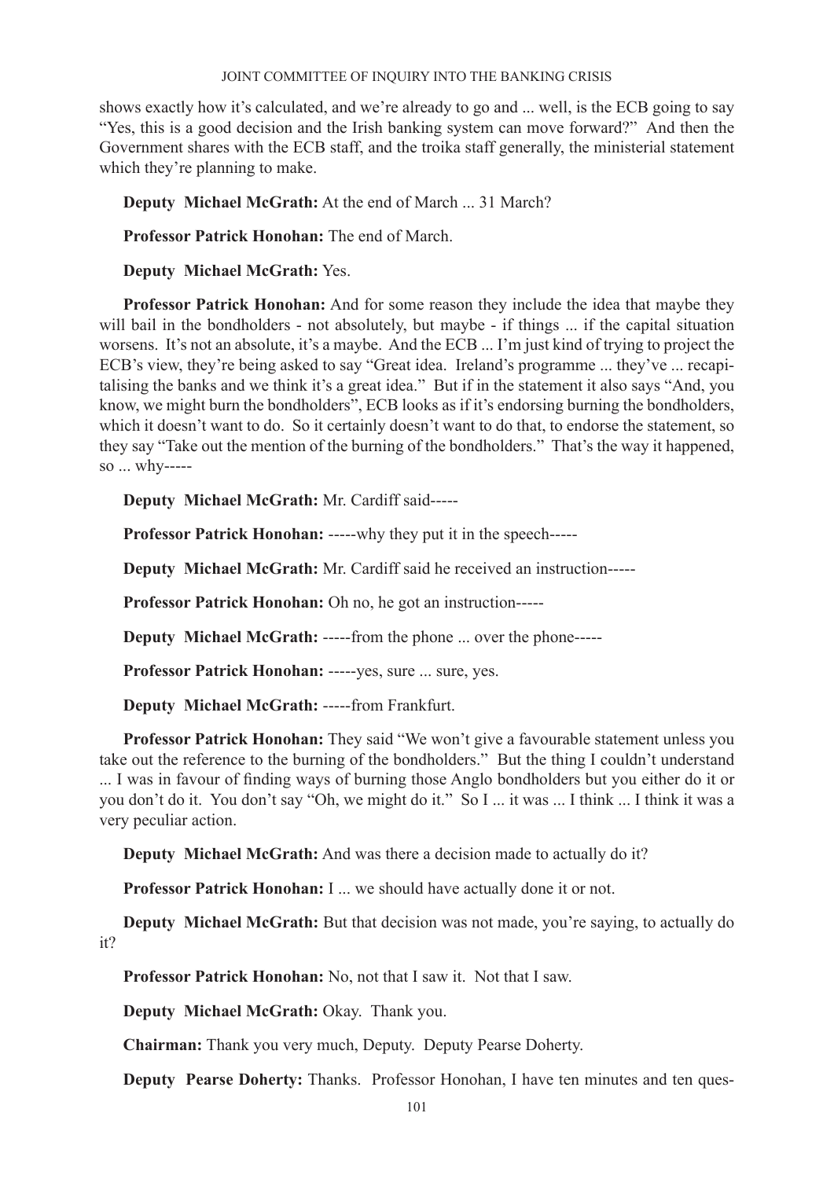shows exactly how it's calculated, and we're already to go and ... well, is the ECB going to say "Yes, this is a good decision and the Irish banking system can move forward?" And then the Government shares with the ECB staff, and the troika staff generally, the ministerial statement which they're planning to make.

**Deputy Michael McGrath:** At the end of March ... 31 March?

**Professor Patrick Honohan:** The end of March.

**Deputy Michael McGrath:** Yes.

**Professor Patrick Honohan:** And for some reason they include the idea that maybe they will bail in the bondholders - not absolutely, but maybe - if things ... if the capital situation worsens. It's not an absolute, it's a maybe. And the ECB ... I'm just kind of trying to project the ECB's view, they're being asked to say "Great idea. Ireland's programme ... they've ... recapitalising the banks and we think it's a great idea." But if in the statement it also says "And, you know, we might burn the bondholders", ECB looks as if it's endorsing burning the bondholders, which it doesn't want to do. So it certainly doesn't want to do that, to endorse the statement, so they say "Take out the mention of the burning of the bondholders." That's the way it happened, so ... why-----

**Deputy Michael McGrath:** Mr. Cardiff said-----

**Professor Patrick Honohan:** -----why they put it in the speech-----

**Deputy Michael McGrath:** Mr. Cardiff said he received an instruction-----

**Professor Patrick Honohan:** Oh no, he got an instruction-----

**Deputy Michael McGrath:** -----from the phone ... over the phone-----

**Professor Patrick Honohan:** -----yes, sure ... sure, yes.

**Deputy Michael McGrath:** -----from Frankfurt.

**Professor Patrick Honohan:** They said "We won't give a favourable statement unless you take out the reference to the burning of the bondholders." But the thing I couldn't understand ... I was in favour of finding ways of burning those Anglo bondholders but you either do it or you don't do it. You don't say "Oh, we might do it." So I ... it was ... I think ... I think it was a very peculiar action.

**Deputy Michael McGrath:** And was there a decision made to actually do it?

**Professor Patrick Honohan:** I ... we should have actually done it or not.

**Deputy Michael McGrath:** But that decision was not made, you're saying, to actually do it?

**Professor Patrick Honohan:** No, not that I saw it. Not that I saw.

**Deputy Michael McGrath:** Okay. Thank you.

**Chairman:** Thank you very much, Deputy. Deputy Pearse Doherty.

**Deputy Pearse Doherty:** Thanks. Professor Honohan, I have ten minutes and ten ques-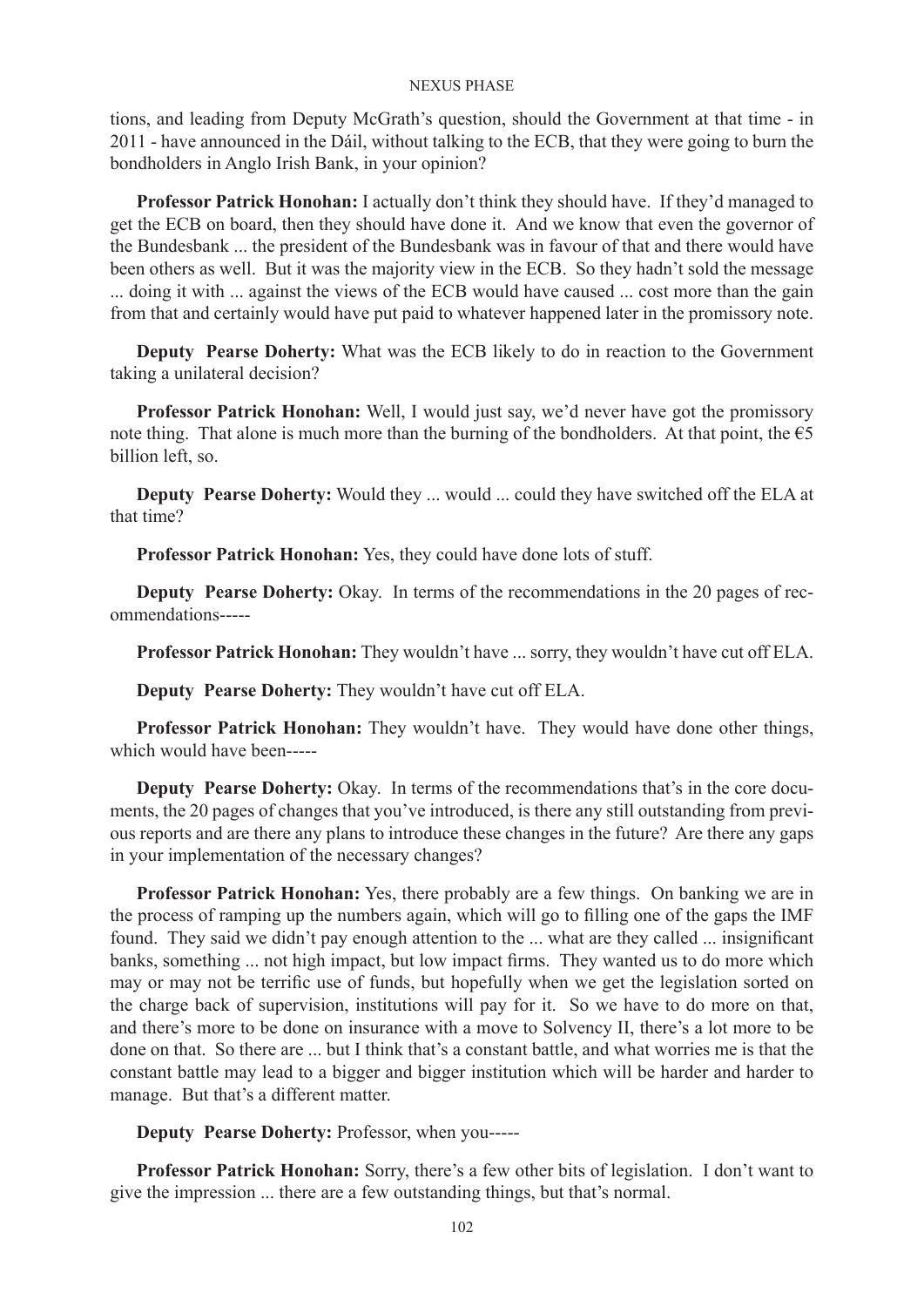tions, and leading from Deputy McGrath's question, should the Government at that time - in 2011 - have announced in the Dáil, without talking to the ECB, that they were going to burn the bondholders in Anglo Irish Bank, in your opinion?

**Professor Patrick Honohan:** I actually don't think they should have. If they'd managed to get the ECB on board, then they should have done it. And we know that even the governor of the Bundesbank ... the president of the Bundesbank was in favour of that and there would have been others as well. But it was the majority view in the ECB. So they hadn't sold the message ... doing it with ... against the views of the ECB would have caused ... cost more than the gain from that and certainly would have put paid to whatever happened later in the promissory note.

**Deputy Pearse Doherty:** What was the ECB likely to do in reaction to the Government taking a unilateral decision?

**Professor Patrick Honohan:** Well, I would just say, we'd never have got the promissory note thing. That alone is much more than the burning of the bondholders. At that point, the €5 billion left, so.

**Deputy Pearse Doherty:** Would they ... would ... could they have switched off the ELA at that time?

**Professor Patrick Honohan:** Yes, they could have done lots of stuff.

**Deputy Pearse Doherty:** Okay. In terms of the recommendations in the 20 pages of recommendations-----

**Professor Patrick Honohan:** They wouldn't have ... sorry, they wouldn't have cut off ELA.

**Deputy Pearse Doherty:** They wouldn't have cut off ELA.

**Professor Patrick Honohan:** They wouldn't have. They would have done other things, which would have been-----

**Deputy Pearse Doherty:** Okay. In terms of the recommendations that's in the core documents, the 20 pages of changes that you've introduced, is there any still outstanding from previous reports and are there any plans to introduce these changes in the future? Are there any gaps in your implementation of the necessary changes?

**Professor Patrick Honohan:** Yes, there probably are a few things. On banking we are in the process of ramping up the numbers again, which will go to filling one of the gaps the IMF found. They said we didn't pay enough attention to the ... what are they called ... insignificant banks, something ... not high impact, but low impact firms. They wanted us to do more which may or may not be terrific use of funds, but hopefully when we get the legislation sorted on the charge back of supervision, institutions will pay for it. So we have to do more on that, and there's more to be done on insurance with a move to Solvency II, there's a lot more to be done on that. So there are ... but I think that's a constant battle, and what worries me is that the constant battle may lead to a bigger and bigger institution which will be harder and harder to manage. But that's a different matter.

**Deputy Pearse Doherty:** Professor, when you-----

**Professor Patrick Honohan:** Sorry, there's a few other bits of legislation. I don't want to give the impression ... there are a few outstanding things, but that's normal.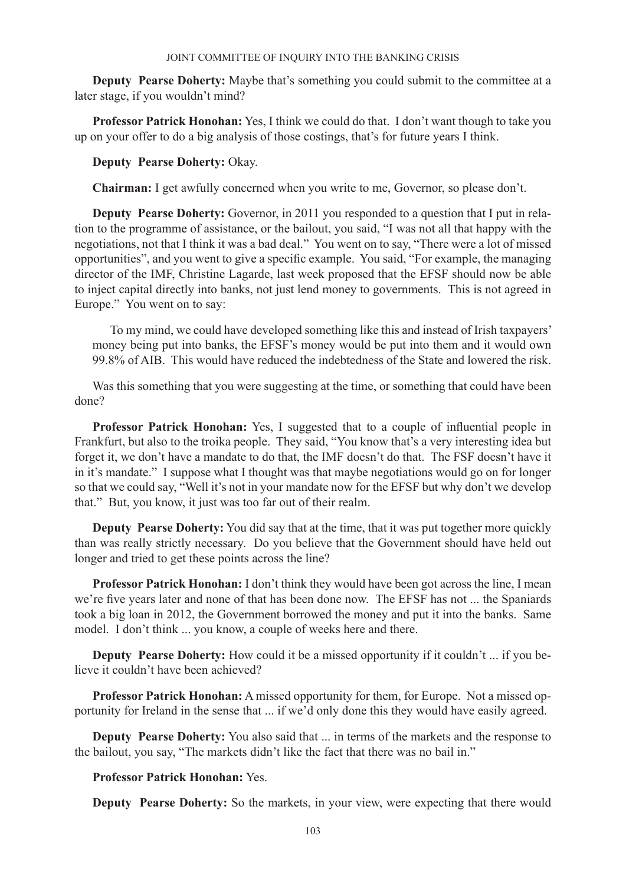**Deputy Pearse Doherty:** Maybe that's something you could submit to the committee at a later stage, if you wouldn't mind?

**Professor Patrick Honohan:** Yes, I think we could do that. I don't want though to take you up on your offer to do a big analysis of those costings, that's for future years I think.

**Deputy Pearse Doherty:** Okay.

**Chairman:** I get awfully concerned when you write to me, Governor, so please don't.

**Deputy Pearse Doherty:** Governor, in 2011 you responded to a question that I put in relation to the programme of assistance, or the bailout, you said, "I was not all that happy with the negotiations, not that I think it was a bad deal." You went on to say, "There were a lot of missed opportunities", and you went to give a specific example. You said, "For example, the managing director of the IMF, Christine Lagarde, last week proposed that the EFSF should now be able to inject capital directly into banks, not just lend money to governments. This is not agreed in Europe." You went on to say:

> To my mind, we could have developed something like this and instead of Irish taxpayers' money being put into banks, the EFSF's money would be put into them and it would own 99.8% of AIB. This would have reduced the indebtedness of the State and lowered the risk.

Was this something that you were suggesting at the time, or something that could have been done?

**Professor Patrick Honohan:** Yes, I suggested that to a couple of influential people in Frankfurt, but also to the troika people. They said, "You know that's a very interesting idea but forget it, we don't have a mandate to do that, the IMF doesn't do that. The FSF doesn't have it in it's mandate." I suppose what I thought was that maybe negotiations would go on for longer so that we could say, "Well it's not in your mandate now for the EFSF but why don't we develop that." But, you know, it just was too far out of their realm.

**Deputy Pearse Doherty:** You did say that at the time, that it was put together more quickly than was really strictly necessary. Do you believe that the Government should have held out longer and tried to get these points across the line?

**Professor Patrick Honohan:** I don't think they would have been got across the line, I mean we're five years later and none of that has been done now. The EFSF has not ... the Spaniards took a big loan in 2012, the Government borrowed the money and put it into the banks. Same model. I don't think ... you know, a couple of weeks here and there.

**Deputy Pearse Doherty:** How could it be a missed opportunity if it couldn't ... if you believe it couldn't have been achieved?

**Professor Patrick Honohan:** A missed opportunity for them, for Europe. Not a missed opportunity for Ireland in the sense that ... if we'd only done this they would have easily agreed.

**Deputy Pearse Doherty:** You also said that ... in terms of the markets and the response to the bailout, you say, "The markets didn't like the fact that there was no bail in."

**Professor Patrick Honohan:** Yes.

**Deputy Pearse Doherty:** So the markets, in your view, were expecting that there would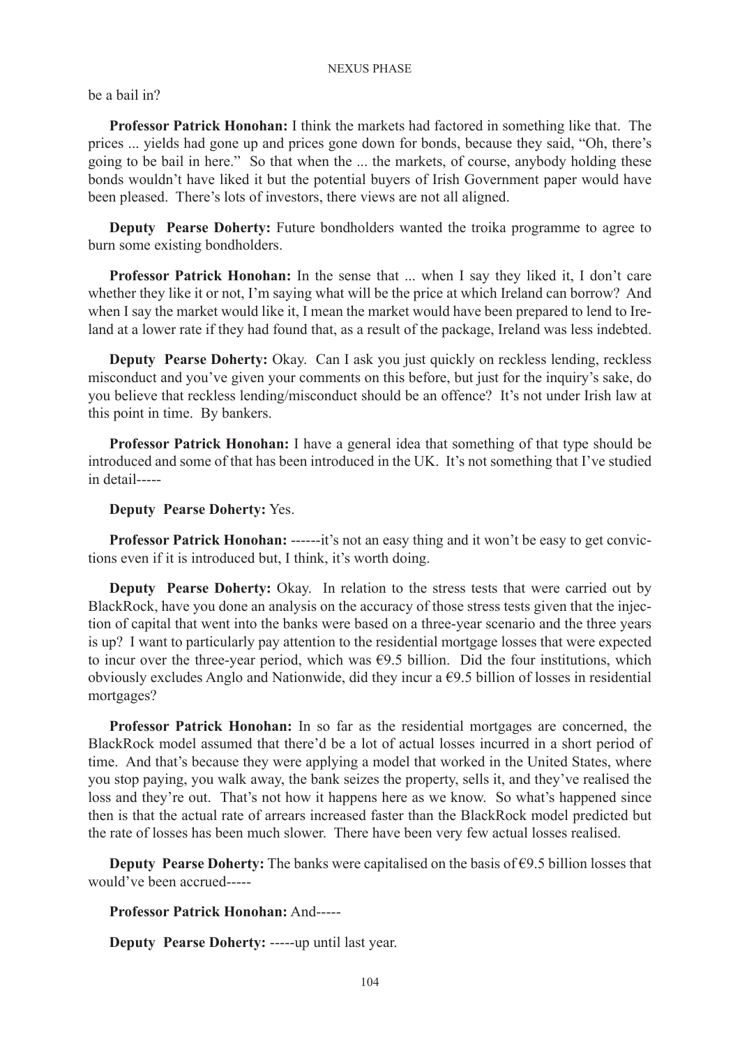be a bail in?

**Professor Patrick Honohan:** I think the markets had factored in something like that. The prices ... yields had gone up and prices gone down for bonds, because they said, "Oh, there's going to be bail in here." So that when the ... the markets, of course, anybody holding these bonds wouldn't have liked it but the potential buyers of Irish Government paper would have been pleased. There's lots of investors, there views are not all aligned.

**Deputy Pearse Doherty:** Future bondholders wanted the troika programme to agree to burn some existing bondholders.

**Professor Patrick Honohan:** In the sense that ... when I say they liked it, I don't care whether they like it or not, I'm saying what will be the price at which Ireland can borrow? And when I say the market would like it, I mean the market would have been prepared to lend to Ireland at a lower rate if they had found that, as a result of the package, Ireland was less indebted.

**Deputy Pearse Doherty:** Okay. Can I ask you just quickly on reckless lending, reckless misconduct and you've given your comments on this before, but just for the inquiry's sake, do you believe that reckless lending/misconduct should be an offence? It's not under Irish law at this point in time. By bankers.

**Professor Patrick Honohan:** I have a general idea that something of that type should be introduced and some of that has been introduced in the UK. It's not something that I've studied in detail-----

**Deputy Pearse Doherty:** Yes.

**Professor Patrick Honohan:** ------it's not an easy thing and it won't be easy to get convictions even if it is introduced but, I think, it's worth doing.

**Deputy Pearse Doherty:** Okay. In relation to the stress tests that were carried out by BlackRock, have you done an analysis on the accuracy of those stress tests given that the injection of capital that went into the banks were based on a three-year scenario and the three years is up? I want to particularly pay attention to the residential mortgage losses that were expected to incur over the three-year period, which was €9.5 billion. Did the four institutions, which obviously excludes Anglo and Nationwide, did they incur a €9.5 billion of losses in residential mortgages?

**Professor Patrick Honohan:** In so far as the residential mortgages are concerned, the BlackRock model assumed that there'd be a lot of actual losses incurred in a short period of time. And that's because they were applying a model that worked in the United States, where you stop paying, you walk away, the bank seizes the property, sells it, and they've realised the loss and they're out. That's not how it happens here as we know. So what's happened since then is that the actual rate of arrears increased faster than the BlackRock model predicted but the rate of losses has been much slower. There have been very few actual losses realised.

**Deputy Pearse Doherty:** The banks were capitalised on the basis of €9.5 billion losses that would've been accrued-----

**Professor Patrick Honohan:** And-----

**Deputy Pearse Doherty:** -----up until last year.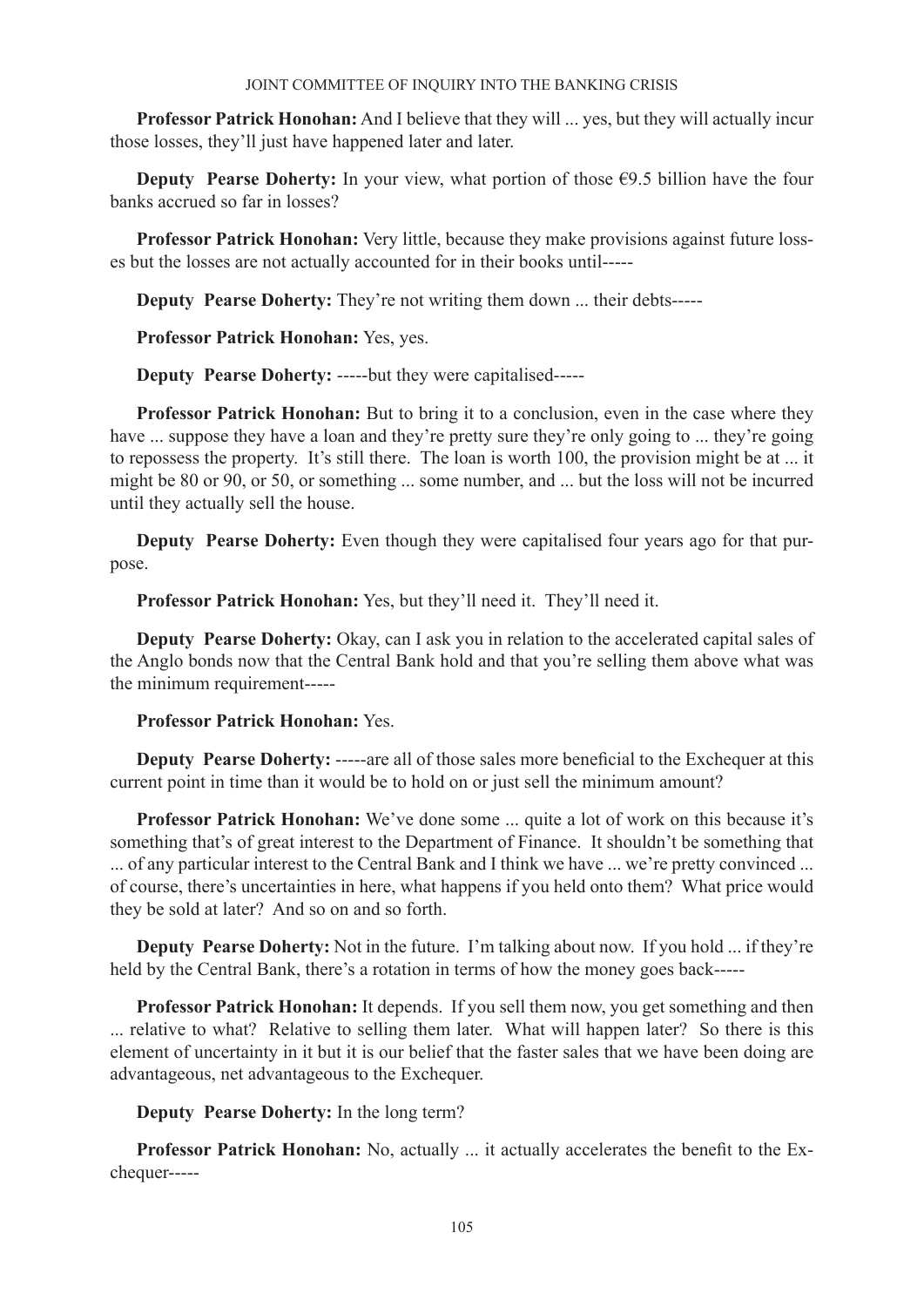**Professor Patrick Honohan:** And I believe that they will ... yes, but they will actually incur those losses, they'll just have happened later and later.

**Deputy Pearse Doherty:** In your view, what portion of those €9.5 billion have the four banks accrued so far in losses?

**Professor Patrick Honohan:** Very little, because they make provisions against future losses but the losses are not actually accounted for in their books until-----

**Deputy Pearse Doherty:** They're not writing them down ... their debts-----

**Professor Patrick Honohan:** Yes, yes.

**Deputy Pearse Doherty:** -----but they were capitalised-----

**Professor Patrick Honohan:** But to bring it to a conclusion, even in the case where they have ... suppose they have a loan and they're pretty sure they're only going to ... they're going to repossess the property. It's still there. The loan is worth 100, the provision might be at ... it might be 80 or 90, or 50, or something ... some number, and ... but the loss will not be incurred until they actually sell the house.

**Deputy Pearse Doherty:** Even though they were capitalised four years ago for that purpose.

**Professor Patrick Honohan:** Yes, but they'll need it. They'll need it.

**Deputy Pearse Doherty:** Okay, can I ask you in relation to the accelerated capital sales of the Anglo bonds now that the Central Bank hold and that you're selling them above what was the minimum requirement-----

**Professor Patrick Honohan:** Yes.

**Deputy Pearse Doherty:** -----are all of those sales more beneficial to the Exchequer at this current point in time than it would be to hold on or just sell the minimum amount?

**Professor Patrick Honohan:** We've done some ... quite a lot of work on this because it's something that's of great interest to the Department of Finance. It shouldn't be something that ... of any particular interest to the Central Bank and I think we have ... we're pretty convinced ... of course, there's uncertainties in here, what happens if you held onto them? What price would they be sold at later? And so on and so forth.

**Deputy Pearse Doherty:** Not in the future. I'm talking about now. If you hold ... if they're held by the Central Bank, there's a rotation in terms of how the money goes back-----

**Professor Patrick Honohan:** It depends. If you sell them now, you get something and then ... relative to what? Relative to selling them later. What will happen later? So there is this element of uncertainty in it but it is our belief that the faster sales that we have been doing are advantageous, net advantageous to the Exchequer.

**Deputy Pearse Doherty:** In the long term?

**Professor Patrick Honohan:** No, actually ... it actually accelerates the benefit to the Exchequer-----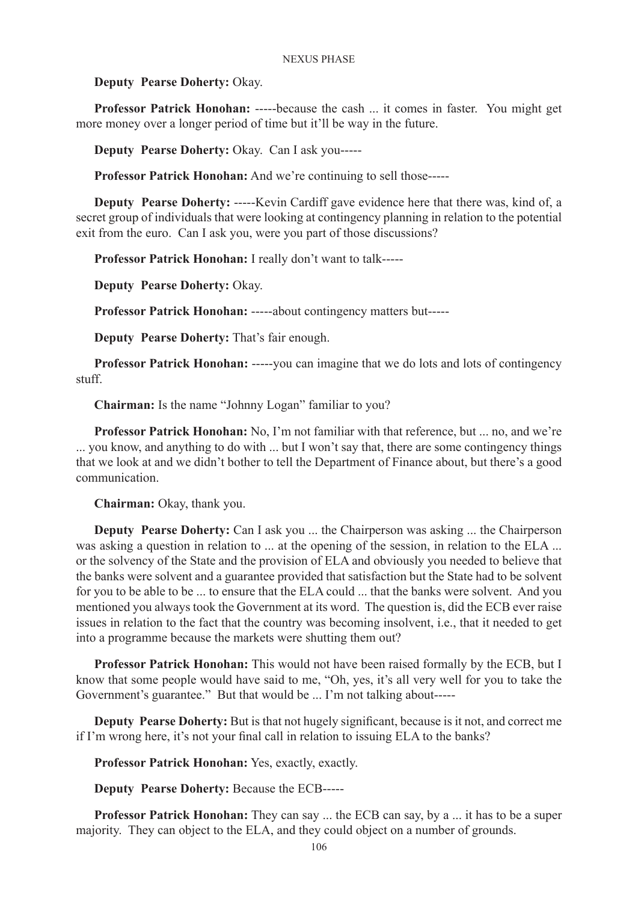**Deputy Pearse Doherty:** Okay.

**Professor Patrick Honohan:** -----because the cash ... it comes in faster. You might get more money over a longer period of time but it'll be way in the future.

**Deputy Pearse Doherty:** Okay. Can I ask you-----

**Professor Patrick Honohan:** And we're continuing to sell those-----

**Deputy Pearse Doherty:** -----Kevin Cardiff gave evidence here that there was, kind of, a secret group of individuals that were looking at contingency planning in relation to the potential exit from the euro. Can I ask you, were you part of those discussions?

**Professor Patrick Honohan:** I really don't want to talk-----

**Deputy Pearse Doherty:** Okay.

**Professor Patrick Honohan:** -----about contingency matters but-----

**Deputy Pearse Doherty:** That's fair enough.

**Professor Patrick Honohan:** -----you can imagine that we do lots and lots of contingency stuff.

**Chairman:** Is the name "Johnny Logan" familiar to you?

**Professor Patrick Honohan:** No, I'm not familiar with that reference, but ... no, and we're ... you know, and anything to do with ... but I won't say that, there are some contingency things that we look at and we didn't bother to tell the Department of Finance about, but there's a good communication.

**Chairman:** Okay, thank you.

**Deputy Pearse Doherty:** Can I ask you ... the Chairperson was asking ... the Chairperson was asking a question in relation to ... at the opening of the session, in relation to the ELA ... or the solvency of the State and the provision of ELA and obviously you needed to believe that the banks were solvent and a guarantee provided that satisfaction but the State had to be solvent for you to be able to be ... to ensure that the ELA could ... that the banks were solvent. And you mentioned you always took the Government at its word. The question is, did the ECB ever raise issues in relation to the fact that the country was becoming insolvent, i.e., that it needed to get into a programme because the markets were shutting them out?

**Professor Patrick Honohan:** This would not have been raised formally by the ECB, but I know that some people would have said to me, "Oh, yes, it's all very well for you to take the Government's guarantee." But that would be ... I'm not talking about-----

**Deputy Pearse Doherty:** But is that not hugely significant, because is it not, and correct me if I'm wrong here, it's not your final call in relation to issuing ELA to the banks?

**Professor Patrick Honohan:** Yes, exactly, exactly.

**Deputy Pearse Doherty:** Because the ECB-----

**Professor Patrick Honohan:** They can say ... the ECB can say, by a ... it has to be a super majority. They can object to the ELA, and they could object on a number of grounds.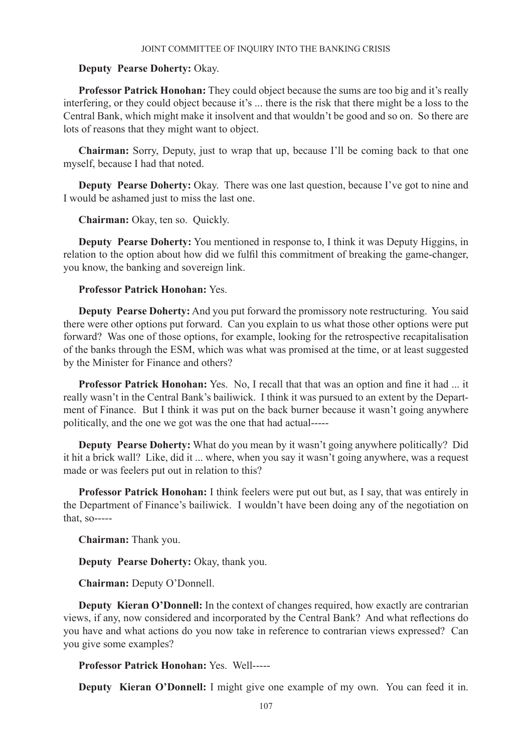**Deputy Pearse Doherty:** Okay.

**Professor Patrick Honohan:** They could object because the sums are too big and it's really interfering, or they could object because it's ... there is the risk that there might be a loss to the Central Bank, which might make it insolvent and that wouldn't be good and so on. So there are lots of reasons that they might want to object.

**Chairman:** Sorry, Deputy, just to wrap that up, because I'll be coming back to that one myself, because I had that noted.

**Deputy Pearse Doherty:** Okay. There was one last question, because I've got to nine and I would be ashamed just to miss the last one.

**Chairman:** Okay, ten so. Quickly.

**Deputy Pearse Doherty:** You mentioned in response to, I think it was Deputy Higgins, in relation to the option about how did we fulfil this commitment of breaking the game-changer, you know, the banking and sovereign link.

**Professor Patrick Honohan:** Yes.

**Deputy Pearse Doherty:** And you put forward the promissory note restructuring. You said there were other options put forward. Can you explain to us what those other options were put forward? Was one of those options, for example, looking for the retrospective recapitalisation of the banks through the ESM, which was what was promised at the time, or at least suggested by the Minister for Finance and others?

**Professor Patrick Honohan:** Yes. No, I recall that that was an option and fine it had ... it really wasn't in the Central Bank's bailiwick. I think it was pursued to an extent by the Department of Finance. But I think it was put on the back burner because it wasn't going anywhere politically, and the one we got was the one that had actual-----

**Deputy Pearse Doherty:** What do you mean by it wasn't going anywhere politically? Did it hit a brick wall? Like, did it ... where, when you say it wasn't going anywhere, was a request made or was feelers put out in relation to this?

**Professor Patrick Honohan:** I think feelers were put out but, as I say, that was entirely in the Department of Finance's bailiwick. I wouldn't have been doing any of the negotiation on that, so-----

**Chairman:** Thank you.

**Deputy Pearse Doherty:** Okay, thank you.

**Chairman:** Deputy O'Donnell.

**Deputy Kieran O'Donnell:** In the context of changes required, how exactly are contrarian views, if any, now considered and incorporated by the Central Bank? And what reflections do you have and what actions do you now take in reference to contrarian views expressed? Can you give some examples?

**Professor Patrick Honohan:** Yes. Well-----

**Deputy Kieran O'Donnell:** I might give one example of my own. You can feed it in.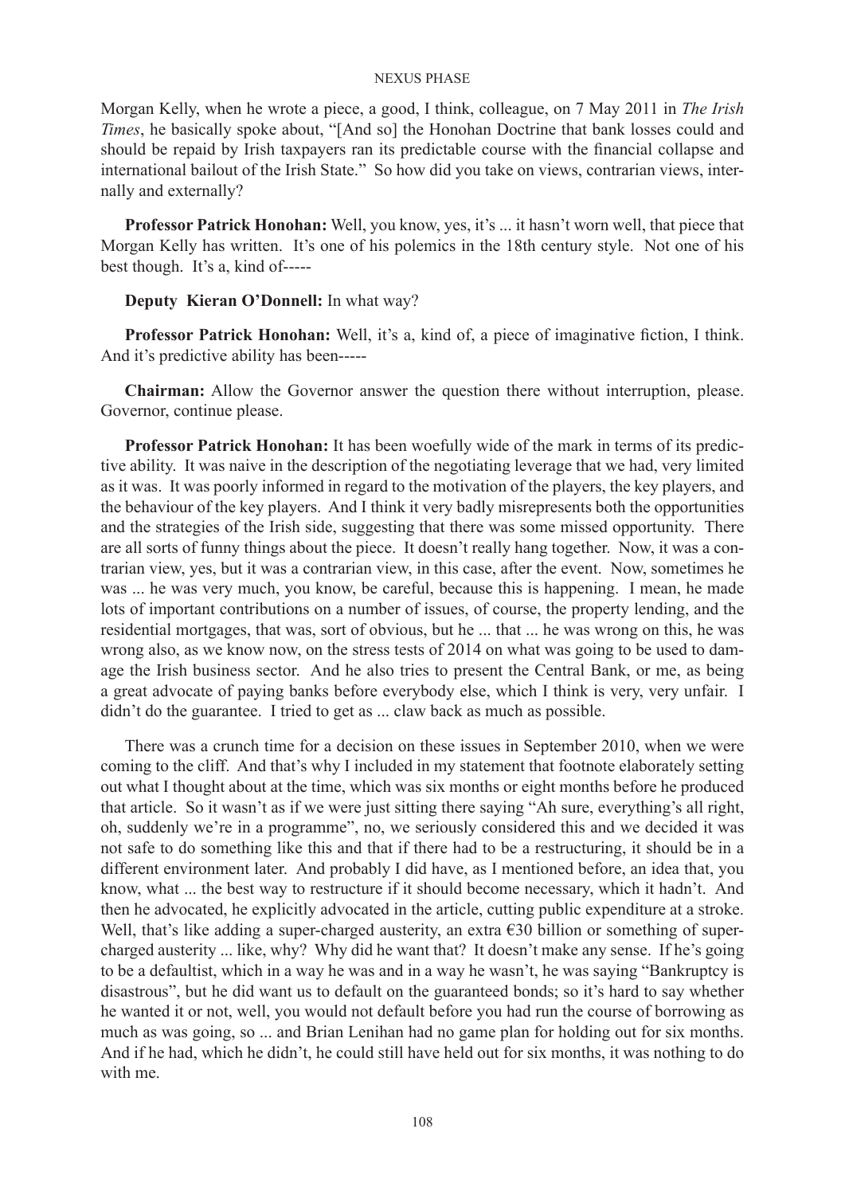Morgan Kelly, when he wrote a piece, a good, I think, colleague, on 7 May 2011 in *The Irish Times*, he basically spoke about, "[And so] the Honohan Doctrine that bank losses could and should be repaid by Irish taxpayers ran its predictable course with the financial collapse and international bailout of the Irish State." So how did you take on views, contrarian views, internally and externally?

**Professor Patrick Honohan:** Well, you know, yes, it's ... it hasn't worn well, that piece that Morgan Kelly has written. It's one of his polemics in the 18th century style. Not one of his best though. It's a, kind of-----

**Deputy Kieran O'Donnell:** In what way?

**Professor Patrick Honohan:** Well, it's a, kind of, a piece of imaginative fiction, I think. And it's predictive ability has been-----

**Chairman:** Allow the Governor answer the question there without interruption, please. Governor, continue please.

**Professor Patrick Honohan:** It has been woefully wide of the mark in terms of its predictive ability. It was naive in the description of the negotiating leverage that we had, very limited as it was. It was poorly informed in regard to the motivation of the players, the key players, and the behaviour of the key players. And I think it very badly misrepresents both the opportunities and the strategies of the Irish side, suggesting that there was some missed opportunity. There are all sorts of funny things about the piece. It doesn't really hang together. Now, it was a contrarian view, yes, but it was a contrarian view, in this case, after the event. Now, sometimes he was ... he was very much, you know, be careful, because this is happening. I mean, he made lots of important contributions on a number of issues, of course, the property lending, and the residential mortgages, that was, sort of obvious, but he ... that ... he was wrong on this, he was wrong also, as we know now, on the stress tests of 2014 on what was going to be used to damage the Irish business sector. And he also tries to present the Central Bank, or me, as being a great advocate of paying banks before everybody else, which I think is very, very unfair. I didn't do the guarantee. I tried to get as ... claw back as much as possible.

There was a crunch time for a decision on these issues in September 2010, when we were coming to the cliff. And that's why I included in my statement that footnote elaborately setting out what I thought about at the time, which was six months or eight months before he produced that article. So it wasn't as if we were just sitting there saying "Ah sure, everything's all right, oh, suddenly we're in a programme", no, we seriously considered this and we decided it was not safe to do something like this and that if there had to be a restructuring, it should be in a different environment later. And probably I did have, as I mentioned before, an idea that, you know, what ... the best way to restructure if it should become necessary, which it hadn't. And then he advocated, he explicitly advocated in the article, cutting public expenditure at a stroke. Well, that's like adding a super-charged austerity, an extra €30 billion or something of super-charged austerity ... like, why? Why did he want that? It doesn't make any sense. If he's going to be a defaultist, which in a way he was and in a way he wasn't, he was saying "Bankruptcy is disastrous", but he did want us to default on the guaranteed bonds; so it's hard to say whether he wanted it or not, well, you would not default before you had run the course of borrowing as much as was going, so ... and Brian Lenihan had no game plan for holding out for six months. And if he had, which he didn't, he could still have held out for six months, it was nothing to do with me.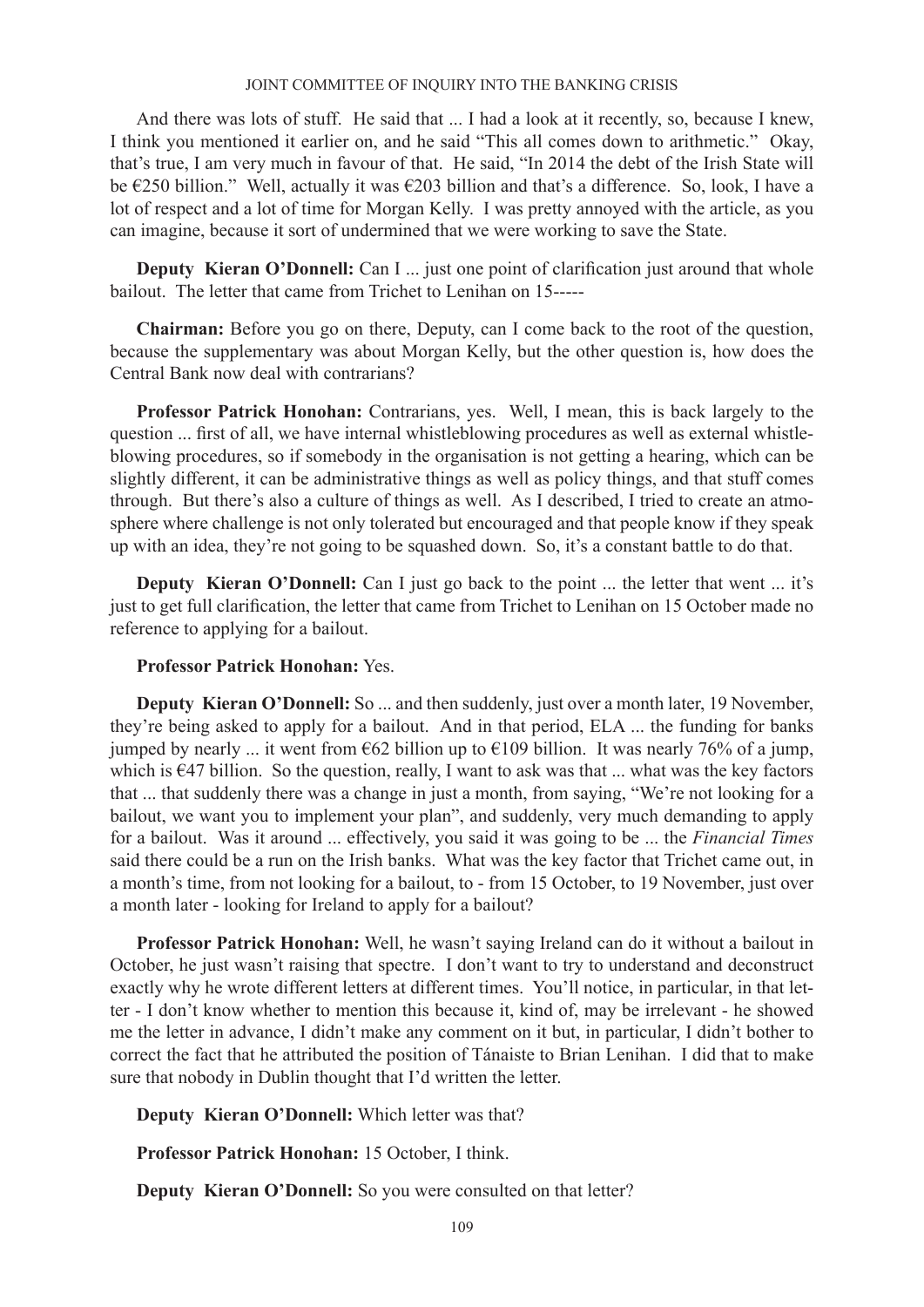And there was lots of stuff. He said that ... I had a look at it recently, so, because I knew, I think you mentioned it earlier on, and he said "This all comes down to arithmetic." Okay, that's true, I am very much in favour of that. He said, "In 2014 the debt of the Irish State will be €250 billion." Well, actually it was €203 billion and that's a difference. So, look, I have a lot of respect and a lot of time for Morgan Kelly. I was pretty annoyed with the article, as you can imagine, because it sort of undermined that we were working to save the State.

**Deputy Kieran O'Donnell:** Can I ... just one point of clarification just around that whole bailout. The letter that came from Trichet to Lenihan on 15-----

**Chairman:** Before you go on there, Deputy, can I come back to the root of the question, because the supplementary was about Morgan Kelly, but the other question is, how does the Central Bank now deal with contrarians?

**Professor Patrick Honohan:** Contrarians, yes. Well, I mean, this is back largely to the question ... first of all, we have internal whistleblowing procedures as well as external whistleblowing procedures, so if somebody in the organisation is not getting a hearing, which can be slightly different, it can be administrative things as well as policy things, and that stuff comes through. But there's also a culture of things as well. As I described, I tried to create an atmosphere where challenge is not only tolerated but encouraged and that people know if they speak up with an idea, they're not going to be squashed down. So, it's a constant battle to do that.

**Deputy Kieran O'Donnell:** Can I just go back to the point ... the letter that went ... it's just to get full clarification, the letter that came from Trichet to Lenihan on 15 October made no reference to applying for a bailout.

**Professor Patrick Honohan:** Yes.

**Deputy Kieran O'Donnell:** So ... and then suddenly, just over a month later, 19 November, they're being asked to apply for a bailout. And in that period, ELA ... the funding for banks jumped by nearly ... it went from €62 billion up to €109 billion. It was nearly 76% of a jump, which is €47 billion. So the question, really, I want to ask was that ... what was the key factors that ... that suddenly there was a change in just a month, from saying, "We're not looking for a bailout, we want you to implement your plan", and suddenly, very much demanding to apply for a bailout. Was it around ... effectively, you said it was going to be ... the *Financial Times* said there could be a run on the Irish banks. What was the key factor that Trichet came out, in a month's time, from not looking for a bailout, to - from 15 October, to 19 November, just over a month later - looking for Ireland to apply for a bailout?

**Professor Patrick Honohan:** Well, he wasn't saying Ireland can do it without a bailout in October, he just wasn't raising that spectre. I don't want to try to understand and deconstruct exactly why he wrote different letters at different times. You'll notice, in particular, in that letter - I don't know whether to mention this because it, kind of, may be irrelevant - he showed me the letter in advance, I didn't make any comment on it but, in particular, I didn't bother to correct the fact that he attributed the position of Tánaiste to Brian Lenihan. I did that to make sure that nobody in Dublin thought that I'd written the letter.

**Deputy Kieran O'Donnell:** Which letter was that?

**Professor Patrick Honohan:** 15 October, I think.

**Deputy Kieran O'Donnell:** So you were consulted on that letter?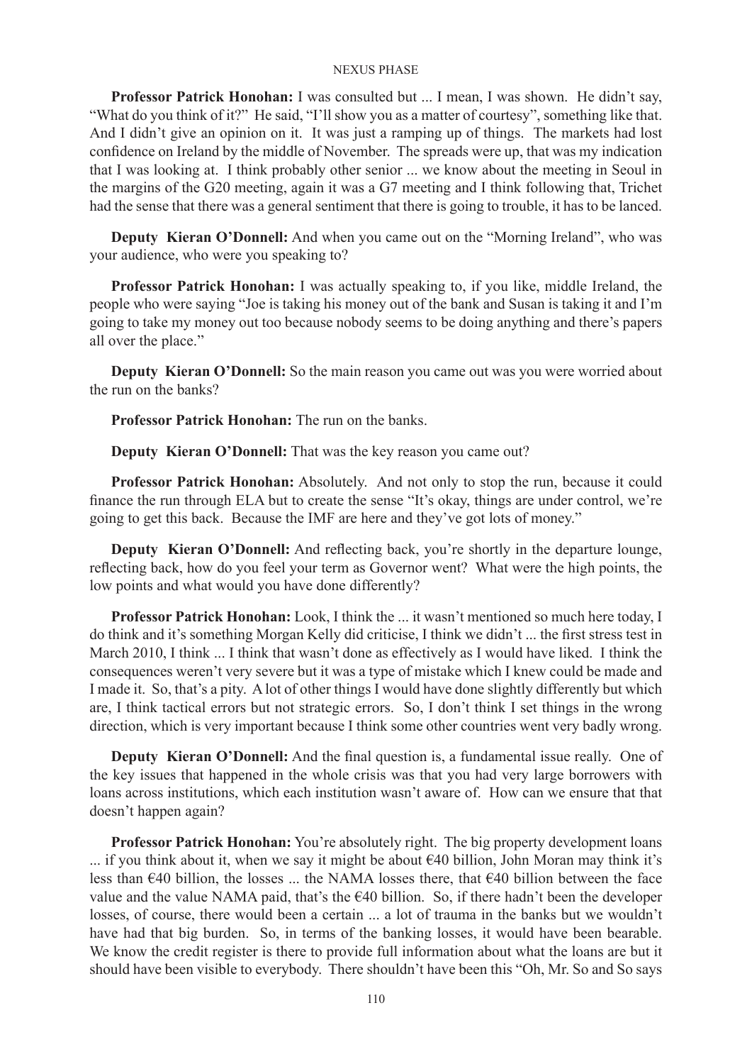**Professor Patrick Honohan:** I was consulted but ... I mean, I was shown. He didn't say, "What do you think of it?" He said, "I'll show you as a matter of courtesy", something like that. And I didn't give an opinion on it. It was just a ramping up of things. The markets had lost confidence on Ireland by the middle of November. The spreads were up, that was my indication that I was looking at. I think probably other senior ... we know about the meeting in Seoul in the margins of the G20 meeting, again it was a G7 meeting and I think following that, Trichet had the sense that there was a general sentiment that there is going to trouble, it has to be lanced.

**Deputy Kieran O'Donnell:** And when you came out on the "Morning Ireland", who was your audience, who were you speaking to?

**Professor Patrick Honohan:** I was actually speaking to, if you like, middle Ireland, the people who were saying "Joe is taking his money out of the bank and Susan is taking it and I'm going to take my money out too because nobody seems to be doing anything and there's papers all over the place."

**Deputy Kieran O'Donnell:** So the main reason you came out was you were worried about the run on the banks?

**Professor Patrick Honohan:** The run on the banks.

**Deputy Kieran O'Donnell:** That was the key reason you came out?

**Professor Patrick Honohan:** Absolutely. And not only to stop the run, because it could finance the run through ELA but to create the sense "It's okay, things are under control, we're going to get this back. Because the IMF are here and they've got lots of money."

**Deputy Kieran O'Donnell:** And reflecting back, you're shortly in the departure lounge, reflecting back, how do you feel your term as Governor went? What were the high points, the low points and what would you have done differently?

**Professor Patrick Honohan:** Look, I think the ... it wasn't mentioned so much here today, I do think and it's something Morgan Kelly did criticise, I think we didn't ... the first stress test in March 2010, I think ... I think that wasn't done as effectively as I would have liked. I think the consequences weren't very severe but it was a type of mistake which I knew could be made and I made it. So, that's a pity. A lot of other things I would have done slightly differently but which are, I think tactical errors but not strategic errors. So, I don't think I set things in the wrong direction, which is very important because I think some other countries went very badly wrong.

**Deputy Kieran O'Donnell:** And the final question is, a fundamental issue really. One of the key issues that happened in the whole crisis was that you had very large borrowers with loans across institutions, which each institution wasn't aware of. How can we ensure that that doesn't happen again?

**Professor Patrick Honohan:** You're absolutely right. The big property development loans ... if you think about it, when we say it might be about €40 billion, John Moran may think it's less than €40 billion, the losses ... the NAMA losses there, that €40 billion between the face value and the value NAMA paid, that's the €40 billion. So, if there hadn't been the developer losses, of course, there would been a certain ... a lot of trauma in the banks but we wouldn't have had that big burden. So, in terms of the banking losses, it would have been bearable. We know the credit register is there to provide full information about what the loans are but it should have been visible to everybody. There shouldn't have been this "Oh, Mr. So and So says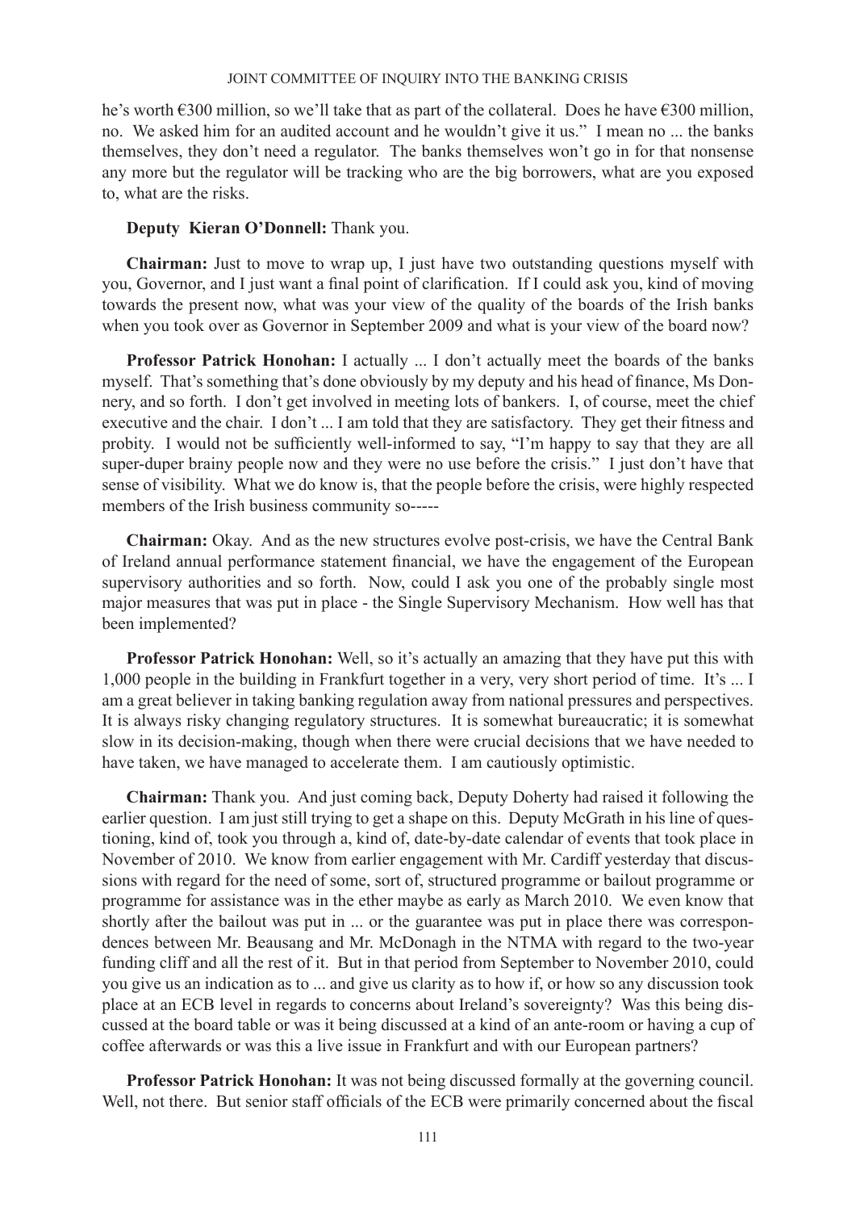he's worth €300 million, so we'll take that as part of the collateral. Does he have €300 million, no. We asked him for an audited account and he wouldn't give it us." I mean no ... the banks themselves, they don't need a regulator. The banks themselves won't go in for that nonsense any more but the regulator will be tracking who are the big borrowers, what are you exposed to, what are the risks.

**Deputy Kieran O'Donnell:** Thank you.

**Chairman:** Just to move to wrap up, I just have two outstanding questions myself with you, Governor, and I just want a final point of clarification. If I could ask you, kind of moving towards the present now, what was your view of the quality of the boards of the Irish banks when you took over as Governor in September 2009 and what is your view of the board now?

**Professor Patrick Honohan:** I actually ... I don't actually meet the boards of the banks myself. That's something that's done obviously by my deputy and his head of finance, Ms Donnery, and so forth. I don't get involved in meeting lots of bankers. I, of course, meet the chief executive and the chair. I don't ... I am told that they are satisfactory. They get their fitness and probity. I would not be sufficiently well-informed to say, "I'm happy to say that they are all super-duper brainy people now and they were no use before the crisis." I just don't have that sense of visibility. What we do know is, that the people before the crisis, were highly respected members of the Irish business community so-----

**Chairman:** Okay. And as the new structures evolve post-crisis, we have the Central Bank of Ireland annual performance statement financial, we have the engagement of the European supervisory authorities and so forth. Now, could I ask you one of the probably single most major measures that was put in place - the Single Supervisory Mechanism. How well has that been implemented?

**Professor Patrick Honohan:** Well, so it's actually an amazing that they have put this with 1,000 people in the building in Frankfurt together in a very, very short period of time. It's ... I am a great believer in taking banking regulation away from national pressures and perspectives. It is always risky changing regulatory structures. It is somewhat bureaucratic; it is somewhat slow in its decision-making, though when there were crucial decisions that we have needed to have taken, we have managed to accelerate them. I am cautiously optimistic.

**Chairman:** Thank you. And just coming back, Deputy Doherty had raised it following the earlier question. I am just still trying to get a shape on this. Deputy McGrath in his line of questioning, kind of, took you through a, kind of, date-by-date calendar of events that took place in November of 2010. We know from earlier engagement with Mr. Cardiff yesterday that discussions with regard for the need of some, sort of, structured programme or bailout programme or programme for assistance was in the ether maybe as early as March 2010. We even know that shortly after the bailout was put in ... or the guarantee was put in place there was correspondences between Mr. Beausang and Mr. McDonagh in the NTMA with regard to the two-year funding cliff and all the rest of it. But in that period from September to November 2010, could you give us an indication as to ... and give us clarity as to how if, or how so any discussion took place at an ECB level in regards to concerns about Ireland's sovereignty? Was this being discussed at the board table or was it being discussed at a kind of an ante-room or having a cup of coffee afterwards or was this a live issue in Frankfurt and with our European partners?

**Professor Patrick Honohan:** It was not being discussed formally at the governing council. Well, not there. But senior staff officials of the ECB were primarily concerned about the fiscal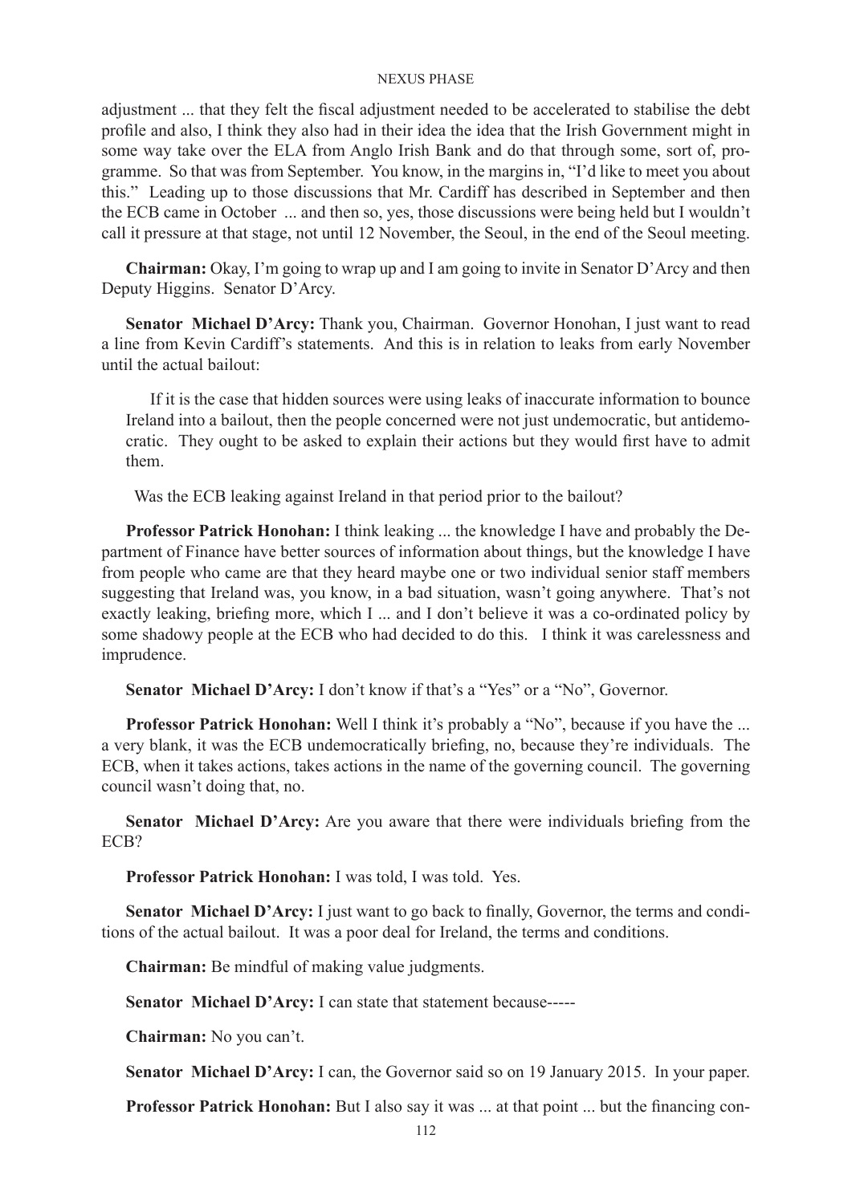adjustment ... that they felt the fiscal adjustment needed to be accelerated to stabilise the debt profile and also, I think they also had in their idea the idea that the Irish Government might in some way take over the ELA from Anglo Irish Bank and do that through some, sort of, programme. So that was from September. You know, in the margins in, "I'd like to meet you about this." Leading up to those discussions that Mr. Cardiff has described in September and then the ECB came in October ... and then so, yes, those discussions were being held but I wouldn't call it pressure at that stage, not until 12 November, the Seoul, in the end of the Seoul meeting.

**Chairman:** Okay, I'm going to wrap up and I am going to invite in Senator D'Arcy and then Deputy Higgins. Senator D'Arcy.

**Senator Michael D'Arcy:** Thank you, Chairman. Governor Honohan, I just want to read a line from Kevin Cardiff's statements. And this is in relation to leaks from early November until the actual bailout:

> If it is the case that hidden sources were using leaks of inaccurate information to bounce Ireland into a bailout, then the people concerned were not just undemocratic, but antidemocratic. They ought to be asked to explain their actions but they would first have to admit them.

Was the ECB leaking against Ireland in that period prior to the bailout?

**Professor Patrick Honohan:** I think leaking ... the knowledge I have and probably the Department of Finance have better sources of information about things, but the knowledge I have from people who came are that they heard maybe one or two individual senior staff members suggesting that Ireland was, you know, in a bad situation, wasn't going anywhere. That's not exactly leaking, briefing more, which I ... and I don't believe it was a co-ordinated policy by some shadowy people at the ECB who had decided to do this. I think it was carelessness and imprudence.

**Senator Michael D'Arcy:** I don't know if that's a "Yes" or a "No", Governor.

**Professor Patrick Honohan:** Well I think it's probably a "No", because if you have the ... a very blank, it was the ECB undemocratically briefing, no, because they're individuals. The ECB, when it takes actions, takes actions in the name of the governing council. The governing council wasn't doing that, no.

**Senator Michael D'Arcy:** Are you aware that there were individuals briefing from the ECB?

**Professor Patrick Honohan:** I was told, I was told. Yes.

**Senator Michael D'Arcy:** I just want to go back to finally, Governor, the terms and conditions of the actual bailout. It was a poor deal for Ireland, the terms and conditions.

**Chairman:** Be mindful of making value judgments.

**Senator Michael D'Arcy:** I can state that statement because-----

**Chairman:** No you can't.

**Senator Michael D'Arcy:** I can, the Governor said so on 19 January 2015. In your paper.

**Professor Patrick Honohan:** But I also say it was ... at that point ... but the financing con-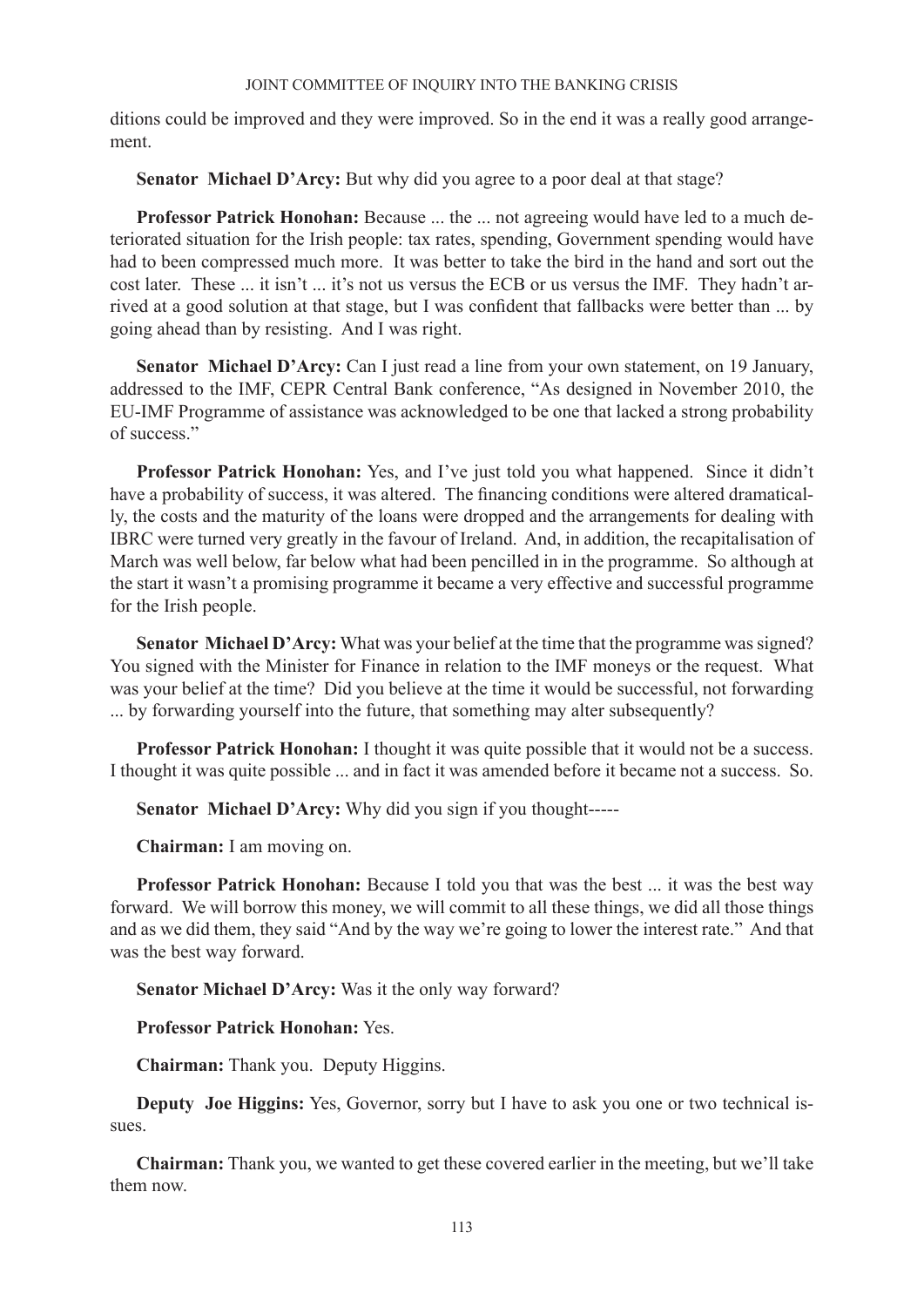ditions could be improved and they were improved. So in the end it was a really good arrangement.

**Senator Michael D'Arcy:** But why did you agree to a poor deal at that stage?

**Professor Patrick Honohan:** Because ... the ... not agreeing would have led to a much deteriorated situation for the Irish people: tax rates, spending, Government spending would have had to been compressed much more. It was better to take the bird in the hand and sort out the cost later. These ... it isn't ... it's not us versus the ECB or us versus the IMF. They hadn't arrived at a good solution at that stage, but I was confident that fallbacks were better than ... by going ahead than by resisting. And I was right.

**Senator Michael D'Arcy:** Can I just read a line from your own statement, on 19 January, addressed to the IMF, CEPR Central Bank conference, "As designed in November 2010, the EU-IMF Programme of assistance was acknowledged to be one that lacked a strong probability of success."

**Professor Patrick Honohan:** Yes, and I've just told you what happened. Since it didn't have a probability of success, it was altered. The financing conditions were altered dramatically, the costs and the maturity of the loans were dropped and the arrangements for dealing with IBRC were turned very greatly in the favour of Ireland. And, in addition, the recapitalisation of March was well below, far below what had been pencilled in in the programme. So although at the start it wasn't a promising programme it became a very effective and successful programme for the Irish people.

**Senator Michael D'Arcy:** What was your belief at the time that the programme was signed? You signed with the Minister for Finance in relation to the IMF moneys or the request. What was your belief at the time? Did you believe at the time it would be successful, not forwarding ... by forwarding yourself into the future, that something may alter subsequently?

**Professor Patrick Honohan:** I thought it was quite possible that it would not be a success. I thought it was quite possible ... and in fact it was amended before it became not a success. So.

**Senator Michael D'Arcy:** Why did you sign if you thought-----

**Chairman:** I am moving on.

**Professor Patrick Honohan:** Because I told you that was the best ... it was the best way forward. We will borrow this money, we will commit to all these things, we did all those things and as we did them, they said "And by the way we're going to lower the interest rate." And that was the best way forward.

**Senator Michael D'Arcy:** Was it the only way forward?

**Professor Patrick Honohan:** Yes.

**Chairman:** Thank you. Deputy Higgins.

**Deputy Joe Higgins:** Yes, Governor, sorry but I have to ask you one or two technical issues.

**Chairman:** Thank you, we wanted to get these covered earlier in the meeting, but we'll take them now.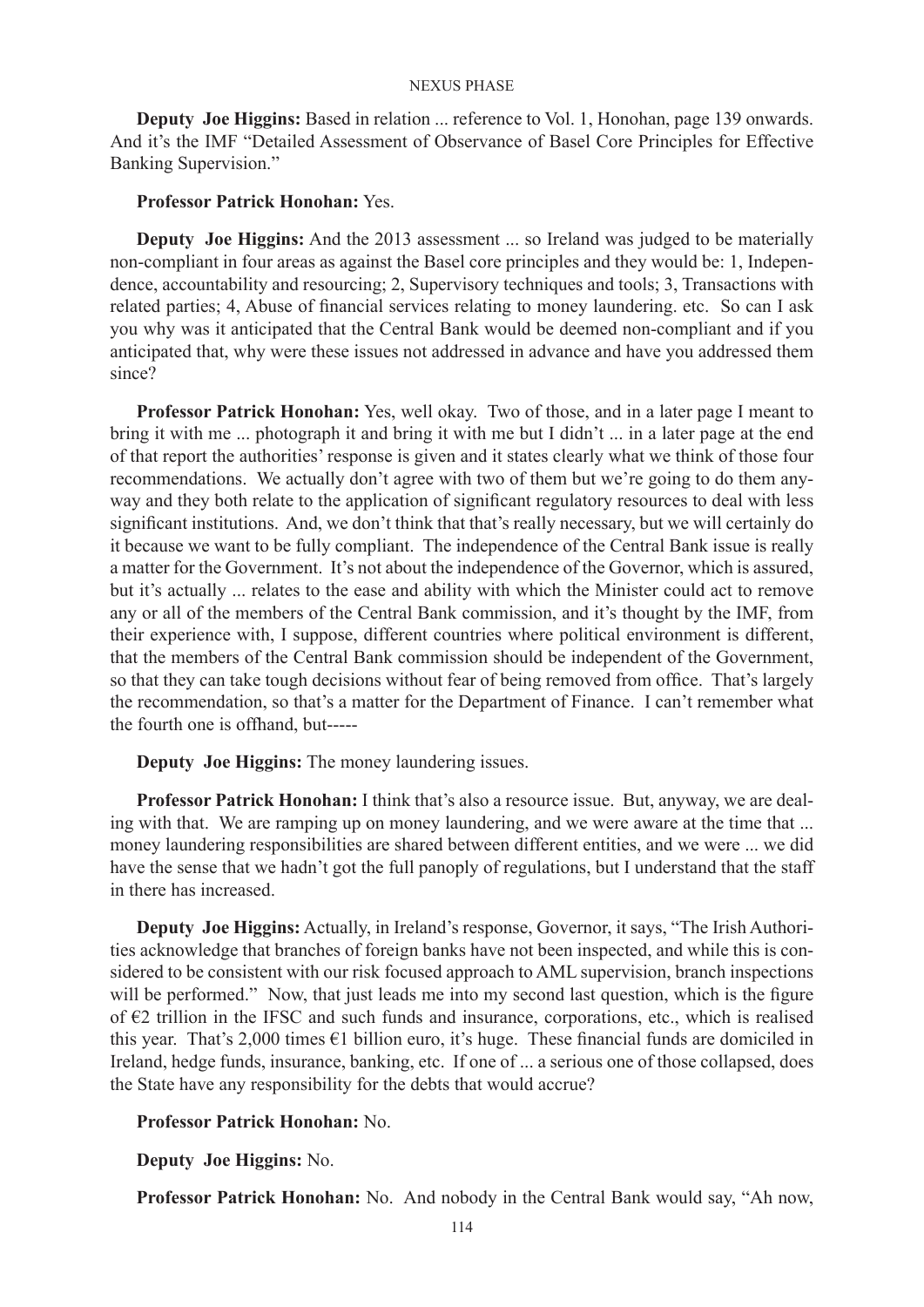**Deputy Joe Higgins:** Based in relation ... reference to Vol. 1, Honohan, page 139 onwards. And it's the IMF "Detailed Assessment of Observance of Basel Core Principles for Effective Banking Supervision."

**Professor Patrick Honohan:** Yes.

**Deputy Joe Higgins:** And the 2013 assessment ... so Ireland was judged to be materially non-compliant in four areas as against the Basel core principles and they would be: 1, Independence, accountability and resourcing; 2, Supervisory techniques and tools; 3, Transactions with related parties; 4, Abuse of financial services relating to money laundering. etc. So can I ask you why was it anticipated that the Central Bank would be deemed non-compliant and if you anticipated that, why were these issues not addressed in advance and have you addressed them since?

**Professor Patrick Honohan:** Yes, well okay. Two of those, and in a later page I meant to bring it with me ... photograph it and bring it with me but I didn't ... in a later page at the end of that report the authorities' response is given and it states clearly what we think of those four recommendations. We actually don't agree with two of them but we're going to do them anyway and they both relate to the application of significant regulatory resources to deal with less significant institutions. And, we don't think that that's really necessary, but we will certainly do it because we want to be fully compliant. The independence of the Central Bank issue is really a matter for the Government. It's not about the independence of the Governor, which is assured, but it's actually ... relates to the ease and ability with which the Minister could act to remove any or all of the members of the Central Bank commission, and it's thought by the IMF, from their experience with, I suppose, different countries where political environment is different, that the members of the Central Bank commission should be independent of the Government, so that they can take tough decisions without fear of being removed from office. That's largely the recommendation, so that's a matter for the Department of Finance. I can't remember what the fourth one is offhand, but-----

**Deputy Joe Higgins:** The money laundering issues.

**Professor Patrick Honohan:** I think that's also a resource issue. But, anyway, we are dealing with that. We are ramping up on money laundering, and we were aware at the time that ... money laundering responsibilities are shared between different entities, and we were ... we did have the sense that we hadn't got the full panoply of regulations, but I understand that the staff in there has increased.

**Deputy Joe Higgins:** Actually, in Ireland's response, Governor, it says, "The Irish Authorities acknowledge that branches of foreign banks have not been inspected, and while this is considered to be consistent with our risk focused approach to AML supervision, branch inspections will be performed." Now, that just leads me into my second last question, which is the figure of €2 trillion in the IFSC and such funds and insurance, corporations, etc., which is realised this year. That's 2,000 times €1 billion euro, it's huge. These financial funds are domiciled in Ireland, hedge funds, insurance, banking, etc. If one of ... a serious one of those collapsed, does the State have any responsibility for the debts that would accrue?

**Professor Patrick Honohan:** No.

**Deputy Joe Higgins:** No.

**Professor Patrick Honohan:** No. And nobody in the Central Bank would say, "Ah now,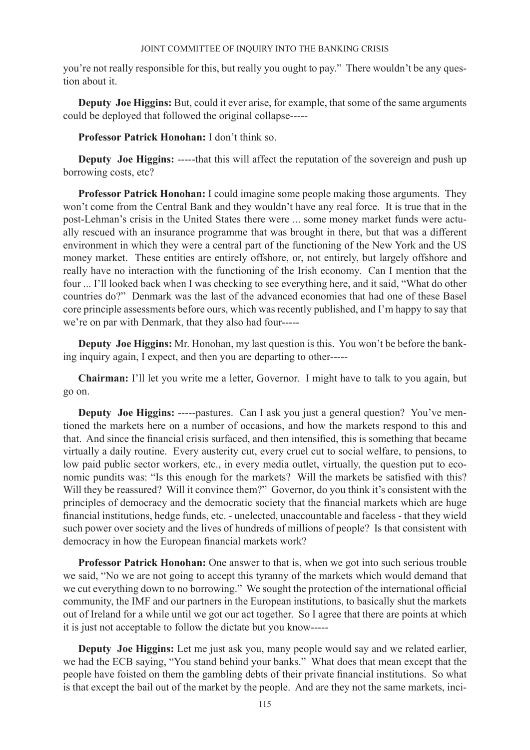you're not really responsible for this, but really you ought to pay." There wouldn't be any question about it.

**Deputy Joe Higgins:** But, could it ever arise, for example, that some of the same arguments could be deployed that followed the original collapse-----

**Professor Patrick Honohan:** I don't think so.

**Deputy Joe Higgins:** -----that this will affect the reputation of the sovereign and push up borrowing costs, etc?

**Professor Patrick Honohan:** I could imagine some people making those arguments. They won't come from the Central Bank and they wouldn't have any real force. It is true that in the post-Lehman's crisis in the United States there were ... some money market funds were actually rescued with an insurance programme that was brought in there, but that was a different environment in which they were a central part of the functioning of the New York and the US money market. These entities are entirely offshore, or, not entirely, but largely offshore and really have no interaction with the functioning of the Irish economy. Can I mention that the four ... I'll looked back when I was checking to see everything here, and it said, "What do other countries do?" Denmark was the last of the advanced economies that had one of these Basel core principle assessments before ours, which was recently published, and I'm happy to say that we're on par with Denmark, that they also had four-----

**Deputy Joe Higgins:** Mr. Honohan, my last question is this. You won't be before the banking inquiry again, I expect, and then you are departing to other-----

**Chairman:** I'll let you write me a letter, Governor. I might have to talk to you again, but go on.

**Deputy Joe Higgins:** -----pastures. Can I ask you just a general question? You've mentioned the markets here on a number of occasions, and how the markets respond to this and that. And since the financial crisis surfaced, and then intensified, this is something that became virtually a daily routine. Every austerity cut, every cruel cut to social welfare, to pensions, to low paid public sector workers, etc., in every media outlet, virtually, the question put to economic pundits was: "Is this enough for the markets? Will the markets be satisfied with this? Will they be reassured? Will it convince them?" Governor, do you think it's consistent with the principles of democracy and the democratic society that the financial markets which are huge financial institutions, hedge funds, etc. - unelected, unaccountable and faceless - that they wield such power over society and the lives of hundreds of millions of people? Is that consistent with democracy in how the European financial markets work?

**Professor Patrick Honohan:** One answer to that is, when we got into such serious trouble we said, "No we are not going to accept this tyranny of the markets which would demand that we cut everything down to no borrowing." We sought the protection of the international official community, the IMF and our partners in the European institutions, to basically shut the markets out of Ireland for a while until we got our act together. So I agree that there are points at which it is just not acceptable to follow the dictate but you know-----

**Deputy Joe Higgins:** Let me just ask you, many people would say and we related earlier, we had the ECB saying, "You stand behind your banks." What does that mean except that the people have foisted on them the gambling debts of their private financial institutions. So what is that except the bail out of the market by the people. And are they not the same markets, inci-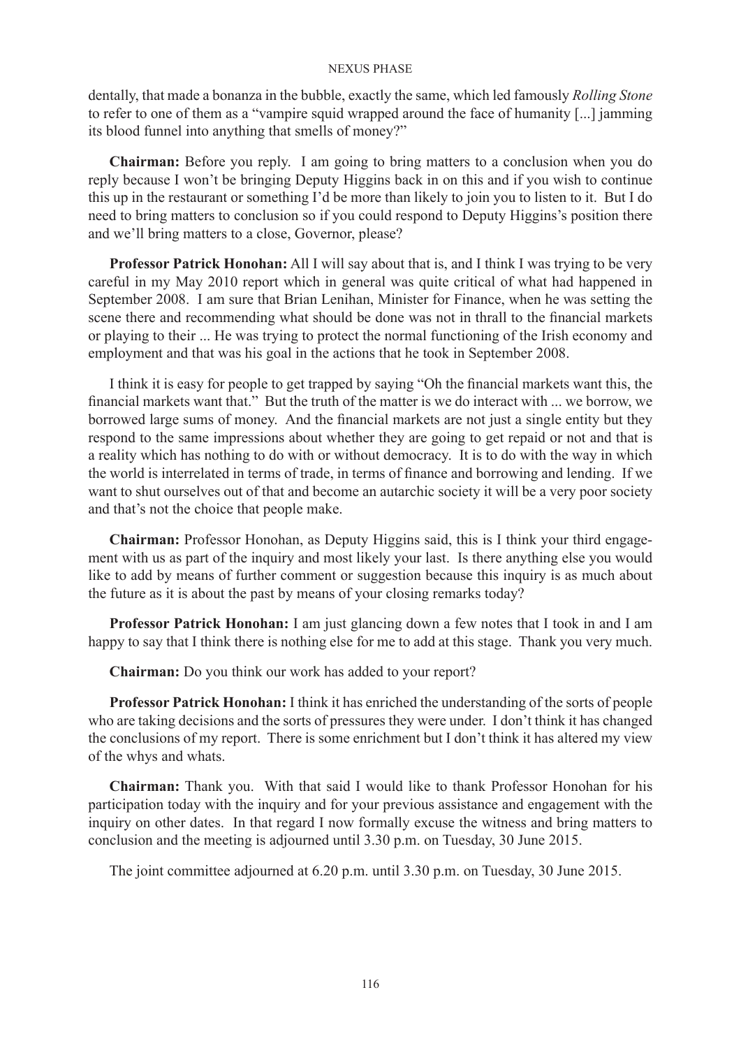dentally, that made a bonanza in the bubble, exactly the same, which led famously *Rolling Stone* to refer to one of them as a "vampire squid wrapped around the face of humanity [...] jamming its blood funnel into anything that smells of money?"

**Chairman:** Before you reply. I am going to bring matters to a conclusion when you do reply because I won't be bringing Deputy Higgins back in on this and if you wish to continue this up in the restaurant or something I'd be more than likely to join you to listen to it. But I do need to bring matters to conclusion so if you could respond to Deputy Higgins's position there and we'll bring matters to a close, Governor, please?

**Professor Patrick Honohan:** All I will say about that is, and I think I was trying to be very careful in my May 2010 report which in general was quite critical of what had happened in September 2008. I am sure that Brian Lenihan, Minister for Finance, when he was setting the scene there and recommending what should be done was not in thrall to the financial markets or playing to their ... He was trying to protect the normal functioning of the Irish economy and employment and that was his goal in the actions that he took in September 2008.

I think it is easy for people to get trapped by saying "Oh the financial markets want this, the financial markets want that." But the truth of the matter is we do interact with ... we borrow, we borrowed large sums of money. And the financial markets are not just a single entity but they respond to the same impressions about whether they are going to get repaid or not and that is a reality which has nothing to do with or without democracy. It is to do with the way in which the world is interrelated in terms of trade, in terms of finance and borrowing and lending. If we want to shut ourselves out of that and become an autarchic society it will be a very poor society and that's not the choice that people make.

**Chairman:** Professor Honohan, as Deputy Higgins said, this is I think your third engagement with us as part of the inquiry and most likely your last. Is there anything else you would like to add by means of further comment or suggestion because this inquiry is as much about the future as it is about the past by means of your closing remarks today?

**Professor Patrick Honohan:** I am just glancing down a few notes that I took in and I am happy to say that I think there is nothing else for me to add at this stage. Thank you very much.

**Chairman:** Do you think our work has added to your report?

**Professor Patrick Honohan:** I think it has enriched the understanding of the sorts of people who are taking decisions and the sorts of pressures they were under. I don't think it has changed the conclusions of my report. There is some enrichment but I don't think it has altered my view of the whys and whats.

**Chairman:** Thank you. With that said I would like to thank Professor Honohan for his participation today with the inquiry and for your previous assistance and engagement with the inquiry on other dates. In that regard I now formally excuse the witness and bring matters to conclusion and the meeting is adjourned until 3.30 p.m. on Tuesday, 30 June 2015.

The joint committee adjourned at 6.20 p.m. until 3.30 p.m. on Tuesday, 30 June 2015.